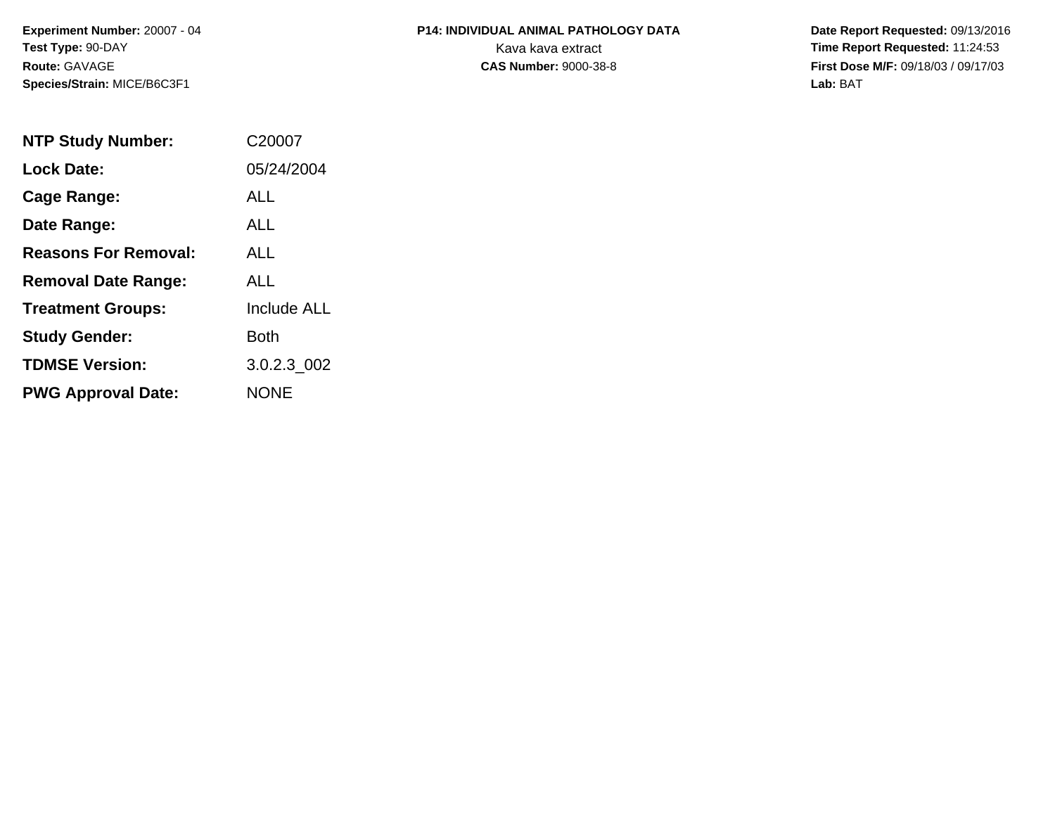**Experiment Number:** 20007 - 04
**Test Type:** 90-DAY
**Route:** GAVAGE
**Species/Strain:** MICE/B6C3F1

**P14: INDIVIDUAL ANIMAL PATHOLOGY DATA**
Kava kava extract
**CAS Number:** 9000-38-8

**Date Report Requested:** 09/13/2016
**Time Report Requested:** 11:24:53
**First Dose M/F:** 09/18/03 / 09/17/03
**Lab:** BAT

| | |
|---|---|
| **NTP Study Number:** | C20007 |
| **Lock Date:** | 05/24/2004 |
| **Cage Range:** | ALL |
| **Date Range:** | ALL |
| **Reasons For Removal:** | ALL |
| **Removal Date Range:** | ALL |
| **Treatment Groups:** | Include ALL |
| **Study Gender:** | Both |
| **TDMSE Version:** | 3.0.2.3_002 |
| **PWG Approval Date:** | NONE |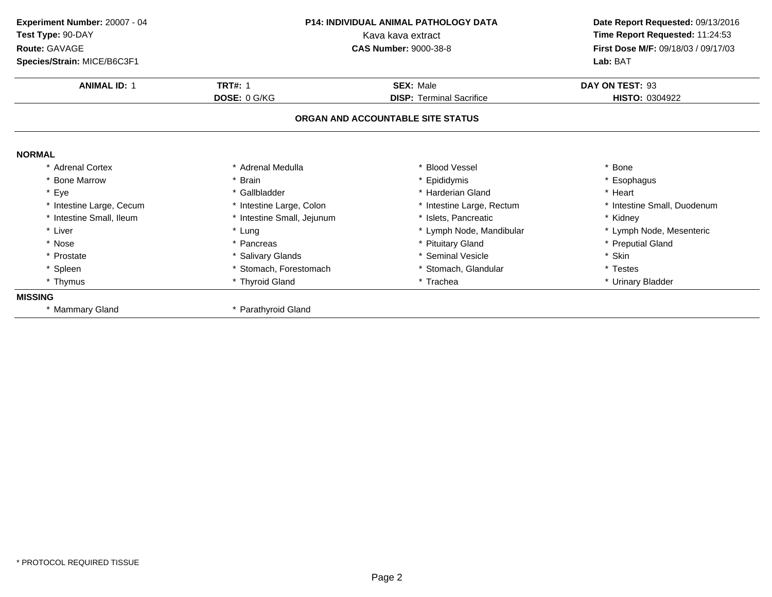**Experiment Number:** 20007 - 04
**Test Type:** 90-DAY
**Route:** GAVAGE
**Species/Strain:** MICE/B6C3F1

**P14: INDIVIDUAL ANIMAL PATHOLOGY DATA**
Kava kava extract
**CAS Number:** 9000-38-8

**Date Report Requested:** 09/13/2016
**Time Report Requested:** 11:24:53
**First Dose M/F:** 09/18/03 / 09/17/03
**Lab:** BAT

| **ANIMAL ID:** 1 | **TRT#:** 1 | **SEX:** Male | **DAY ON TEST:** 93 |
|---|---|---|---|
| | **DOSE:** 0 G/KG | **DISP:** Terminal Sacrifice | **HISTO:** 0304922 |

**ORGAN AND ACCOUNTABLE SITE STATUS**

**NORMAL**

| | | | |
|---|---|---|---|
| * Adrenal Cortex | * Adrenal Medulla | * Blood Vessel | * Bone |
| * Bone Marrow | * Brain | * Epididymis | * Esophagus |
| * Eye | * Gallbladder | * Harderian Gland | * Heart |
| * Intestine Large, Cecum | * Intestine Large, Colon | * Intestine Large, Rectum | * Intestine Small, Duodenum |
| * Intestine Small, Ileum | * Intestine Small, Jejunum | * Islets, Pancreatic | * Kidney |
| * Liver | * Lung | * Lymph Node, Mandibular | * Lymph Node, Mesenteric |
| * Nose | * Pancreas | * Pituitary Gland | * Preputial Gland |
| * Prostate | * Salivary Glands | * Seminal Vesicle | * Skin |
| * Spleen | * Stomach, Forestomach | * Stomach, Glandular | * Testes |
| * Thymus | * Thyroid Gland | * Trachea | * Urinary Bladder |

**MISSING**

| | |
|---|---|
| * Mammary Gland | * Parathyroid Gland |

* PROTOCOL REQUIRED TISSUE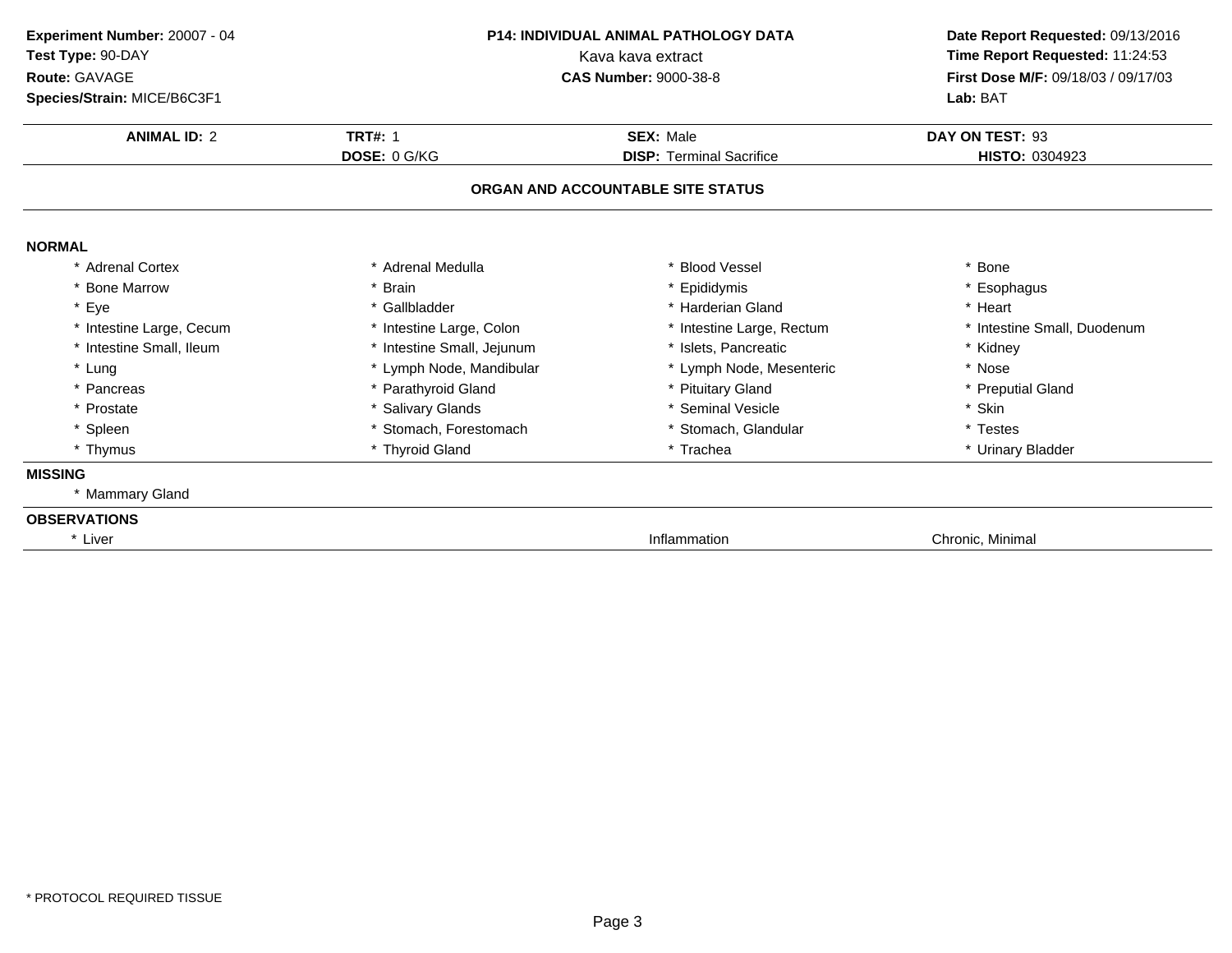**Experiment Number:** 20007 - 04
**Test Type:** 90-DAY
**Route:** GAVAGE
**Species/Strain:** MICE/B6C3F1

**P14: INDIVIDUAL ANIMAL PATHOLOGY DATA**
Kava kava extract
**CAS Number:** 9000-38-8

**Date Report Requested:** 09/13/2016
**Time Report Requested:** 11:24:53
**First Dose M/F:** 09/18/03 / 09/17/03
**Lab:** BAT

| **ANIMAL ID:** 2 | **TRT#:** 1 | **SEX:** Male | **DAY ON TEST:** 93 |
|---|---|---|---|
| | **DOSE:** 0 G/KG | **DISP:** Terminal Sacrifice | **HISTO:** 0304923 |

## ORGAN AND ACCOUNTABLE SITE STATUS

**NORMAL**

| | | | |
|---|---|---|---|
| * Adrenal Cortex | * Adrenal Medulla | * Blood Vessel | * Bone |
| * Bone Marrow | * Brain | * Epididymis | * Esophagus |
| * Eye | * Gallbladder | * Harderian Gland | * Heart |
| * Intestine Large, Cecum | * Intestine Large, Colon | * Intestine Large, Rectum | * Intestine Small, Duodenum |
| * Intestine Small, Ileum | * Intestine Small, Jejunum | * Islets, Pancreatic | * Kidney |
| * Lung | * Lymph Node, Mandibular | * Lymph Node, Mesenteric | * Nose |
| * Pancreas | * Parathyroid Gland | * Pituitary Gland | * Preputial Gland |
| * Prostate | * Salivary Glands | * Seminal Vesicle | * Skin |
| * Spleen | * Stomach, Forestomach | * Stomach, Glandular | * Testes |
| * Thymus | * Thyroid Gland | * Trachea | * Urinary Bladder |

**MISSING**

* Mammary Gland

**OBSERVATIONS**

| | | |
|---|---|---|
| * Liver | Inflammation | Chronic, Minimal |

* PROTOCOL REQUIRED TISSUE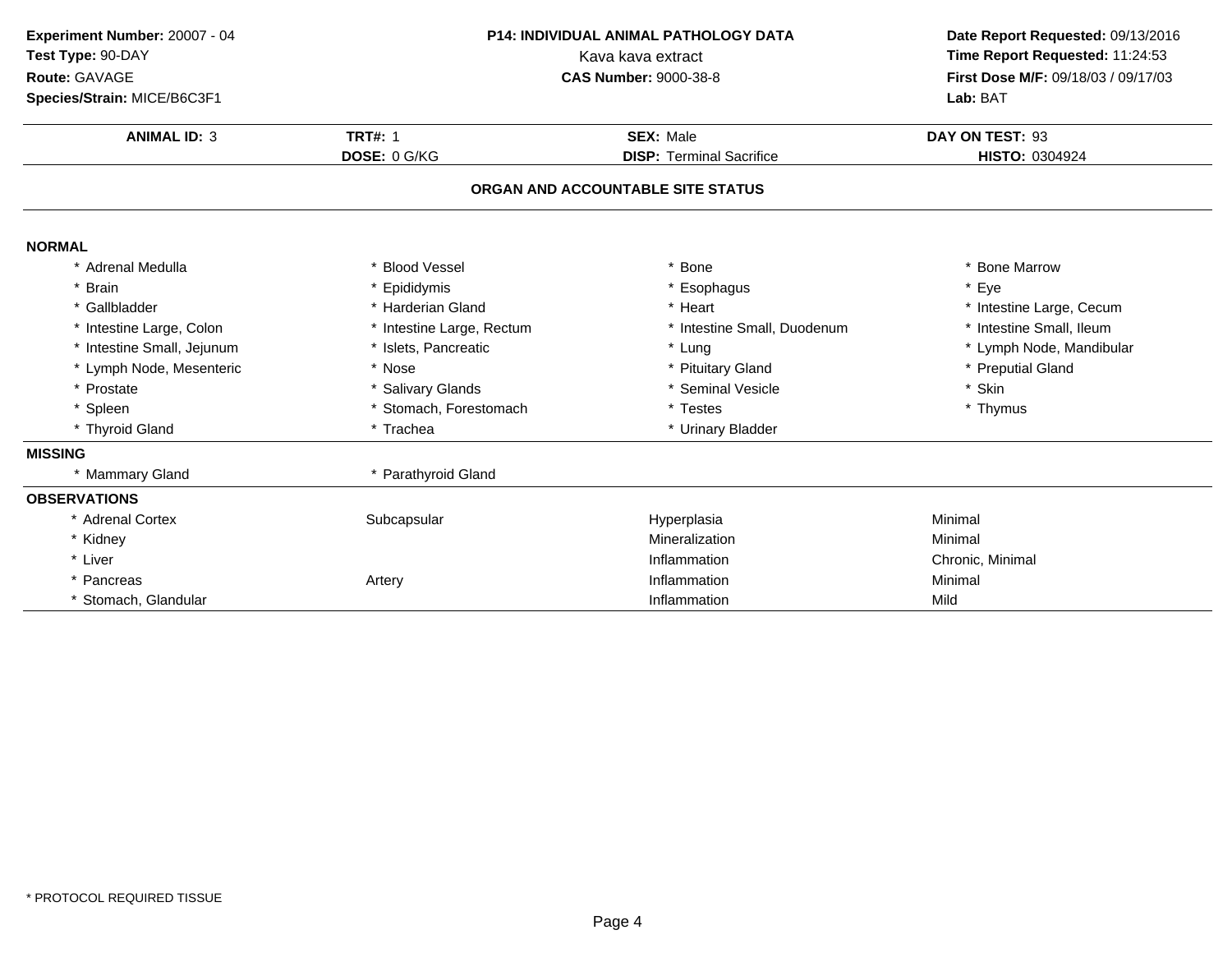**Experiment Number:** 20007 - 04
**Test Type:** 90-DAY
**Route:** GAVAGE
**Species/Strain:** MICE/B6C3F1

**P14: INDIVIDUAL ANIMAL PATHOLOGY DATA**
Kava kava extract
**CAS Number:** 9000-38-8

**Date Report Requested:** 09/13/2016
**Time Report Requested:** 11:24:53
**First Dose M/F:** 09/18/03 / 09/17/03
**Lab:** BAT

| **ANIMAL ID:** 3 | **TRT#:** 1 | **SEX:** Male | **DAY ON TEST:** 93 |
|---|---|---|---|
| | **DOSE:** 0 G/KG | **DISP:** Terminal Sacrifice | **HISTO:** 0304924 |

## ORGAN AND ACCOUNTABLE SITE STATUS

**NORMAL**

| | | | |
|---|---|---|---|
| * Adrenal Medulla | * Blood Vessel | * Bone | * Bone Marrow |
| * Brain | * Epididymis | * Esophagus | * Eye |
| * Gallbladder | * Harderian Gland | * Heart | * Intestine Large, Cecum |
| * Intestine Large, Colon | * Intestine Large, Rectum | * Intestine Small, Duodenum | * Intestine Small, Ileum |
| * Intestine Small, Jejunum | * Islets, Pancreatic | * Lung | * Lymph Node, Mandibular |
| * Lymph Node, Mesenteric | * Nose | * Pituitary Gland | * Preputial Gland |
| * Prostate | * Salivary Glands | * Seminal Vesicle | * Skin |
| * Spleen | * Stomach, Forestomach | * Testes | * Thymus |
| * Thyroid Gland | * Trachea | * Urinary Bladder | |

**MISSING**

| | |
|---|---|
| * Mammary Gland | * Parathyroid Gland |

**OBSERVATIONS**

| | | | |
|---|---|---|---|
| * Adrenal Cortex | Subcapsular | Hyperplasia | Minimal |
| * Kidney | | Mineralization | Minimal |
| * Liver | | Inflammation | Chronic, Minimal |
| * Pancreas | Artery | Inflammation | Minimal |
| * Stomach, Glandular | | Inflammation | Mild |

* PROTOCOL REQUIRED TISSUE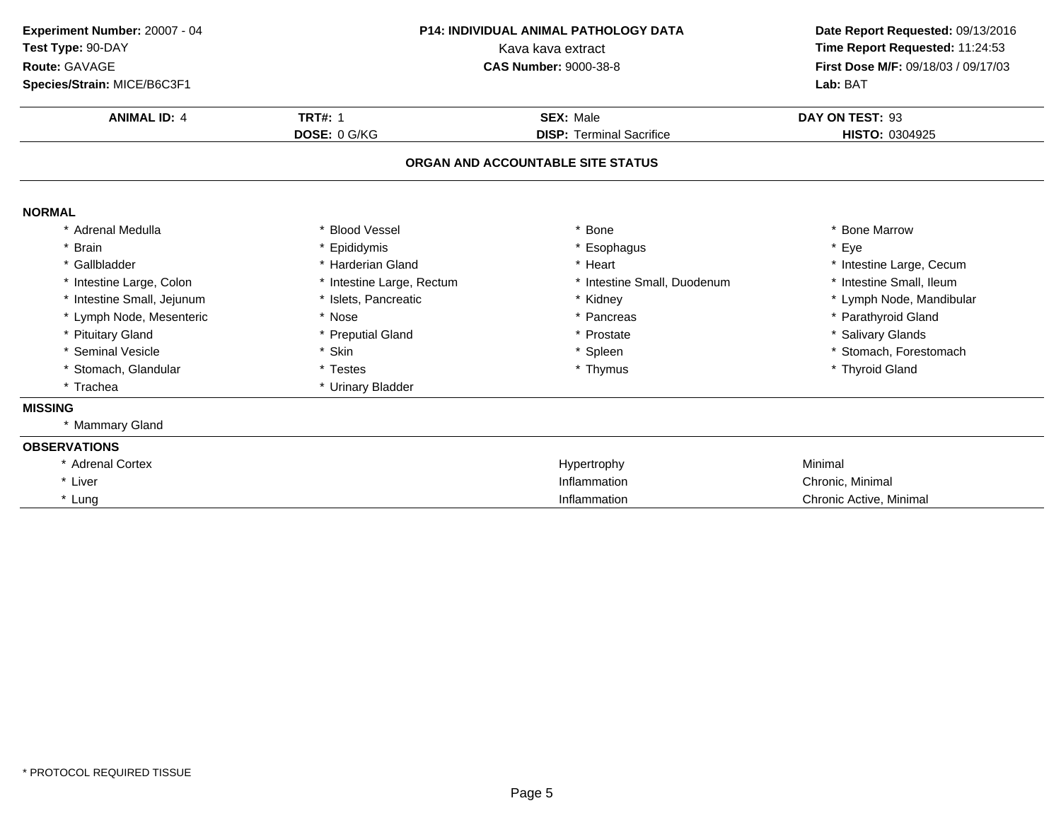**Experiment Number:** 20007 - 04
**Test Type:** 90-DAY
**Route:** GAVAGE
**Species/Strain:** MICE/B6C3F1

**P14: INDIVIDUAL ANIMAL PATHOLOGY DATA**
Kava kava extract
**CAS Number:** 9000-38-8

**Date Report Requested:** 09/13/2016
**Time Report Requested:** 11:24:53
**First Dose M/F:** 09/18/03 / 09/17/03
**Lab:** BAT

| **ANIMAL ID:** 4 | **TRT#:** 1 | **SEX:** Male | **DAY ON TEST:** 93 |
|---|---|---|---|
| | **DOSE:** 0 G/KG | **DISP:** Terminal Sacrifice | **HISTO:** 0304925 |

## ORGAN AND ACCOUNTABLE SITE STATUS

**NORMAL**

| | | | |
|---|---|---|---|
| * Adrenal Medulla | * Blood Vessel | * Bone | * Bone Marrow |
| * Brain | * Epididymis | * Esophagus | * Eye |
| * Gallbladder | * Harderian Gland | * Heart | * Intestine Large, Cecum |
| * Intestine Large, Colon | * Intestine Large, Rectum | * Intestine Small, Duodenum | * Intestine Small, Ileum |
| * Intestine Small, Jejunum | * Islets, Pancreatic | * Kidney | * Lymph Node, Mandibular |
| * Lymph Node, Mesenteric | * Nose | * Pancreas | * Parathyroid Gland |
| * Pituitary Gland | * Preputial Gland | * Prostate | * Salivary Glands |
| * Seminal Vesicle | * Skin | * Spleen | * Stomach, Forestomach |
| * Stomach, Glandular | * Testes | * Thymus | * Thyroid Gland |
| * Trachea | * Urinary Bladder | | |

**MISSING**

* Mammary Gland

**OBSERVATIONS**

| | | |
|---|---|---|
| * Adrenal Cortex | Hypertrophy | Minimal |
| * Liver | Inflammation | Chronic, Minimal |
| * Lung | Inflammation | Chronic Active, Minimal |

* PROTOCOL REQUIRED TISSUE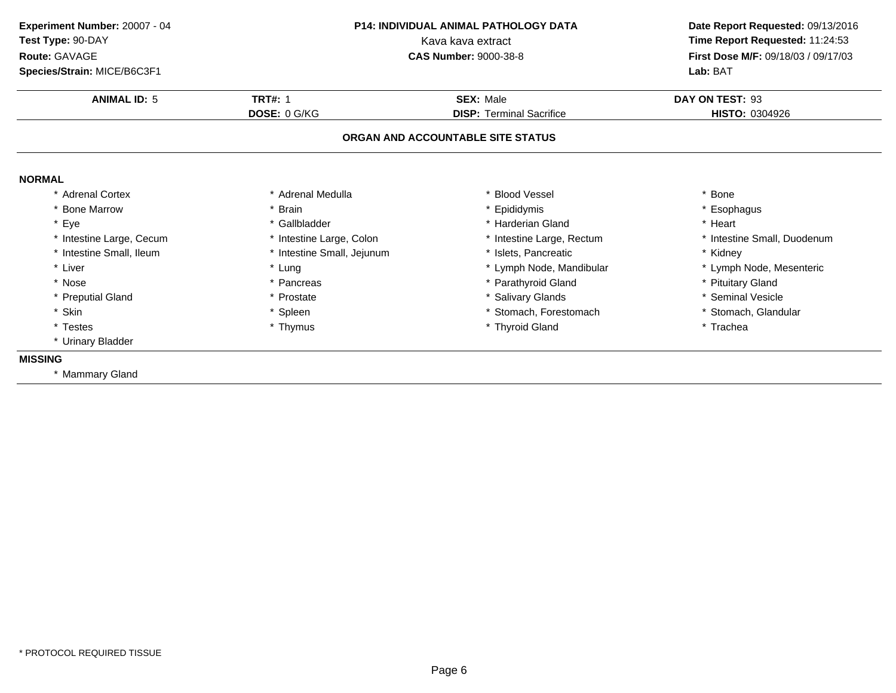**Experiment Number:** 20007 - 04
**Test Type:** 90-DAY
**Route:** GAVAGE
**Species/Strain:** MICE/B6C3F1

**P14: INDIVIDUAL ANIMAL PATHOLOGY DATA**
Kava kava extract
**CAS Number:** 9000-38-8

**Date Report Requested:** 09/13/2016
**Time Report Requested:** 11:24:53
**First Dose M/F:** 09/18/03 / 09/17/03
**Lab:** BAT

| **ANIMAL ID:** 5 | **TRT#:** 1 | **SEX:** Male | **DAY ON TEST:** 93 |
|---|---|---|---|
| | **DOSE:** 0 G/KG | **DISP:** Terminal Sacrifice | **HISTO:** 0304926 |

## ORGAN AND ACCOUNTABLE SITE STATUS

**NORMAL**

| | | | |
|---|---|---|---|
| * Adrenal Cortex | * Adrenal Medulla | * Blood Vessel | * Bone |
| * Bone Marrow | * Brain | * Epididymis | * Esophagus |
| * Eye | * Gallbladder | * Harderian Gland | * Heart |
| * Intestine Large, Cecum | * Intestine Large, Colon | * Intestine Large, Rectum | * Intestine Small, Duodenum |
| * Intestine Small, Ileum | * Intestine Small, Jejunum | * Islets, Pancreatic | * Kidney |
| * Liver | * Lung | * Lymph Node, Mandibular | * Lymph Node, Mesenteric |
| * Nose | * Pancreas | * Parathyroid Gland | * Pituitary Gland |
| * Preputial Gland | * Prostate | * Salivary Glands | * Seminal Vesicle |
| * Skin | * Spleen | * Stomach, Forestomach | * Stomach, Glandular |
| * Testes | * Thymus | * Thyroid Gland | * Trachea |
| * Urinary Bladder | | | |

**MISSING**

* Mammary Gland

* PROTOCOL REQUIRED TISSUE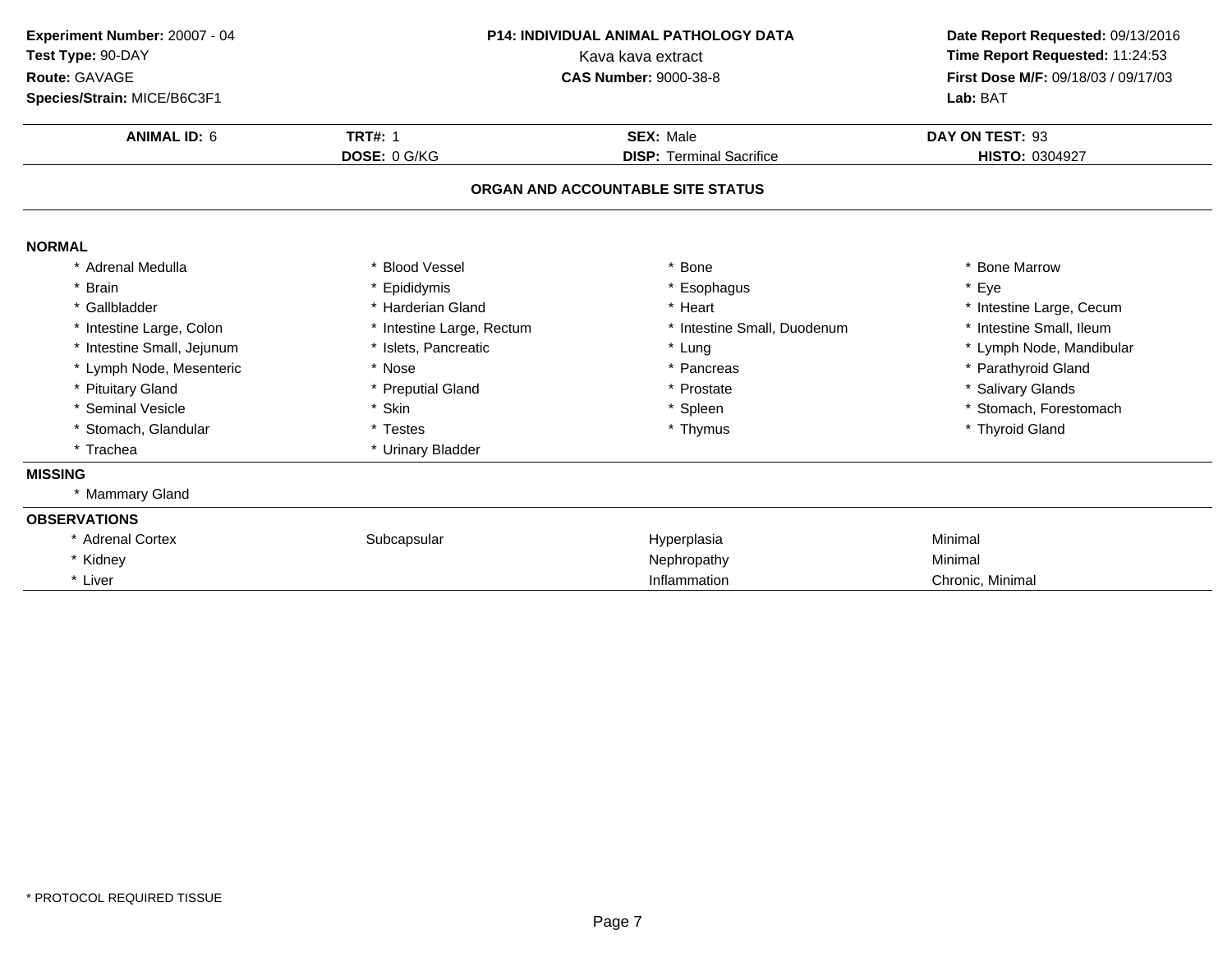**Experiment Number:** 20007 - 04
**Test Type:** 90-DAY
**Route:** GAVAGE
**Species/Strain:** MICE/B6C3F1

**P14: INDIVIDUAL ANIMAL PATHOLOGY DATA**
Kava kava extract
**CAS Number:** 9000-38-8

**Date Report Requested:** 09/13/2016
**Time Report Requested:** 11:24:53
**First Dose M/F:** 09/18/03 / 09/17/03
**Lab:** BAT

| **ANIMAL ID:** 6 | **TRT#:** 1 | **SEX:** Male | **DAY ON TEST:** 93 |
|---|---|---|---|
| | **DOSE:** 0 G/KG | **DISP:** Terminal Sacrifice | **HISTO:** 0304927 |

## ORGAN AND ACCOUNTABLE SITE STATUS

### NORMAL

| | | | |
|---|---|---|---|
| * Adrenal Medulla | * Blood Vessel | * Bone | * Bone Marrow |
| * Brain | * Epididymis | * Esophagus | * Eye |
| * Gallbladder | * Harderian Gland | * Heart | * Intestine Large, Cecum |
| * Intestine Large, Colon | * Intestine Large, Rectum | * Intestine Small, Duodenum | * Intestine Small, Ileum |
| * Intestine Small, Jejunum | * Islets, Pancreatic | * Lung | * Lymph Node, Mandibular |
| * Lymph Node, Mesenteric | * Nose | * Pancreas | * Parathyroid Gland |
| * Pituitary Gland | * Preputial Gland | * Prostate | * Salivary Glands |
| * Seminal Vesicle | * Skin | * Spleen | * Stomach, Forestomach |
| * Stomach, Glandular | * Testes | * Thymus | * Thyroid Gland |
| * Trachea | * Urinary Bladder | | |

### MISSING

* Mammary Gland

### OBSERVATIONS

| | | | |
|---|---|---|---|
| * Adrenal Cortex | Subcapsular | Hyperplasia | Minimal |
| * Kidney | | Nephropathy | Minimal |
| * Liver | | Inflammation | Chronic, Minimal |

* PROTOCOL REQUIRED TISSUE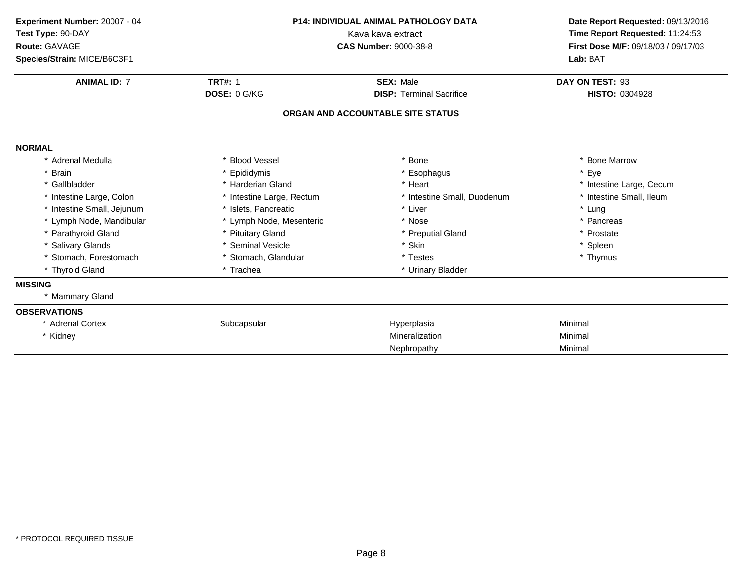**Experiment Number:** 20007 - 04
**Test Type:** 90-DAY
**Route:** GAVAGE
**Species/Strain:** MICE/B6C3F1

**P14: INDIVIDUAL ANIMAL PATHOLOGY DATA**
Kava kava extract
**CAS Number:** 9000-38-8

**Date Report Requested:** 09/13/2016
**Time Report Requested:** 11:24:53
**First Dose M/F:** 09/18/03 / 09/17/03
**Lab:** BAT

| **ANIMAL ID:** 7 | **TRT#:** 1 | **SEX:** Male | **DAY ON TEST:** 93 |
|---|---|---|---|
| | **DOSE:** 0 G/KG | **DISP:** Terminal Sacrifice | **HISTO:** 0304928 |

## ORGAN AND ACCOUNTABLE SITE STATUS

**NORMAL**

| | | | |
|---|---|---|---|
| * Adrenal Medulla | * Blood Vessel | * Bone | * Bone Marrow |
| * Brain | * Epididymis | * Esophagus | * Eye |
| * Gallbladder | * Harderian Gland | * Heart | * Intestine Large, Cecum |
| * Intestine Large, Colon | * Intestine Large, Rectum | * Intestine Small, Duodenum | * Intestine Small, Ileum |
| * Intestine Small, Jejunum | * Islets, Pancreatic | * Liver | * Lung |
| * Lymph Node, Mandibular | * Lymph Node, Mesenteric | * Nose | * Pancreas |
| * Parathyroid Gland | * Pituitary Gland | * Preputial Gland | * Prostate |
| * Salivary Glands | * Seminal Vesicle | * Skin | * Spleen |
| * Stomach, Forestomach | * Stomach, Glandular | * Testes | * Thymus |
| * Thyroid Gland | * Trachea | * Urinary Bladder | |

**MISSING**

* Mammary Gland

**OBSERVATIONS**

| | | | |
|---|---|---|---|
| * Adrenal Cortex | Subcapsular | Hyperplasia | Minimal |
| * Kidney | | Mineralization | Minimal |
| | | Nephropathy | Minimal |

\* PROTOCOL REQUIRED TISSUE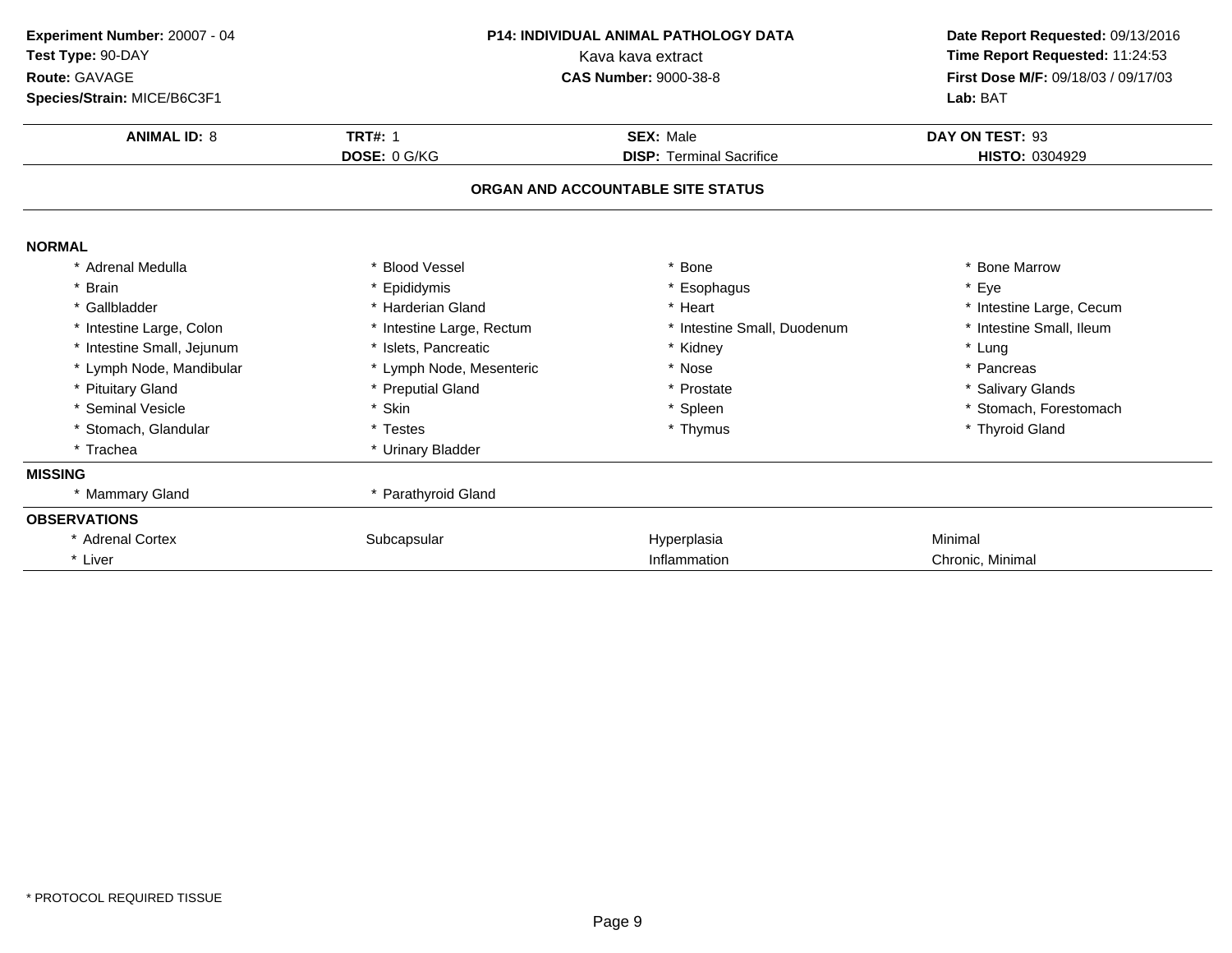**Experiment Number:** 20007 - 04
**Test Type:** 90-DAY
**Route:** GAVAGE
**Species/Strain:** MICE/B6C3F1

**P14: INDIVIDUAL ANIMAL PATHOLOGY DATA**
Kava kava extract
**CAS Number:** 9000-38-8

**Date Report Requested:** 09/13/2016
**Time Report Requested:** 11:24:53
**First Dose M/F:** 09/18/03 / 09/17/03
**Lab:** BAT

| **ANIMAL ID:** 8 | **TRT#:** 1 | **SEX:** Male | **DAY ON TEST:** 93 |
|---|---|---|---|
| | **DOSE:** 0 G/KG | **DISP:** Terminal Sacrifice | **HISTO:** 0304929 |

## ORGAN AND ACCOUNTABLE SITE STATUS

**NORMAL**

| | | | |
|---|---|---|---|
| * Adrenal Medulla | * Blood Vessel | * Bone | * Bone Marrow |
| * Brain | * Epididymis | * Esophagus | * Eye |
| * Gallbladder | * Harderian Gland | * Heart | * Intestine Large, Cecum |
| * Intestine Large, Colon | * Intestine Large, Rectum | * Intestine Small, Duodenum | * Intestine Small, Ileum |
| * Intestine Small, Jejunum | * Islets, Pancreatic | * Kidney | * Lung |
| * Lymph Node, Mandibular | * Lymph Node, Mesenteric | * Nose | * Pancreas |
| * Pituitary Gland | * Preputial Gland | * Prostate | * Salivary Glands |
| * Seminal Vesicle | * Skin | * Spleen | * Stomach, Forestomach |
| * Stomach, Glandular | * Testes | * Thymus | * Thyroid Gland |
| * Trachea | * Urinary Bladder | | |

**MISSING**

| | |
|---|---|
| * Mammary Gland | * Parathyroid Gland |

**OBSERVATIONS**

| | | | |
|---|---|---|---|
| * Adrenal Cortex | Subcapsular | Hyperplasia | Minimal |
| * Liver | | Inflammation | Chronic, Minimal |

* PROTOCOL REQUIRED TISSUE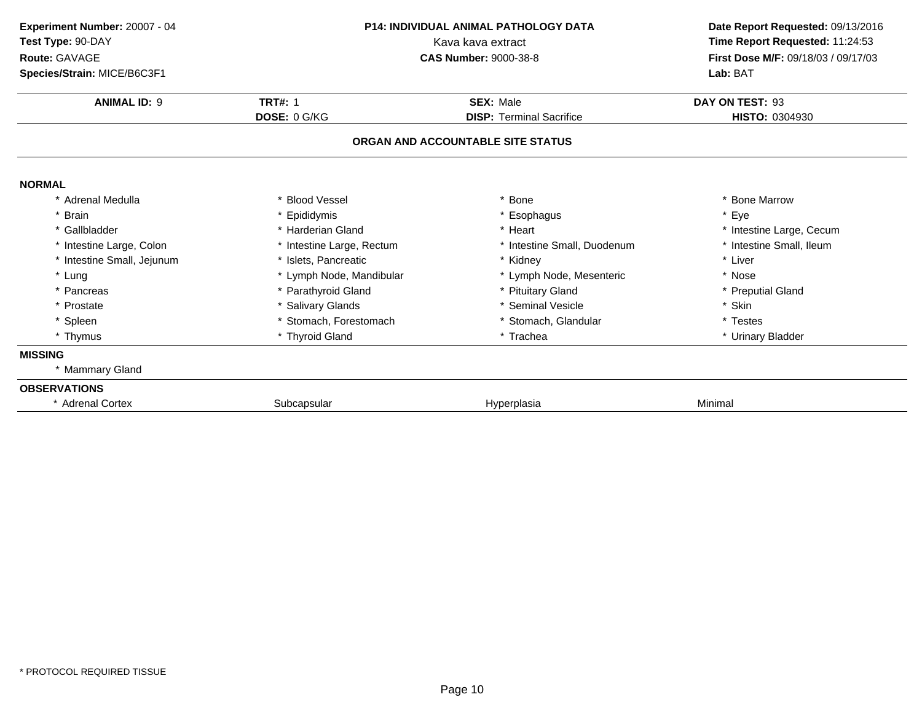**Experiment Number:** 20007 - 04
**Test Type:** 90-DAY
**Route:** GAVAGE
**Species/Strain:** MICE/B6C3F1

**P14: INDIVIDUAL ANIMAL PATHOLOGY DATA**
Kava kava extract
**CAS Number:** 9000-38-8

**Date Report Requested:** 09/13/2016
**Time Report Requested:** 11:24:53
**First Dose M/F:** 09/18/03 / 09/17/03
**Lab:** BAT

| **ANIMAL ID:** 9 | **TRT#:** 1 | **SEX:** Male | **DAY ON TEST:** 93 |
|---|---|---|---|
| | **DOSE:** 0 G/KG | **DISP:** Terminal Sacrifice | **HISTO:** 0304930 |

## ORGAN AND ACCOUNTABLE SITE STATUS

**NORMAL**

| | | | |
|---|---|---|---|
| * Adrenal Medulla | * Blood Vessel | * Bone | * Bone Marrow |
| * Brain | * Epididymis | * Esophagus | * Eye |
| * Gallbladder | * Harderian Gland | * Heart | * Intestine Large, Cecum |
| * Intestine Large, Colon | * Intestine Large, Rectum | * Intestine Small, Duodenum | * Intestine Small, Ileum |
| * Intestine Small, Jejunum | * Islets, Pancreatic | * Kidney | * Liver |
| * Lung | * Lymph Node, Mandibular | * Lymph Node, Mesenteric | * Nose |
| * Pancreas | * Parathyroid Gland | * Pituitary Gland | * Preputial Gland |
| * Prostate | * Salivary Glands | * Seminal Vesicle | * Skin |
| * Spleen | * Stomach, Forestomach | * Stomach, Glandular | * Testes |
| * Thymus | * Thyroid Gland | * Trachea | * Urinary Bladder |

**MISSING**

* Mammary Gland

**OBSERVATIONS**

| | | | |
|---|---|---|---|
| * Adrenal Cortex | Subcapsular | Hyperplasia | Minimal |

* PROTOCOL REQUIRED TISSUE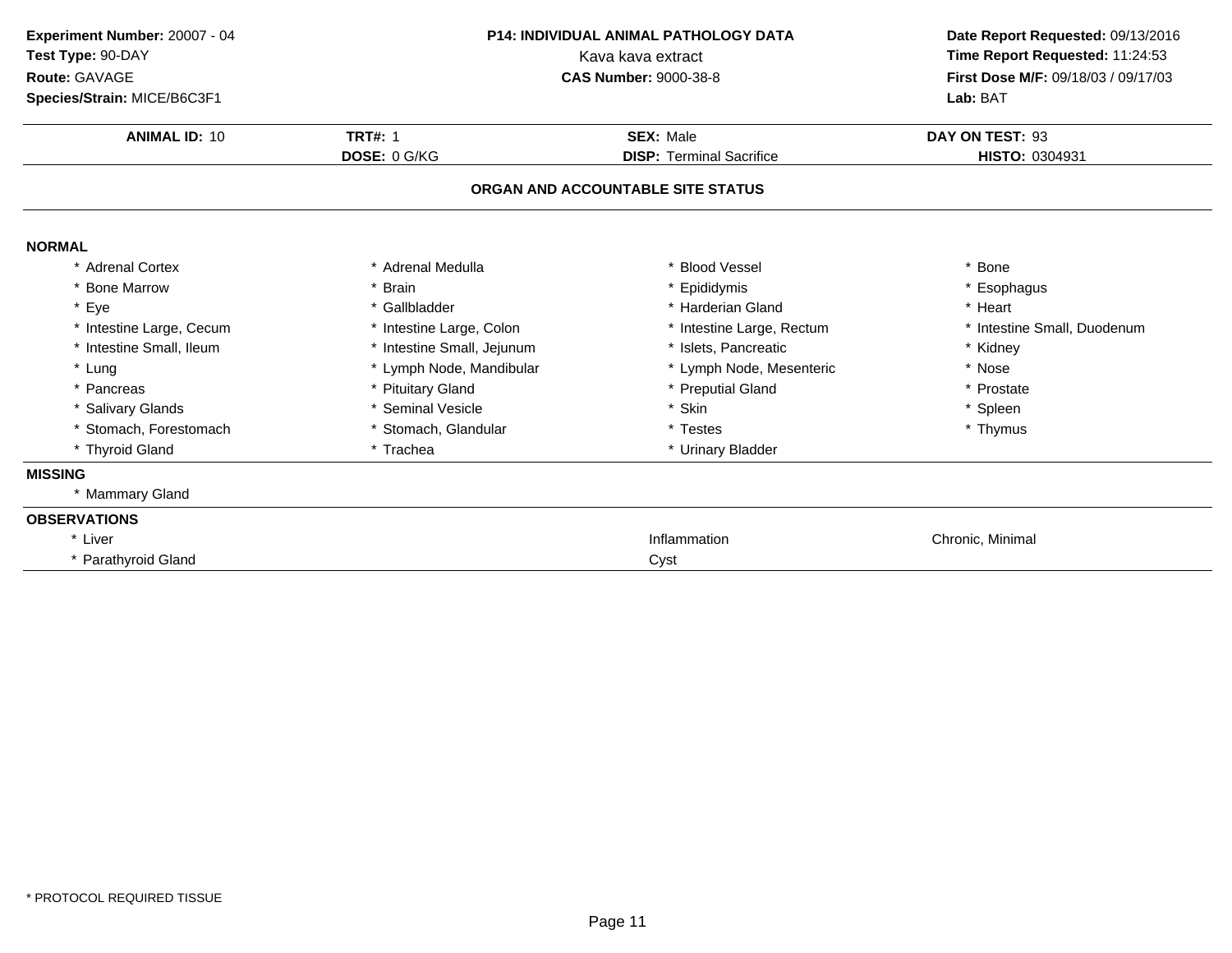**Experiment Number:** 20007 - 04
**Test Type:** 90-DAY
**Route:** GAVAGE
**Species/Strain:** MICE/B6C3F1

**P14: INDIVIDUAL ANIMAL PATHOLOGY DATA**
Kava kava extract
**CAS Number:** 9000-38-8

**Date Report Requested:** 09/13/2016
**Time Report Requested:** 11:24:53
**First Dose M/F:** 09/18/03 / 09/17/03
**Lab:** BAT

| **ANIMAL ID:** 10 | **TRT#:** 1 | **SEX:** Male | **DAY ON TEST:** 93 |
|---|---|---|---|
| | **DOSE:** 0 G/KG | **DISP:** Terminal Sacrifice | **HISTO:** 0304931 |

## ORGAN AND ACCOUNTABLE SITE STATUS

**NORMAL**

| | | | |
|---|---|---|---|
| * Adrenal Cortex | * Adrenal Medulla | * Blood Vessel | * Bone |
| * Bone Marrow | * Brain | * Epididymis | * Esophagus |
| * Eye | * Gallbladder | * Harderian Gland | * Heart |
| * Intestine Large, Cecum | * Intestine Large, Colon | * Intestine Large, Rectum | * Intestine Small, Duodenum |
| * Intestine Small, Ileum | * Intestine Small, Jejunum | * Islets, Pancreatic | * Kidney |
| * Lung | * Lymph Node, Mandibular | * Lymph Node, Mesenteric | * Nose |
| * Pancreas | * Pituitary Gland | * Preputial Gland | * Prostate |
| * Salivary Glands | * Seminal Vesicle | * Skin | * Spleen |
| * Stomach, Forestomach | * Stomach, Glandular | * Testes | * Thymus |
| * Thyroid Gland | * Trachea | * Urinary Bladder | |

**MISSING**

* Mammary Gland

**OBSERVATIONS**

| | | |
|---|---|---|
| * Liver | Inflammation | Chronic, Minimal |
| * Parathyroid Gland | Cyst | |

* PROTOCOL REQUIRED TISSUE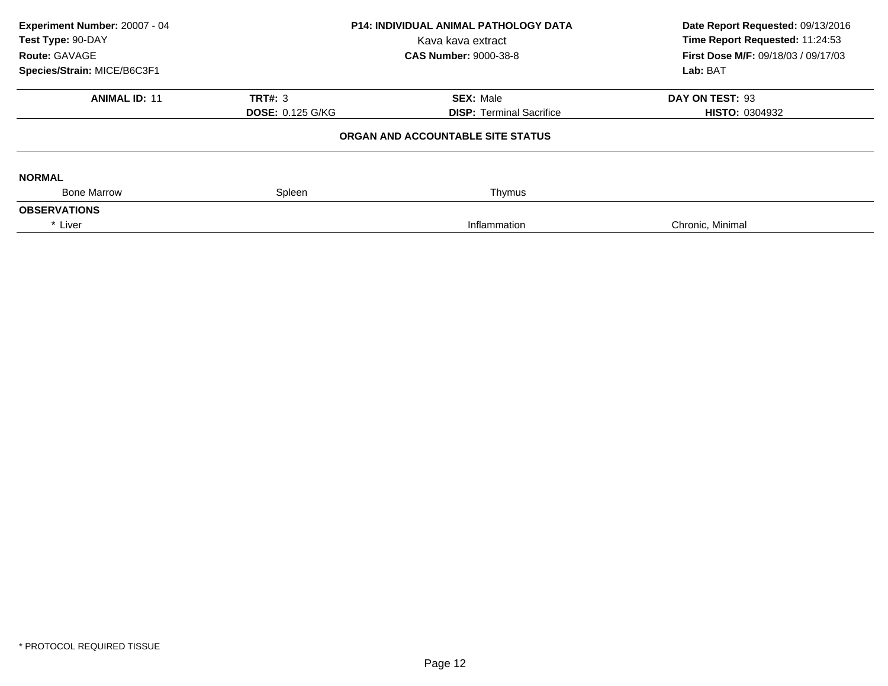**Experiment Number:** 20007 - 04
**Test Type:** 90-DAY
**Route:** GAVAGE
**Species/Strain:** MICE/B6C3F1

**P14: INDIVIDUAL ANIMAL PATHOLOGY DATA**
Kava kava extract
**CAS Number:** 9000-38-8

**Date Report Requested:** 09/13/2016
**Time Report Requested:** 11:24:53
**First Dose M/F:** 09/18/03 / 09/17/03
**Lab:** BAT

| **ANIMAL ID:** 11 | **TRT#:** 3 | **SEX:** Male | **DAY ON TEST:** 93 |
|---|---|---|---|
| | **DOSE:** 0.125 G/KG | **DISP:** Terminal Sacrifice | **HISTO:** 0304932 |

**ORGAN AND ACCOUNTABLE SITE STATUS**

**NORMAL**

| Bone Marrow | Spleen | Thymus | |
|---|---|---|---|

**OBSERVATIONS**

| * Liver | | Inflammation | Chronic, Minimal |
|---|---|---|---|

* PROTOCOL REQUIRED TISSUE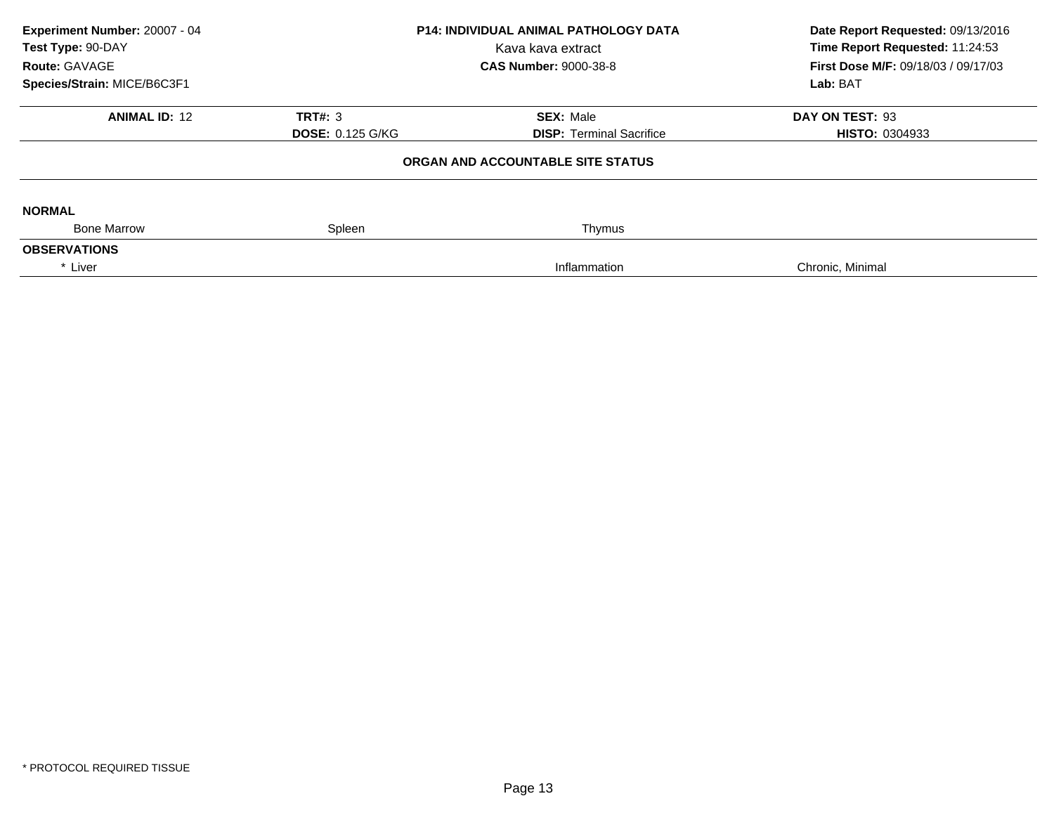**Experiment Number:** 20007 - 04
**Test Type:** 90-DAY
**Route:** GAVAGE
**Species/Strain:** MICE/B6C3F1

**P14: INDIVIDUAL ANIMAL PATHOLOGY DATA**
Kava kava extract
**CAS Number:** 9000-38-8

**Date Report Requested:** 09/13/2016
**Time Report Requested:** 11:24:53
**First Dose M/F:** 09/18/03 / 09/17/03
**Lab:** BAT

| **ANIMAL ID:** 12 | **TRT#:** 3 | **SEX:** Male | **DAY ON TEST:** 93 |
|---|---|---|---|
| | **DOSE:** 0.125 G/KG | **DISP:** Terminal Sacrifice | **HISTO:** 0304933 |

**ORGAN AND ACCOUNTABLE SITE STATUS**

**NORMAL**

| Bone Marrow | Spleen | Thymus | |
|---|---|---|---|

**OBSERVATIONS**

| * Liver | | Inflammation | Chronic, Minimal |
|---|---|---|---|

* PROTOCOL REQUIRED TISSUE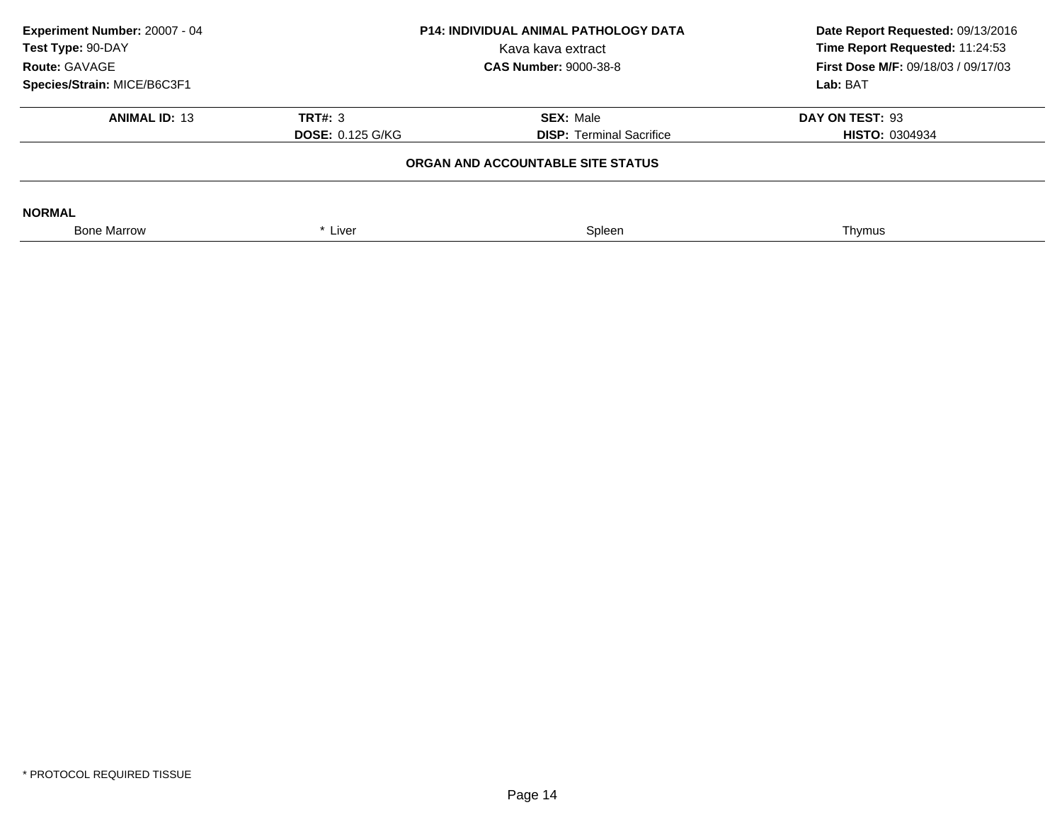**Experiment Number:** 20007 - 04
**Test Type:** 90-DAY
**Route:** GAVAGE
**Species/Strain:** MICE/B6C3F1

**P14: INDIVIDUAL ANIMAL PATHOLOGY DATA**
Kava kava extract
**CAS Number:** 9000-38-8

**Date Report Requested:** 09/13/2016
**Time Report Requested:** 11:24:53
**First Dose M/F:** 09/18/03 / 09/17/03
**Lab:** BAT

| **ANIMAL ID:** 13 | **TRT#:** 3 | **SEX:** Male | **DAY ON TEST:** 93 |
|---|---|---|---|
| | **DOSE:** 0.125 G/KG | **DISP:** Terminal Sacrifice | **HISTO:** 0304934 |

**ORGAN AND ACCOUNTABLE SITE STATUS**

**NORMAL**

| Bone Marrow | * Liver | Spleen | Thymus |
|---|---|---|---|

* PROTOCOL REQUIRED TISSUE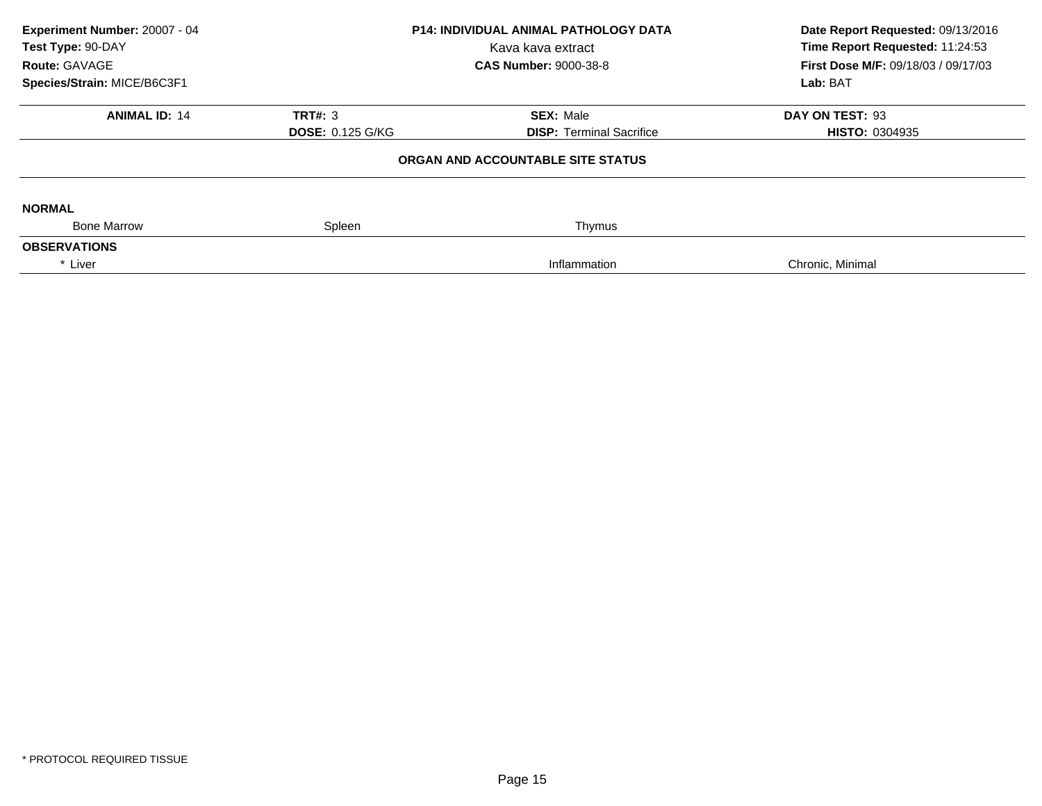**Experiment Number:** 20007 - 04
**Test Type:** 90-DAY
**Route:** GAVAGE
**Species/Strain:** MICE/B6C3F1

**P14: INDIVIDUAL ANIMAL PATHOLOGY DATA**
Kava kava extract
**CAS Number:** 9000-38-8

**Date Report Requested:** 09/13/2016
**Time Report Requested:** 11:24:53
**First Dose M/F:** 09/18/03 / 09/17/03
**Lab:** BAT

| **ANIMAL ID:** 14 | **TRT#:** 3 | **SEX:** Male | **DAY ON TEST:** 93 |
|---|---|---|---|
| | **DOSE:** 0.125 G/KG | **DISP:** Terminal Sacrifice | **HISTO:** 0304935 |

**ORGAN AND ACCOUNTABLE SITE STATUS**

**NORMAL**

| Bone Marrow | Spleen | Thymus | |
|---|---|---|---|

**OBSERVATIONS**

| * Liver | | Inflammation | Chronic, Minimal |
|---|---|---|---|

* PROTOCOL REQUIRED TISSUE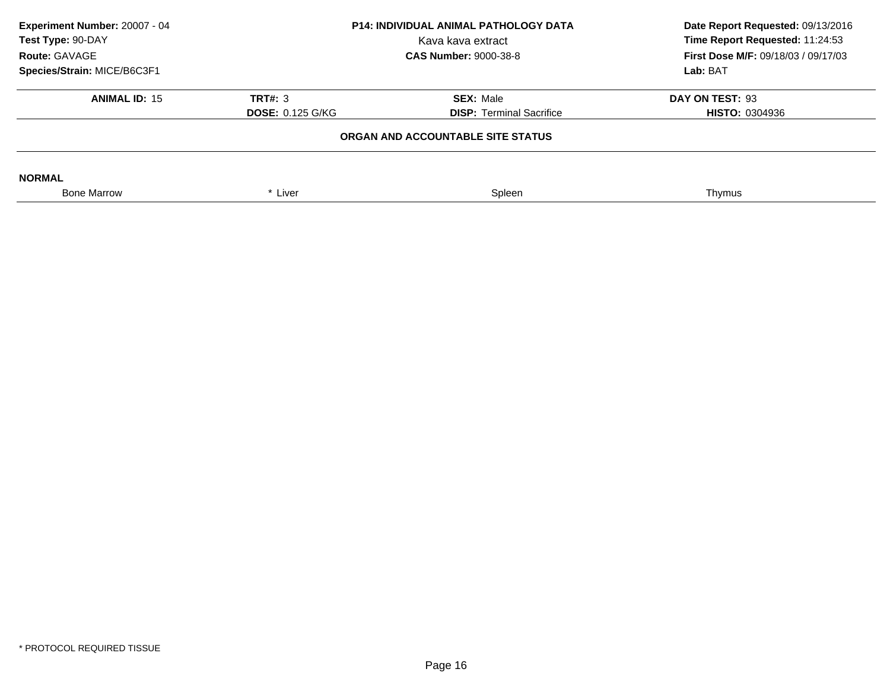**Experiment Number:** 20007 - 04
**Test Type:** 90-DAY
**Route:** GAVAGE
**Species/Strain:** MICE/B6C3F1

**P14: INDIVIDUAL ANIMAL PATHOLOGY DATA**
Kava kava extract
**CAS Number:** 9000-38-8

**Date Report Requested:** 09/13/2016
**Time Report Requested:** 11:24:53
**First Dose M/F:** 09/18/03 / 09/17/03
**Lab:** BAT

| **ANIMAL ID:** 15 | **TRT#:** 3 | **SEX:** Male | **DAY ON TEST:** 93 |
|---|---|---|---|
| | **DOSE:** 0.125 G/KG | **DISP:** Terminal Sacrifice | **HISTO:** 0304936 |

**ORGAN AND ACCOUNTABLE SITE STATUS**

**NORMAL**

| Bone Marrow | * Liver | Spleen | Thymus |
|---|---|---|---|

* PROTOCOL REQUIRED TISSUE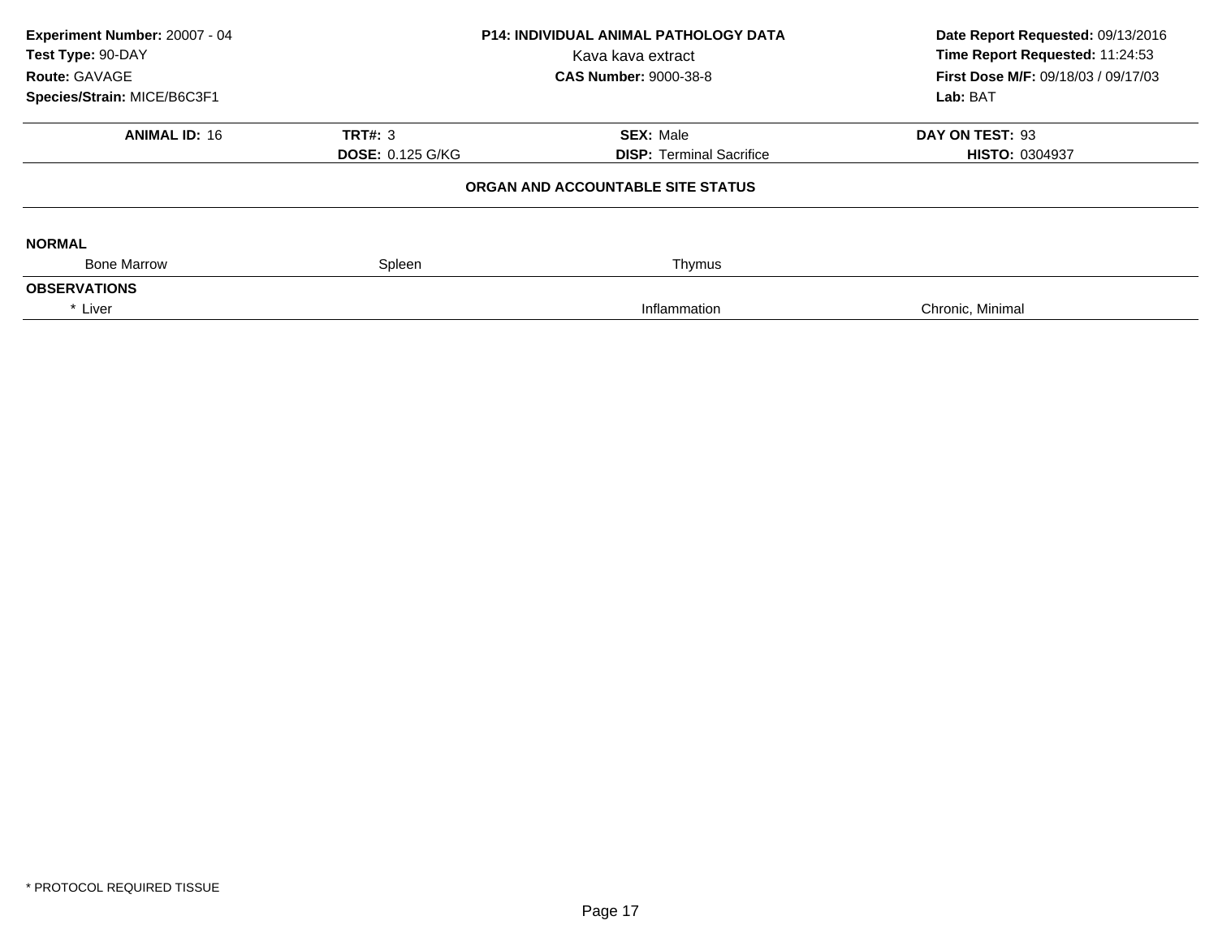**Experiment Number:** 20007 - 04
**Test Type:** 90-DAY
**Route:** GAVAGE
**Species/Strain:** MICE/B6C3F1

**P14: INDIVIDUAL ANIMAL PATHOLOGY DATA**
Kava kava extract
**CAS Number:** 9000-38-8

**Date Report Requested:** 09/13/2016
**Time Report Requested:** 11:24:53
**First Dose M/F:** 09/18/03 / 09/17/03
**Lab:** BAT

| **ANIMAL ID:** 16 | **TRT#:** 3 | **SEX:** Male | **DAY ON TEST:** 93 |
|---|---|---|---|
| | **DOSE:** 0.125 G/KG | **DISP:** Terminal Sacrifice | **HISTO:** 0304937 |

**ORGAN AND ACCOUNTABLE SITE STATUS**

**NORMAL**

| Bone Marrow | Spleen | Thymus | |
|---|---|---|---|

**OBSERVATIONS**

| * Liver | | Inflammation | Chronic, Minimal |
|---|---|---|---|

* PROTOCOL REQUIRED TISSUE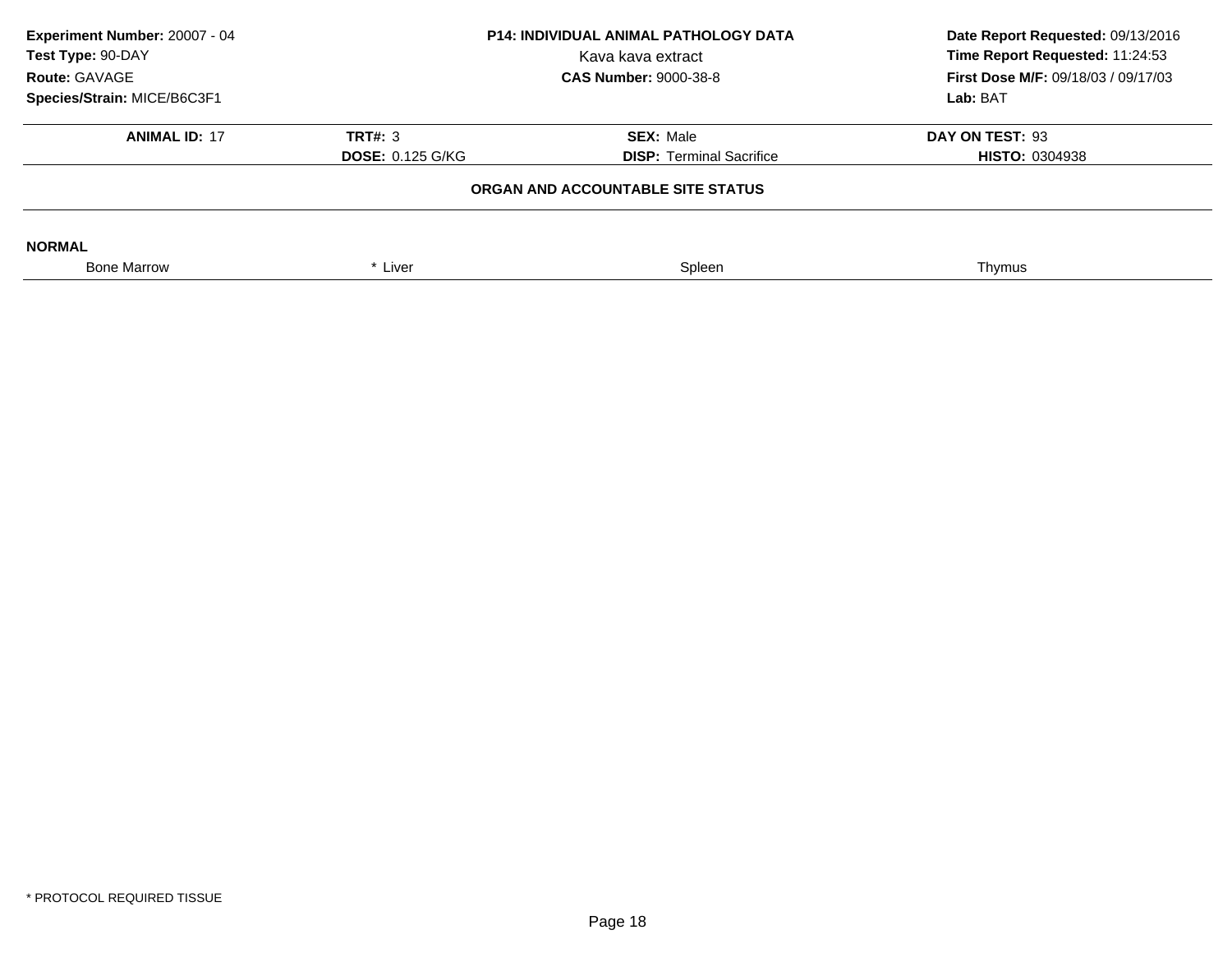**Experiment Number:** 20007 - 04
**Test Type:** 90-DAY
**Route:** GAVAGE
**Species/Strain:** MICE/B6C3F1

**P14: INDIVIDUAL ANIMAL PATHOLOGY DATA**
Kava kava extract
**CAS Number:** 9000-38-8

**Date Report Requested:** 09/13/2016
**Time Report Requested:** 11:24:53
**First Dose M/F:** 09/18/03 / 09/17/03
**Lab:** BAT

| **ANIMAL ID:** 17 | **TRT#:** 3 | **SEX:** Male | **DAY ON TEST:** 93 |
|---|---|---|---|
| | **DOSE:** 0.125 G/KG | **DISP:** Terminal Sacrifice | **HISTO:** 0304938 |

**ORGAN AND ACCOUNTABLE SITE STATUS**

**NORMAL**

| Bone Marrow | * Liver | Spleen | Thymus |
|---|---|---|---|

\* PROTOCOL REQUIRED TISSUE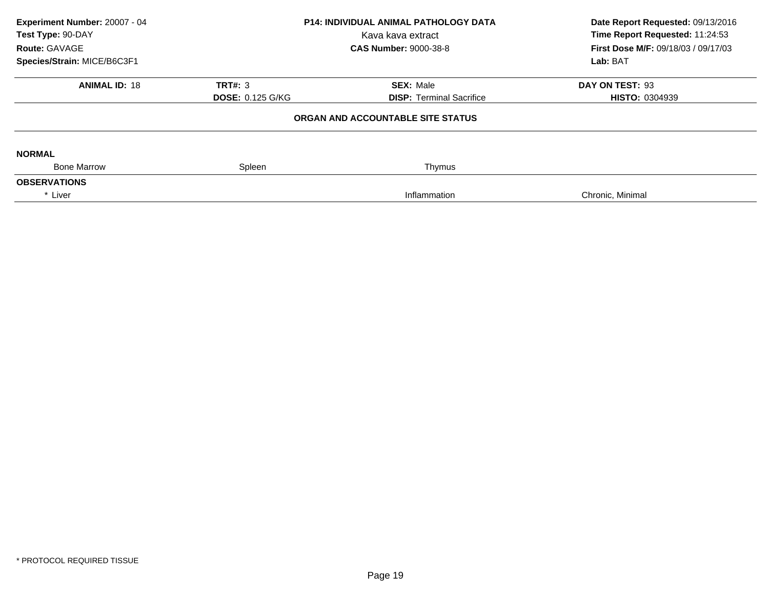**Experiment Number:** 20007 - 04
**Test Type:** 90-DAY
**Route:** GAVAGE
**Species/Strain:** MICE/B6C3F1

**P14: INDIVIDUAL ANIMAL PATHOLOGY DATA**
Kava kava extract
**CAS Number:** 9000-38-8

**Date Report Requested:** 09/13/2016
**Time Report Requested:** 11:24:53
**First Dose M/F:** 09/18/03 / 09/17/03
**Lab:** BAT

| **ANIMAL ID:** 18 | **TRT#:** 3 | **SEX:** Male | **DAY ON TEST:** 93 |
|---|---|---|---|
| | **DOSE:** 0.125 G/KG | **DISP:** Terminal Sacrifice | **HISTO:** 0304939 |

**ORGAN AND ACCOUNTABLE SITE STATUS**

**NORMAL**

| Bone Marrow | Spleen | Thymus | |
|---|---|---|---|

**OBSERVATIONS**

| * Liver | | Inflammation | Chronic, Minimal |
|---|---|---|---|

* PROTOCOL REQUIRED TISSUE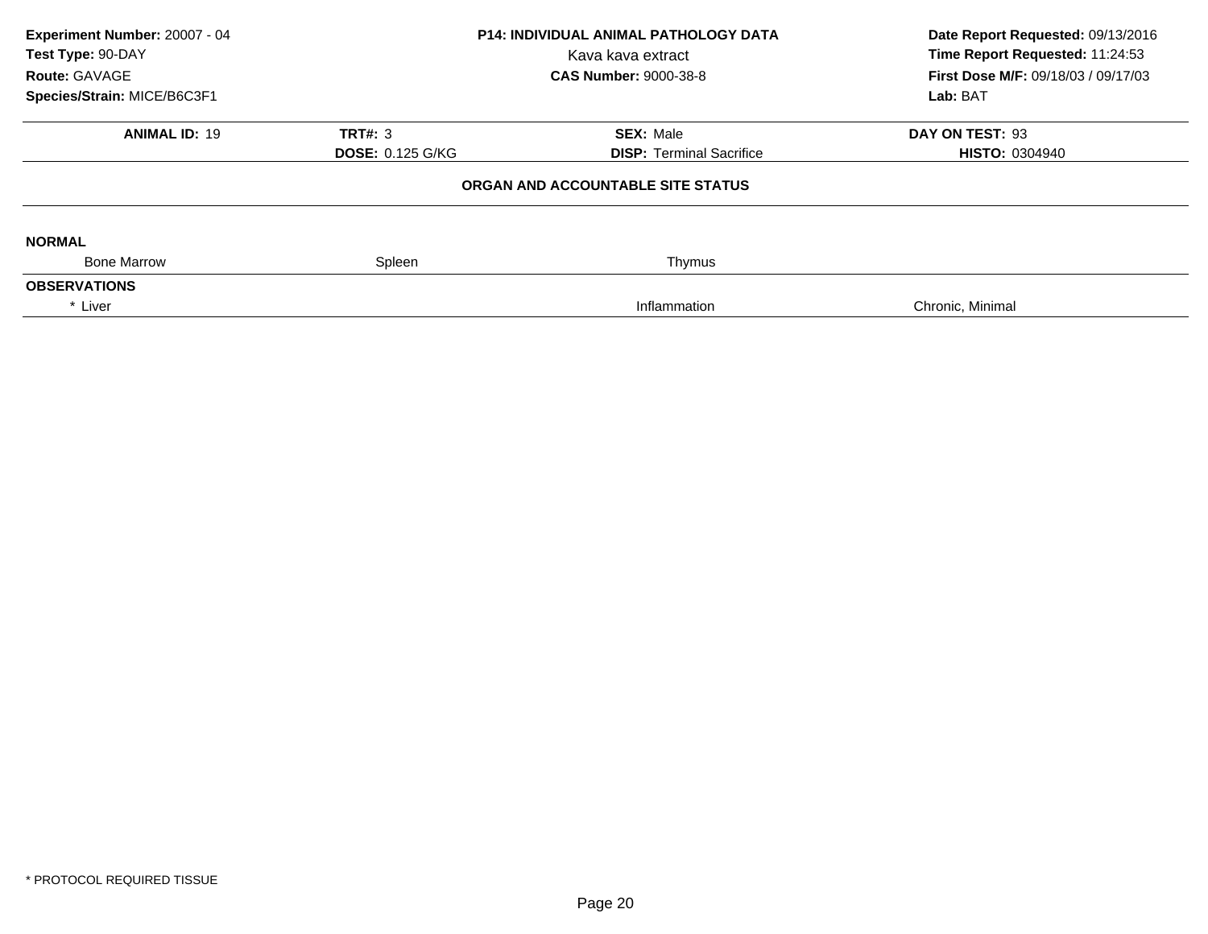**Experiment Number:** 20007 - 04
**Test Type:** 90-DAY
**Route:** GAVAGE
**Species/Strain:** MICE/B6C3F1

**P14: INDIVIDUAL ANIMAL PATHOLOGY DATA**
Kava kava extract
**CAS Number:** 9000-38-8

**Date Report Requested:** 09/13/2016
**Time Report Requested:** 11:24:53
**First Dose M/F:** 09/18/03 / 09/17/03
**Lab:** BAT

| **ANIMAL ID:** 19 | **TRT#:** 3 | **SEX:** Male | **DAY ON TEST:** 93 |
|---|---|---|---|
| | **DOSE:** 0.125 G/KG | **DISP:** Terminal Sacrifice | **HISTO:** 0304940 |

**ORGAN AND ACCOUNTABLE SITE STATUS**

**NORMAL**

| Bone Marrow | Spleen | Thymus | |
|---|---|---|---|

**OBSERVATIONS**

| * Liver | | Inflammation | Chronic, Minimal |
|---|---|---|---|

* PROTOCOL REQUIRED TISSUE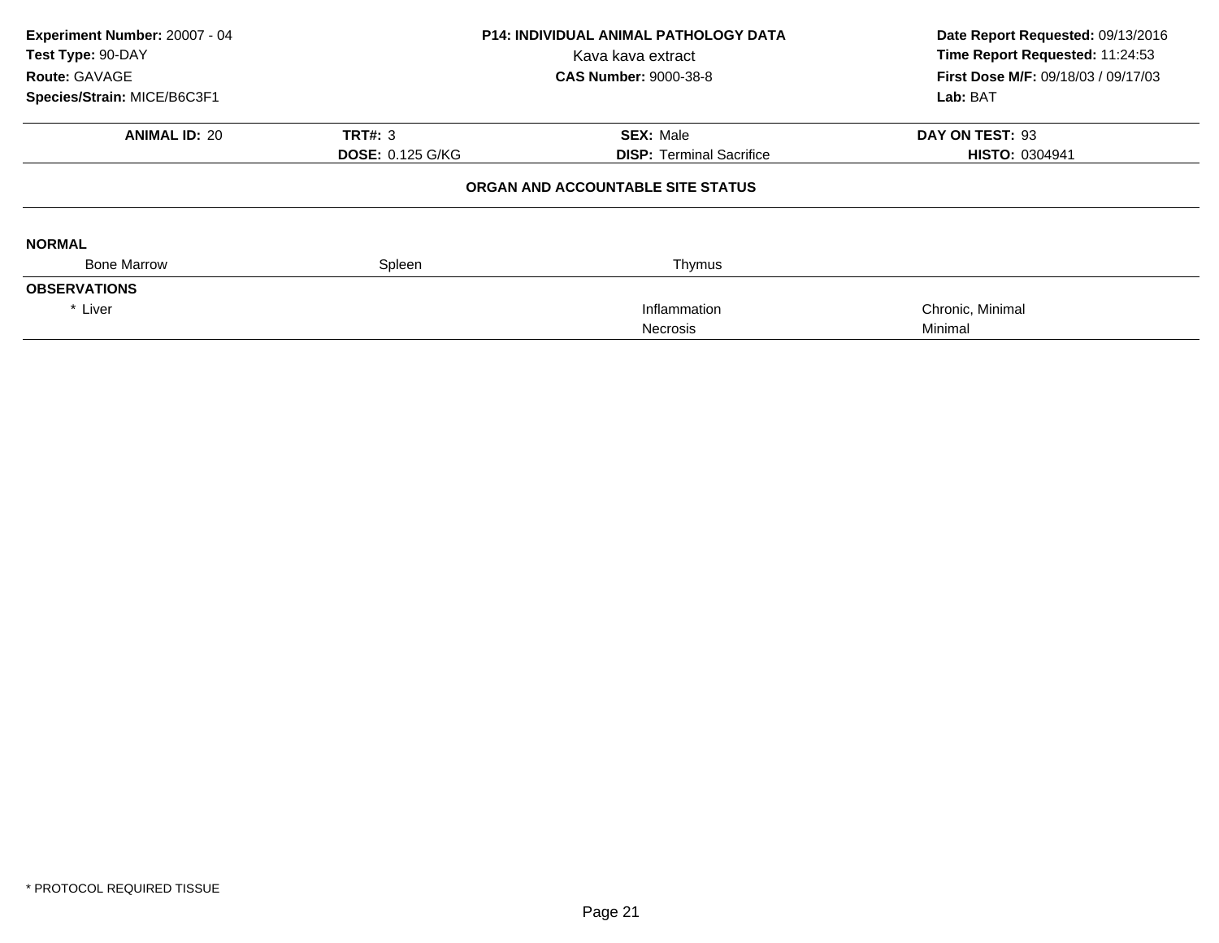**Experiment Number:** 20007 - 04
**Test Type:** 90-DAY
**Route:** GAVAGE
**Species/Strain:** MICE/B6C3F1

**P14: INDIVIDUAL ANIMAL PATHOLOGY DATA**
Kava kava extract
**CAS Number:** 9000-38-8

**Date Report Requested:** 09/13/2016
**Time Report Requested:** 11:24:53
**First Dose M/F:** 09/18/03 / 09/17/03
**Lab:** BAT

| **ANIMAL ID:** 20 | **TRT#:** 3 | **SEX:** Male | **DAY ON TEST:** 93 |
|---|---|---|---|
| | **DOSE:** 0.125 G/KG | **DISP:** Terminal Sacrifice | **HISTO:** 0304941 |

### ORGAN AND ACCOUNTABLE SITE STATUS

**NORMAL**

| Bone Marrow | Spleen | Thymus | |
|---|---|---|---|

**OBSERVATIONS**

| | | | |
|---|---|---|---|
| * Liver | | Inflammation | Chronic, Minimal |
| | | Necrosis | Minimal |

* PROTOCOL REQUIRED TISSUE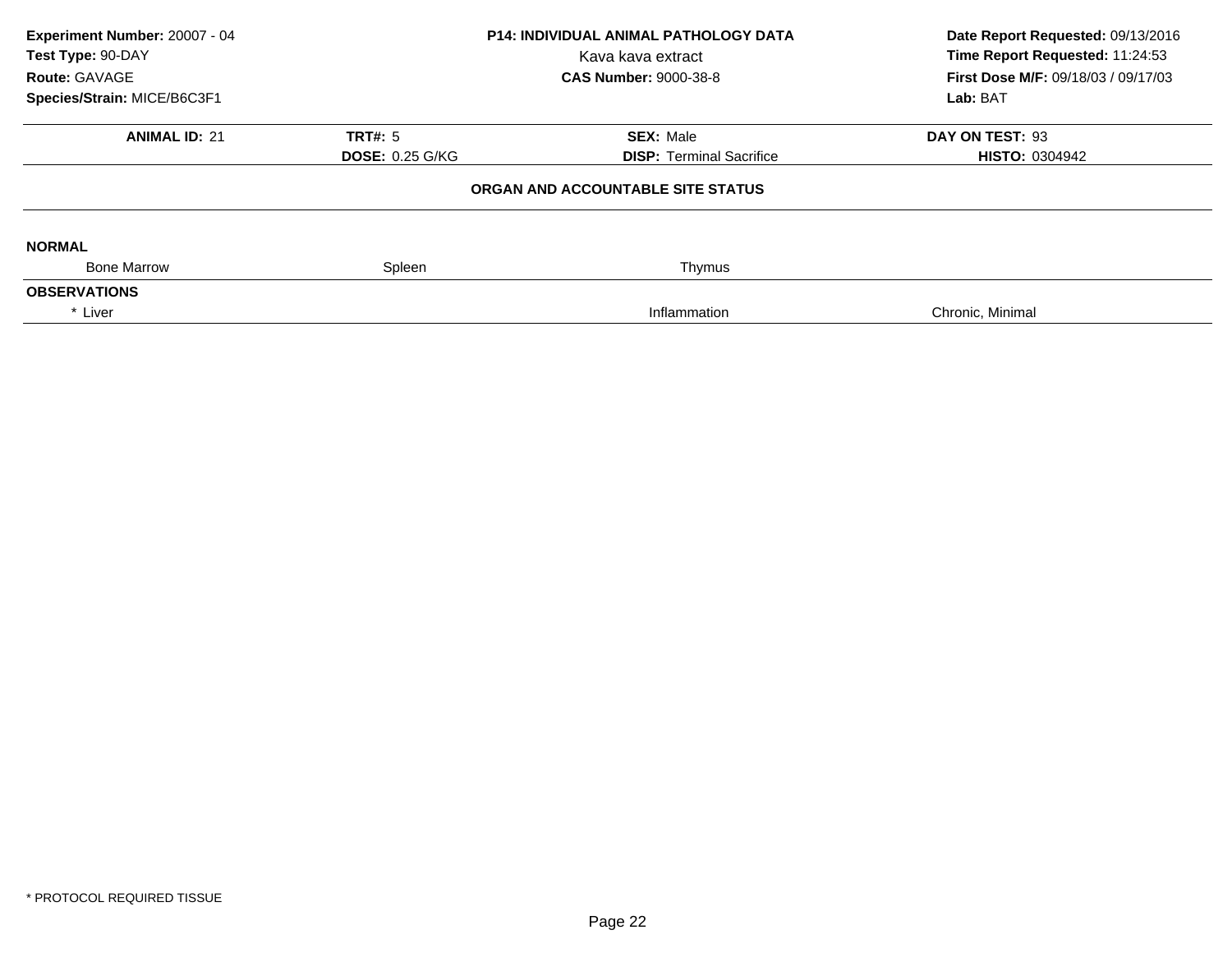**Experiment Number:** 20007 - 04
**Test Type:** 90-DAY
**Route:** GAVAGE
**Species/Strain:** MICE/B6C3F1

**P14: INDIVIDUAL ANIMAL PATHOLOGY DATA**
Kava kava extract
**CAS Number:** 9000-38-8

**Date Report Requested:** 09/13/2016
**Time Report Requested:** 11:24:53
**First Dose M/F:** 09/18/03 / 09/17/03
**Lab:** BAT

| **ANIMAL ID:** 21 | **TRT#:** 5 | **SEX:** Male | **DAY ON TEST:** 93 |
|---|---|---|---|
| | **DOSE:** 0.25 G/KG | **DISP:** Terminal Sacrifice | **HISTO:** 0304942 |

**ORGAN AND ACCOUNTABLE SITE STATUS**

**NORMAL**

| Bone Marrow | Spleen | Thymus |
|---|---|---|

**OBSERVATIONS**

| * Liver | Inflammation | Chronic, Minimal |
|---|---|---|

* PROTOCOL REQUIRED TISSUE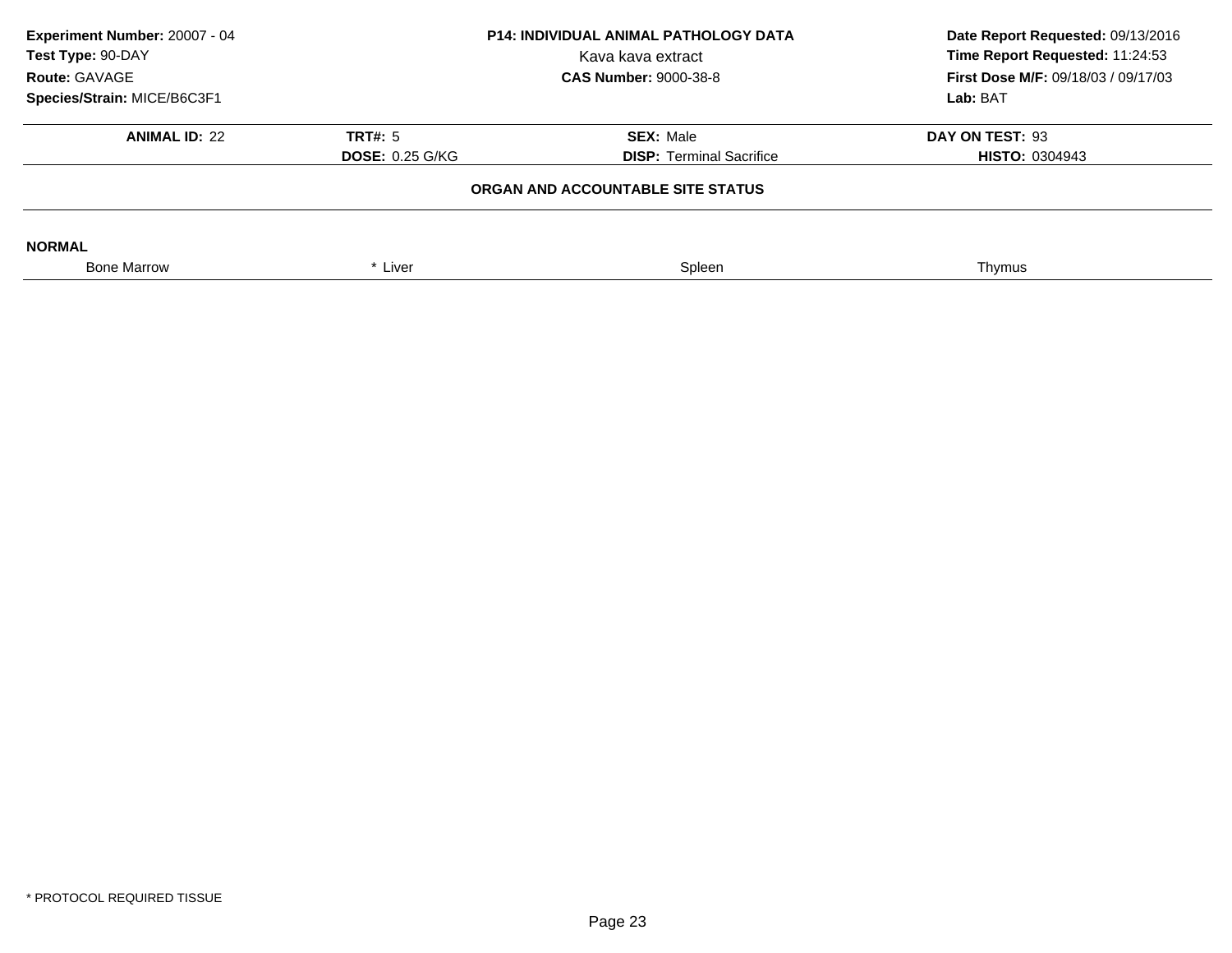**Experiment Number:** 20007 - 04
**Test Type:** 90-DAY
**Route:** GAVAGE
**Species/Strain:** MICE/B6C3F1

**P14: INDIVIDUAL ANIMAL PATHOLOGY DATA**
Kava kava extract
**CAS Number:** 9000-38-8

**Date Report Requested:** 09/13/2016
**Time Report Requested:** 11:24:53
**First Dose M/F:** 09/18/03 / 09/17/03
**Lab:** BAT

| **ANIMAL ID:** 22 | **TRT#:** 5 | **SEX:** Male | **DAY ON TEST:** 93 |
|---|---|---|---|
| | **DOSE:** 0.25 G/KG | **DISP:** Terminal Sacrifice | **HISTO:** 0304943 |

**ORGAN AND ACCOUNTABLE SITE STATUS**

**NORMAL**

| Bone Marrow | * Liver | Spleen | Thymus |
|---|---|---|---|

* PROTOCOL REQUIRED TISSUE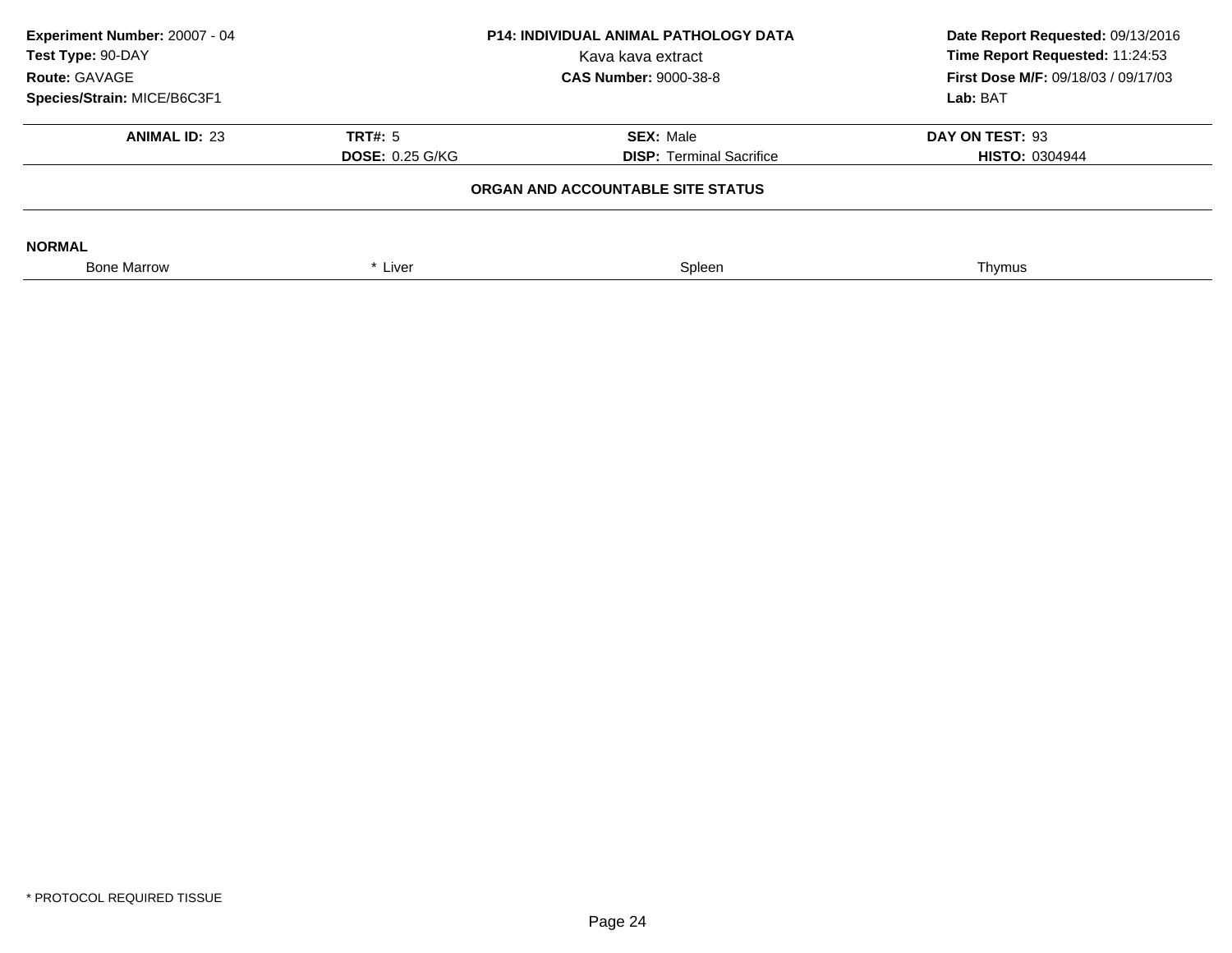**Experiment Number:** 20007 - 04
**Test Type:** 90-DAY
**Route:** GAVAGE
**Species/Strain:** MICE/B6C3F1

**P14: INDIVIDUAL ANIMAL PATHOLOGY DATA**
Kava kava extract
**CAS Number:** 9000-38-8

**Date Report Requested:** 09/13/2016
**Time Report Requested:** 11:24:53
**First Dose M/F:** 09/18/03 / 09/17/03
**Lab:** BAT

| **ANIMAL ID:** 23 | **TRT#:** 5 | **SEX:** Male | **DAY ON TEST:** 93 |
|---|---|---|---|
| | **DOSE:** 0.25 G/KG | **DISP:** Terminal Sacrifice | **HISTO:** 0304944 |

**ORGAN AND ACCOUNTABLE SITE STATUS**

**NORMAL**

| Bone Marrow | * Liver | Spleen | Thymus |
|---|---|---|---|

\* PROTOCOL REQUIRED TISSUE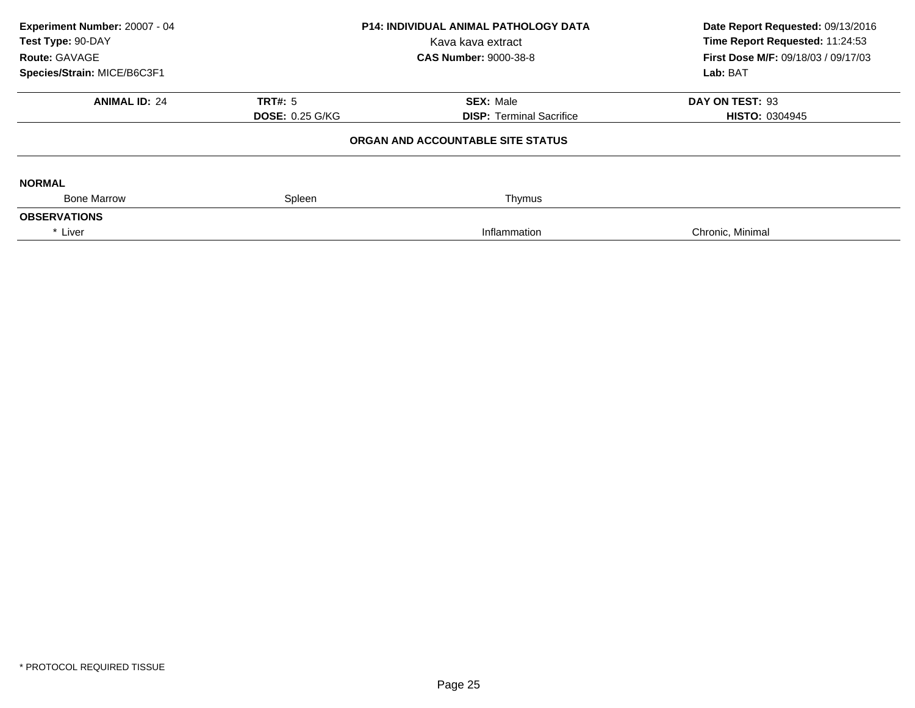**Experiment Number:** 20007 - 04
**Test Type:** 90-DAY
**Route:** GAVAGE
**Species/Strain:** MICE/B6C3F1

**P14: INDIVIDUAL ANIMAL PATHOLOGY DATA**
Kava kava extract
**CAS Number:** 9000-38-8

**Date Report Requested:** 09/13/2016
**Time Report Requested:** 11:24:53
**First Dose M/F:** 09/18/03 / 09/17/03
**Lab:** BAT

| **ANIMAL ID:** 24 | **TRT#:** 5 | **SEX:** Male | **DAY ON TEST:** 93 |
|---|---|---|---|
| | **DOSE:** 0.25 G/KG | **DISP:** Terminal Sacrifice | **HISTO:** 0304945 |

**ORGAN AND ACCOUNTABLE SITE STATUS**

**NORMAL**

| Bone Marrow | Spleen | Thymus | |
|---|---|---|---|

**OBSERVATIONS**

| * Liver | | Inflammation | Chronic, Minimal |
|---|---|---|---|

\* PROTOCOL REQUIRED TISSUE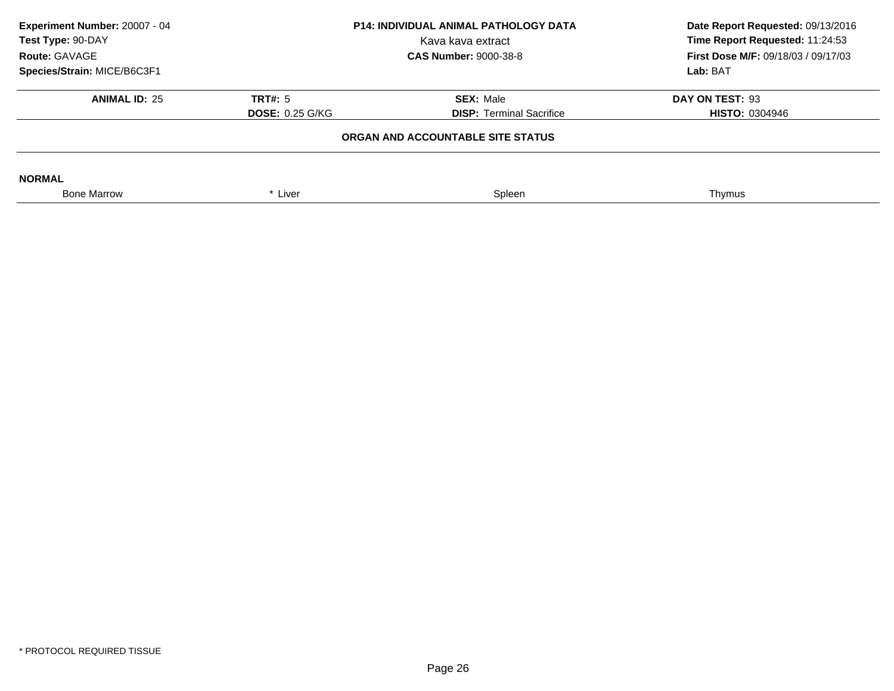**Experiment Number:** 20007 - 04
**Test Type:** 90-DAY
**Route:** GAVAGE
**Species/Strain:** MICE/B6C3F1

**P14: INDIVIDUAL ANIMAL PATHOLOGY DATA**
Kava kava extract
**CAS Number:** 9000-38-8

**Date Report Requested:** 09/13/2016
**Time Report Requested:** 11:24:53
**First Dose M/F:** 09/18/03 / 09/17/03
**Lab:** BAT

| **ANIMAL ID:** 25 | **TRT#:** 5 | **SEX:** Male | **DAY ON TEST:** 93 |
|---|---|---|---|
| | **DOSE:** 0.25 G/KG | **DISP:** Terminal Sacrifice | **HISTO:** 0304946 |

**ORGAN AND ACCOUNTABLE SITE STATUS**

**NORMAL**

| Bone Marrow | * Liver | Spleen | Thymus |
|---|---|---|---|

* PROTOCOL REQUIRED TISSUE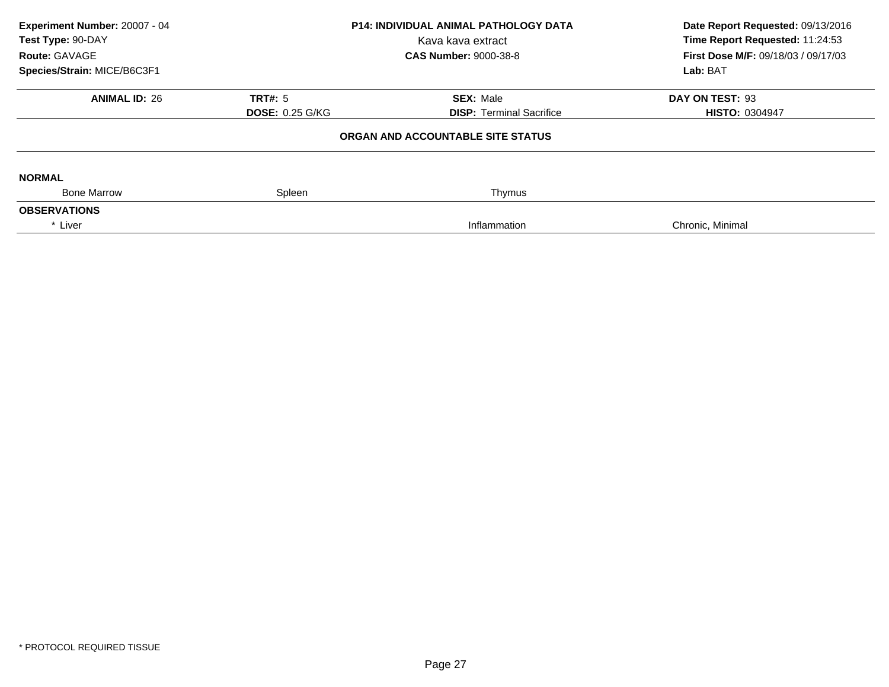**Experiment Number:** 20007 - 04
**Test Type:** 90-DAY
**Route:** GAVAGE
**Species/Strain:** MICE/B6C3F1

**P14: INDIVIDUAL ANIMAL PATHOLOGY DATA**
Kava kava extract
**CAS Number:** 9000-38-8

**Date Report Requested:** 09/13/2016
**Time Report Requested:** 11:24:53
**First Dose M/F:** 09/18/03 / 09/17/03
**Lab:** BAT

| **ANIMAL ID:** 26 | **TRT#:** 5 | **SEX:** Male | **DAY ON TEST:** 93 |
|---|---|---|---|
| | **DOSE:** 0.25 G/KG | **DISP:** Terminal Sacrifice | **HISTO:** 0304947 |

**ORGAN AND ACCOUNTABLE SITE STATUS**

**NORMAL**

| Bone Marrow | Spleen | Thymus |
|---|---|---|

**OBSERVATIONS**

| | | |
|---|---|---|
| * Liver | Inflammation | Chronic, Minimal |

* PROTOCOL REQUIRED TISSUE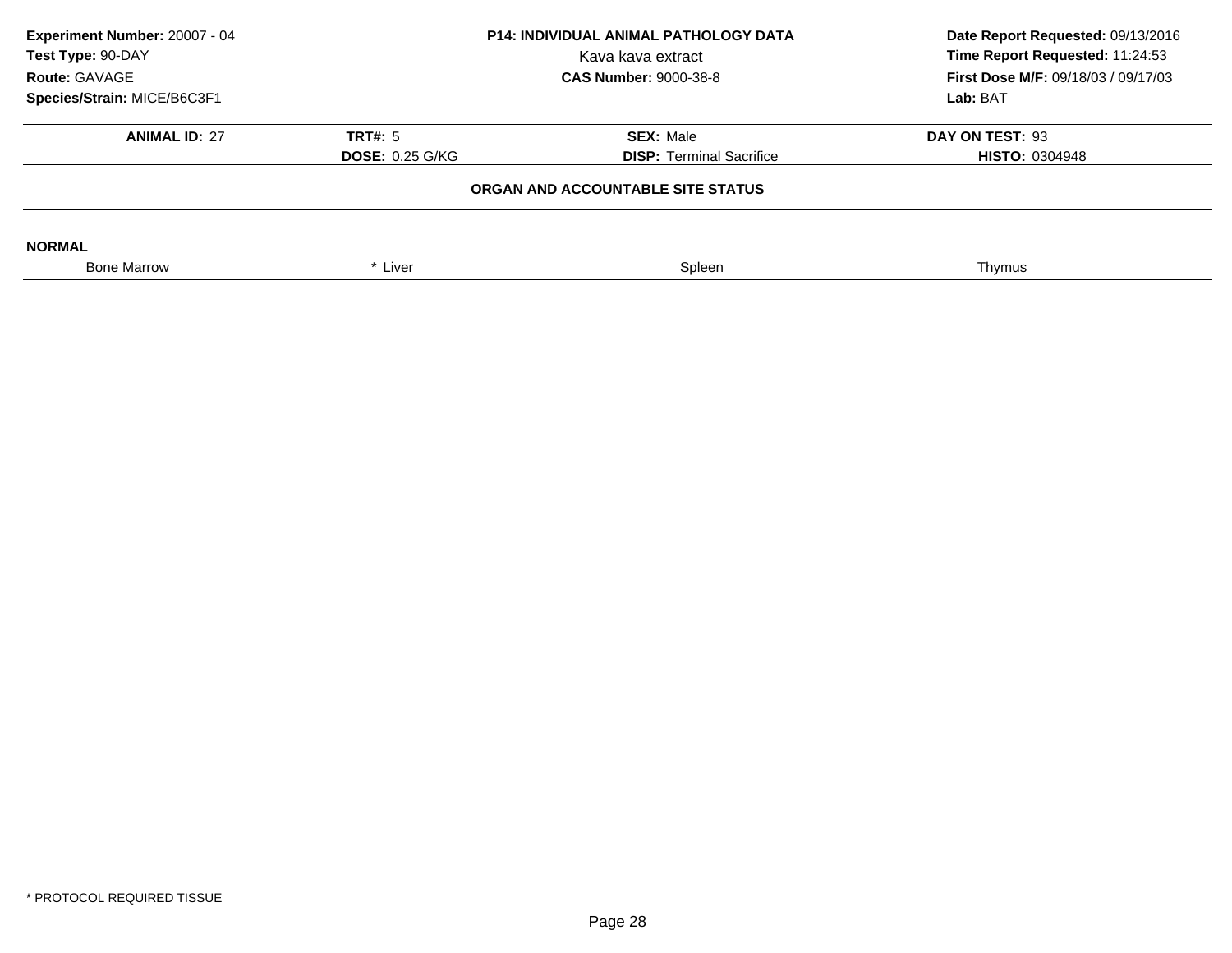**Experiment Number:** 20007 - 04
**Test Type:** 90-DAY
**Route:** GAVAGE
**Species/Strain:** MICE/B6C3F1

**P14: INDIVIDUAL ANIMAL PATHOLOGY DATA**
Kava kava extract
**CAS Number:** 9000-38-8

**Date Report Requested:** 09/13/2016
**Time Report Requested:** 11:24:53
**First Dose M/F:** 09/18/03 / 09/17/03
**Lab:** BAT

| **ANIMAL ID:** 27 | **TRT#:** 5 | **SEX:** Male | **DAY ON TEST:** 93 |
|---|---|---|---|
| | **DOSE:** 0.25 G/KG | **DISP:** Terminal Sacrifice | **HISTO:** 0304948 |

**ORGAN AND ACCOUNTABLE SITE STATUS**

**NORMAL**

| Bone Marrow | * Liver | Spleen | Thymus |
|---|---|---|---|

* PROTOCOL REQUIRED TISSUE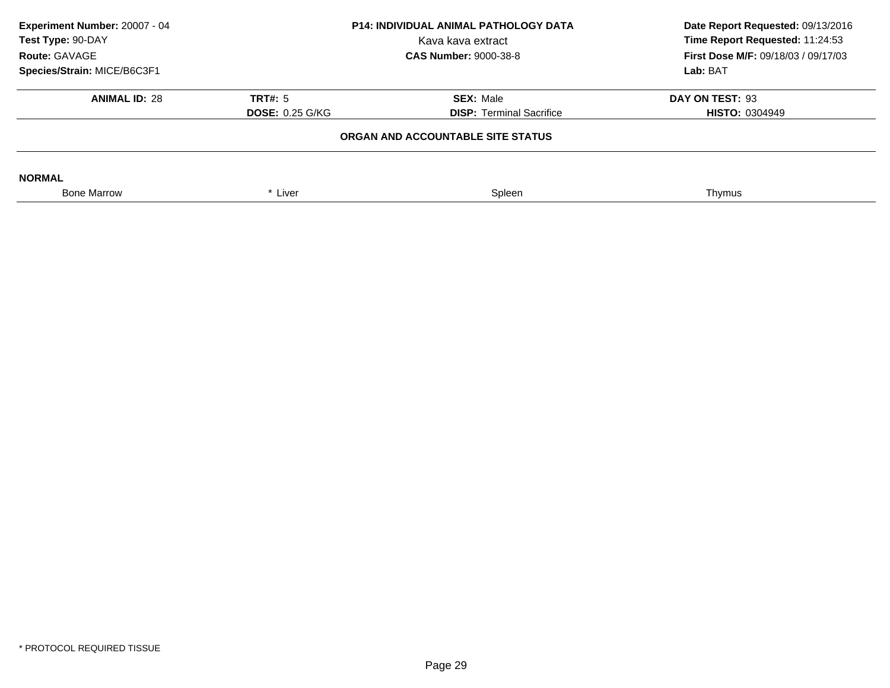| Experiment Number: 20007 - 04 | P14: INDIVIDUAL ANIMAL PATHOLOGY DATA | Date Report Requested: 09/13/2016 |
|---|---|---|
| Test Type: 90-DAY | Kava kava extract | Time Report Requested: 11:24:53 |
| Route: GAVAGE | CAS Number: 9000-38-8 | First Dose M/F: 09/18/03 / 09/17/03 |
| Species/Strain: MICE/B6C3F1 | | Lab: BAT |

| ANIMAL ID: 28 | TRT#: 5 | SEX: Male | DAY ON TEST: 93 |
|---|---|---|---|
| | DOSE: 0.25 G/KG | DISP: Terminal Sacrifice | HISTO: 0304949 |

**ORGAN AND ACCOUNTABLE SITE STATUS**

**NORMAL**

| Bone Marrow | * Liver | Spleen | Thymus |
|---|---|---|---|

* PROTOCOL REQUIRED TISSUE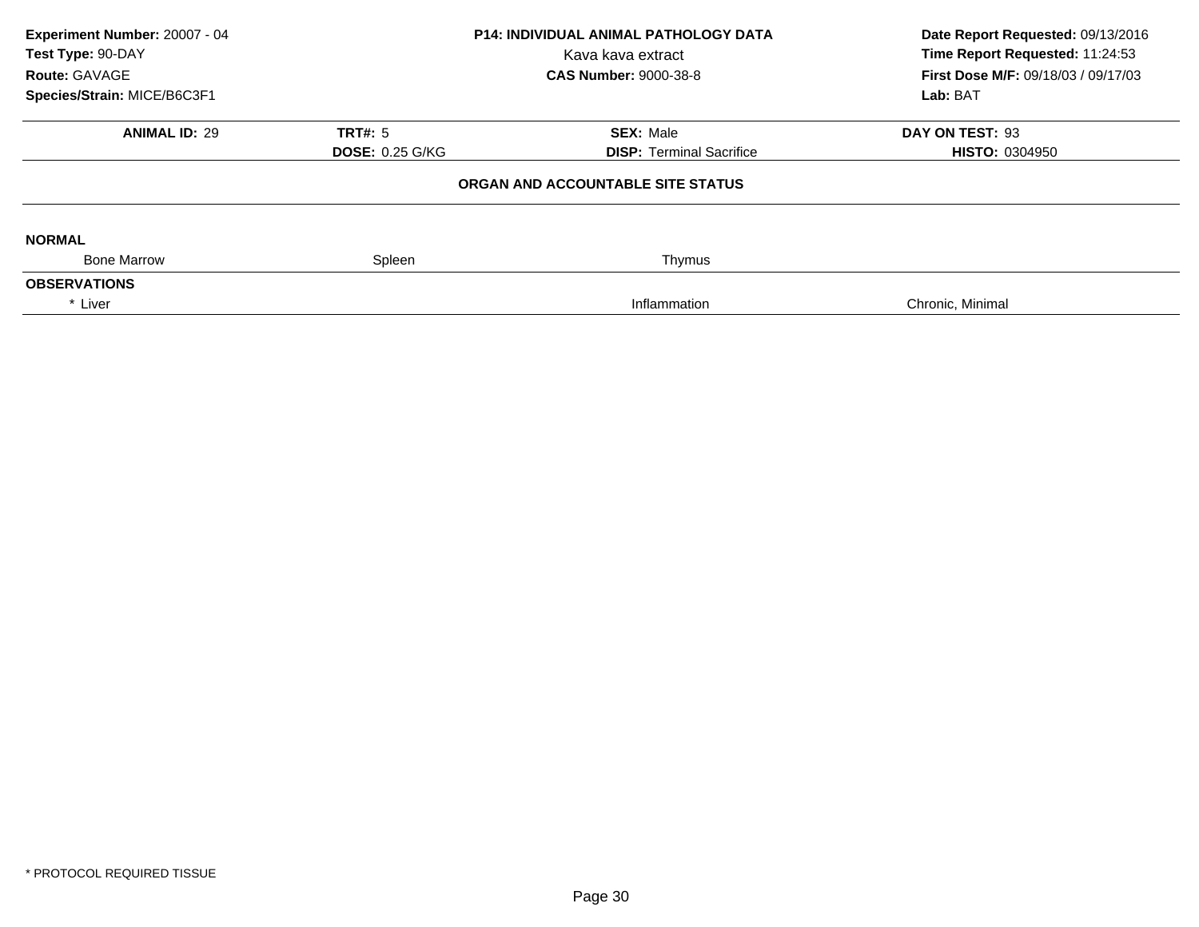**Experiment Number:** 20007 - 04
**Test Type:** 90-DAY
**Route:** GAVAGE
**Species/Strain:** MICE/B6C3F1

**P14: INDIVIDUAL ANIMAL PATHOLOGY DATA**
Kava kava extract
**CAS Number:** 9000-38-8

**Date Report Requested:** 09/13/2016
**Time Report Requested:** 11:24:53
**First Dose M/F:** 09/18/03 / 09/17/03
**Lab:** BAT

| **ANIMAL ID:** 29 | **TRT#:** 5 | **SEX:** Male | **DAY ON TEST:** 93 |
|---|---|---|---|
| | **DOSE:** 0.25 G/KG | **DISP:** Terminal Sacrifice | **HISTO:** 0304950 |

**ORGAN AND ACCOUNTABLE SITE STATUS**

**NORMAL**

| Bone Marrow | Spleen | Thymus | |
|---|---|---|---|

**OBSERVATIONS**

| * Liver | | Inflammation | Chronic, Minimal |
|---|---|---|---|

* PROTOCOL REQUIRED TISSUE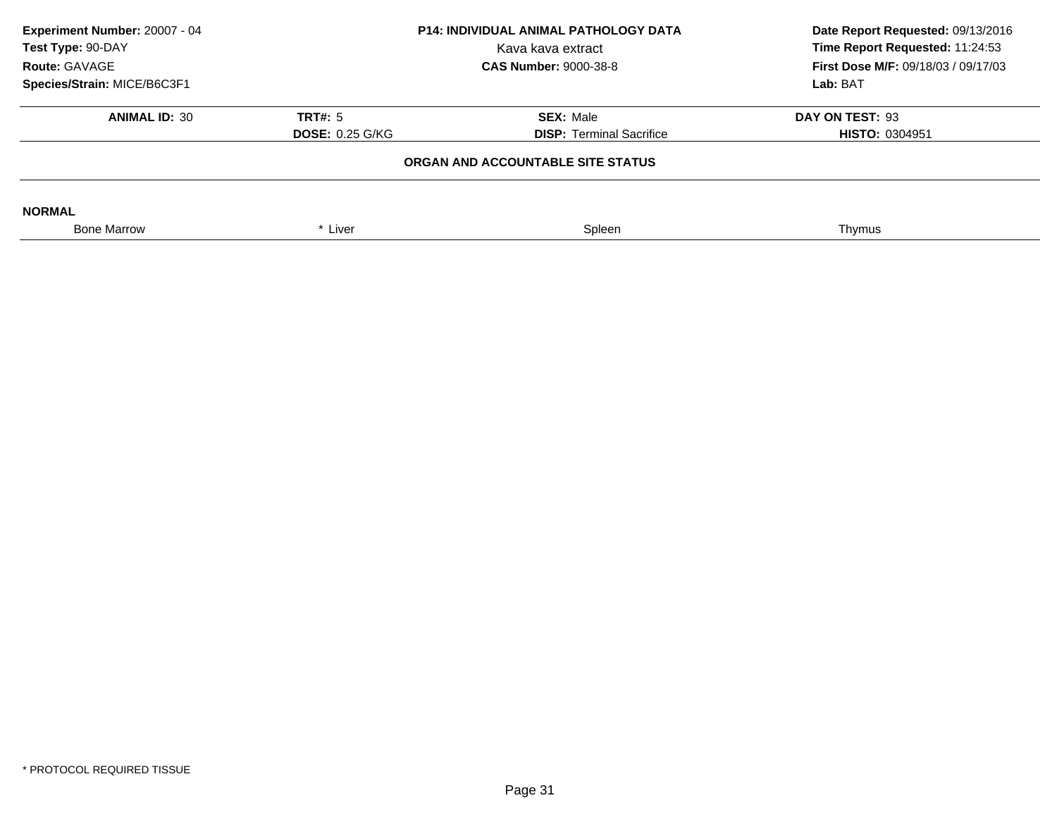**Experiment Number:** 20007 - 04
**Test Type:** 90-DAY
**Route:** GAVAGE
**Species/Strain:** MICE/B6C3F1

**P14: INDIVIDUAL ANIMAL PATHOLOGY DATA**
Kava kava extract
**CAS Number:** 9000-38-8

**Date Report Requested:** 09/13/2016
**Time Report Requested:** 11:24:53
**First Dose M/F:** 09/18/03 / 09/17/03
**Lab:** BAT

| **ANIMAL ID:** 30 | **TRT#:** 5 | **SEX:** Male | **DAY ON TEST:** 93 |
|---|---|---|---|
| | **DOSE:** 0.25 G/KG | **DISP:** Terminal Sacrifice | **HISTO:** 0304951 |

**ORGAN AND ACCOUNTABLE SITE STATUS**

**NORMAL**

| Bone Marrow | * Liver | Spleen | Thymus |
|---|---|---|---|

* PROTOCOL REQUIRED TISSUE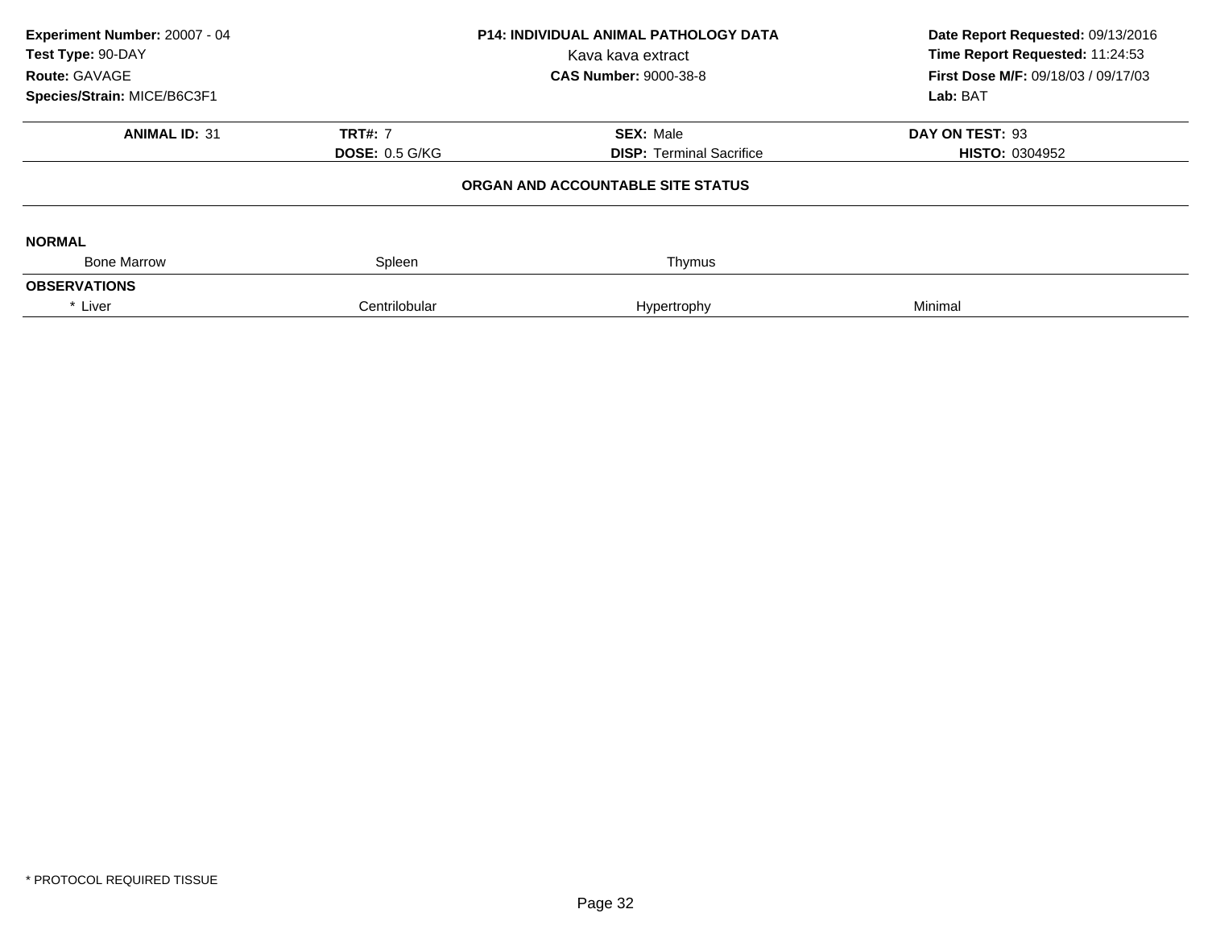**Experiment Number:** 20007 - 04
**Test Type:** 90-DAY
**Route:** GAVAGE
**Species/Strain:** MICE/B6C3F1

**P14: INDIVIDUAL ANIMAL PATHOLOGY DATA**
Kava kava extract
**CAS Number:** 9000-38-8

**Date Report Requested:** 09/13/2016
**Time Report Requested:** 11:24:53
**First Dose M/F:** 09/18/03 / 09/17/03
**Lab:** BAT

| **ANIMAL ID:** 31 | **TRT#:** 7 | **SEX:** Male | **DAY ON TEST:** 93 |
|---|---|---|---|
| | **DOSE:** 0.5 G/KG | **DISP:** Terminal Sacrifice | **HISTO:** 0304952 |

**ORGAN AND ACCOUNTABLE SITE STATUS**

**NORMAL**

| Bone Marrow | Spleen | Thymus | |
|---|---|---|---|

**OBSERVATIONS**

| * Liver | Centrilobular | Hypertrophy | Minimal |
|---|---|---|---|

* PROTOCOL REQUIRED TISSUE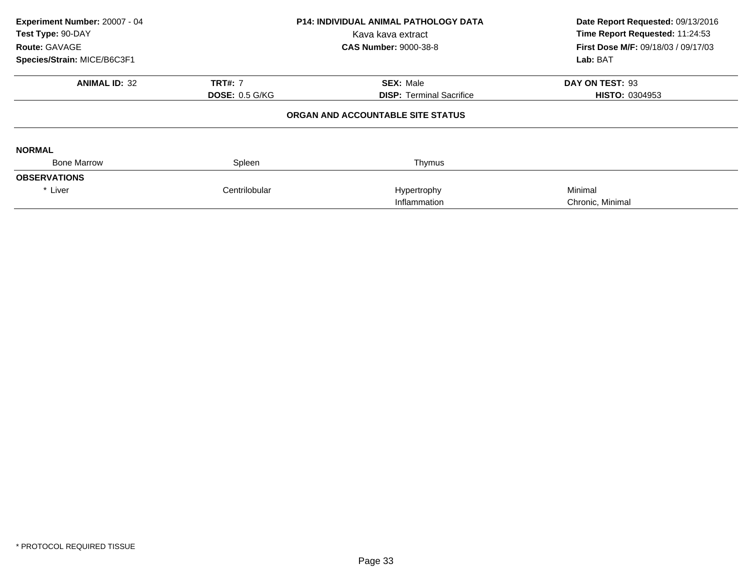**Experiment Number:** 20007 - 04
**Test Type:** 90-DAY
**Route:** GAVAGE
**Species/Strain:** MICE/B6C3F1

**P14: INDIVIDUAL ANIMAL PATHOLOGY DATA**
Kava kava extract
**CAS Number:** 9000-38-8

**Date Report Requested:** 09/13/2016
**Time Report Requested:** 11:24:53
**First Dose M/F:** 09/18/03 / 09/17/03
**Lab:** BAT

| **ANIMAL ID:** 32 | **TRT#:** 7 | **SEX:** Male | **DAY ON TEST:** 93 |
|---|---|---|---|
| | **DOSE:** 0.5 G/KG | **DISP:** Terminal Sacrifice | **HISTO:** 0304953 |

**ORGAN AND ACCOUNTABLE SITE STATUS**

**NORMAL**

| Bone Marrow | Spleen | Thymus | |
|---|---|---|---|

**OBSERVATIONS**

| | | | |
|---|---|---|---|
| * Liver | Centrilobular | Hypertrophy | Minimal |
| | | Inflammation | Chronic, Minimal |

* PROTOCOL REQUIRED TISSUE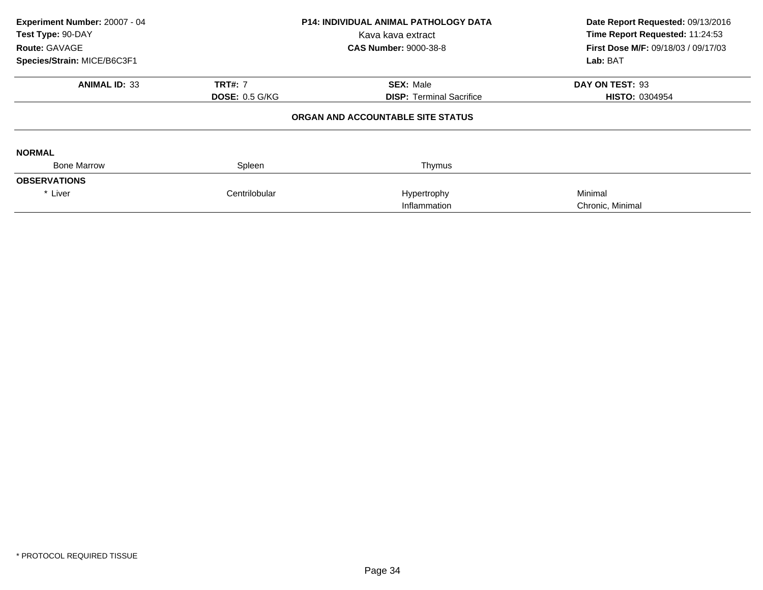**Experiment Number:** 20007 - 04
**Test Type:** 90-DAY
**Route:** GAVAGE
**Species/Strain:** MICE/B6C3F1

**P14: INDIVIDUAL ANIMAL PATHOLOGY DATA**
Kava kava extract
**CAS Number:** 9000-38-8

**Date Report Requested:** 09/13/2016
**Time Report Requested:** 11:24:53
**First Dose M/F:** 09/18/03 / 09/17/03
**Lab:** BAT

| **ANIMAL ID:** 33 | **TRT#:** 7 | **SEX:** Male | **DAY ON TEST:** 93 |
|---|---|---|---|
| | **DOSE:** 0.5 G/KG | **DISP:** Terminal Sacrifice | **HISTO:** 0304954 |

**ORGAN AND ACCOUNTABLE SITE STATUS**

| | | | |
|---|---|---|---|
| **NORMAL** | | | |
| Bone Marrow | Spleen | Thymus | |
| **OBSERVATIONS** | | | |
| * Liver | Centrilobular | Hypertrophy | Minimal |
| | | Inflammation | Chronic, Minimal |

* PROTOCOL REQUIRED TISSUE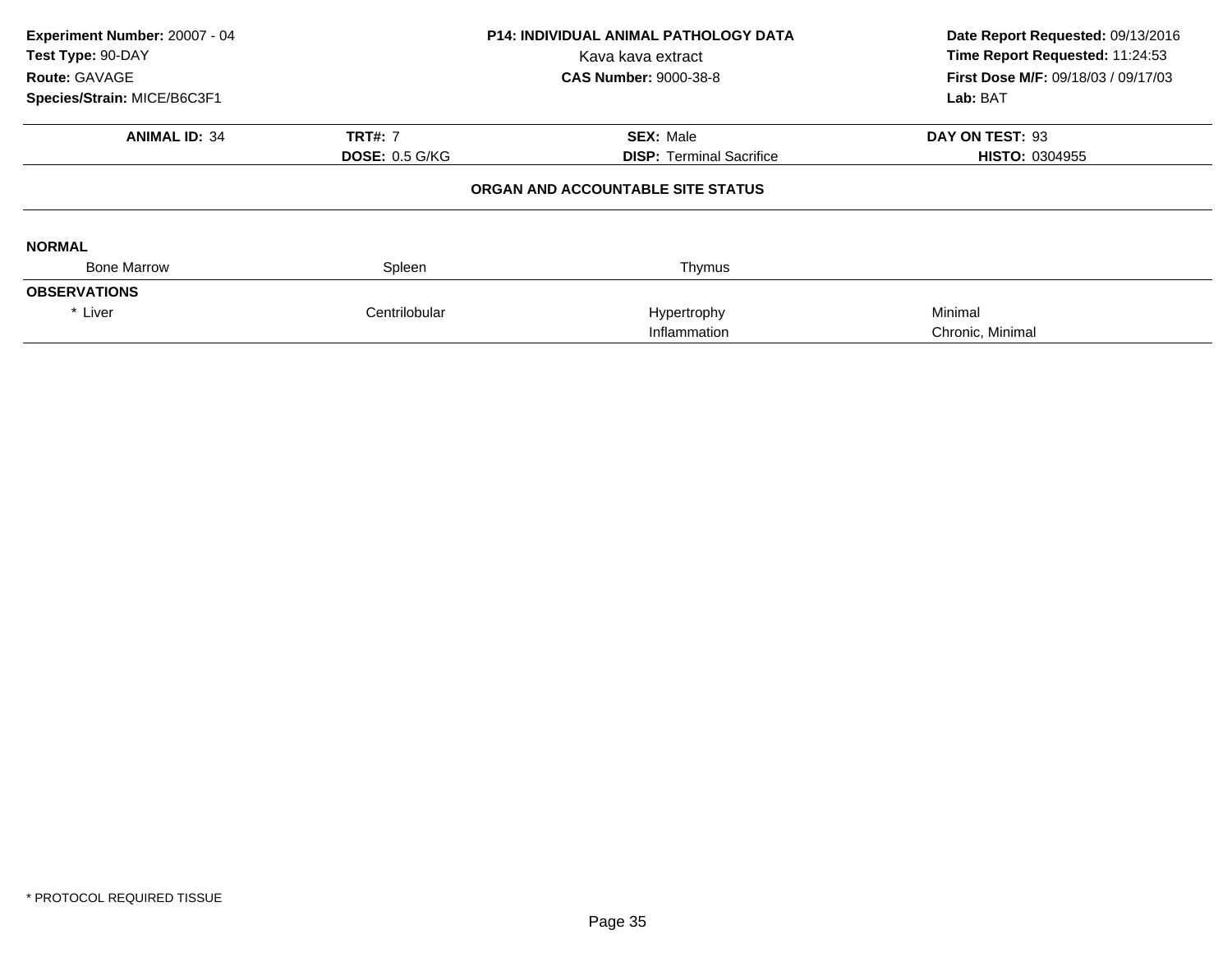**Experiment Number:** 20007 - 04
**Test Type:** 90-DAY
**Route:** GAVAGE
**Species/Strain:** MICE/B6C3F1

**P14: INDIVIDUAL ANIMAL PATHOLOGY DATA**
Kava kava extract
**CAS Number:** 9000-38-8

**Date Report Requested:** 09/13/2016
**Time Report Requested:** 11:24:53
**First Dose M/F:** 09/18/03 / 09/17/03
**Lab:** BAT

| **ANIMAL ID:** 34 | **TRT#:** 7 | **SEX:** Male | **DAY ON TEST:** 93 |
|---|---|---|---|
| | **DOSE:** 0.5 G/KG | **DISP:** Terminal Sacrifice | **HISTO:** 0304955 |

**ORGAN AND ACCOUNTABLE SITE STATUS**

**NORMAL**

| Bone Marrow | Spleen | Thymus | |
|---|---|---|---|

**OBSERVATIONS**

| | | | |
|---|---|---|---|
| * Liver | Centrilobular | Hypertrophy | Minimal |
| | | Inflammation | Chronic, Minimal |

* PROTOCOL REQUIRED TISSUE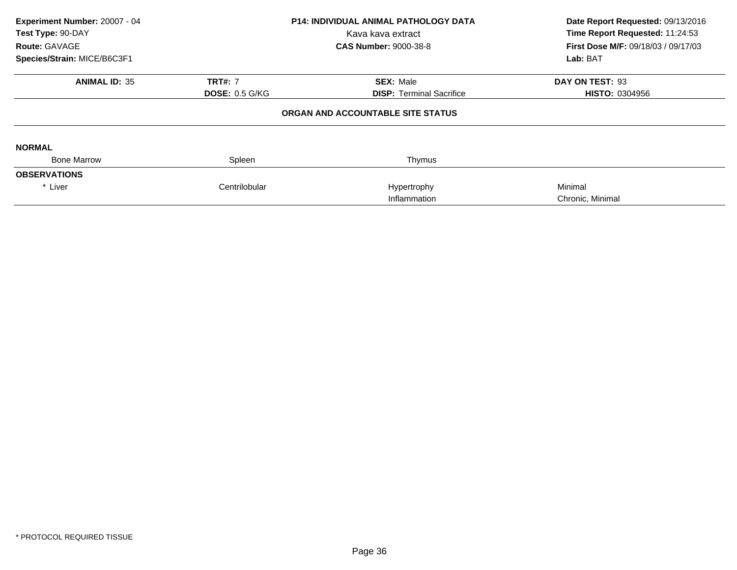| | | | |
|---|---|---|---|
| **Experiment Number:** 20007 - 04 | **P14: INDIVIDUAL ANIMAL PATHOLOGY DATA** | | **Date Report Requested:** 09/13/2016 |
| **Test Type:** 90-DAY | Kava kava extract | | **Time Report Requested:** 11:24:53 |
| **Route:** GAVAGE | **CAS Number:** 9000-38-8 | | **First Dose M/F:** 09/18/03 / 09/17/03 |
| **Species/Strain:** MICE/B6C3F1 | | | **Lab:** BAT |

| **ANIMAL ID:** 35 | **TRT#:** 7 | **SEX:** Male | **DAY ON TEST:** 93 |
|---|---|---|---|
| | **DOSE:** 0.5 G/KG | **DISP:** Terminal Sacrifice | **HISTO:** 0304956 |

## ORGAN AND ACCOUNTABLE SITE STATUS

**NORMAL**

| Bone Marrow | Spleen | Thymus | |
|---|---|---|---|

**OBSERVATIONS**

| | | | |
|---|---|---|---|
| * Liver | Centrilobular | Hypertrophy | Minimal |
| | | Inflammation | Chronic, Minimal |

* PROTOCOL REQUIRED TISSUE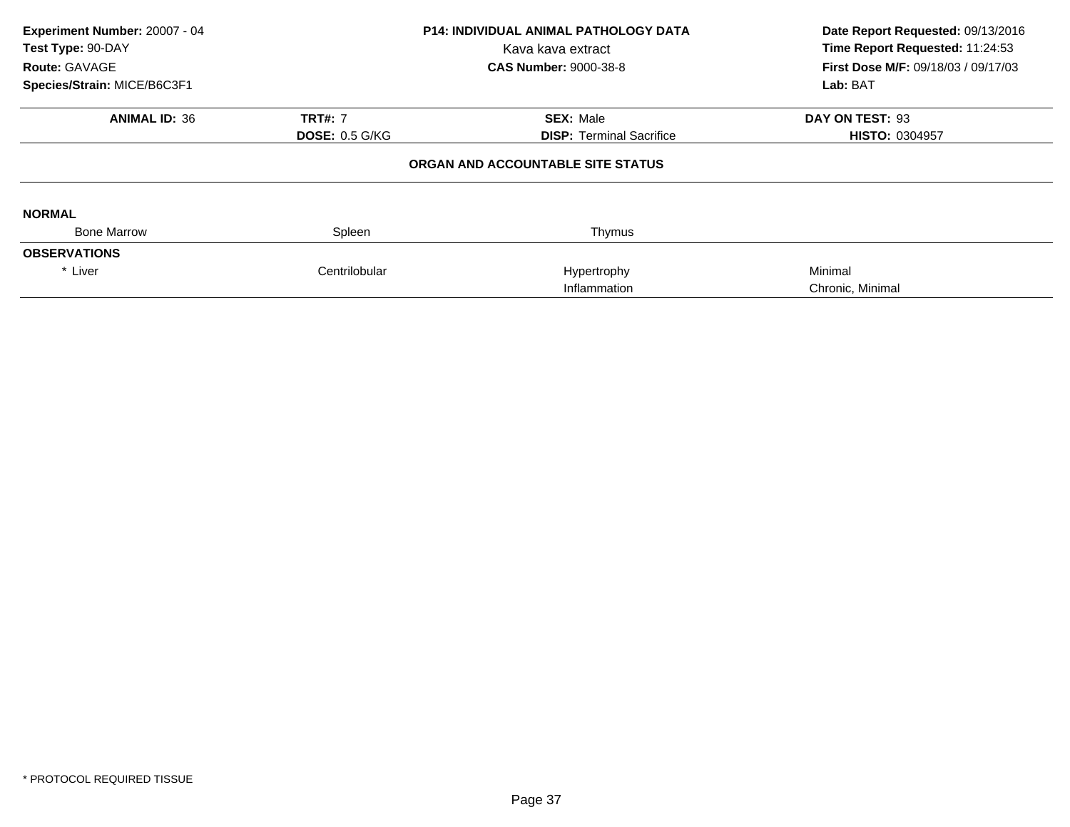**Experiment Number:** 20007 - 04
**Test Type:** 90-DAY
**Route:** GAVAGE
**Species/Strain:** MICE/B6C3F1

**P14: INDIVIDUAL ANIMAL PATHOLOGY DATA**
Kava kava extract
**CAS Number:** 9000-38-8

**Date Report Requested:** 09/13/2016
**Time Report Requested:** 11:24:53
**First Dose M/F:** 09/18/03 / 09/17/03
**Lab:** BAT

| **ANIMAL ID:** 36 | **TRT#:** 7 | **SEX:** Male | **DAY ON TEST:** 93 |
|---|---|---|---|
| | **DOSE:** 0.5 G/KG | **DISP:** Terminal Sacrifice | **HISTO:** 0304957 |

**ORGAN AND ACCOUNTABLE SITE STATUS**

**NORMAL**

| Bone Marrow | Spleen | Thymus | |
|---|---|---|---|

**OBSERVATIONS**

| | | | |
|---|---|---|---|
| * Liver | Centrilobular | Hypertrophy | Minimal |
| | | Inflammation | Chronic, Minimal |

\* PROTOCOL REQUIRED TISSUE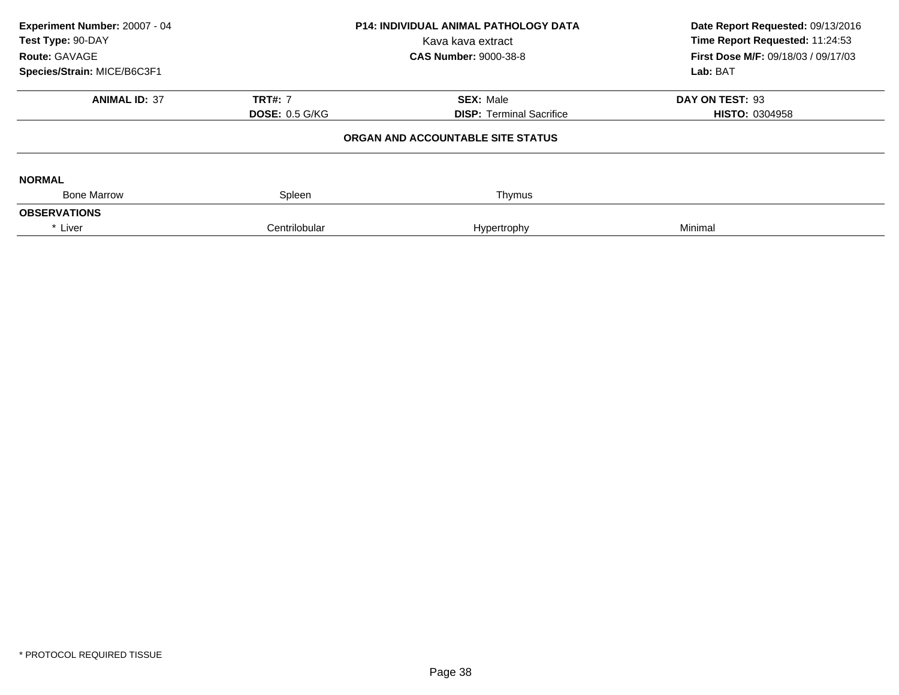**Experiment Number:** 20007 - 04
**Test Type:** 90-DAY
**Route:** GAVAGE
**Species/Strain:** MICE/B6C3F1

**P14: INDIVIDUAL ANIMAL PATHOLOGY DATA**
Kava kava extract
**CAS Number:** 9000-38-8

**Date Report Requested:** 09/13/2016
**Time Report Requested:** 11:24:53
**First Dose M/F:** 09/18/03 / 09/17/03
**Lab:** BAT

| **ANIMAL ID:** 37 | **TRT#:** 7 | **SEX:** Male | **DAY ON TEST:** 93 |
|---|---|---|---|
| | **DOSE:** 0.5 G/KG | **DISP:** Terminal Sacrifice | **HISTO:** 0304958 |

**ORGAN AND ACCOUNTABLE SITE STATUS**

| | | | |
|---|---|---|---|
| **NORMAL** | | | |
| Bone Marrow | Spleen | Thymus | |
| **OBSERVATIONS** | | | |
| * Liver | Centrilobular | Hypertrophy | Minimal |

* PROTOCOL REQUIRED TISSUE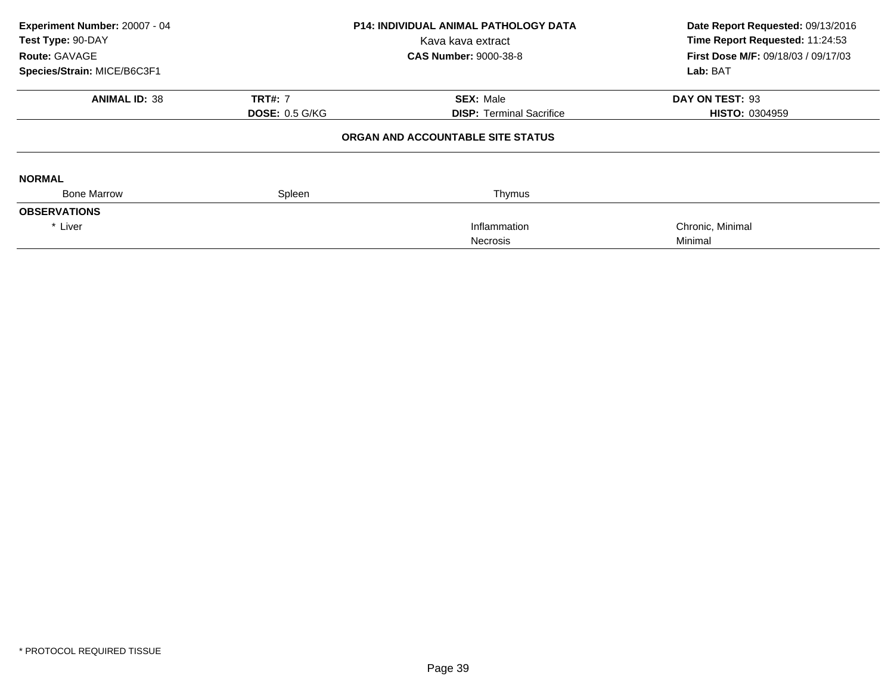**Experiment Number:** 20007 - 04
**Test Type:** 90-DAY
**Route:** GAVAGE
**Species/Strain:** MICE/B6C3F1

**P14: INDIVIDUAL ANIMAL PATHOLOGY DATA**
Kava kava extract
**CAS Number:** 9000-38-8

**Date Report Requested:** 09/13/2016
**Time Report Requested:** 11:24:53
**First Dose M/F:** 09/18/03 / 09/17/03
**Lab:** BAT

| **ANIMAL ID:** 38 | **TRT#:** 7 | **SEX:** Male | **DAY ON TEST:** 93 |
|---|---|---|---|
| | **DOSE:** 0.5 G/KG | **DISP:** Terminal Sacrifice | **HISTO:** 0304959 |

**ORGAN AND ACCOUNTABLE SITE STATUS**

**NORMAL**

| Bone Marrow | Spleen | Thymus | |
|---|---|---|---|

**OBSERVATIONS**

| | | | |
|---|---|---|---|
| * Liver | | Inflammation | Chronic, Minimal |
| | | Necrosis | Minimal |

* PROTOCOL REQUIRED TISSUE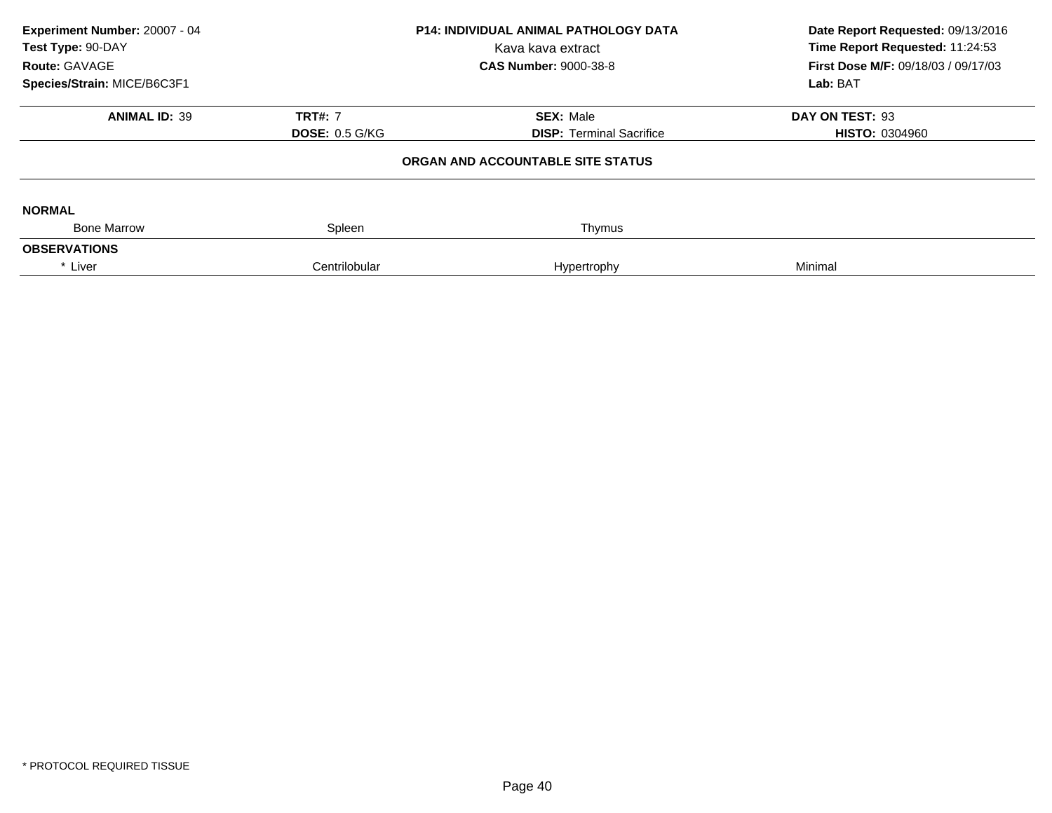**Experiment Number:** 20007 - 04
**Test Type:** 90-DAY
**Route:** GAVAGE
**Species/Strain:** MICE/B6C3F1

**P14: INDIVIDUAL ANIMAL PATHOLOGY DATA**
Kava kava extract
**CAS Number:** 9000-38-8

**Date Report Requested:** 09/13/2016
**Time Report Requested:** 11:24:53
**First Dose M/F:** 09/18/03 / 09/17/03
**Lab:** BAT

| **ANIMAL ID:** 39 | **TRT#:** 7 | **SEX:** Male | **DAY ON TEST:** 93 |
|---|---|---|---|
| | **DOSE:** 0.5 G/KG | **DISP:** Terminal Sacrifice | **HISTO:** 0304960 |

**ORGAN AND ACCOUNTABLE SITE STATUS**

| | | | |
|---|---|---|---|
| **NORMAL** | | | |
| Bone Marrow | Spleen | Thymus | |
| **OBSERVATIONS** | | | |
| * Liver | Centrilobular | Hypertrophy | Minimal |

* PROTOCOL REQUIRED TISSUE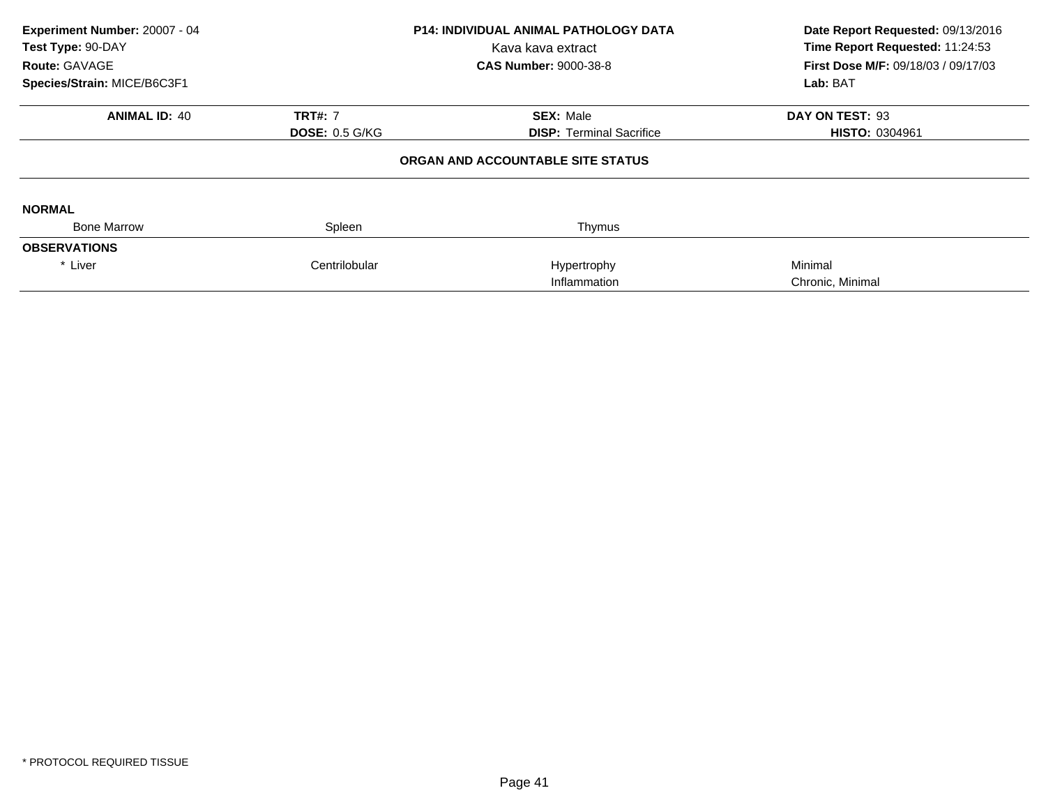**Experiment Number:** 20007 - 04
**Test Type:** 90-DAY
**Route:** GAVAGE
**Species/Strain:** MICE/B6C3F1

**P14: INDIVIDUAL ANIMAL PATHOLOGY DATA**
Kava kava extract
**CAS Number:** 9000-38-8

**Date Report Requested:** 09/13/2016
**Time Report Requested:** 11:24:53
**First Dose M/F:** 09/18/03 / 09/17/03
**Lab:** BAT

| **ANIMAL ID:** 40 | **TRT#:** 7 | **SEX:** Male | **DAY ON TEST:** 93 |
|---|---|---|---|
| | **DOSE:** 0.5 G/KG | **DISP:** Terminal Sacrifice | **HISTO:** 0304961 |

**ORGAN AND ACCOUNTABLE SITE STATUS**

**NORMAL**

| Bone Marrow | Spleen | Thymus | |
|---|---|---|---|

**OBSERVATIONS**

| | | | |
|---|---|---|---|
| * Liver | Centrilobular | Hypertrophy | Minimal |
| | | Inflammation | Chronic, Minimal |

* PROTOCOL REQUIRED TISSUE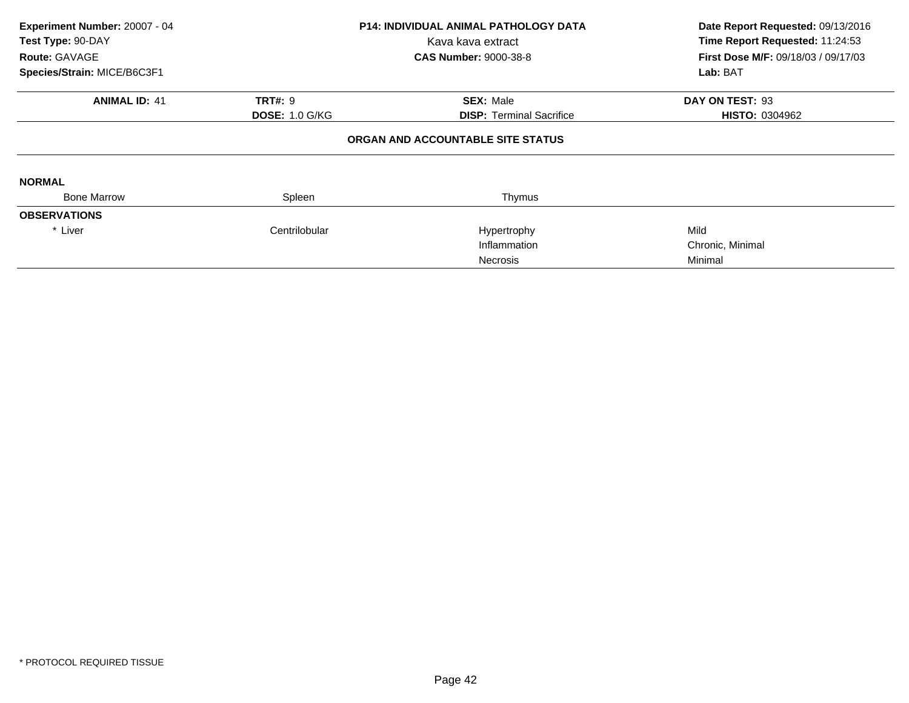**Experiment Number:** 20007 - 04
**Test Type:** 90-DAY
**Route:** GAVAGE
**Species/Strain:** MICE/B6C3F1

**P14: INDIVIDUAL ANIMAL PATHOLOGY DATA**
Kava kava extract
**CAS Number:** 9000-38-8

**Date Report Requested:** 09/13/2016
**Time Report Requested:** 11:24:53
**First Dose M/F:** 09/18/03 / 09/17/03
**Lab:** BAT

| **ANIMAL ID:** 41 | **TRT#:** 9 | **SEX:** Male | **DAY ON TEST:** 93 |
|---|---|---|---|
| | **DOSE:** 1.0 G/KG | **DISP:** Terminal Sacrifice | **HISTO:** 0304962 |

**ORGAN AND ACCOUNTABLE SITE STATUS**

**NORMAL**

| Bone Marrow | Spleen | Thymus | |
|---|---|---|---|

**OBSERVATIONS**

| | | | |
|---|---|---|---|
| * Liver | Centrilobular | Hypertrophy | Mild |
| | | Inflammation | Chronic, Minimal |
| | | Necrosis | Minimal |

* PROTOCOL REQUIRED TISSUE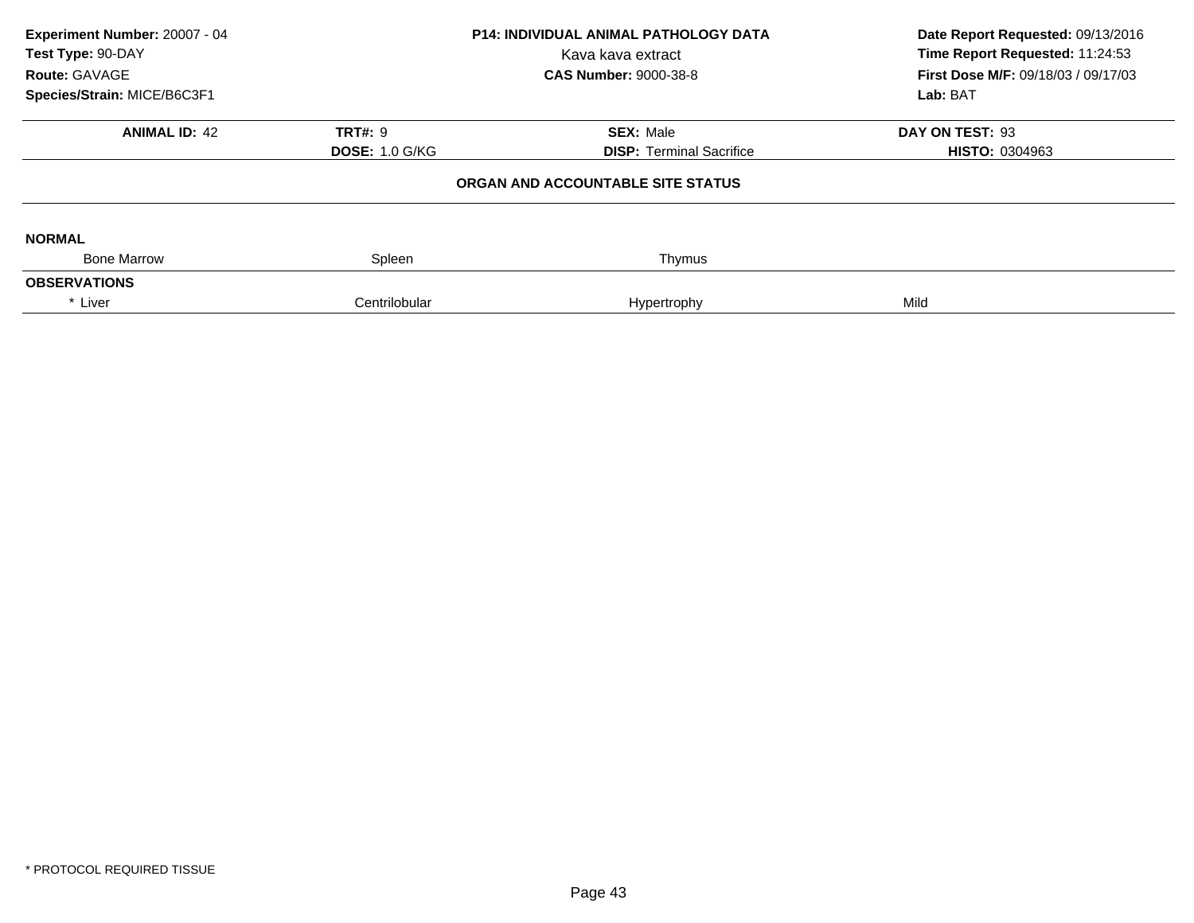**Experiment Number:** 20007 - 04
**Test Type:** 90-DAY
**Route:** GAVAGE
**Species/Strain:** MICE/B6C3F1

**P14: INDIVIDUAL ANIMAL PATHOLOGY DATA**
Kava kava extract
**CAS Number:** 9000-38-8

**Date Report Requested:** 09/13/2016
**Time Report Requested:** 11:24:53
**First Dose M/F:** 09/18/03 / 09/17/03
**Lab:** BAT

| **ANIMAL ID:** 42 | **TRT#:** 9 | **SEX:** Male | **DAY ON TEST:** 93 |
|---|---|---|---|
| | **DOSE:** 1.0 G/KG | **DISP:** Terminal Sacrifice | **HISTO:** 0304963 |

**ORGAN AND ACCOUNTABLE SITE STATUS**

**NORMAL**

| Bone Marrow | Spleen | Thymus | |
|---|---|---|---|

**OBSERVATIONS**

| * Liver | Centrilobular | Hypertrophy | Mild |
|---|---|---|---|

* PROTOCOL REQUIRED TISSUE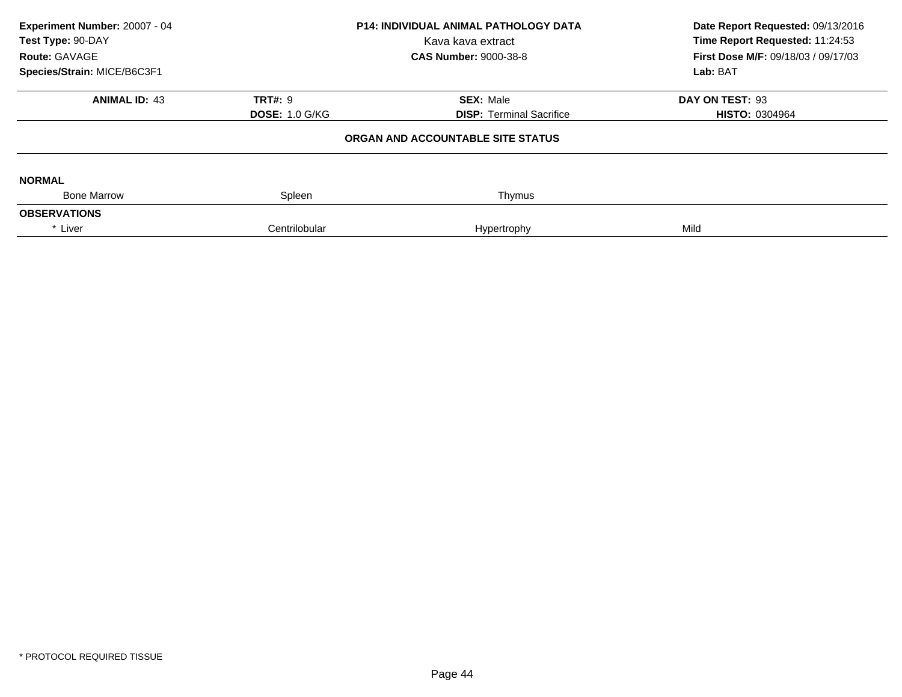**Experiment Number:** 20007 - 04
**Test Type:** 90-DAY
**Route:** GAVAGE
**Species/Strain:** MICE/B6C3F1

**P14: INDIVIDUAL ANIMAL PATHOLOGY DATA**
Kava kava extract
**CAS Number:** 9000-38-8

**Date Report Requested:** 09/13/2016
**Time Report Requested:** 11:24:53
**First Dose M/F:** 09/18/03 / 09/17/03
**Lab:** BAT

| **ANIMAL ID:** 43 | **TRT#:** 9 | **SEX:** Male | **DAY ON TEST:** 93 |
|---|---|---|---|
| | **DOSE:** 1.0 G/KG | **DISP:** Terminal Sacrifice | **HISTO:** 0304964 |

### ORGAN AND ACCOUNTABLE SITE STATUS

**NORMAL**

| Bone Marrow | Spleen | Thymus | |
|---|---|---|---|

**OBSERVATIONS**

| * Liver | Centrilobular | Hypertrophy | Mild |
|---|---|---|---|

\* PROTOCOL REQUIRED TISSUE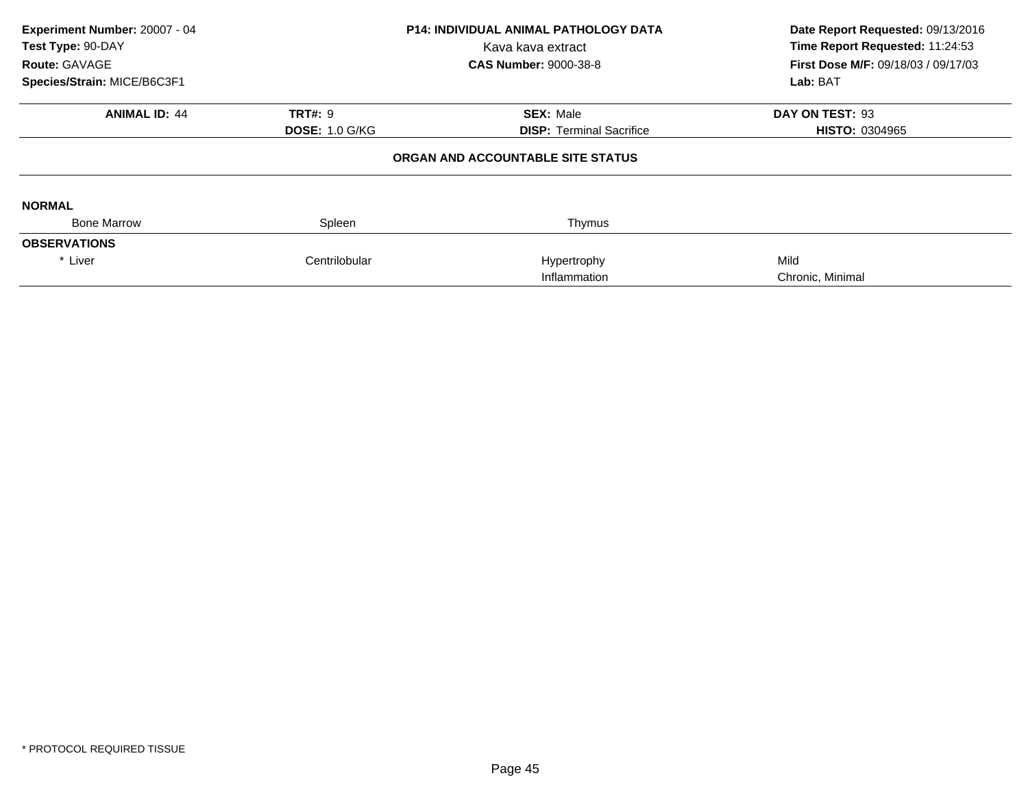**Experiment Number:** 20007 - 04
**Test Type:** 90-DAY
**Route:** GAVAGE
**Species/Strain:** MICE/B6C3F1

**P14: INDIVIDUAL ANIMAL PATHOLOGY DATA**
Kava kava extract
**CAS Number:** 9000-38-8

**Date Report Requested:** 09/13/2016
**Time Report Requested:** 11:24:53
**First Dose M/F:** 09/18/03 / 09/17/03
**Lab:** BAT

| **ANIMAL ID:** 44 | **TRT#:** 9 | **SEX:** Male | **DAY ON TEST:** 93 |
|---|---|---|---|
| | **DOSE:** 1.0 G/KG | **DISP:** Terminal Sacrifice | **HISTO:** 0304965 |

**ORGAN AND ACCOUNTABLE SITE STATUS**

**NORMAL**

| Bone Marrow | Spleen | Thymus | |
|---|---|---|---|

**OBSERVATIONS**

| | | | |
|---|---|---|---|
| * Liver | Centrilobular | Hypertrophy | Mild |
| | | Inflammation | Chronic, Minimal |

* PROTOCOL REQUIRED TISSUE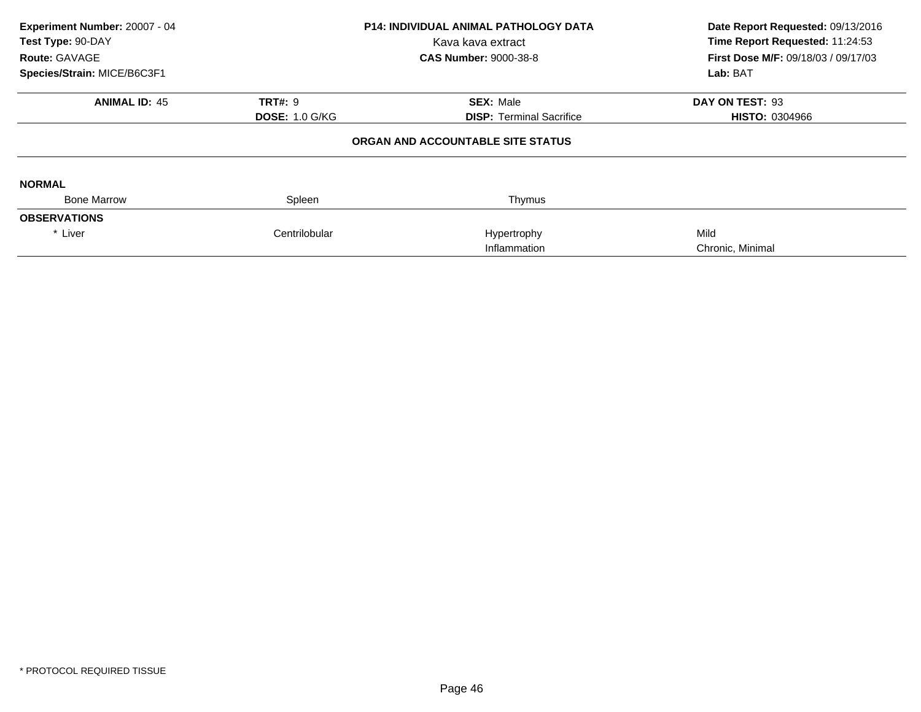**Experiment Number:** 20007 - 04
**Test Type:** 90-DAY
**Route:** GAVAGE
**Species/Strain:** MICE/B6C3F1

**P14: INDIVIDUAL ANIMAL PATHOLOGY DATA**
Kava kava extract
**CAS Number:** 9000-38-8

**Date Report Requested:** 09/13/2016
**Time Report Requested:** 11:24:53
**First Dose M/F:** 09/18/03 / 09/17/03
**Lab:** BAT

| **ANIMAL ID:** 45 | **TRT#:** 9 | **SEX:** Male | **DAY ON TEST:** 93 |
|---|---|---|---|
| | **DOSE:** 1.0 G/KG | **DISP:** Terminal Sacrifice | **HISTO:** 0304966 |

### ORGAN AND ACCOUNTABLE SITE STATUS

**NORMAL**

| Bone Marrow | Spleen | Thymus | |
|---|---|---|---|

**OBSERVATIONS**

| | | | |
|---|---|---|---|
| * Liver | Centrilobular | Hypertrophy | Mild |
| | | Inflammation | Chronic, Minimal |

* PROTOCOL REQUIRED TISSUE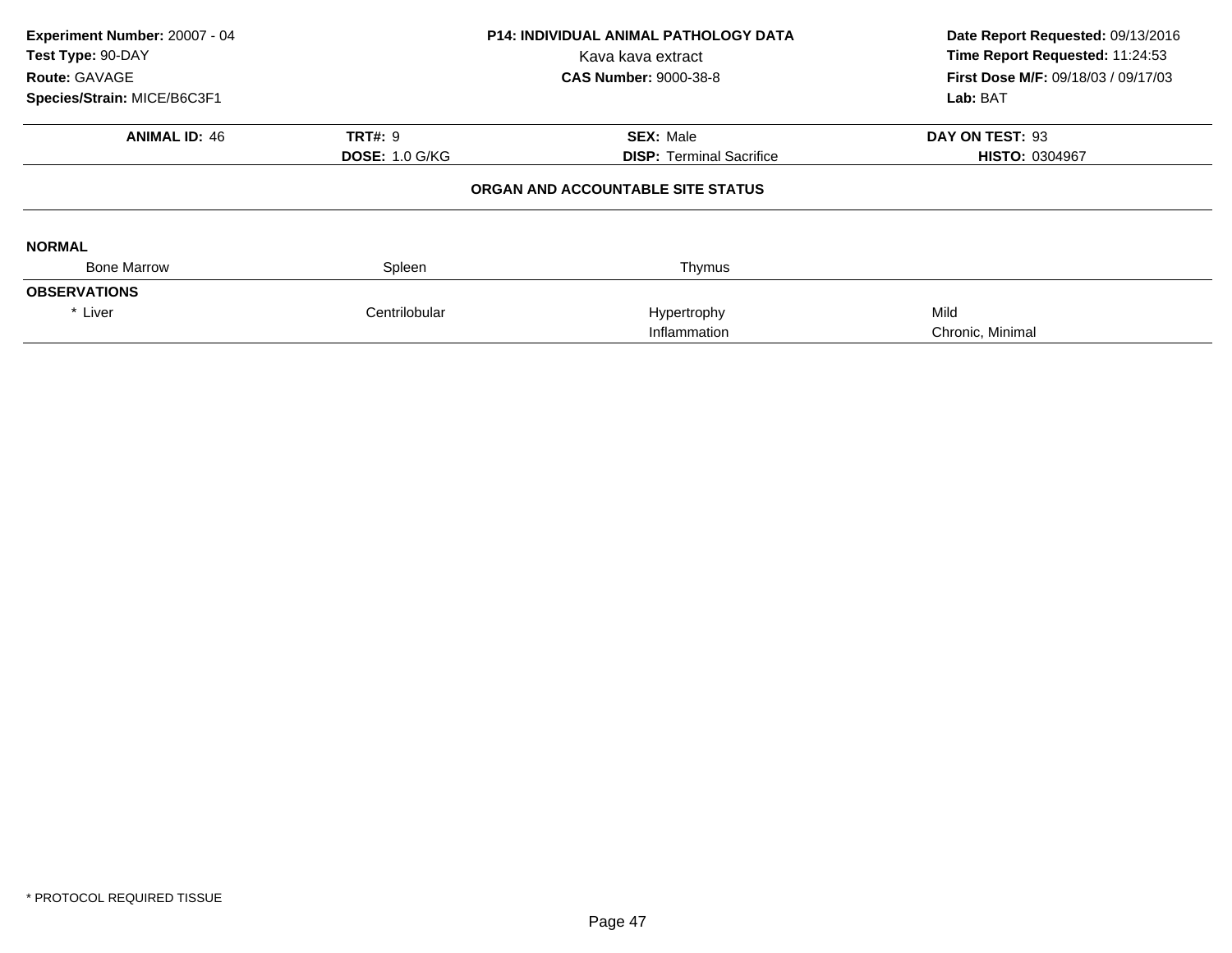| Experiment Number: 20007 - 04 | P14: INDIVIDUAL ANIMAL PATHOLOGY DATA | Date Report Requested: 09/13/2016 |
|---|---|---|
| Test Type: 90-DAY | Kava kava extract | Time Report Requested: 11:24:53 |
| Route: GAVAGE | CAS Number: 9000-38-8 | First Dose M/F: 09/18/03 / 09/17/03 |
| Species/Strain: MICE/B6C3F1 | | Lab: BAT |

| ANIMAL ID: 46 | TRT#: 9 | SEX: Male | DAY ON TEST: 93 |
|---|---|---|---|
| | DOSE: 1.0 G/KG | DISP: Terminal Sacrifice | HISTO: 0304967 |

## ORGAN AND ACCOUNTABLE SITE STATUS

**NORMAL**

| Bone Marrow | Spleen | Thymus | |
|---|---|---|---|

**OBSERVATIONS**

| | | | |
|---|---|---|---|
| * Liver | Centrilobular | Hypertrophy | Mild |
| | | Inflammation | Chronic, Minimal |

* PROTOCOL REQUIRED TISSUE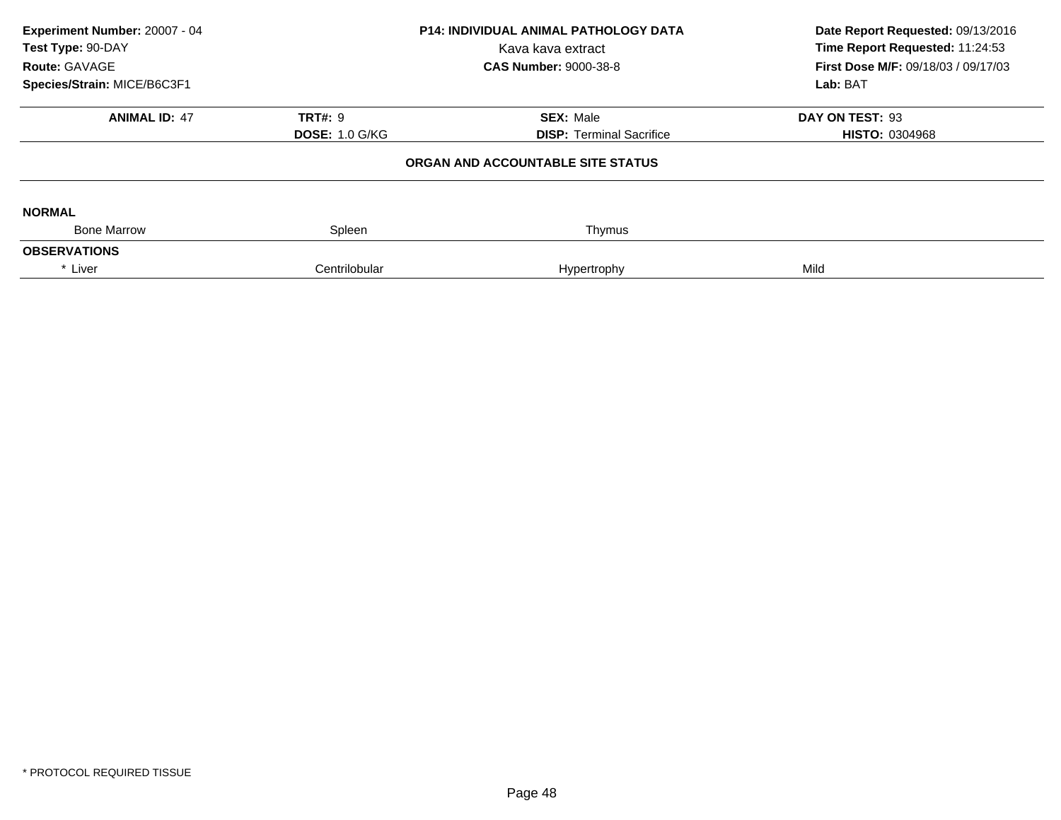**Experiment Number:** 20007 - 04
**Test Type:** 90-DAY
**Route:** GAVAGE
**Species/Strain:** MICE/B6C3F1

**P14: INDIVIDUAL ANIMAL PATHOLOGY DATA**
Kava kava extract
**CAS Number:** 9000-38-8

**Date Report Requested:** 09/13/2016
**Time Report Requested:** 11:24:53
**First Dose M/F:** 09/18/03 / 09/17/03
**Lab:** BAT

| **ANIMAL ID:** 47 | **TRT#:** 9 | **SEX:** Male | **DAY ON TEST:** 93 |
|---|---|---|---|
| | **DOSE:** 1.0 G/KG | **DISP:** Terminal Sacrifice | **HISTO:** 0304968 |

**ORGAN AND ACCOUNTABLE SITE STATUS**

**NORMAL**

| Bone Marrow | Spleen | Thymus | |
|---|---|---|---|

**OBSERVATIONS**

| * Liver | Centrilobular | Hypertrophy | Mild |
|---|---|---|---|

* PROTOCOL REQUIRED TISSUE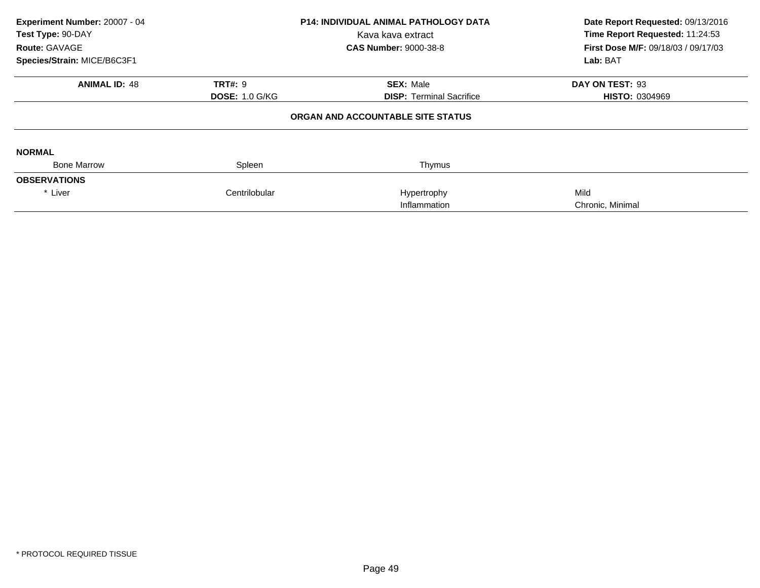**Experiment Number:** 20007 - 04
**Test Type:** 90-DAY
**Route:** GAVAGE
**Species/Strain:** MICE/B6C3F1

**P14: INDIVIDUAL ANIMAL PATHOLOGY DATA**
Kava kava extract
**CAS Number:** 9000-38-8

**Date Report Requested:** 09/13/2016
**Time Report Requested:** 11:24:53
**First Dose M/F:** 09/18/03 / 09/17/03
**Lab:** BAT

| **ANIMAL ID:** 48 | **TRT#:** 9 | **SEX:** Male | **DAY ON TEST:** 93 |
|---|---|---|---|
| | **DOSE:** 1.0 G/KG | **DISP:** Terminal Sacrifice | **HISTO:** 0304969 |

**ORGAN AND ACCOUNTABLE SITE STATUS**

**NORMAL**

| Bone Marrow | Spleen | Thymus | |
|---|---|---|---|

**OBSERVATIONS**

| | | | |
|---|---|---|---|
| * Liver | Centrilobular | Hypertrophy | Mild |
| | | Inflammation | Chronic, Minimal |

* PROTOCOL REQUIRED TISSUE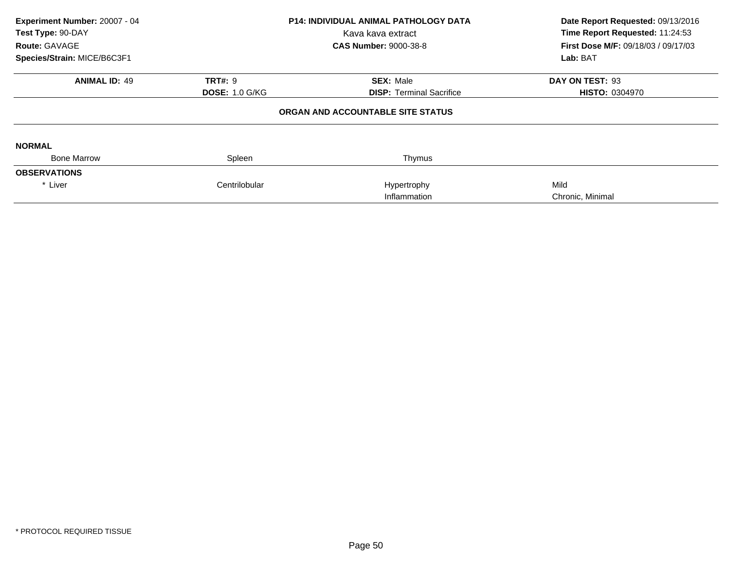**Experiment Number:** 20007 - 04
**Test Type:** 90-DAY
**Route:** GAVAGE
**Species/Strain:** MICE/B6C3F1

**P14: INDIVIDUAL ANIMAL PATHOLOGY DATA**
Kava kava extract
**CAS Number:** 9000-38-8

**Date Report Requested:** 09/13/2016
**Time Report Requested:** 11:24:53
**First Dose M/F:** 09/18/03 / 09/17/03
**Lab:** BAT

| **ANIMAL ID:** 49 | **TRT#:** 9 | **SEX:** Male | **DAY ON TEST:** 93 |
|---|---|---|---|
| | **DOSE:** 1.0 G/KG | **DISP:** Terminal Sacrifice | **HISTO:** 0304970 |

**ORGAN AND ACCOUNTABLE SITE STATUS**

**NORMAL**

| Bone Marrow | Spleen | Thymus | |
|---|---|---|---|

**OBSERVATIONS**

| | | | |
|---|---|---|---|
| * Liver | Centrilobular | Hypertrophy | Mild |
| | | Inflammation | Chronic, Minimal |

\* PROTOCOL REQUIRED TISSUE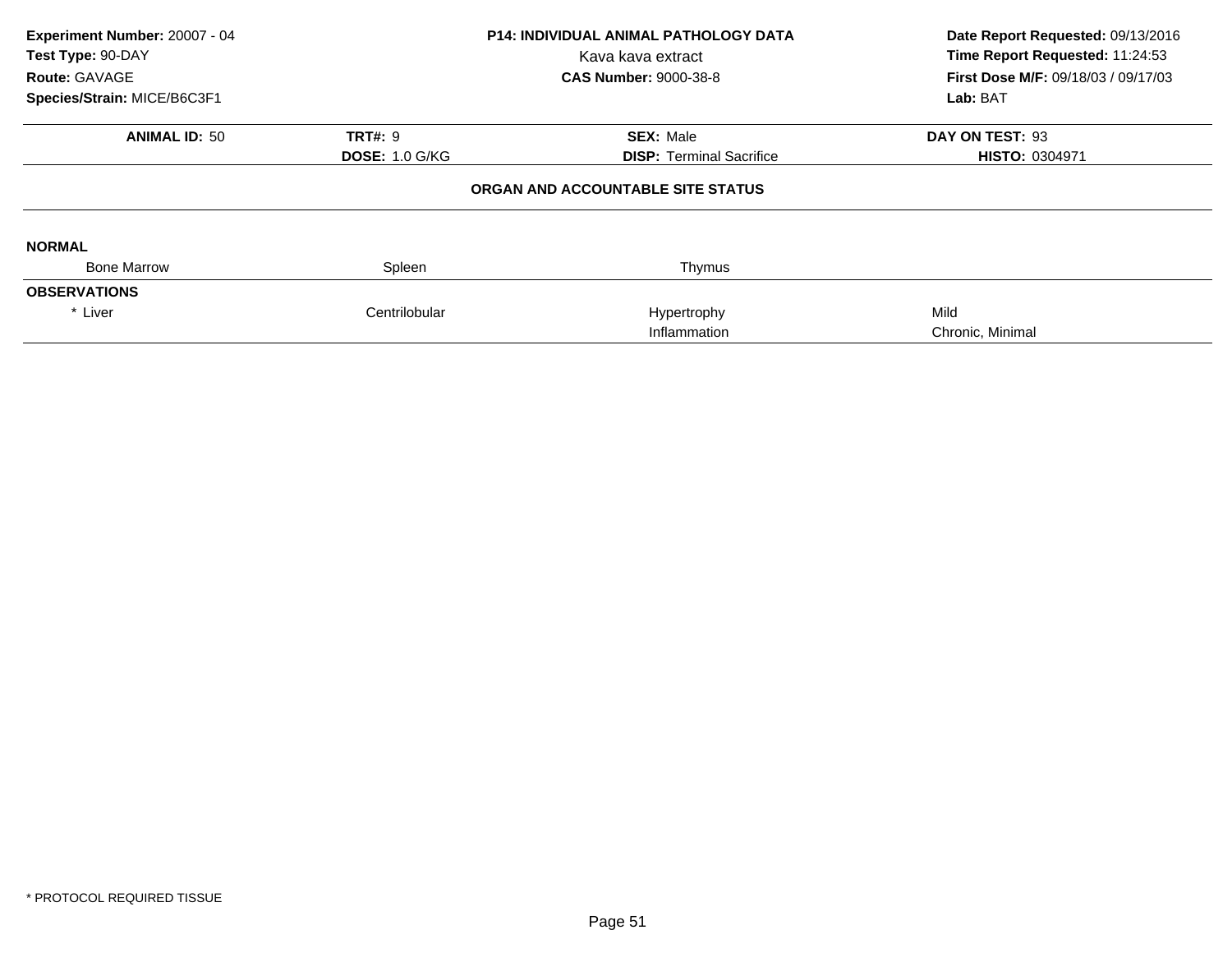**Experiment Number:** 20007 - 04
**Test Type:** 90-DAY
**Route:** GAVAGE
**Species/Strain:** MICE/B6C3F1

**P14: INDIVIDUAL ANIMAL PATHOLOGY DATA**
Kava kava extract
**CAS Number:** 9000-38-8

**Date Report Requested:** 09/13/2016
**Time Report Requested:** 11:24:53
**First Dose M/F:** 09/18/03 / 09/17/03
**Lab:** BAT

| **ANIMAL ID:** 50 | **TRT#:** 9 | **SEX:** Male | **DAY ON TEST:** 93 |
|---|---|---|---|
| | **DOSE:** 1.0 G/KG | **DISP:** Terminal Sacrifice | **HISTO:** 0304971 |

**ORGAN AND ACCOUNTABLE SITE STATUS**

**NORMAL**

| Bone Marrow | Spleen | Thymus | |
|---|---|---|---|

**OBSERVATIONS**

| | | | |
|---|---|---|---|
| * Liver | Centrilobular | Hypertrophy | Mild |
| | | Inflammation | Chronic, Minimal |

* PROTOCOL REQUIRED TISSUE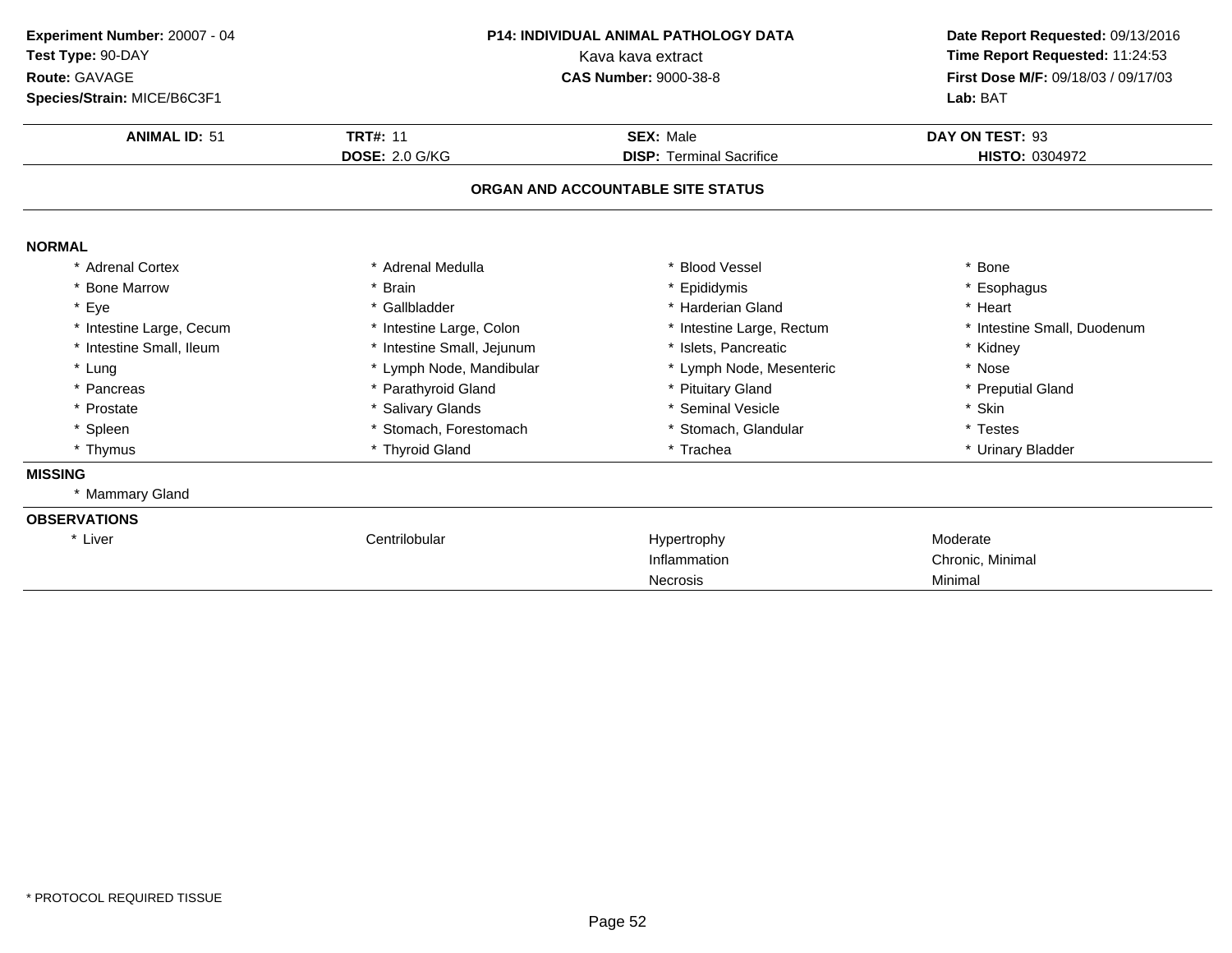**Experiment Number:** 20007 - 04
**Test Type:** 90-DAY
**Route:** GAVAGE
**Species/Strain:** MICE/B6C3F1

**P14: INDIVIDUAL ANIMAL PATHOLOGY DATA**
Kava kava extract
**CAS Number:** 9000-38-8

**Date Report Requested:** 09/13/2016
**Time Report Requested:** 11:24:53
**First Dose M/F:** 09/18/03 / 09/17/03
**Lab:** BAT

| **ANIMAL ID:** 51 | **TRT#:** 11 | **SEX:** Male | **DAY ON TEST:** 93 |
|---|---|---|---|
| | **DOSE:** 2.0 G/KG | **DISP:** Terminal Sacrifice | **HISTO:** 0304972 |

**ORGAN AND ACCOUNTABLE SITE STATUS**

**NORMAL**

| | | | |
|---|---|---|---|
| * Adrenal Cortex | * Adrenal Medulla | * Blood Vessel | * Bone |
| * Bone Marrow | * Brain | * Epididymis | * Esophagus |
| * Eye | * Gallbladder | * Harderian Gland | * Heart |
| * Intestine Large, Cecum | * Intestine Large, Colon | * Intestine Large, Rectum | * Intestine Small, Duodenum |
| * Intestine Small, Ileum | * Intestine Small, Jejunum | * Islets, Pancreatic | * Kidney |
| * Lung | * Lymph Node, Mandibular | * Lymph Node, Mesenteric | * Nose |
| * Pancreas | * Parathyroid Gland | * Pituitary Gland | * Preputial Gland |
| * Prostate | * Salivary Glands | * Seminal Vesicle | * Skin |
| * Spleen | * Stomach, Forestomach | * Stomach, Glandular | * Testes |
| * Thymus | * Thyroid Gland | * Trachea | * Urinary Bladder |

**MISSING**

* Mammary Gland

**OBSERVATIONS**

| | | | |
|---|---|---|---|
| * Liver | Centrilobular | Hypertrophy | Moderate |
| | | Inflammation | Chronic, Minimal |
| | | Necrosis | Minimal |

\* PROTOCOL REQUIRED TISSUE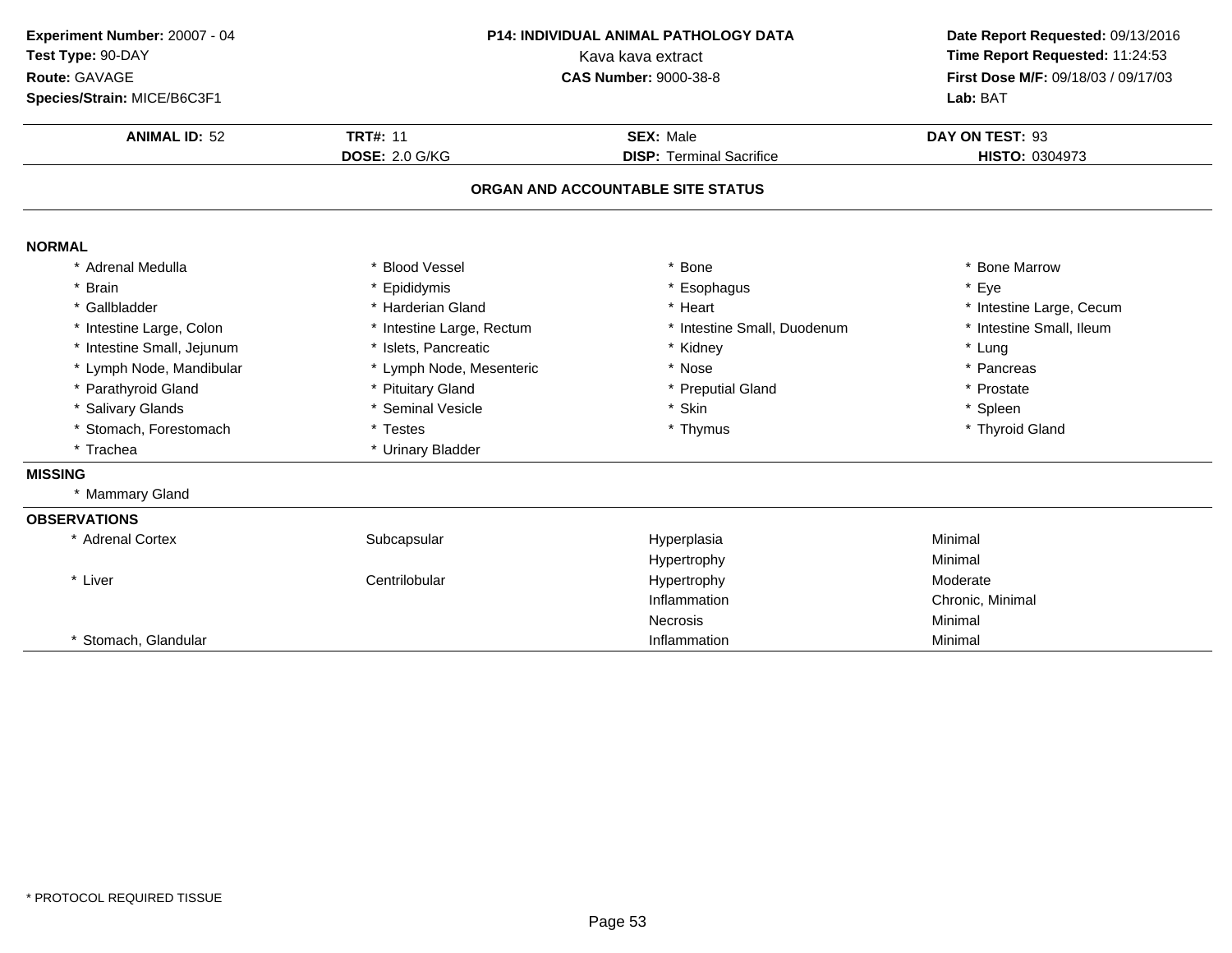**Experiment Number:** 20007 - 04
**Test Type:** 90-DAY
**Route:** GAVAGE
**Species/Strain:** MICE/B6C3F1

**P14: INDIVIDUAL ANIMAL PATHOLOGY DATA**
Kava kava extract
**CAS Number:** 9000-38-8

**Date Report Requested:** 09/13/2016
**Time Report Requested:** 11:24:53
**First Dose M/F:** 09/18/03 / 09/17/03
**Lab:** BAT

| **ANIMAL ID:** 52 | **TRT#:** 11 | **SEX:** Male | **DAY ON TEST:** 93 |
|---|---|---|---|
| | **DOSE:** 2.0 G/KG | **DISP:** Terminal Sacrifice | **HISTO:** 0304973 |

## ORGAN AND ACCOUNTABLE SITE STATUS

**NORMAL**

| | | | |
|---|---|---|---|
| * Adrenal Medulla | * Blood Vessel | * Bone | * Bone Marrow |
| * Brain | * Epididymis | * Esophagus | * Eye |
| * Gallbladder | * Harderian Gland | * Heart | * Intestine Large, Cecum |
| * Intestine Large, Colon | * Intestine Large, Rectum | * Intestine Small, Duodenum | * Intestine Small, Ileum |
| * Intestine Small, Jejunum | * Islets, Pancreatic | * Kidney | * Lung |
| * Lymph Node, Mandibular | * Lymph Node, Mesenteric | * Nose | * Pancreas |
| * Parathyroid Gland | * Pituitary Gland | * Preputial Gland | * Prostate |
| * Salivary Glands | * Seminal Vesicle | * Skin | * Spleen |
| * Stomach, Forestomach | * Testes | * Thymus | * Thyroid Gland |
| * Trachea | * Urinary Bladder | | |

**MISSING**

* Mammary Gland

**OBSERVATIONS**

| | | | |
|---|---|---|---|
| * Adrenal Cortex | Subcapsular | Hyperplasia | Minimal |
| | | Hypertrophy | Minimal |
| * Liver | Centrilobular | Hypertrophy | Moderate |
| | | Inflammation | Chronic, Minimal |
| | | Necrosis | Minimal |
| * Stomach, Glandular | | Inflammation | Minimal |

* PROTOCOL REQUIRED TISSUE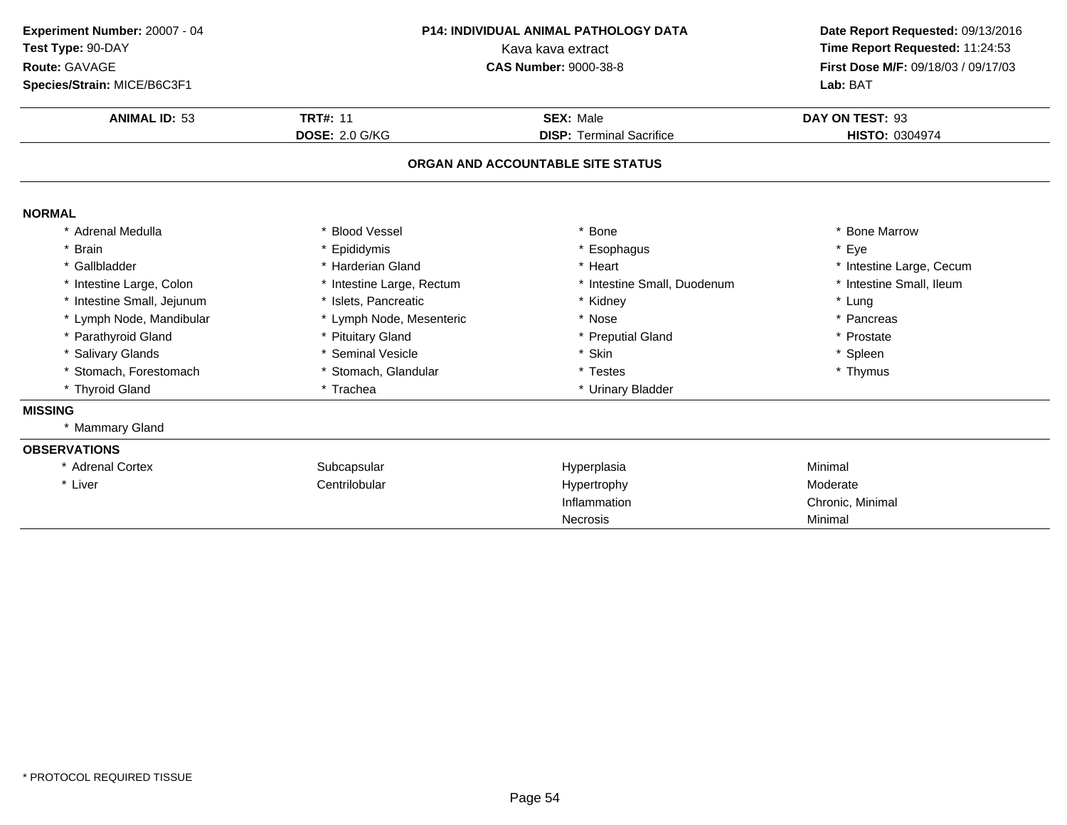**Experiment Number:** 20007 - 04
**Test Type:** 90-DAY
**Route:** GAVAGE
**Species/Strain:** MICE/B6C3F1

**P14: INDIVIDUAL ANIMAL PATHOLOGY DATA**
Kava kava extract
**CAS Number:** 9000-38-8

**Date Report Requested:** 09/13/2016
**Time Report Requested:** 11:24:53
**First Dose M/F:** 09/18/03 / 09/17/03
**Lab:** BAT

| **ANIMAL ID:** 53 | **TRT#:** 11 | **SEX:** Male | **DAY ON TEST:** 93 |
|---|---|---|---|
| | **DOSE:** 2.0 G/KG | **DISP:** Terminal Sacrifice | **HISTO:** 0304974 |

## ORGAN AND ACCOUNTABLE SITE STATUS

**NORMAL**

| | | | |
|---|---|---|---|
| * Adrenal Medulla | * Blood Vessel | * Bone | * Bone Marrow |
| * Brain | * Epididymis | * Esophagus | * Eye |
| * Gallbladder | * Harderian Gland | * Heart | * Intestine Large, Cecum |
| * Intestine Large, Colon | * Intestine Large, Rectum | * Intestine Small, Duodenum | * Intestine Small, Ileum |
| * Intestine Small, Jejunum | * Islets, Pancreatic | * Kidney | * Lung |
| * Lymph Node, Mandibular | * Lymph Node, Mesenteric | * Nose | * Pancreas |
| * Parathyroid Gland | * Pituitary Gland | * Preputial Gland | * Prostate |
| * Salivary Glands | * Seminal Vesicle | * Skin | * Spleen |
| * Stomach, Forestomach | * Stomach, Glandular | * Testes | * Thymus |
| * Thyroid Gland | * Trachea | * Urinary Bladder | |

**MISSING**

* Mammary Gland

**OBSERVATIONS**

| | | | |
|---|---|---|---|
| * Adrenal Cortex | Subcapsular | Hyperplasia | Minimal |
| * Liver | Centrilobular | Hypertrophy | Moderate |
| | | Inflammation | Chronic, Minimal |
| | | Necrosis | Minimal |

* PROTOCOL REQUIRED TISSUE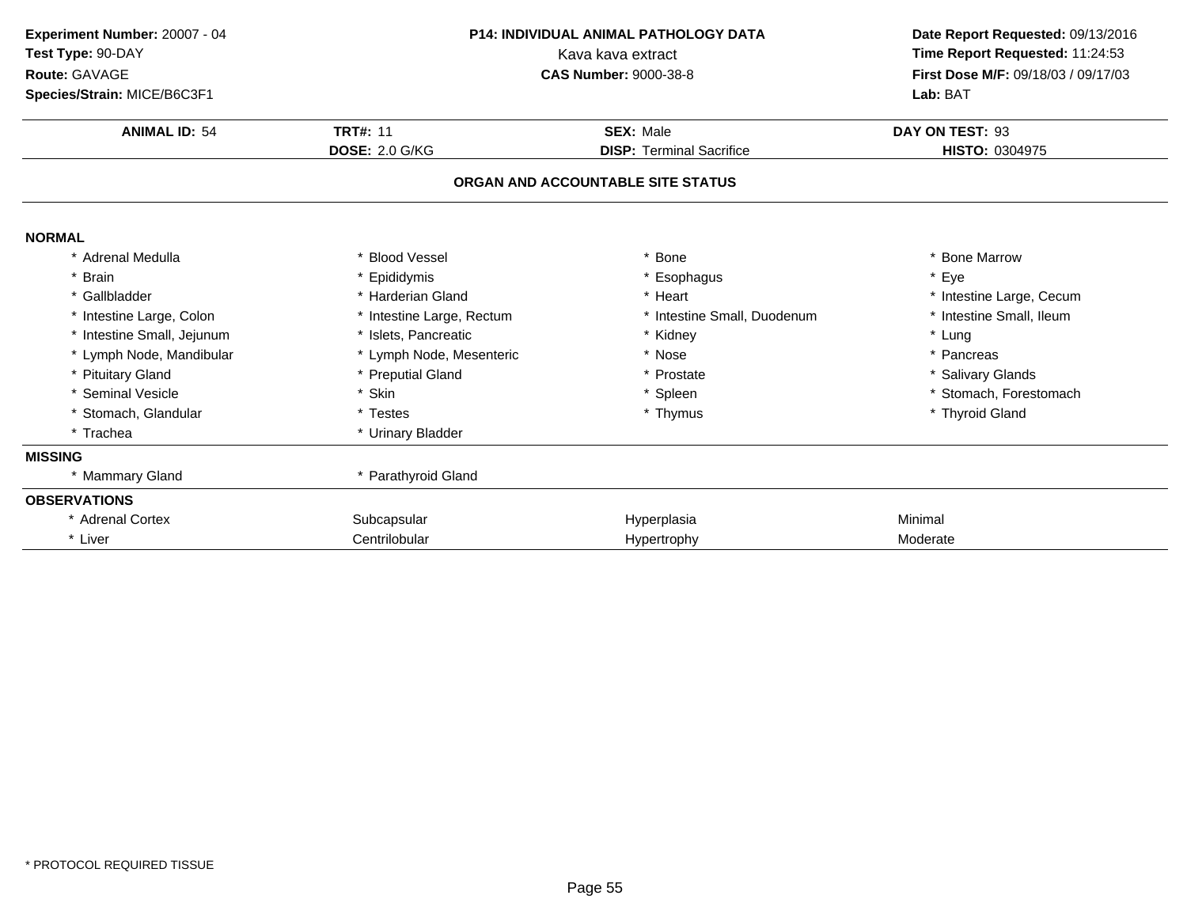**Experiment Number:** 20007 - 04
**Test Type:** 90-DAY
**Route:** GAVAGE
**Species/Strain:** MICE/B6C3F1

**P14: INDIVIDUAL ANIMAL PATHOLOGY DATA**
Kava kava extract
**CAS Number:** 9000-38-8

**Date Report Requested:** 09/13/2016
**Time Report Requested:** 11:24:53
**First Dose M/F:** 09/18/03 / 09/17/03
**Lab:** BAT

| **ANIMAL ID:** 54 | **TRT#:** 11 | **SEX:** Male | **DAY ON TEST:** 93 |
|---|---|---|---|
| | **DOSE:** 2.0 G/KG | **DISP:** Terminal Sacrifice | **HISTO:** 0304975 |

## ORGAN AND ACCOUNTABLE SITE STATUS

**NORMAL**

| | | | |
|---|---|---|---|
| * Adrenal Medulla | * Blood Vessel | * Bone | * Bone Marrow |
| * Brain | * Epididymis | * Esophagus | * Eye |
| * Gallbladder | * Harderian Gland | * Heart | * Intestine Large, Cecum |
| * Intestine Large, Colon | * Intestine Large, Rectum | * Intestine Small, Duodenum | * Intestine Small, Ileum |
| * Intestine Small, Jejunum | * Islets, Pancreatic | * Kidney | * Lung |
| * Lymph Node, Mandibular | * Lymph Node, Mesenteric | * Nose | * Pancreas |
| * Pituitary Gland | * Preputial Gland | * Prostate | * Salivary Glands |
| * Seminal Vesicle | * Skin | * Spleen | * Stomach, Forestomach |
| * Stomach, Glandular | * Testes | * Thymus | * Thyroid Gland |
| * Trachea | * Urinary Bladder | | |

**MISSING**

| | |
|---|---|
| * Mammary Gland | * Parathyroid Gland |

**OBSERVATIONS**

| | | | |
|---|---|---|---|
| * Adrenal Cortex | Subcapsular | Hyperplasia | Minimal |
| * Liver | Centrilobular | Hypertrophy | Moderate |

* PROTOCOL REQUIRED TISSUE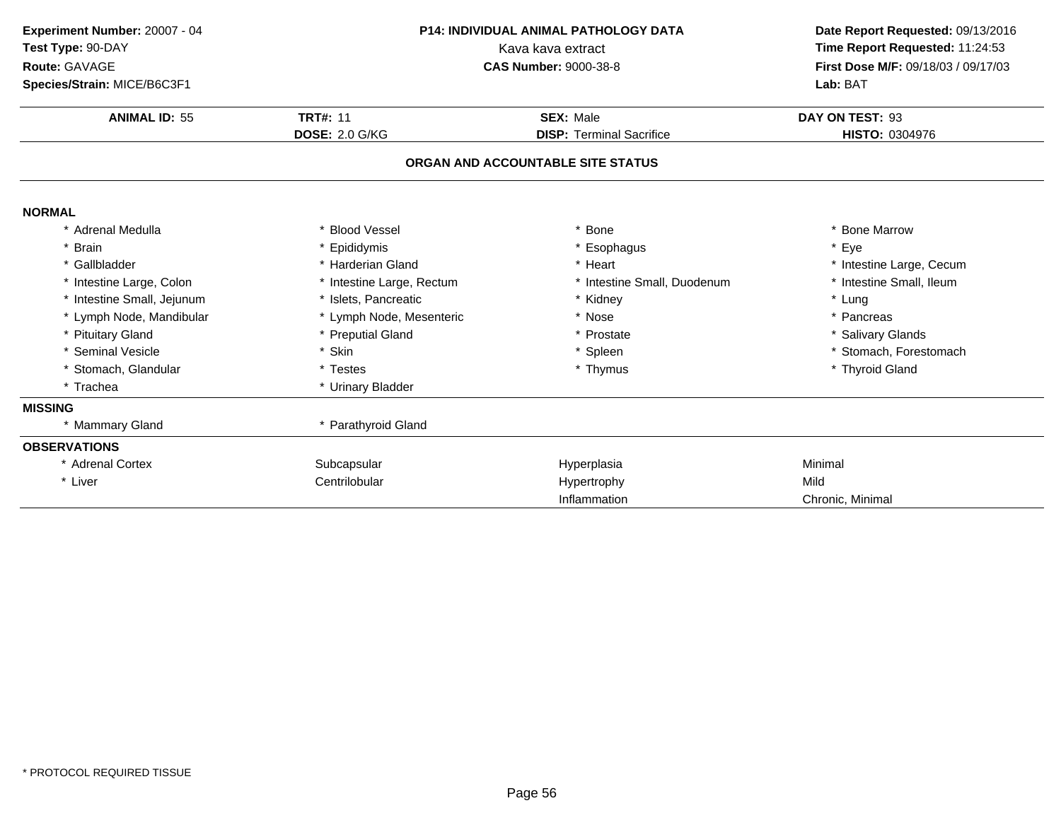**Experiment Number:** 20007 - 04
**Test Type:** 90-DAY
**Route:** GAVAGE
**Species/Strain:** MICE/B6C3F1

**P14: INDIVIDUAL ANIMAL PATHOLOGY DATA**
Kava kava extract
**CAS Number:** 9000-38-8

**Date Report Requested:** 09/13/2016
**Time Report Requested:** 11:24:53
**First Dose M/F:** 09/18/03 / 09/17/03
**Lab:** BAT

| **ANIMAL ID:** 55 | **TRT#:** 11 | **SEX:** Male | **DAY ON TEST:** 93 |
|---|---|---|---|
| | **DOSE:** 2.0 G/KG | **DISP:** Terminal Sacrifice | **HISTO:** 0304976 |

## ORGAN AND ACCOUNTABLE SITE STATUS

**NORMAL**

| | | | |
|---|---|---|---|
| * Adrenal Medulla | * Blood Vessel | * Bone | * Bone Marrow |
| * Brain | * Epididymis | * Esophagus | * Eye |
| * Gallbladder | * Harderian Gland | * Heart | * Intestine Large, Cecum |
| * Intestine Large, Colon | * Intestine Large, Rectum | * Intestine Small, Duodenum | * Intestine Small, Ileum |
| * Intestine Small, Jejunum | * Islets, Pancreatic | * Kidney | * Lung |
| * Lymph Node, Mandibular | * Lymph Node, Mesenteric | * Nose | * Pancreas |
| * Pituitary Gland | * Preputial Gland | * Prostate | * Salivary Glands |
| * Seminal Vesicle | * Skin | * Spleen | * Stomach, Forestomach |
| * Stomach, Glandular | * Testes | * Thymus | * Thyroid Gland |
| * Trachea | * Urinary Bladder | | |

**MISSING**

| | |
|---|---|
| * Mammary Gland | * Parathyroid Gland |

**OBSERVATIONS**

| | | | |
|---|---|---|---|
| * Adrenal Cortex | Subcapsular | Hyperplasia | Minimal |
| * Liver | Centrilobular | Hypertrophy | Mild |
| | | Inflammation | Chronic, Minimal |

\* PROTOCOL REQUIRED TISSUE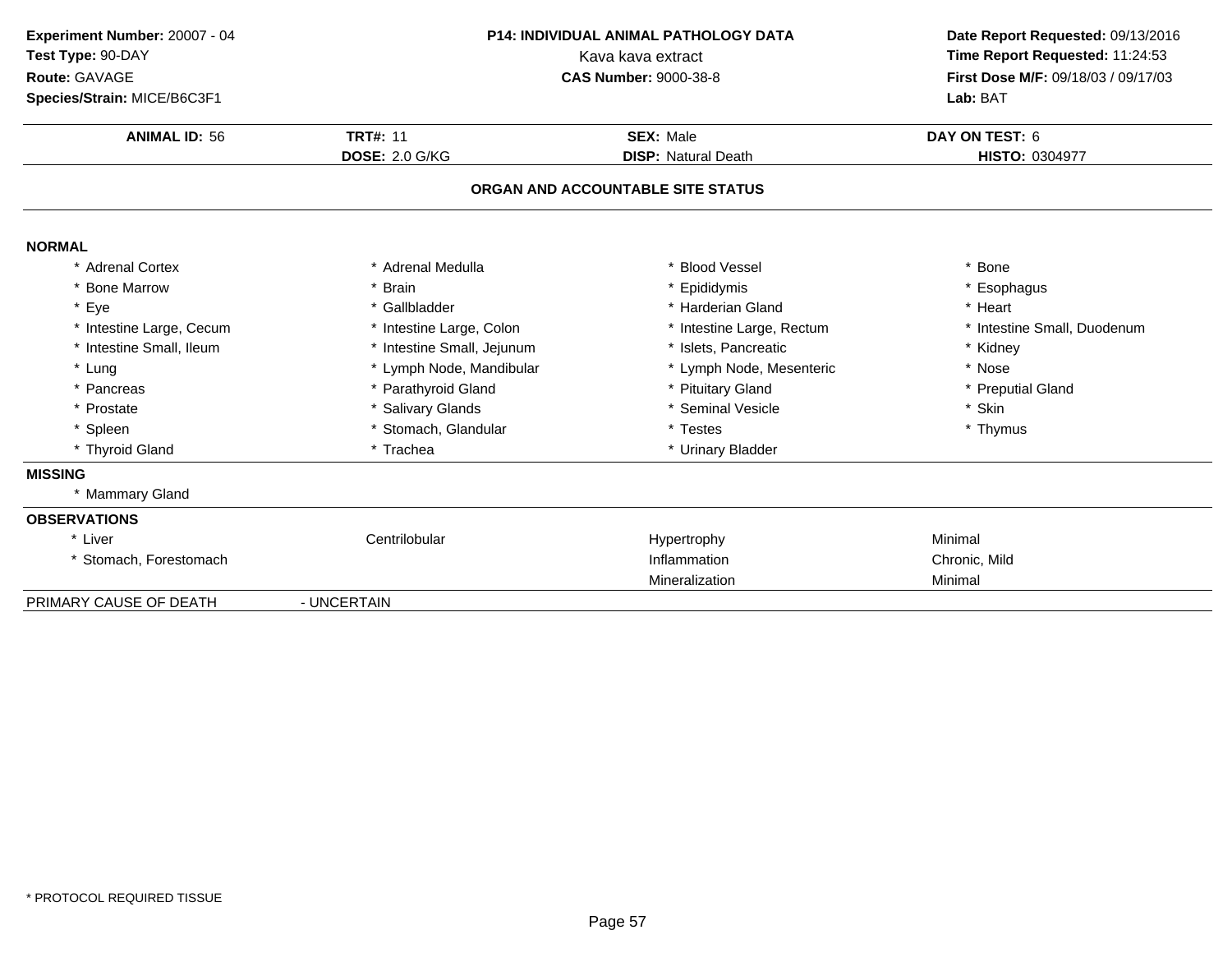**Experiment Number:** 20007 - 04
**Test Type:** 90-DAY
**Route:** GAVAGE
**Species/Strain:** MICE/B6C3F1

**P14: INDIVIDUAL ANIMAL PATHOLOGY DATA**
Kava kava extract
**CAS Number:** 9000-38-8

**Date Report Requested:** 09/13/2016
**Time Report Requested:** 11:24:53
**First Dose M/F:** 09/18/03 / 09/17/03
**Lab:** BAT

| **ANIMAL ID:** 56 | **TRT#:** 11 | **SEX:** Male | **DAY ON TEST:** 6 |
|---|---|---|---|
| | **DOSE:** 2.0 G/KG | **DISP:** Natural Death | **HISTO:** 0304977 |

## ORGAN AND ACCOUNTABLE SITE STATUS

**NORMAL**

| | | | |
|---|---|---|---|
| * Adrenal Cortex | * Adrenal Medulla | * Blood Vessel | * Bone |
| * Bone Marrow | * Brain | * Epididymis | * Esophagus |
| * Eye | * Gallbladder | * Harderian Gland | * Heart |
| * Intestine Large, Cecum | * Intestine Large, Colon | * Intestine Large, Rectum | * Intestine Small, Duodenum |
| * Intestine Small, Ileum | * Intestine Small, Jejunum | * Islets, Pancreatic | * Kidney |
| * Lung | * Lymph Node, Mandibular | * Lymph Node, Mesenteric | * Nose |
| * Pancreas | * Parathyroid Gland | * Pituitary Gland | * Preputial Gland |
| * Prostate | * Salivary Glands | * Seminal Vesicle | * Skin |
| * Spleen | * Stomach, Glandular | * Testes | * Thymus |
| * Thyroid Gland | * Trachea | * Urinary Bladder | |

**MISSING**

* Mammary Gland

**OBSERVATIONS**

| | | | |
|---|---|---|---|
| * Liver | Centrilobular | Hypertrophy | Minimal |
| * Stomach, Forestomach | | Inflammation | Chronic, Mild |
| | | Mineralization | Minimal |

PRIMARY CAUSE OF DEATH - UNCERTAIN

* PROTOCOL REQUIRED TISSUE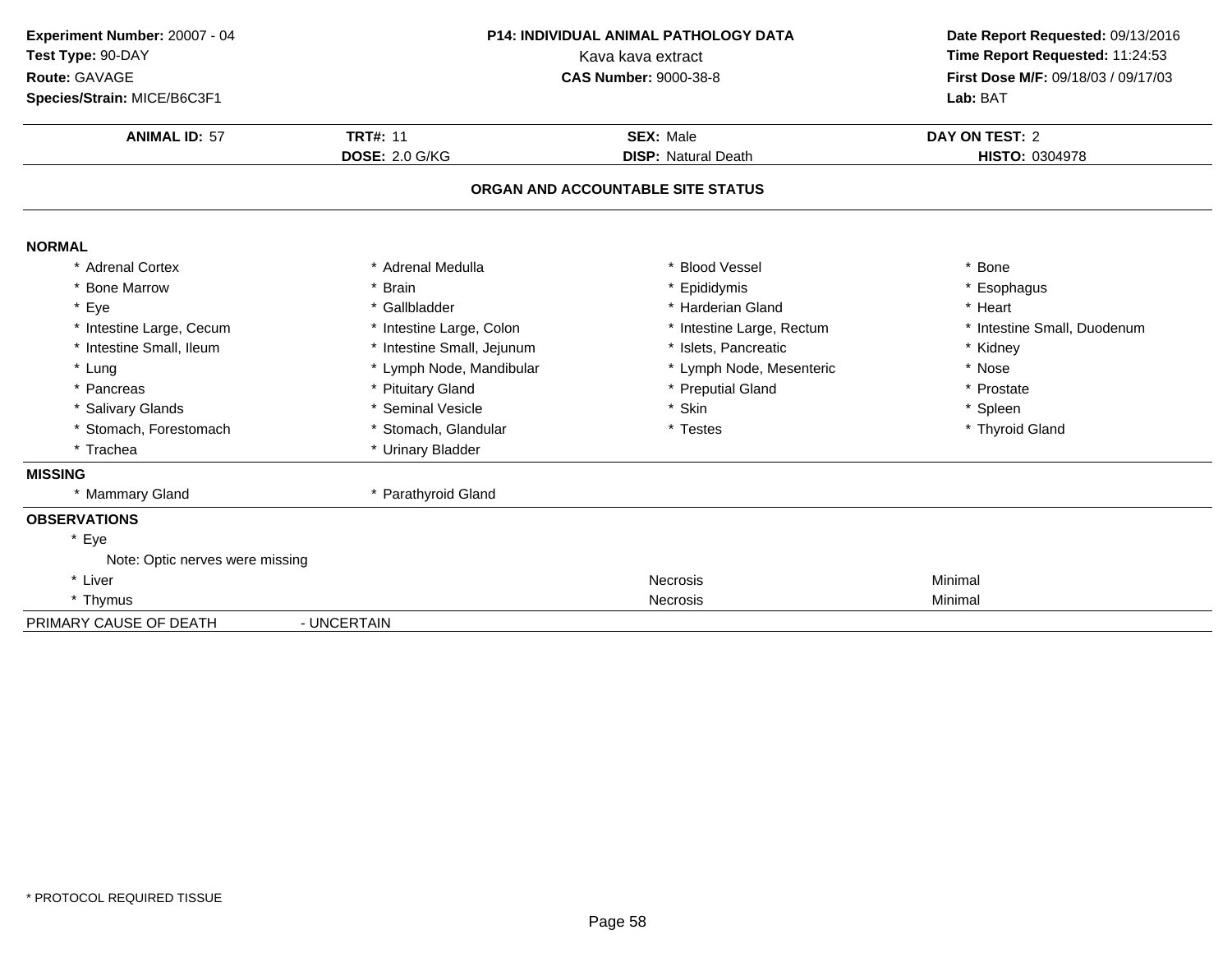**Experiment Number:** 20007 - 04
**Test Type:** 90-DAY
**Route:** GAVAGE
**Species/Strain:** MICE/B6C3F1

**P14: INDIVIDUAL ANIMAL PATHOLOGY DATA**
Kava kava extract
**CAS Number:** 9000-38-8

**Date Report Requested:** 09/13/2016
**Time Report Requested:** 11:24:53
**First Dose M/F:** 09/18/03 / 09/17/03
**Lab:** BAT

| **ANIMAL ID:** 57 | **TRT#:** 11 | **SEX:** Male | **DAY ON TEST:** 2 |
|---|---|---|---|
| | **DOSE:** 2.0 G/KG | **DISP:** Natural Death | **HISTO:** 0304978 |

## ORGAN AND ACCOUNTABLE SITE STATUS

**NORMAL**

| | | | |
|---|---|---|---|
| * Adrenal Cortex | * Adrenal Medulla | * Blood Vessel | * Bone |
| * Bone Marrow | * Brain | * Epididymis | * Esophagus |
| * Eye | * Gallbladder | * Harderian Gland | * Heart |
| * Intestine Large, Cecum | * Intestine Large, Colon | * Intestine Large, Rectum | * Intestine Small, Duodenum |
| * Intestine Small, Ileum | * Intestine Small, Jejunum | * Islets, Pancreatic | * Kidney |
| * Lung | * Lymph Node, Mandibular | * Lymph Node, Mesenteric | * Nose |
| * Pancreas | * Pituitary Gland | * Preputial Gland | * Prostate |
| * Salivary Glands | * Seminal Vesicle | * Skin | * Spleen |
| * Stomach, Forestomach | * Stomach, Glandular | * Testes | * Thyroid Gland |
| * Trachea | * Urinary Bladder | | |

**MISSING**

| | |
|---|---|
| * Mammary Gland | * Parathyroid Gland |

**OBSERVATIONS**

| | | |
|---|---|---|
| * Eye | | |
| Note: Optic nerves were missing | | |
| * Liver | Necrosis | Minimal |
| * Thymus | Necrosis | Minimal |

PRIMARY CAUSE OF DEATH - UNCERTAIN

* PROTOCOL REQUIRED TISSUE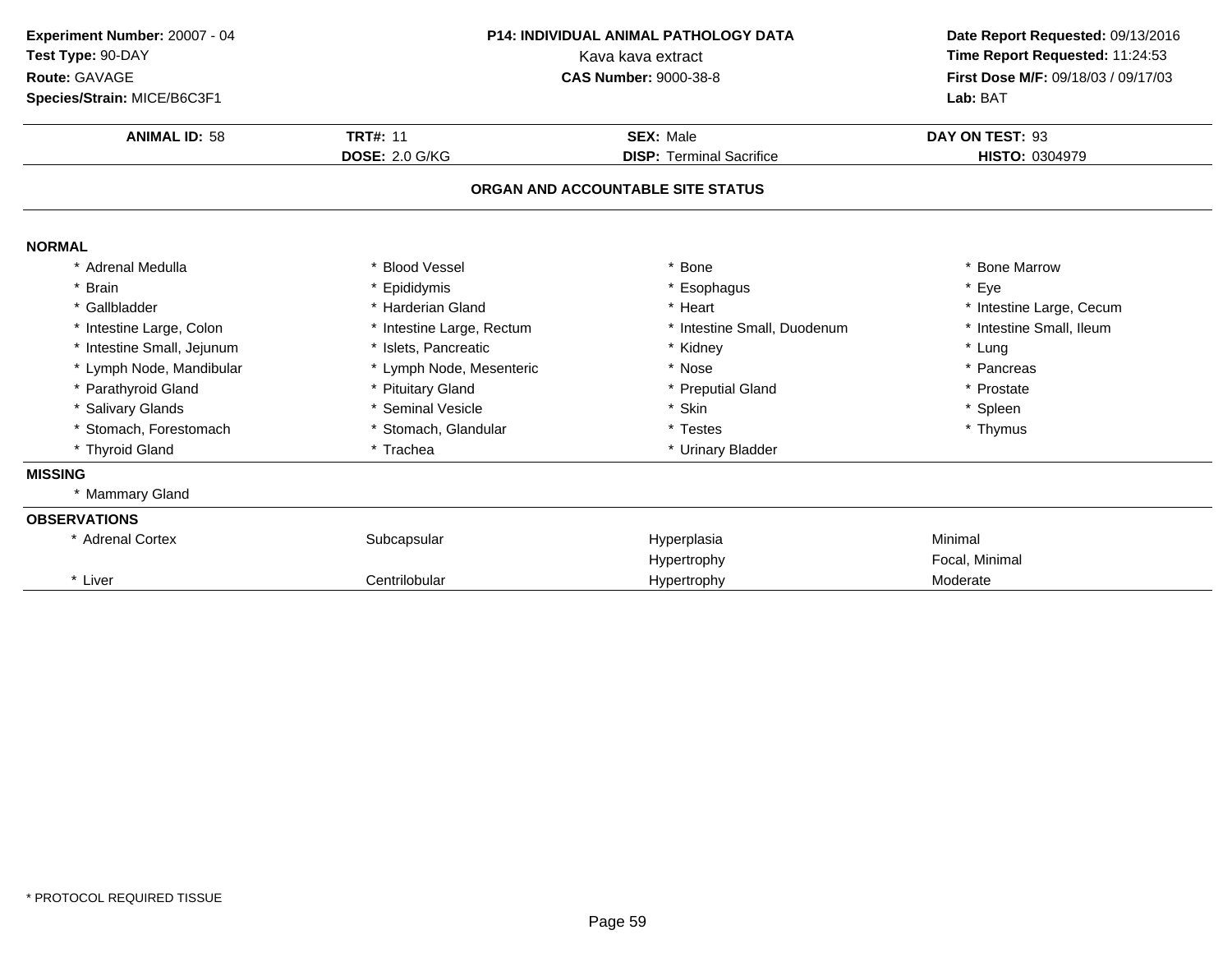**Experiment Number:** 20007 - 04
**Test Type:** 90-DAY
**Route:** GAVAGE
**Species/Strain:** MICE/B6C3F1

**P14: INDIVIDUAL ANIMAL PATHOLOGY DATA**
Kava kava extract
**CAS Number:** 9000-38-8

**Date Report Requested:** 09/13/2016
**Time Report Requested:** 11:24:53
**First Dose M/F:** 09/18/03 / 09/17/03
**Lab:** BAT

| **ANIMAL ID:** 58 | **TRT#:** 11 | **SEX:** Male | **DAY ON TEST:** 93 |
|---|---|---|---|
| | **DOSE:** 2.0 G/KG | **DISP:** Terminal Sacrifice | **HISTO:** 0304979 |

## ORGAN AND ACCOUNTABLE SITE STATUS

**NORMAL**

| | | | |
|---|---|---|---|
| * Adrenal Medulla | * Blood Vessel | * Bone | * Bone Marrow |
| * Brain | * Epididymis | * Esophagus | * Eye |
| * Gallbladder | * Harderian Gland | * Heart | * Intestine Large, Cecum |
| * Intestine Large, Colon | * Intestine Large, Rectum | * Intestine Small, Duodenum | * Intestine Small, Ileum |
| * Intestine Small, Jejunum | * Islets, Pancreatic | * Kidney | * Lung |
| * Lymph Node, Mandibular | * Lymph Node, Mesenteric | * Nose | * Pancreas |
| * Parathyroid Gland | * Pituitary Gland | * Preputial Gland | * Prostate |
| * Salivary Glands | * Seminal Vesicle | * Skin | * Spleen |
| * Stomach, Forestomach | * Stomach, Glandular | * Testes | * Thymus |
| * Thyroid Gland | * Trachea | * Urinary Bladder | |

**MISSING**

* Mammary Gland

**OBSERVATIONS**

| | | | |
|---|---|---|---|
| * Adrenal Cortex | Subcapsular | Hyperplasia | Minimal |
| | | Hypertrophy | Focal, Minimal |
| * Liver | Centrilobular | Hypertrophy | Moderate |

* PROTOCOL REQUIRED TISSUE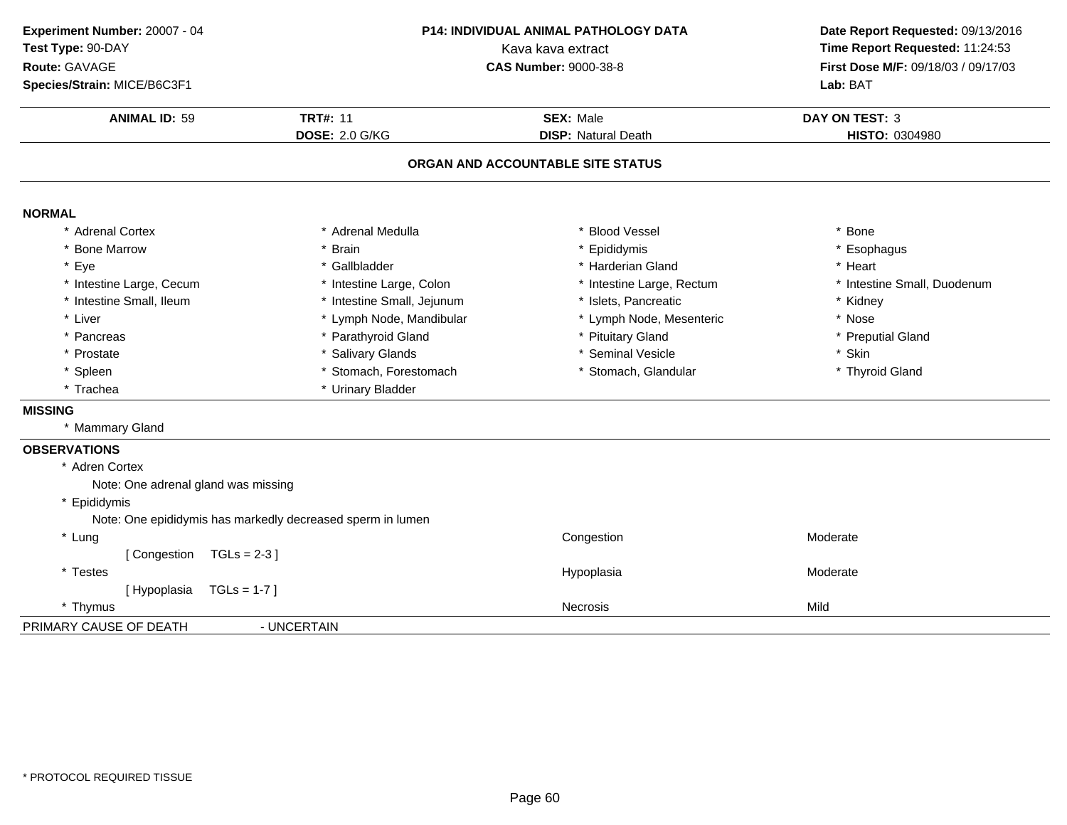**Experiment Number:** 20007 - 04
**Test Type:** 90-DAY
**Route:** GAVAGE
**Species/Strain:** MICE/B6C3F1

**P14: INDIVIDUAL ANIMAL PATHOLOGY DATA**
Kava kava extract
**CAS Number:** 9000-38-8

**Date Report Requested:** 09/13/2016
**Time Report Requested:** 11:24:53
**First Dose M/F:** 09/18/03 / 09/17/03
**Lab:** BAT

| **ANIMAL ID:** 59 | **TRT#:** 11 | **SEX:** Male | **DAY ON TEST:** 3 |
|---|---|---|---|
| | **DOSE:** 2.0 G/KG | **DISP:** Natural Death | **HISTO:** 0304980 |

## ORGAN AND ACCOUNTABLE SITE STATUS

### NORMAL

| | | | |
|---|---|---|---|
| * Adrenal Cortex | * Adrenal Medulla | * Blood Vessel | * Bone |
| * Bone Marrow | * Brain | * Epididymis | * Esophagus |
| * Eye | * Gallbladder | * Harderian Gland | * Heart |
| * Intestine Large, Cecum | * Intestine Large, Colon | * Intestine Large, Rectum | * Intestine Small, Duodenum |
| * Intestine Small, Ileum | * Intestine Small, Jejunum | * Islets, Pancreatic | * Kidney |
| * Liver | * Lymph Node, Mandibular | * Lymph Node, Mesenteric | * Nose |
| * Pancreas | * Parathyroid Gland | * Pituitary Gland | * Preputial Gland |
| * Prostate | * Salivary Glands | * Seminal Vesicle | * Skin |
| * Spleen | * Stomach, Forestomach | * Stomach, Glandular | * Thyroid Gland |
| * Trachea | * Urinary Bladder | | |

### MISSING

* Mammary Gland

### OBSERVATIONS

| | | |
|---|---|---|
| * Adren Cortex | | |
| Note: One adrenal gland was missing | | |
| * Epididymis | | |
| Note: One epididymis has markedly decreased sperm in lumen | | |
| * Lung | Congestion | Moderate |
| [ Congestion TGLs = 2-3 ] | | |
| * Testes | Hypoplasia | Moderate |
| [ Hypoplasia TGLs = 1-7 ] | | |
| * Thymus | Necrosis | Mild |

PRIMARY CAUSE OF DEATH - UNCERTAIN

* PROTOCOL REQUIRED TISSUE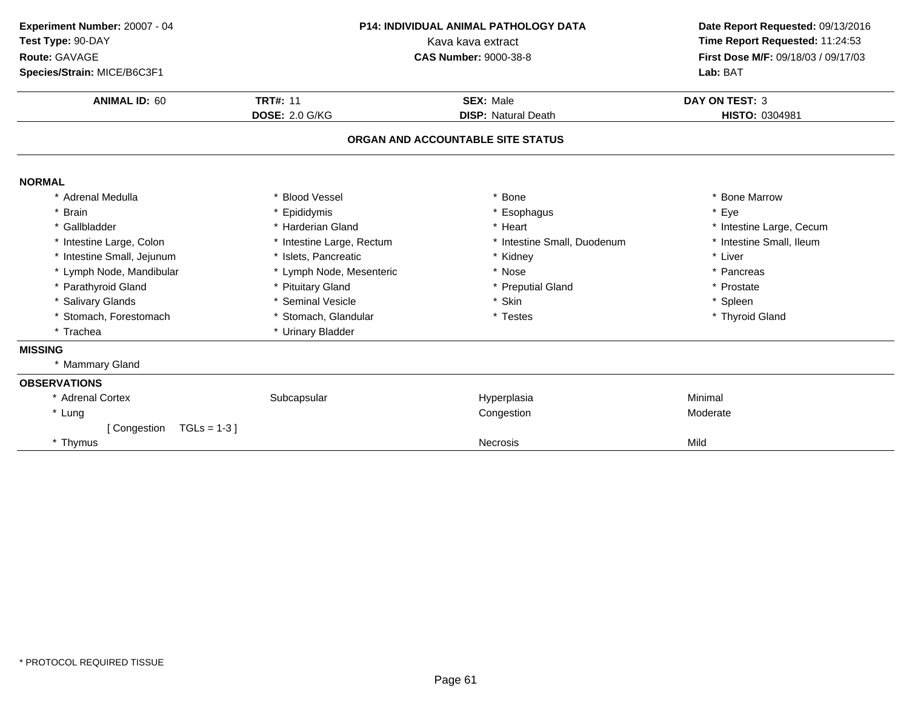**Experiment Number:** 20007 - 04
**Test Type:** 90-DAY
**Route:** GAVAGE
**Species/Strain:** MICE/B6C3F1

**P14: INDIVIDUAL ANIMAL PATHOLOGY DATA**
Kava kava extract
**CAS Number:** 9000-38-8

**Date Report Requested:** 09/13/2016
**Time Report Requested:** 11:24:53
**First Dose M/F:** 09/18/03 / 09/17/03
**Lab:** BAT

| **ANIMAL ID:** 60 | **TRT#:** 11 | **SEX:** Male | **DAY ON TEST:** 3 |
|---|---|---|---|
| | **DOSE:** 2.0 G/KG | **DISP:** Natural Death | **HISTO:** 0304981 |

## ORGAN AND ACCOUNTABLE SITE STATUS

**NORMAL**

| | | | |
|---|---|---|---|
| * Adrenal Medulla | * Blood Vessel | * Bone | * Bone Marrow |
| * Brain | * Epididymis | * Esophagus | * Eye |
| * Gallbladder | * Harderian Gland | * Heart | * Intestine Large, Cecum |
| * Intestine Large, Colon | * Intestine Large, Rectum | * Intestine Small, Duodenum | * Intestine Small, Ileum |
| * Intestine Small, Jejunum | * Islets, Pancreatic | * Kidney | * Liver |
| * Lymph Node, Mandibular | * Lymph Node, Mesenteric | * Nose | * Pancreas |
| * Parathyroid Gland | * Pituitary Gland | * Preputial Gland | * Prostate |
| * Salivary Glands | * Seminal Vesicle | * Skin | * Spleen |
| * Stomach, Forestomach | * Stomach, Glandular | * Testes | * Thyroid Gland |
| * Trachea | * Urinary Bladder | | |

**MISSING**

* Mammary Gland

**OBSERVATIONS**

| | | | |
|---|---|---|---|
| * Adrenal Cortex | Subcapsular | Hyperplasia | Minimal |
| * Lung | | Congestion | Moderate |
| [ Congestion TGLs = 1-3 ] | | | |
| * Thymus | | Necrosis | Mild |

* PROTOCOL REQUIRED TISSUE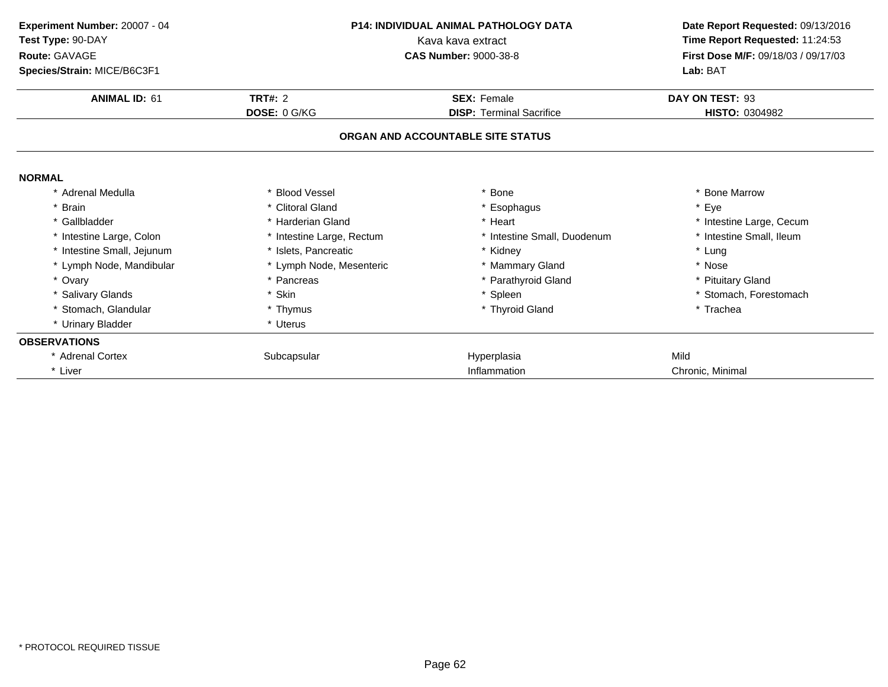**Experiment Number:** 20007 - 04
**Test Type:** 90-DAY
**Route:** GAVAGE
**Species/Strain:** MICE/B6C3F1

**P14: INDIVIDUAL ANIMAL PATHOLOGY DATA**
Kava kava extract
**CAS Number:** 9000-38-8

**Date Report Requested:** 09/13/2016
**Time Report Requested:** 11:24:53
**First Dose M/F:** 09/18/03 / 09/17/03
**Lab:** BAT

| **ANIMAL ID:** 61 | **TRT#:** 2 | **SEX:** Female | **DAY ON TEST:** 93 |
|---|---|---|---|
| | **DOSE:** 0 G/KG | **DISP:** Terminal Sacrifice | **HISTO:** 0304982 |

**ORGAN AND ACCOUNTABLE SITE STATUS**

**NORMAL**

| | | | |
|---|---|---|---|
| * Adrenal Medulla | * Blood Vessel | * Bone | * Bone Marrow |
| * Brain | * Clitoral Gland | * Esophagus | * Eye |
| * Gallbladder | * Harderian Gland | * Heart | * Intestine Large, Cecum |
| * Intestine Large, Colon | * Intestine Large, Rectum | * Intestine Small, Duodenum | * Intestine Small, Ileum |
| * Intestine Small, Jejunum | * Islets, Pancreatic | * Kidney | * Lung |
| * Lymph Node, Mandibular | * Lymph Node, Mesenteric | * Mammary Gland | * Nose |
| * Ovary | * Pancreas | * Parathyroid Gland | * Pituitary Gland |
| * Salivary Glands | * Skin | * Spleen | * Stomach, Forestomach |
| * Stomach, Glandular | * Thymus | * Thyroid Gland | * Trachea |
| * Urinary Bladder | * Uterus | | |

**OBSERVATIONS**

| | | | |
|---|---|---|---|
| * Adrenal Cortex | Subcapsular | Hyperplasia | Mild |
| * Liver | | Inflammation | Chronic, Minimal |

* PROTOCOL REQUIRED TISSUE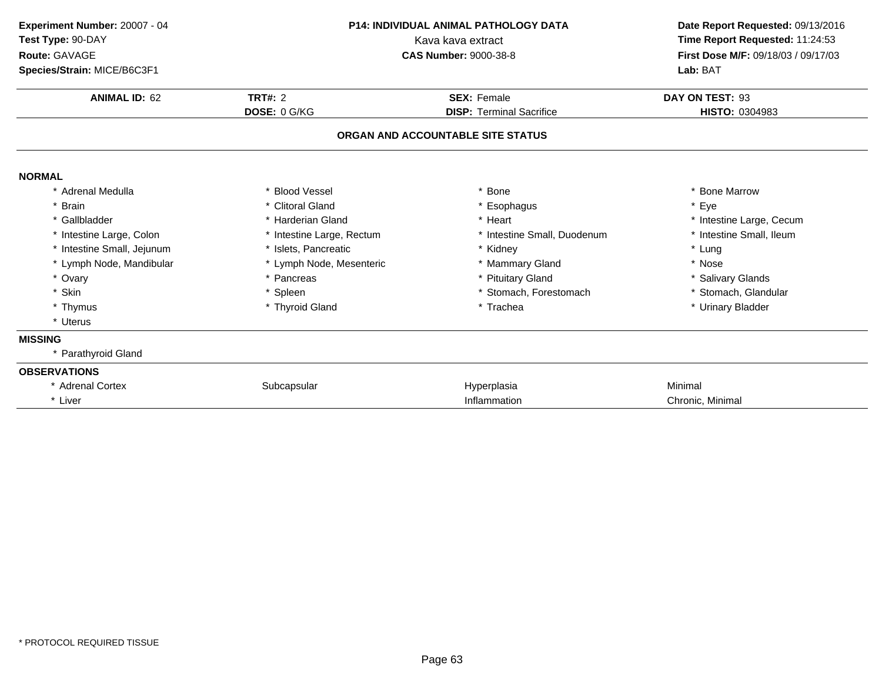**Experiment Number:** 20007 - 04
**Test Type:** 90-DAY
**Route:** GAVAGE
**Species/Strain:** MICE/B6C3F1

**P14: INDIVIDUAL ANIMAL PATHOLOGY DATA**
Kava kava extract
**CAS Number:** 9000-38-8

**Date Report Requested:** 09/13/2016
**Time Report Requested:** 11:24:53
**First Dose M/F:** 09/18/03 / 09/17/03
**Lab:** BAT

| **ANIMAL ID:** 62 | **TRT#:** 2 | **SEX:** Female | **DAY ON TEST:** 93 |
|---|---|---|---|
| | **DOSE:** 0 G/KG | **DISP:** Terminal Sacrifice | **HISTO:** 0304983 |

## ORGAN AND ACCOUNTABLE SITE STATUS

**NORMAL**

| | | | |
|---|---|---|---|
| * Adrenal Medulla | * Blood Vessel | * Bone | * Bone Marrow |
| * Brain | * Clitoral Gland | * Esophagus | * Eye |
| * Gallbladder | * Harderian Gland | * Heart | * Intestine Large, Cecum |
| * Intestine Large, Colon | * Intestine Large, Rectum | * Intestine Small, Duodenum | * Intestine Small, Ileum |
| * Intestine Small, Jejunum | * Islets, Pancreatic | * Kidney | * Lung |
| * Lymph Node, Mandibular | * Lymph Node, Mesenteric | * Mammary Gland | * Nose |
| * Ovary | * Pancreas | * Pituitary Gland | * Salivary Glands |
| * Skin | * Spleen | * Stomach, Forestomach | * Stomach, Glandular |
| * Thymus | * Thyroid Gland | * Trachea | * Urinary Bladder |
| * Uterus | | | |

**MISSING**

* Parathyroid Gland

**OBSERVATIONS**

| | | | |
|---|---|---|---|
| * Adrenal Cortex | Subcapsular | Hyperplasia | Minimal |
| * Liver | | Inflammation | Chronic, Minimal |

* PROTOCOL REQUIRED TISSUE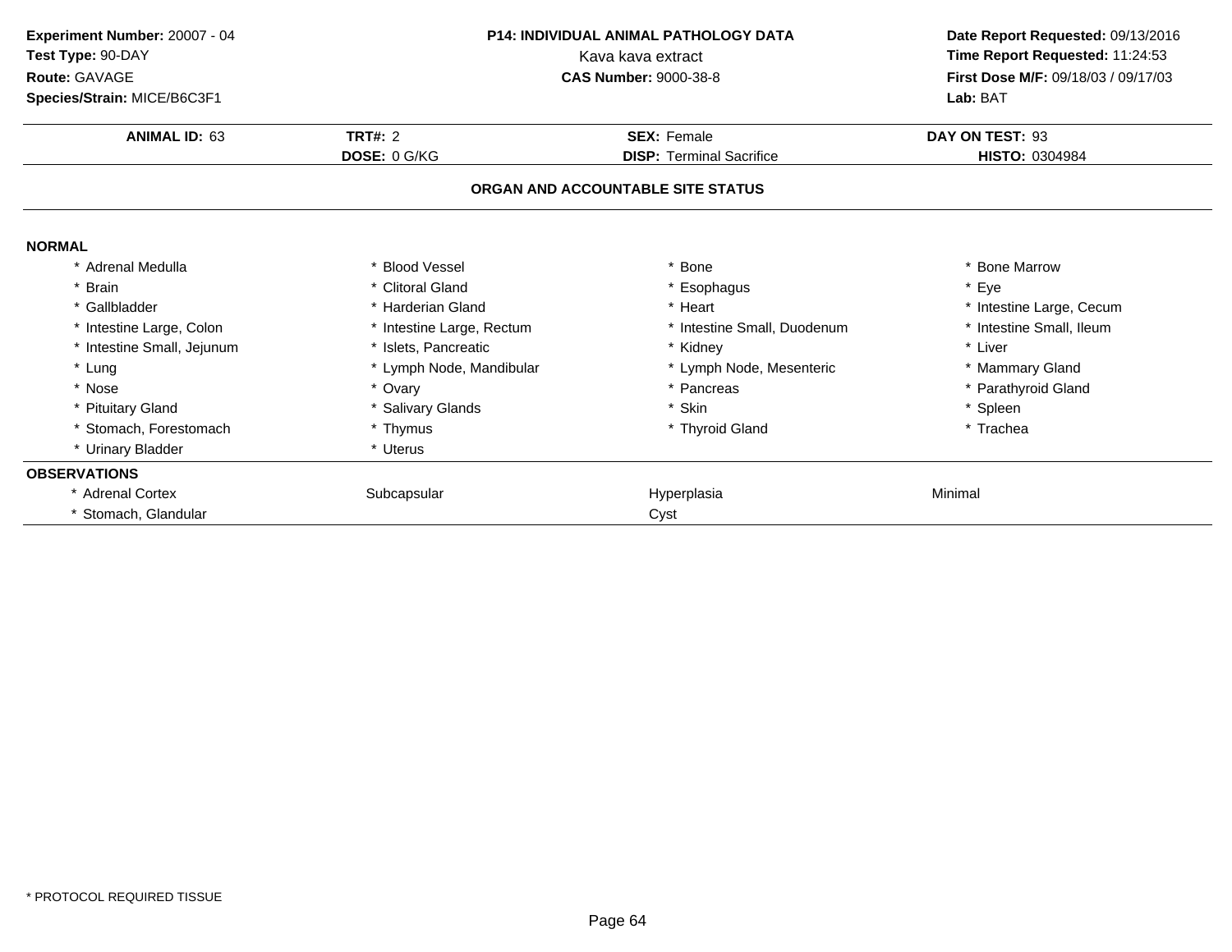**Experiment Number:** 20007 - 04
**Test Type:** 90-DAY
**Route:** GAVAGE
**Species/Strain:** MICE/B6C3F1

**P14: INDIVIDUAL ANIMAL PATHOLOGY DATA**
Kava kava extract
**CAS Number:** 9000-38-8

**Date Report Requested:** 09/13/2016
**Time Report Requested:** 11:24:53
**First Dose M/F:** 09/18/03 / 09/17/03
**Lab:** BAT

| **ANIMAL ID:** 63 | **TRT#:** 2 | **SEX:** Female | **DAY ON TEST:** 93 |
|---|---|---|---|
| | **DOSE:** 0 G/KG | **DISP:** Terminal Sacrifice | **HISTO:** 0304984 |

## ORGAN AND ACCOUNTABLE SITE STATUS

**NORMAL**

| | | | |
|---|---|---|---|
| * Adrenal Medulla | * Blood Vessel | * Bone | * Bone Marrow |
| * Brain | * Clitoral Gland | * Esophagus | * Eye |
| * Gallbladder | * Harderian Gland | * Heart | * Intestine Large, Cecum |
| * Intestine Large, Colon | * Intestine Large, Rectum | * Intestine Small, Duodenum | * Intestine Small, Ileum |
| * Intestine Small, Jejunum | * Islets, Pancreatic | * Kidney | * Liver |
| * Lung | * Lymph Node, Mandibular | * Lymph Node, Mesenteric | * Mammary Gland |
| * Nose | * Ovary | * Pancreas | * Parathyroid Gland |
| * Pituitary Gland | * Salivary Glands | * Skin | * Spleen |
| * Stomach, Forestomach | * Thymus | * Thyroid Gland | * Trachea |
| * Urinary Bladder | * Uterus | | |

**OBSERVATIONS**

| | | | |
|---|---|---|---|
| * Adrenal Cortex | Subcapsular | Hyperplasia | Minimal |
| * Stomach, Glandular | | Cyst | |

* PROTOCOL REQUIRED TISSUE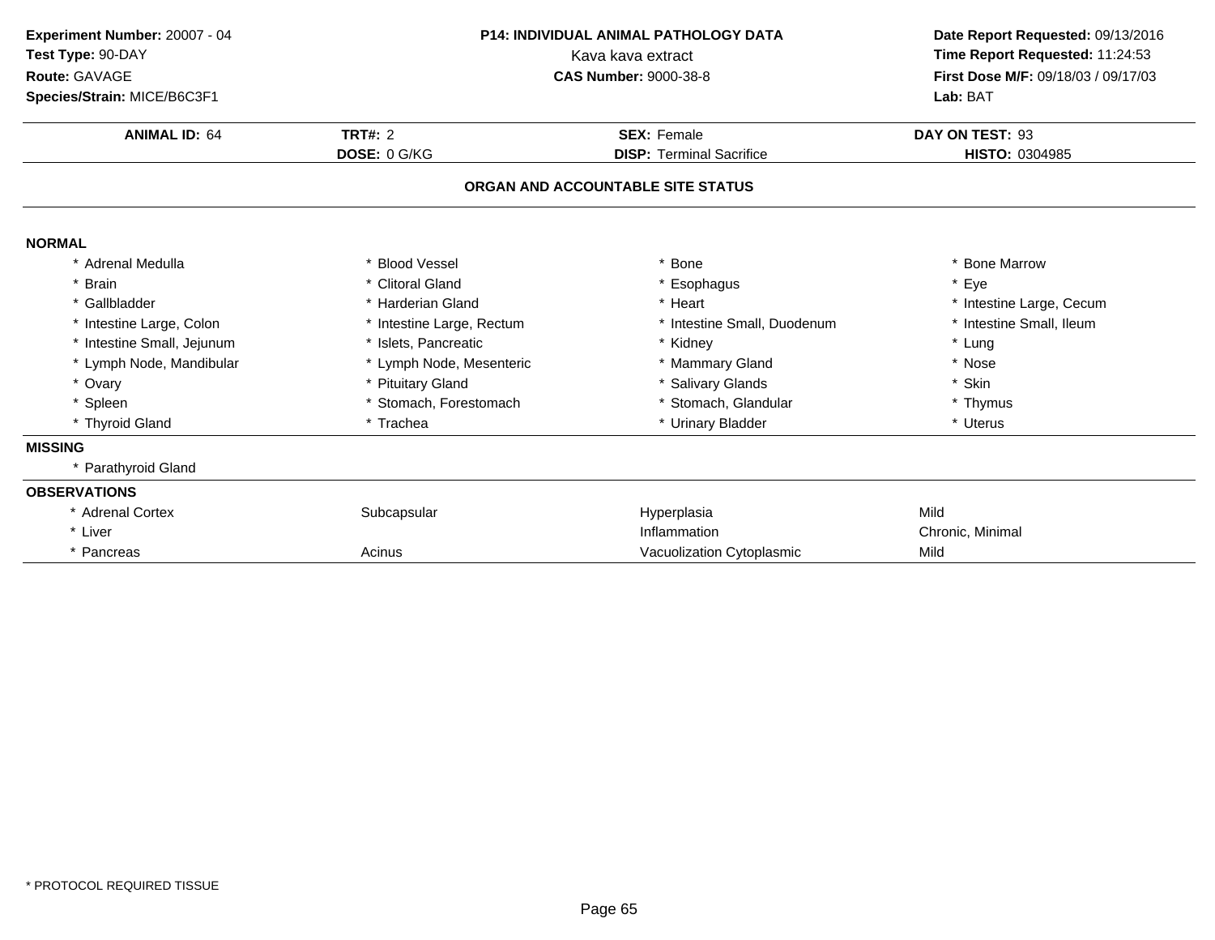**Experiment Number:** 20007 - 04
**Test Type:** 90-DAY
**Route:** GAVAGE
**Species/Strain:** MICE/B6C3F1

**P14: INDIVIDUAL ANIMAL PATHOLOGY DATA**
Kava kava extract
**CAS Number:** 9000-38-8

**Date Report Requested:** 09/13/2016
**Time Report Requested:** 11:24:53
**First Dose M/F:** 09/18/03 / 09/17/03
**Lab:** BAT

| **ANIMAL ID:** 64 | **TRT#:** 2 | **SEX:** Female | **DAY ON TEST:** 93 |
|---|---|---|---|
| | **DOSE:** 0 G/KG | **DISP:** Terminal Sacrifice | **HISTO:** 0304985 |

## ORGAN AND ACCOUNTABLE SITE STATUS

**NORMAL**

| | | | |
|---|---|---|---|
| * Adrenal Medulla | * Blood Vessel | * Bone | * Bone Marrow |
| * Brain | * Clitoral Gland | * Esophagus | * Eye |
| * Gallbladder | * Harderian Gland | * Heart | * Intestine Large, Cecum |
| * Intestine Large, Colon | * Intestine Large, Rectum | * Intestine Small, Duodenum | * Intestine Small, Ileum |
| * Intestine Small, Jejunum | * Islets, Pancreatic | * Kidney | * Lung |
| * Lymph Node, Mandibular | * Lymph Node, Mesenteric | * Mammary Gland | * Nose |
| * Ovary | * Pituitary Gland | * Salivary Glands | * Skin |
| * Spleen | * Stomach, Forestomach | * Stomach, Glandular | * Thymus |
| * Thyroid Gland | * Trachea | * Urinary Bladder | * Uterus |

**MISSING**

* Parathyroid Gland

**OBSERVATIONS**

| | | | |
|---|---|---|---|
| * Adrenal Cortex | Subcapsular | Hyperplasia | Mild |
| * Liver | | Inflammation | Chronic, Minimal |
| * Pancreas | Acinus | Vacuolization Cytoplasmic | Mild |

* PROTOCOL REQUIRED TISSUE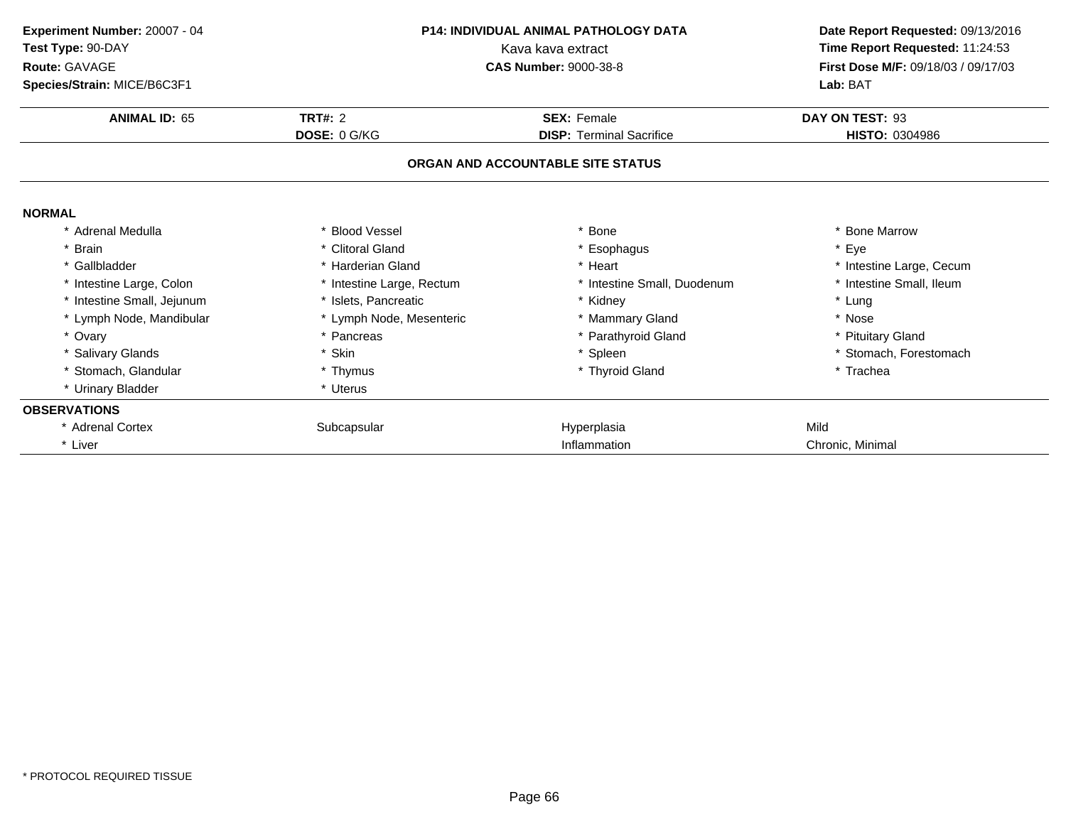**Experiment Number:** 20007 - 04
**Test Type:** 90-DAY
**Route:** GAVAGE
**Species/Strain:** MICE/B6C3F1

**P14: INDIVIDUAL ANIMAL PATHOLOGY DATA**
Kava kava extract
**CAS Number:** 9000-38-8

**Date Report Requested:** 09/13/2016
**Time Report Requested:** 11:24:53
**First Dose M/F:** 09/18/03 / 09/17/03
**Lab:** BAT

| **ANIMAL ID:** 65 | **TRT#:** 2 | **SEX:** Female | **DAY ON TEST:** 93 |
|---|---|---|---|
| | **DOSE:** 0 G/KG | **DISP:** Terminal Sacrifice | **HISTO:** 0304986 |

### ORGAN AND ACCOUNTABLE SITE STATUS

**NORMAL**

| | | | |
|---|---|---|---|
| * Adrenal Medulla | * Blood Vessel | * Bone | * Bone Marrow |
| * Brain | * Clitoral Gland | * Esophagus | * Eye |
| * Gallbladder | * Harderian Gland | * Heart | * Intestine Large, Cecum |
| * Intestine Large, Colon | * Intestine Large, Rectum | * Intestine Small, Duodenum | * Intestine Small, Ileum |
| * Intestine Small, Jejunum | * Islets, Pancreatic | * Kidney | * Lung |
| * Lymph Node, Mandibular | * Lymph Node, Mesenteric | * Mammary Gland | * Nose |
| * Ovary | * Pancreas | * Parathyroid Gland | * Pituitary Gland |
| * Salivary Glands | * Skin | * Spleen | * Stomach, Forestomach |
| * Stomach, Glandular | * Thymus | * Thyroid Gland | * Trachea |
| * Urinary Bladder | * Uterus | | |

**OBSERVATIONS**

| | | | |
|---|---|---|---|
| * Adrenal Cortex | Subcapsular | Hyperplasia | Mild |
| * Liver | | Inflammation | Chronic, Minimal |

* PROTOCOL REQUIRED TISSUE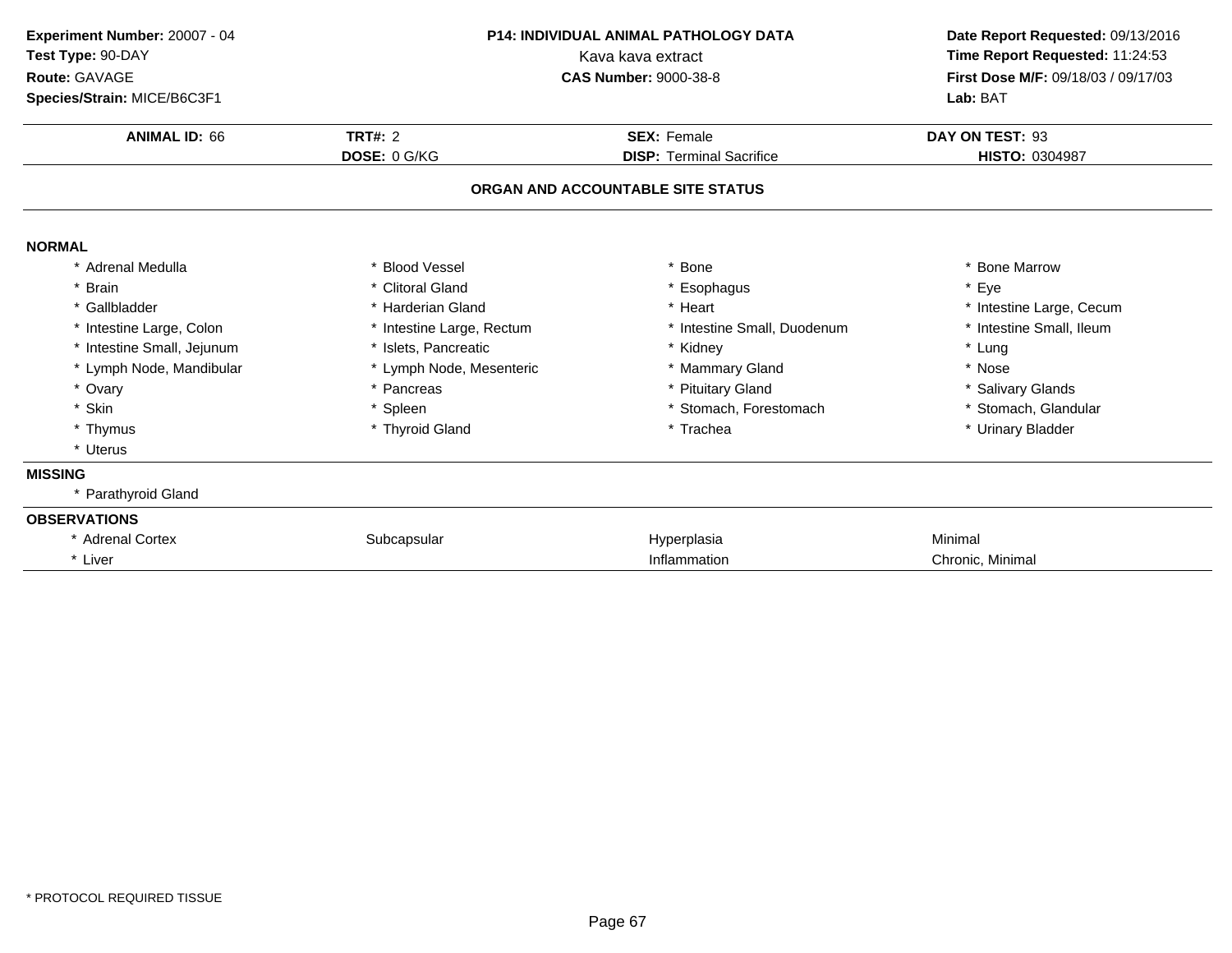**Experiment Number:** 20007 - 04
**Test Type:** 90-DAY
**Route:** GAVAGE
**Species/Strain:** MICE/B6C3F1

**P14: INDIVIDUAL ANIMAL PATHOLOGY DATA**
Kava kava extract
**CAS Number:** 9000-38-8

**Date Report Requested:** 09/13/2016
**Time Report Requested:** 11:24:53
**First Dose M/F:** 09/18/03 / 09/17/03
**Lab:** BAT

| **ANIMAL ID:** 66 | **TRT#:** 2 | **SEX:** Female | **DAY ON TEST:** 93 |
|---|---|---|---|
| | **DOSE:** 0 G/KG | **DISP:** Terminal Sacrifice | **HISTO:** 0304987 |

## ORGAN AND ACCOUNTABLE SITE STATUS

**NORMAL**

| | | | |
|---|---|---|---|
| * Adrenal Medulla | * Blood Vessel | * Bone | * Bone Marrow |
| * Brain | * Clitoral Gland | * Esophagus | * Eye |
| * Gallbladder | * Harderian Gland | * Heart | * Intestine Large, Cecum |
| * Intestine Large, Colon | * Intestine Large, Rectum | * Intestine Small, Duodenum | * Intestine Small, Ileum |
| * Intestine Small, Jejunum | * Islets, Pancreatic | * Kidney | * Lung |
| * Lymph Node, Mandibular | * Lymph Node, Mesenteric | * Mammary Gland | * Nose |
| * Ovary | * Pancreas | * Pituitary Gland | * Salivary Glands |
| * Skin | * Spleen | * Stomach, Forestomach | * Stomach, Glandular |
| * Thymus | * Thyroid Gland | * Trachea | * Urinary Bladder |
| * Uterus | | | |

**MISSING**

* Parathyroid Gland

**OBSERVATIONS**

| | | | |
|---|---|---|---|
| * Adrenal Cortex | Subcapsular | Hyperplasia | Minimal |
| * Liver | | Inflammation | Chronic, Minimal |

* PROTOCOL REQUIRED TISSUE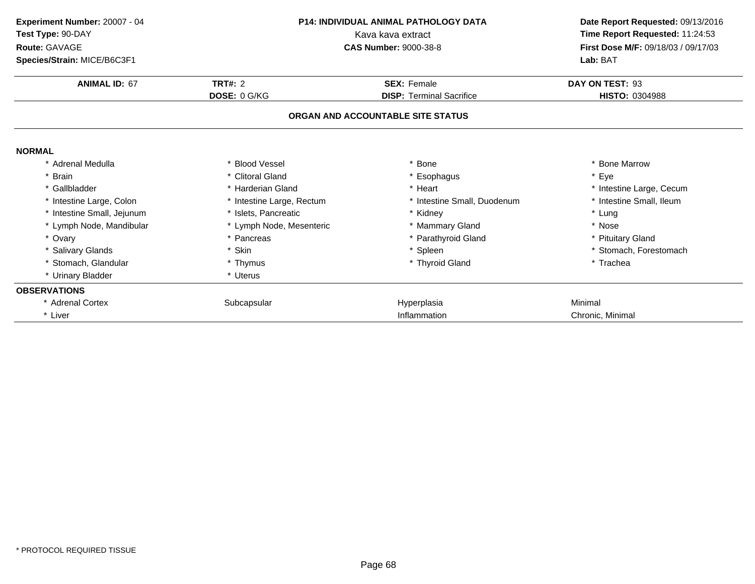**Experiment Number:** 20007 - 04
**Test Type:** 90-DAY
**Route:** GAVAGE
**Species/Strain:** MICE/B6C3F1

**P14: INDIVIDUAL ANIMAL PATHOLOGY DATA**
Kava kava extract
**CAS Number:** 9000-38-8

**Date Report Requested:** 09/13/2016
**Time Report Requested:** 11:24:53
**First Dose M/F:** 09/18/03 / 09/17/03
**Lab:** BAT

| **ANIMAL ID:** 67 | **TRT#:** 2 | **SEX:** Female | **DAY ON TEST:** 93 |
|---|---|---|---|
| | **DOSE:** 0 G/KG | **DISP:** Terminal Sacrifice | **HISTO:** 0304988 |

**ORGAN AND ACCOUNTABLE SITE STATUS**

**NORMAL**

| | | | |
|---|---|---|---|
| * Adrenal Medulla | * Blood Vessel | * Bone | * Bone Marrow |
| * Brain | * Clitoral Gland | * Esophagus | * Eye |
| * Gallbladder | * Harderian Gland | * Heart | * Intestine Large, Cecum |
| * Intestine Large, Colon | * Intestine Large, Rectum | * Intestine Small, Duodenum | * Intestine Small, Ileum |
| * Intestine Small, Jejunum | * Islets, Pancreatic | * Kidney | * Lung |
| * Lymph Node, Mandibular | * Lymph Node, Mesenteric | * Mammary Gland | * Nose |
| * Ovary | * Pancreas | * Parathyroid Gland | * Pituitary Gland |
| * Salivary Glands | * Skin | * Spleen | * Stomach, Forestomach |
| * Stomach, Glandular | * Thymus | * Thyroid Gland | * Trachea |
| * Urinary Bladder | * Uterus | | |

**OBSERVATIONS**

| | | | |
|---|---|---|---|
| * Adrenal Cortex | Subcapsular | Hyperplasia | Minimal |
| * Liver | | Inflammation | Chronic, Minimal |

* PROTOCOL REQUIRED TISSUE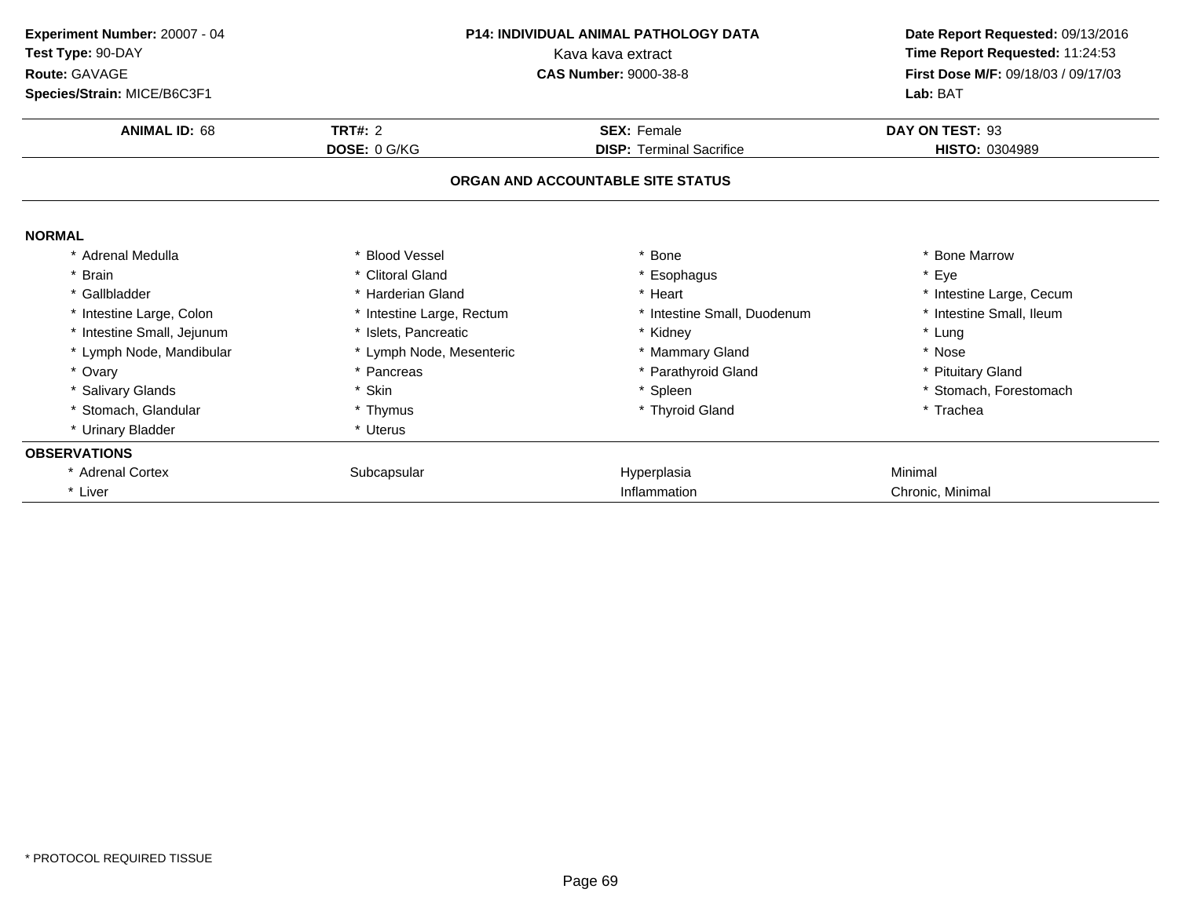**Experiment Number:** 20007 - 04
**Test Type:** 90-DAY
**Route:** GAVAGE
**Species/Strain:** MICE/B6C3F1

**P14: INDIVIDUAL ANIMAL PATHOLOGY DATA**
Kava kava extract
**CAS Number:** 9000-38-8

**Date Report Requested:** 09/13/2016
**Time Report Requested:** 11:24:53
**First Dose M/F:** 09/18/03 / 09/17/03
**Lab:** BAT

| **ANIMAL ID:** 68 | **TRT#:** 2 | **SEX:** Female | **DAY ON TEST:** 93 |
|---|---|---|---|
| | **DOSE:** 0 G/KG | **DISP:** Terminal Sacrifice | **HISTO:** 0304989 |

**ORGAN AND ACCOUNTABLE SITE STATUS**

**NORMAL**

| | | | |
|---|---|---|---|
| * Adrenal Medulla | * Blood Vessel | * Bone | * Bone Marrow |
| * Brain | * Clitoral Gland | * Esophagus | * Eye |
| * Gallbladder | * Harderian Gland | * Heart | * Intestine Large, Cecum |
| * Intestine Large, Colon | * Intestine Large, Rectum | * Intestine Small, Duodenum | * Intestine Small, Ileum |
| * Intestine Small, Jejunum | * Islets, Pancreatic | * Kidney | * Lung |
| * Lymph Node, Mandibular | * Lymph Node, Mesenteric | * Mammary Gland | * Nose |
| * Ovary | * Pancreas | * Parathyroid Gland | * Pituitary Gland |
| * Salivary Glands | * Skin | * Spleen | * Stomach, Forestomach |
| * Stomach, Glandular | * Thymus | * Thyroid Gland | * Trachea |
| * Urinary Bladder | * Uterus | | |

**OBSERVATIONS**

| | | | |
|---|---|---|---|
| * Adrenal Cortex | Subcapsular | Hyperplasia | Minimal |
| * Liver | | Inflammation | Chronic, Minimal |

* PROTOCOL REQUIRED TISSUE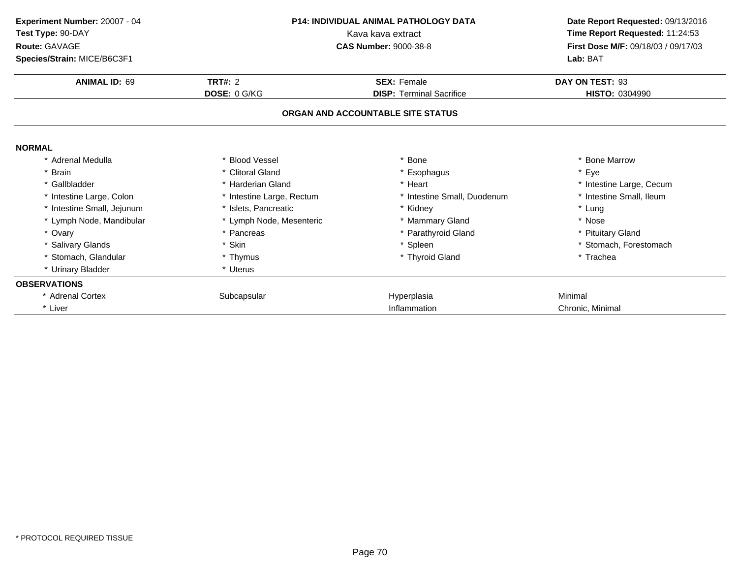**Experiment Number:** 20007 - 04
**Test Type:** 90-DAY
**Route:** GAVAGE
**Species/Strain:** MICE/B6C3F1

**P14: INDIVIDUAL ANIMAL PATHOLOGY DATA**
Kava kava extract
**CAS Number:** 9000-38-8

**Date Report Requested:** 09/13/2016
**Time Report Requested:** 11:24:53
**First Dose M/F:** 09/18/03 / 09/17/03
**Lab:** BAT

| **ANIMAL ID:** 69 | **TRT#:** 2 | **SEX:** Female | **DAY ON TEST:** 93 |
|---|---|---|---|
| | **DOSE:** 0 G/KG | **DISP:** Terminal Sacrifice | **HISTO:** 0304990 |

## ORGAN AND ACCOUNTABLE SITE STATUS

**NORMAL**

| | | | |
|---|---|---|---|
| * Adrenal Medulla | * Blood Vessel | * Bone | * Bone Marrow |
| * Brain | * Clitoral Gland | * Esophagus | * Eye |
| * Gallbladder | * Harderian Gland | * Heart | * Intestine Large, Cecum |
| * Intestine Large, Colon | * Intestine Large, Rectum | * Intestine Small, Duodenum | * Intestine Small, Ileum |
| * Intestine Small, Jejunum | * Islets, Pancreatic | * Kidney | * Lung |
| * Lymph Node, Mandibular | * Lymph Node, Mesenteric | * Mammary Gland | * Nose |
| * Ovary | * Pancreas | * Parathyroid Gland | * Pituitary Gland |
| * Salivary Glands | * Skin | * Spleen | * Stomach, Forestomach |
| * Stomach, Glandular | * Thymus | * Thyroid Gland | * Trachea |
| * Urinary Bladder | * Uterus | | |

**OBSERVATIONS**

| | | | |
|---|---|---|---|
| * Adrenal Cortex | Subcapsular | Hyperplasia | Minimal |
| * Liver | | Inflammation | Chronic, Minimal |

* PROTOCOL REQUIRED TISSUE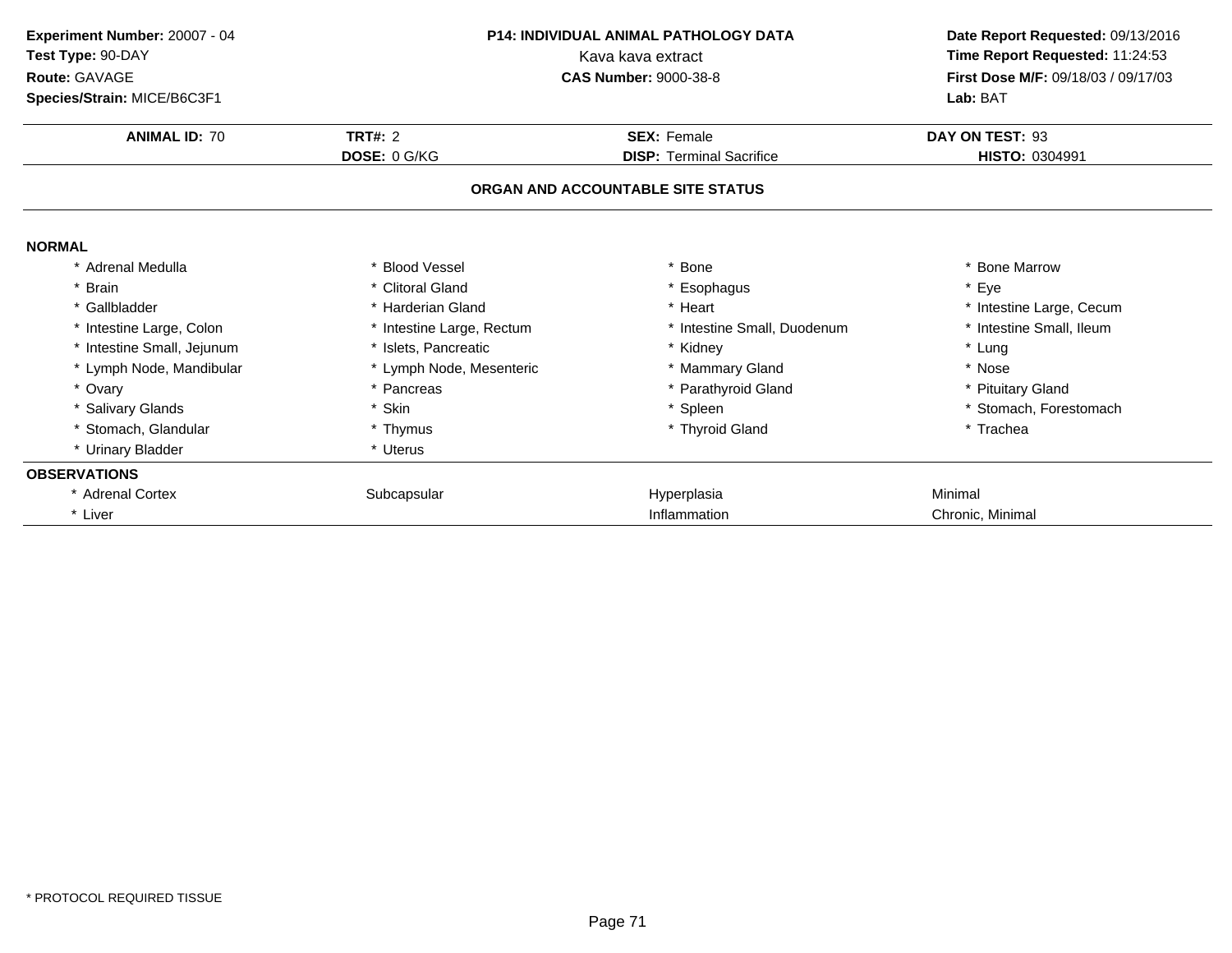**Experiment Number:** 20007 - 04
**Test Type:** 90-DAY
**Route:** GAVAGE
**Species/Strain:** MICE/B6C3F1

**P14: INDIVIDUAL ANIMAL PATHOLOGY DATA**
Kava kava extract
**CAS Number:** 9000-38-8

**Date Report Requested:** 09/13/2016
**Time Report Requested:** 11:24:53
**First Dose M/F:** 09/18/03 / 09/17/03
**Lab:** BAT

| **ANIMAL ID:** 70 | **TRT#:** 2 | **SEX:** Female | **DAY ON TEST:** 93 |
|---|---|---|---|
| | **DOSE:** 0 G/KG | **DISP:** Terminal Sacrifice | **HISTO:** 0304991 |

## ORGAN AND ACCOUNTABLE SITE STATUS

**NORMAL**

| | | | |
|---|---|---|---|
| * Adrenal Medulla | * Blood Vessel | * Bone | * Bone Marrow |
| * Brain | * Clitoral Gland | * Esophagus | * Eye |
| * Gallbladder | * Harderian Gland | * Heart | * Intestine Large, Cecum |
| * Intestine Large, Colon | * Intestine Large, Rectum | * Intestine Small, Duodenum | * Intestine Small, Ileum |
| * Intestine Small, Jejunum | * Islets, Pancreatic | * Kidney | * Lung |
| * Lymph Node, Mandibular | * Lymph Node, Mesenteric | * Mammary Gland | * Nose |
| * Ovary | * Pancreas | * Parathyroid Gland | * Pituitary Gland |
| * Salivary Glands | * Skin | * Spleen | * Stomach, Forestomach |
| * Stomach, Glandular | * Thymus | * Thyroid Gland | * Trachea |
| * Urinary Bladder | * Uterus | | |

**OBSERVATIONS**

| | | | |
|---|---|---|---|
| * Adrenal Cortex | Subcapsular | Hyperplasia | Minimal |
| * Liver | | Inflammation | Chronic, Minimal |

* PROTOCOL REQUIRED TISSUE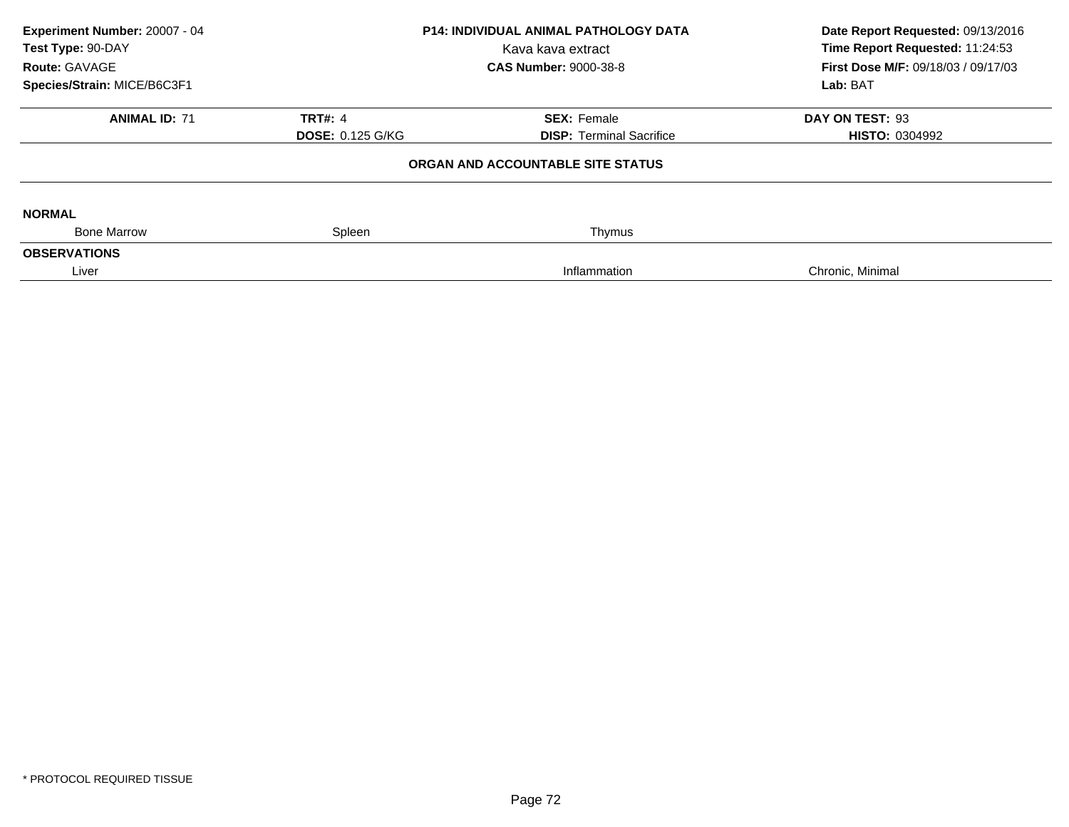**Experiment Number:** 20007 - 04
**Test Type:** 90-DAY
**Route:** GAVAGE
**Species/Strain:** MICE/B6C3F1

**P14: INDIVIDUAL ANIMAL PATHOLOGY DATA**
Kava kava extract
**CAS Number:** 9000-38-8

**Date Report Requested:** 09/13/2016
**Time Report Requested:** 11:24:53
**First Dose M/F:** 09/18/03 / 09/17/03
**Lab:** BAT

| **ANIMAL ID:** 71 | **TRT#:** 4 | **SEX:** Female | **DAY ON TEST:** 93 |
|---|---|---|---|
| | **DOSE:** 0.125 G/KG | **DISP:** Terminal Sacrifice | **HISTO:** 0304992 |

**ORGAN AND ACCOUNTABLE SITE STATUS**

**NORMAL**

| Bone Marrow | Spleen | Thymus | |
|---|---|---|---|

**OBSERVATIONS**

| Liver | | Inflammation | Chronic, Minimal |
|---|---|---|---|

* PROTOCOL REQUIRED TISSUE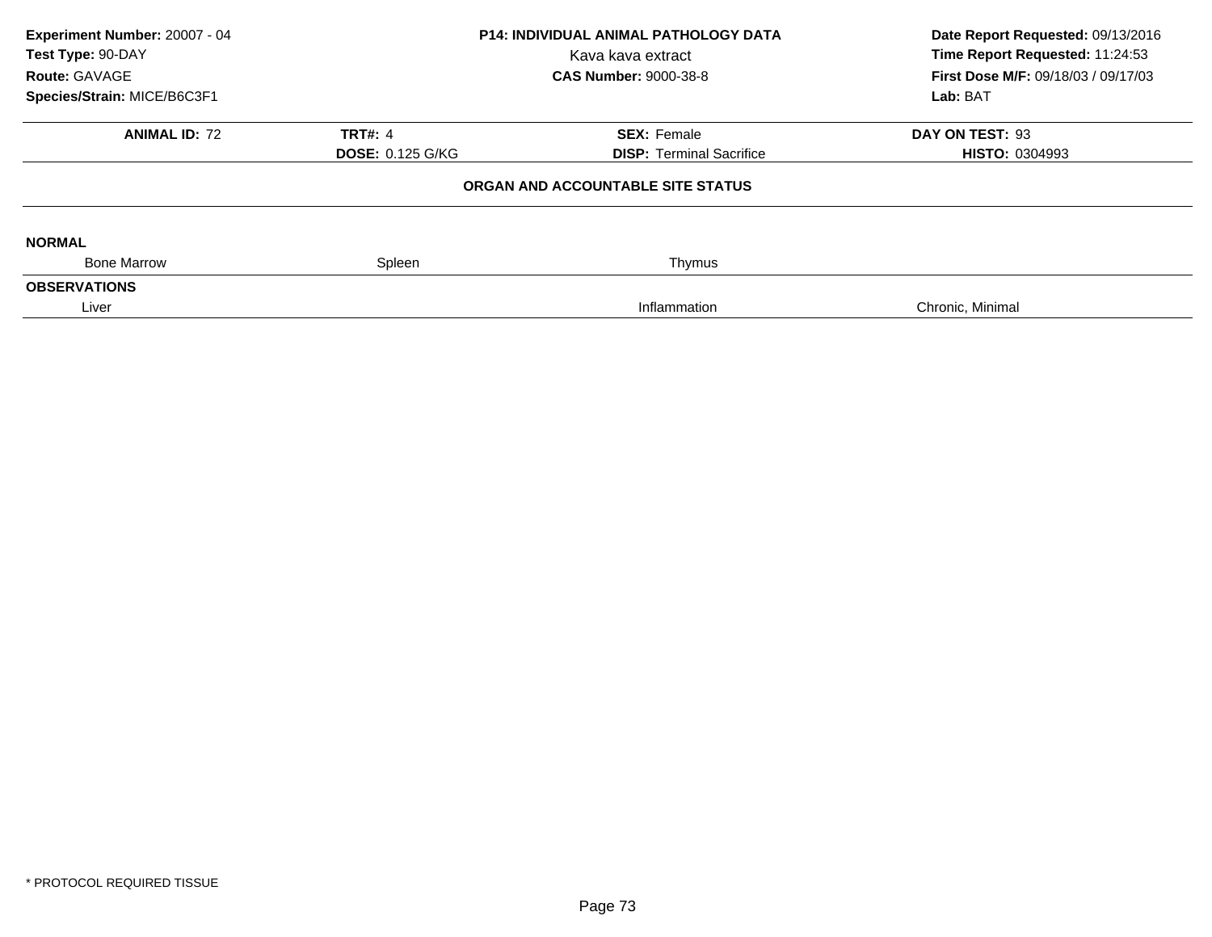**Experiment Number:** 20007 - 04
**Test Type:** 90-DAY
**Route:** GAVAGE
**Species/Strain:** MICE/B6C3F1

**P14: INDIVIDUAL ANIMAL PATHOLOGY DATA**
Kava kava extract
**CAS Number:** 9000-38-8

**Date Report Requested:** 09/13/2016
**Time Report Requested:** 11:24:53
**First Dose M/F:** 09/18/03 / 09/17/03
**Lab:** BAT

| **ANIMAL ID:** 72 | **TRT#:** 4 | **SEX:** Female | **DAY ON TEST:** 93 |
|---|---|---|---|
| | **DOSE:** 0.125 G/KG | **DISP:** Terminal Sacrifice | **HISTO:** 0304993 |

**ORGAN AND ACCOUNTABLE SITE STATUS**

**NORMAL**

| Bone Marrow | Spleen | Thymus | |
|---|---|---|---|

**OBSERVATIONS**

| Liver | | Inflammation | Chronic, Minimal |
|---|---|---|---|

* PROTOCOL REQUIRED TISSUE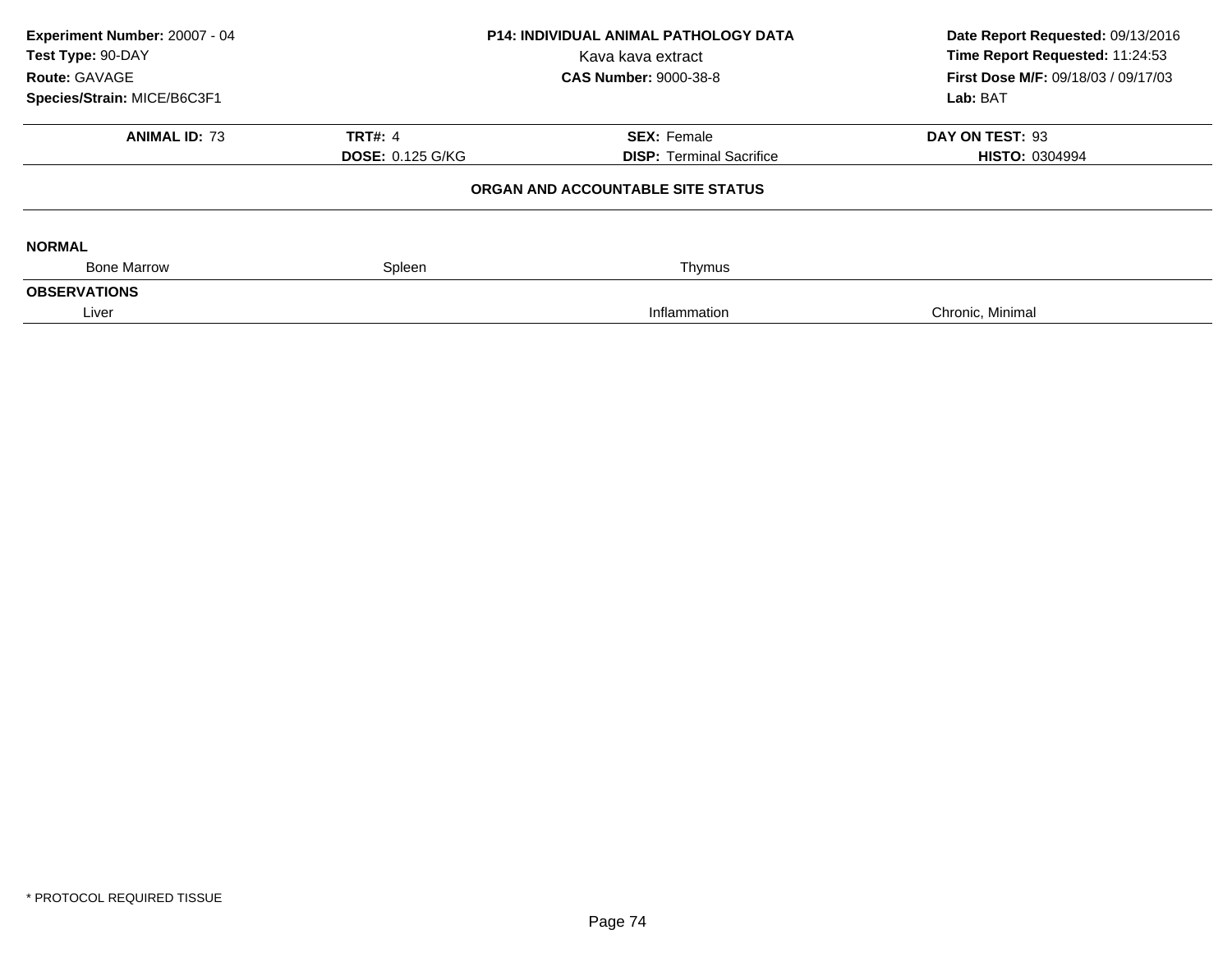**Experiment Number:** 20007 - 04
**Test Type:** 90-DAY
**Route:** GAVAGE
**Species/Strain:** MICE/B6C3F1

**P14: INDIVIDUAL ANIMAL PATHOLOGY DATA**
Kava kava extract
**CAS Number:** 9000-38-8

**Date Report Requested:** 09/13/2016
**Time Report Requested:** 11:24:53
**First Dose M/F:** 09/18/03 / 09/17/03
**Lab:** BAT

| **ANIMAL ID:** 73 | **TRT#:** 4 | **SEX:** Female | **DAY ON TEST:** 93 |
|---|---|---|---|
| | **DOSE:** 0.125 G/KG | **DISP:** Terminal Sacrifice | **HISTO:** 0304994 |

**ORGAN AND ACCOUNTABLE SITE STATUS**

**NORMAL**

| Bone Marrow | Spleen | Thymus | |
|---|---|---|---|

**OBSERVATIONS**

| Liver | | Inflammation | Chronic, Minimal |
|---|---|---|---|

* PROTOCOL REQUIRED TISSUE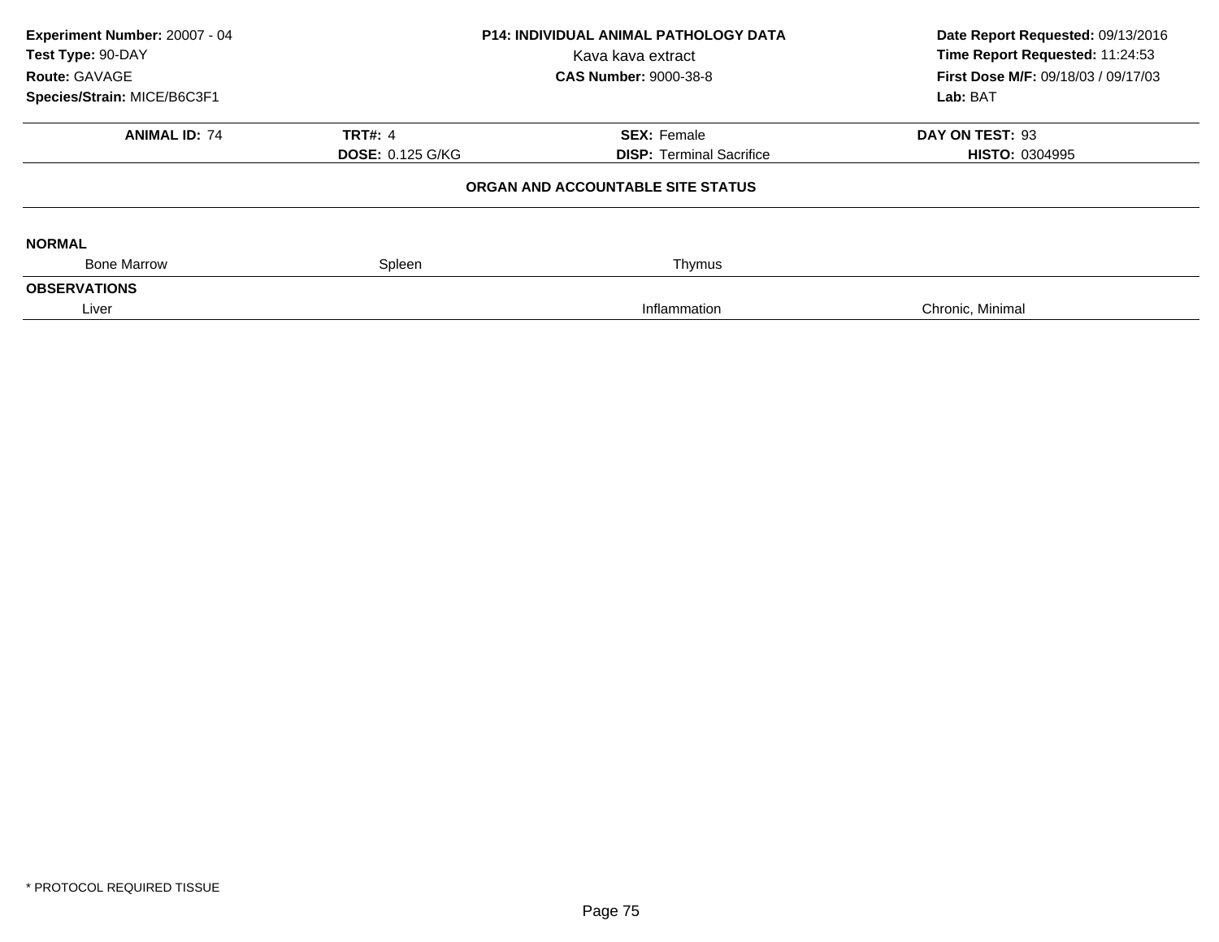**Experiment Number:** 20007 - 04
**Test Type:** 90-DAY
**Route:** GAVAGE
**Species/Strain:** MICE/B6C3F1

**P14: INDIVIDUAL ANIMAL PATHOLOGY DATA**
Kava kava extract
**CAS Number:** 9000-38-8

**Date Report Requested:** 09/13/2016
**Time Report Requested:** 11:24:53
**First Dose M/F:** 09/18/03 / 09/17/03
**Lab:** BAT

| **ANIMAL ID:** 74 | **TRT#:** 4 | **SEX:** Female | **DAY ON TEST:** 93 |
|---|---|---|---|
| | **DOSE:** 0.125 G/KG | **DISP:** Terminal Sacrifice | **HISTO:** 0304995 |

**ORGAN AND ACCOUNTABLE SITE STATUS**

| | | | |
|---|---|---|---|
| **NORMAL** | | | |
| Bone Marrow | Spleen | Thymus | |
| **OBSERVATIONS** | | | |
| Liver | | Inflammation | Chronic, Minimal |

\* PROTOCOL REQUIRED TISSUE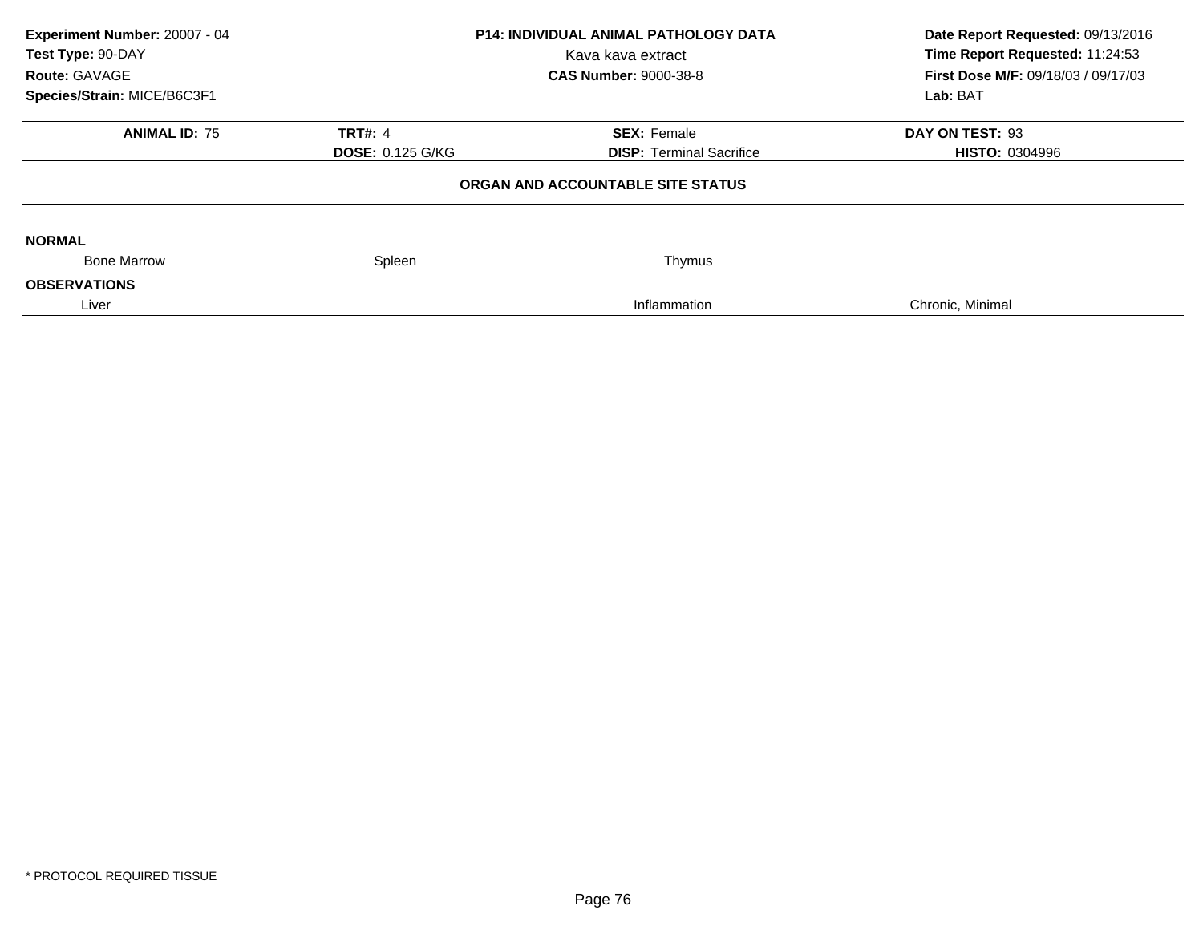**Experiment Number:** 20007 - 04
**Test Type:** 90-DAY
**Route:** GAVAGE
**Species/Strain:** MICE/B6C3F1

**P14: INDIVIDUAL ANIMAL PATHOLOGY DATA**
Kava kava extract
**CAS Number:** 9000-38-8

**Date Report Requested:** 09/13/2016
**Time Report Requested:** 11:24:53
**First Dose M/F:** 09/18/03 / 09/17/03
**Lab:** BAT

| **ANIMAL ID:** 75 | **TRT#:** 4 | **SEX:** Female | **DAY ON TEST:** 93 |
|---|---|---|---|
| | **DOSE:** 0.125 G/KG | **DISP:** Terminal Sacrifice | **HISTO:** 0304996 |

**ORGAN AND ACCOUNTABLE SITE STATUS**

**NORMAL**

| Bone Marrow | Spleen | Thymus | |
|---|---|---|---|

**OBSERVATIONS**

| Liver | | Inflammation | Chronic, Minimal |
|---|---|---|---|

\* PROTOCOL REQUIRED TISSUE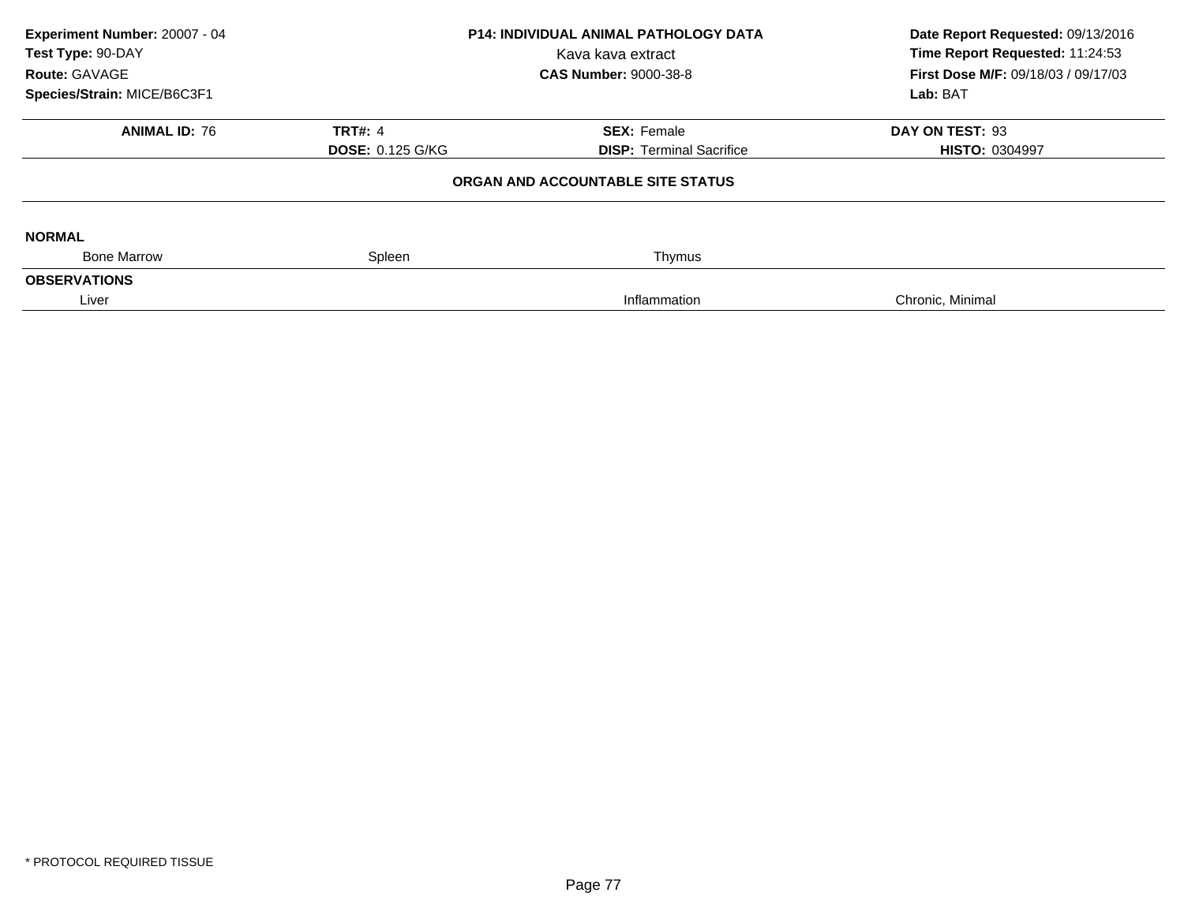**Experiment Number:** 20007 - 04
**Test Type:** 90-DAY
**Route:** GAVAGE
**Species/Strain:** MICE/B6C3F1

**P14: INDIVIDUAL ANIMAL PATHOLOGY DATA**
Kava kava extract
**CAS Number:** 9000-38-8

**Date Report Requested:** 09/13/2016
**Time Report Requested:** 11:24:53
**First Dose M/F:** 09/18/03 / 09/17/03
**Lab:** BAT

| **ANIMAL ID:** 76 | **TRT#:** 4 | **SEX:** Female | **DAY ON TEST:** 93 |
|---|---|---|---|
| | **DOSE:** 0.125 G/KG | **DISP:** Terminal Sacrifice | **HISTO:** 0304997 |

**ORGAN AND ACCOUNTABLE SITE STATUS**

**NORMAL**

| Bone Marrow | Spleen | Thymus | |
|---|---|---|---|

**OBSERVATIONS**

| Liver | | Inflammation | Chronic, Minimal |
|---|---|---|---|

* PROTOCOL REQUIRED TISSUE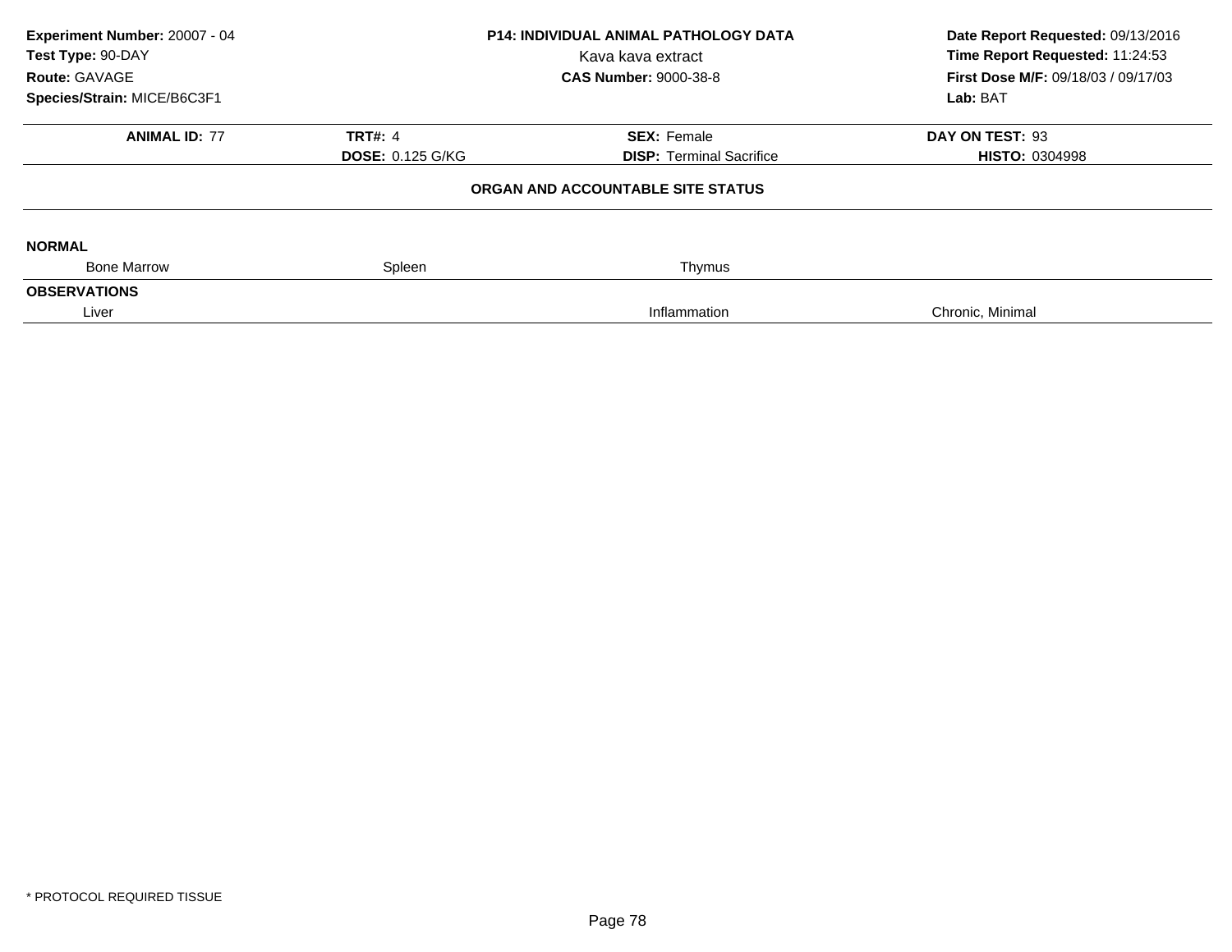**Experiment Number:** 20007 - 04
**Test Type:** 90-DAY
**Route:** GAVAGE
**Species/Strain:** MICE/B6C3F1

**P14: INDIVIDUAL ANIMAL PATHOLOGY DATA**
Kava kava extract
**CAS Number:** 9000-38-8

**Date Report Requested:** 09/13/2016
**Time Report Requested:** 11:24:53
**First Dose M/F:** 09/18/03 / 09/17/03
**Lab:** BAT

| **ANIMAL ID:** 77 | **TRT#:** 4 | **SEX:** Female | **DAY ON TEST:** 93 |
|---|---|---|---|
| | **DOSE:** 0.125 G/KG | **DISP:** Terminal Sacrifice | **HISTO:** 0304998 |

## ORGAN AND ACCOUNTABLE SITE STATUS

**NORMAL**

| Bone Marrow | Spleen | Thymus | |
|---|---|---|---|

**OBSERVATIONS**

| Liver | | Inflammation | Chronic, Minimal |
|---|---|---|---|

* PROTOCOL REQUIRED TISSUE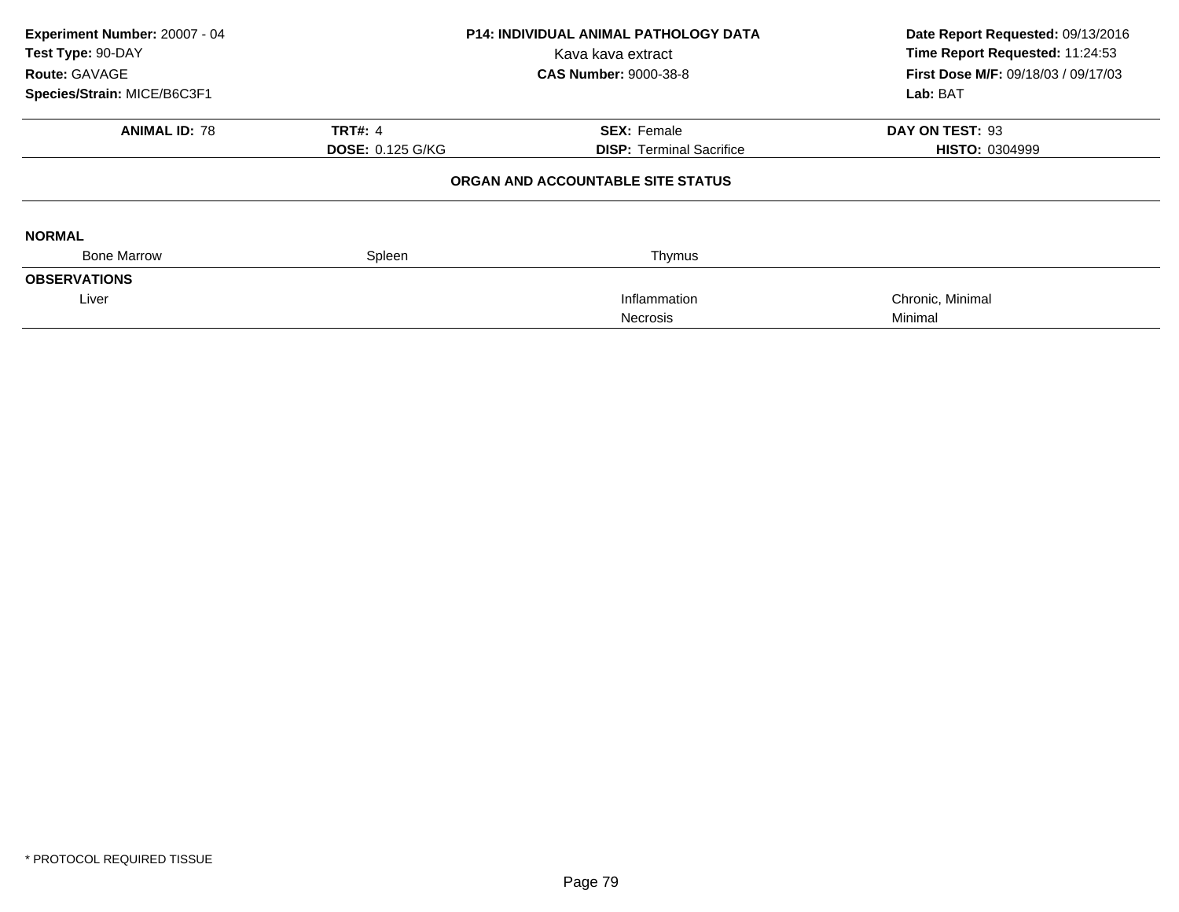**Experiment Number:** 20007 - 04
**Test Type:** 90-DAY
**Route:** GAVAGE
**Species/Strain:** MICE/B6C3F1

**P14: INDIVIDUAL ANIMAL PATHOLOGY DATA**
Kava kava extract
**CAS Number:** 9000-38-8

**Date Report Requested:** 09/13/2016
**Time Report Requested:** 11:24:53
**First Dose M/F:** 09/18/03 / 09/17/03
**Lab:** BAT

| **ANIMAL ID:** 78 | **TRT#:** 4 | **SEX:** Female | **DAY ON TEST:** 93 |
|---|---|---|---|
| | **DOSE:** 0.125 G/KG | **DISP:** Terminal Sacrifice | **HISTO:** 0304999 |

**ORGAN AND ACCOUNTABLE SITE STATUS**

**NORMAL**

| Bone Marrow | Spleen | Thymus | |
|---|---|---|---|

**OBSERVATIONS**

| Liver | | | |
|---|---|---|---|
| | | Inflammation | Chronic, Minimal |
| | | Necrosis | Minimal |

* PROTOCOL REQUIRED TISSUE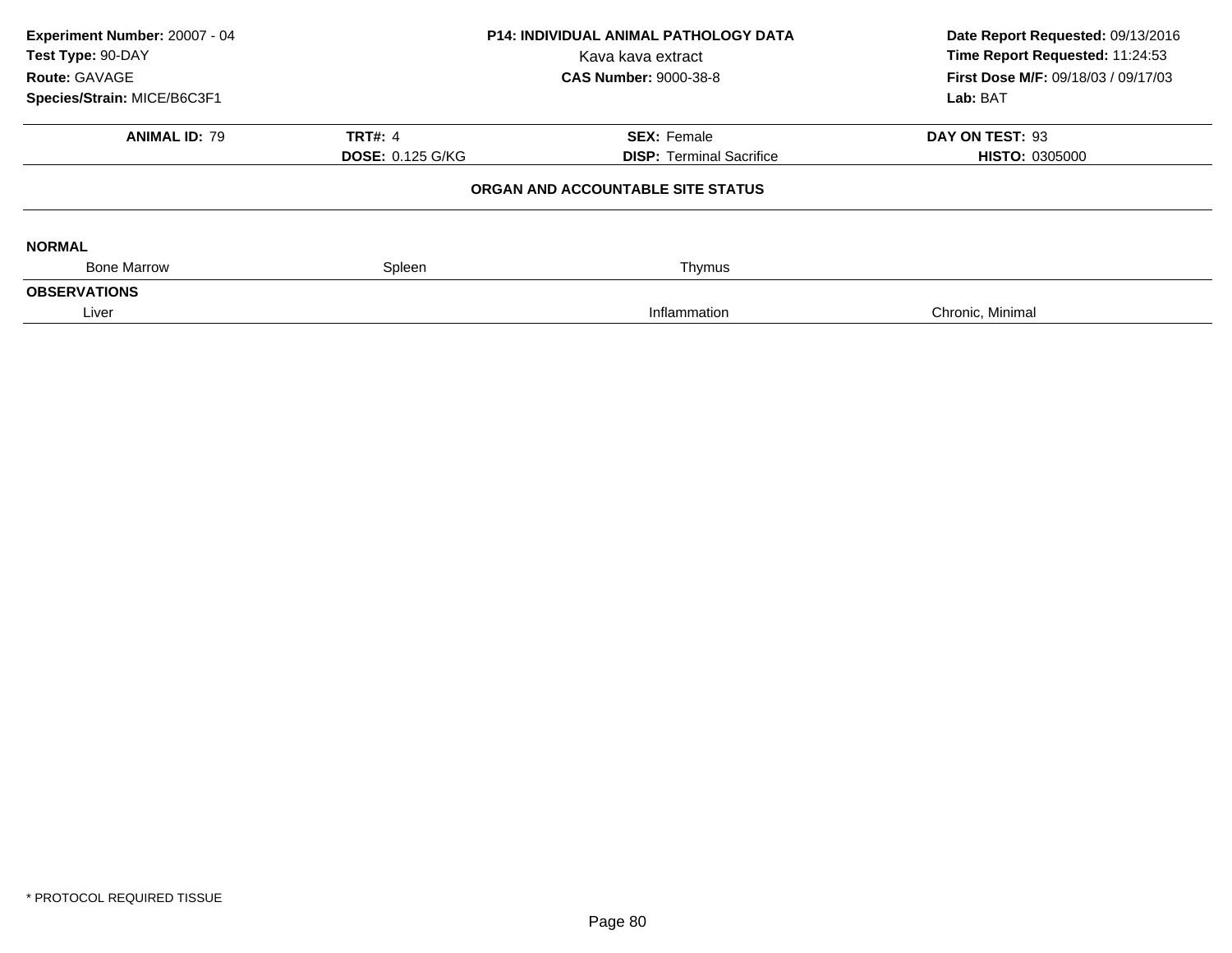**Experiment Number:** 20007 - 04
**Test Type:** 90-DAY
**Route:** GAVAGE
**Species/Strain:** MICE/B6C3F1

**P14: INDIVIDUAL ANIMAL PATHOLOGY DATA**
Kava kava extract
**CAS Number:** 9000-38-8

**Date Report Requested:** 09/13/2016
**Time Report Requested:** 11:24:53
**First Dose M/F:** 09/18/03 / 09/17/03
**Lab:** BAT

| **ANIMAL ID:** 79 | **TRT#:** 4 | **SEX:** Female | **DAY ON TEST:** 93 |
|---|---|---|---|
| | **DOSE:** 0.125 G/KG | **DISP:** Terminal Sacrifice | **HISTO:** 0305000 |

**ORGAN AND ACCOUNTABLE SITE STATUS**

**NORMAL**

| Bone Marrow | Spleen | Thymus | |
|---|---|---|---|

**OBSERVATIONS**

| Liver | | Inflammation | Chronic, Minimal |
|---|---|---|---|

\* PROTOCOL REQUIRED TISSUE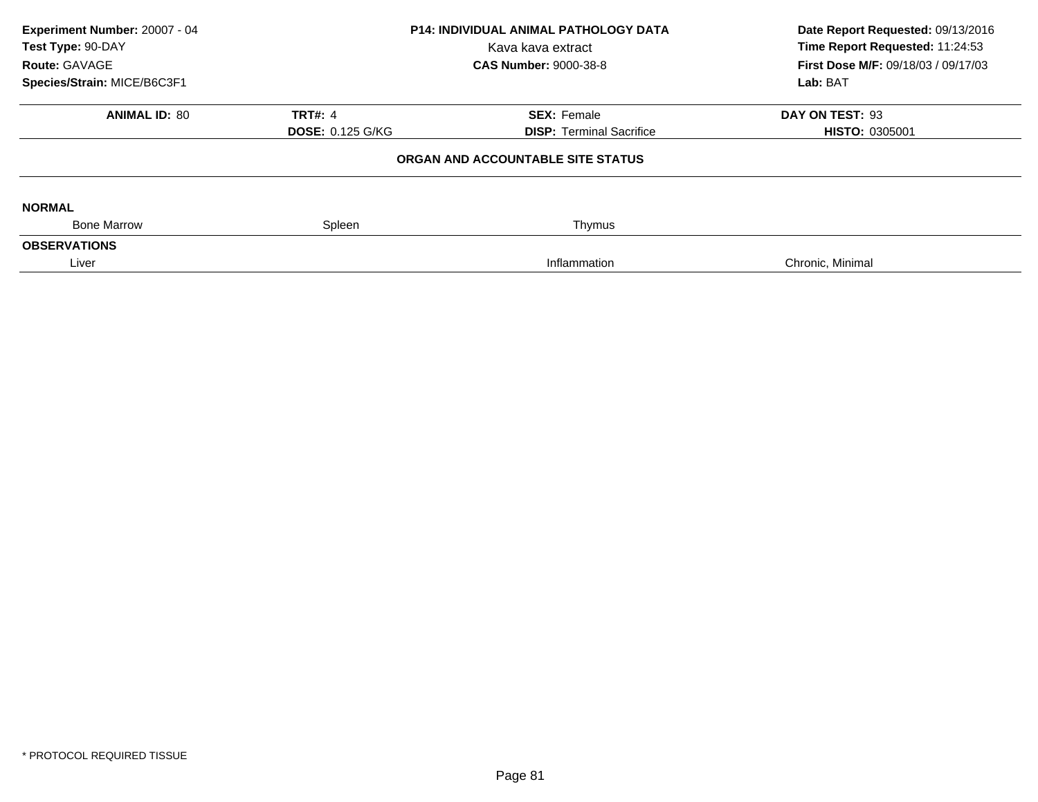**Experiment Number:** 20007 - 04
**Test Type:** 90-DAY
**Route:** GAVAGE
**Species/Strain:** MICE/B6C3F1

**P14: INDIVIDUAL ANIMAL PATHOLOGY DATA**
Kava kava extract
**CAS Number:** 9000-38-8

**Date Report Requested:** 09/13/2016
**Time Report Requested:** 11:24:53
**First Dose M/F:** 09/18/03 / 09/17/03
**Lab:** BAT

| **ANIMAL ID:** 80 | **TRT#:** 4 | **SEX:** Female | **DAY ON TEST:** 93 |
|---|---|---|---|
| | **DOSE:** 0.125 G/KG | **DISP:** Terminal Sacrifice | **HISTO:** 0305001 |

**ORGAN AND ACCOUNTABLE SITE STATUS**

**NORMAL**

| Bone Marrow | Spleen | Thymus | |
|---|---|---|---|

**OBSERVATIONS**

| Liver | | Inflammation | Chronic, Minimal |
|---|---|---|---|

* PROTOCOL REQUIRED TISSUE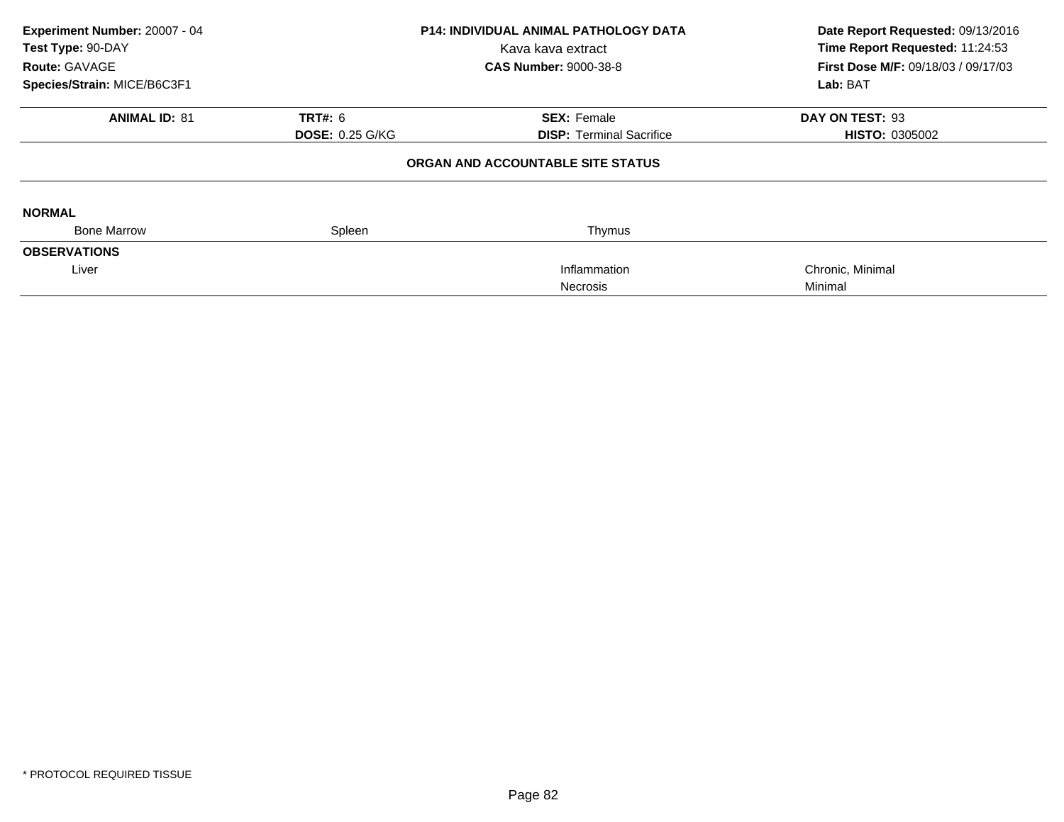**Experiment Number:** 20007 - 04
**Test Type:** 90-DAY
**Route:** GAVAGE
**Species/Strain:** MICE/B6C3F1

**P14: INDIVIDUAL ANIMAL PATHOLOGY DATA**
Kava kava extract
**CAS Number:** 9000-38-8

**Date Report Requested:** 09/13/2016
**Time Report Requested:** 11:24:53
**First Dose M/F:** 09/18/03 / 09/17/03
**Lab:** BAT

| **ANIMAL ID:** 81 | **TRT#:** 6 | **SEX:** Female | **DAY ON TEST:** 93 |
|---|---|---|---|
| | **DOSE:** 0.25 G/KG | **DISP:** Terminal Sacrifice | **HISTO:** 0305002 |

## ORGAN AND ACCOUNTABLE SITE STATUS

**NORMAL**

| Bone Marrow | Spleen | Thymus | |
|---|---|---|---|

**OBSERVATIONS**

| | | | |
|---|---|---|---|
| Liver | | Inflammation | Chronic, Minimal |
| | | Necrosis | Minimal |

\* PROTOCOL REQUIRED TISSUE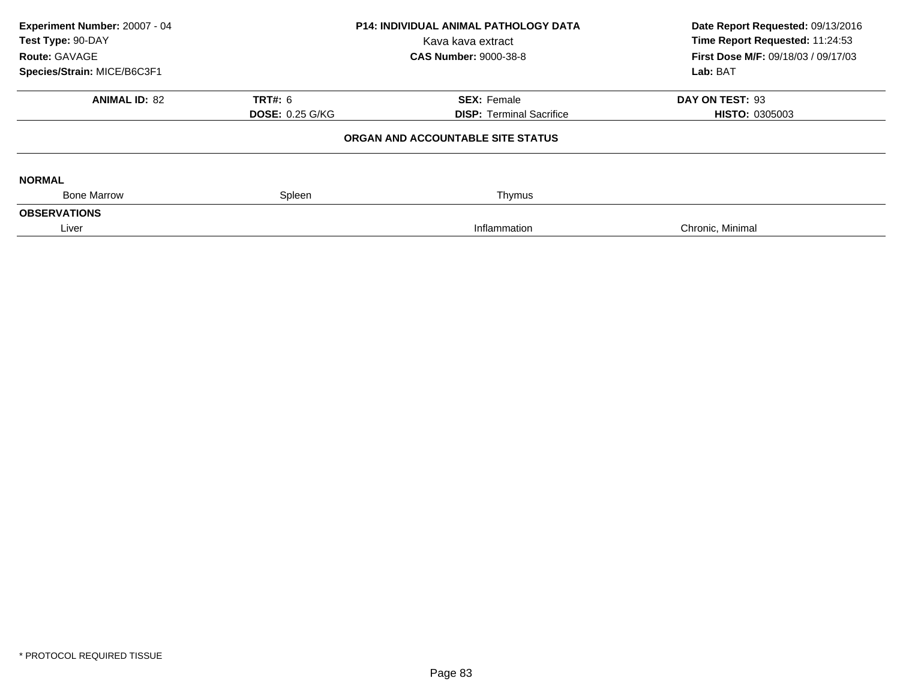**Experiment Number:** 20007 - 04
**Test Type:** 90-DAY
**Route:** GAVAGE
**Species/Strain:** MICE/B6C3F1

**P14: INDIVIDUAL ANIMAL PATHOLOGY DATA**
Kava kava extract
**CAS Number:** 9000-38-8

**Date Report Requested:** 09/13/2016
**Time Report Requested:** 11:24:53
**First Dose M/F:** 09/18/03 / 09/17/03
**Lab:** BAT

| **ANIMAL ID:** 82 | **TRT#:** 6 | **SEX:** Female | **DAY ON TEST:** 93 |
|---|---|---|---|
| | **DOSE:** 0.25 G/KG | **DISP:** Terminal Sacrifice | **HISTO:** 0305003 |

**ORGAN AND ACCOUNTABLE SITE STATUS**

**NORMAL**

| Bone Marrow | Spleen | Thymus | |
|---|---|---|---|

**OBSERVATIONS**

| Liver | | Inflammation | Chronic, Minimal |
|---|---|---|---|

* PROTOCOL REQUIRED TISSUE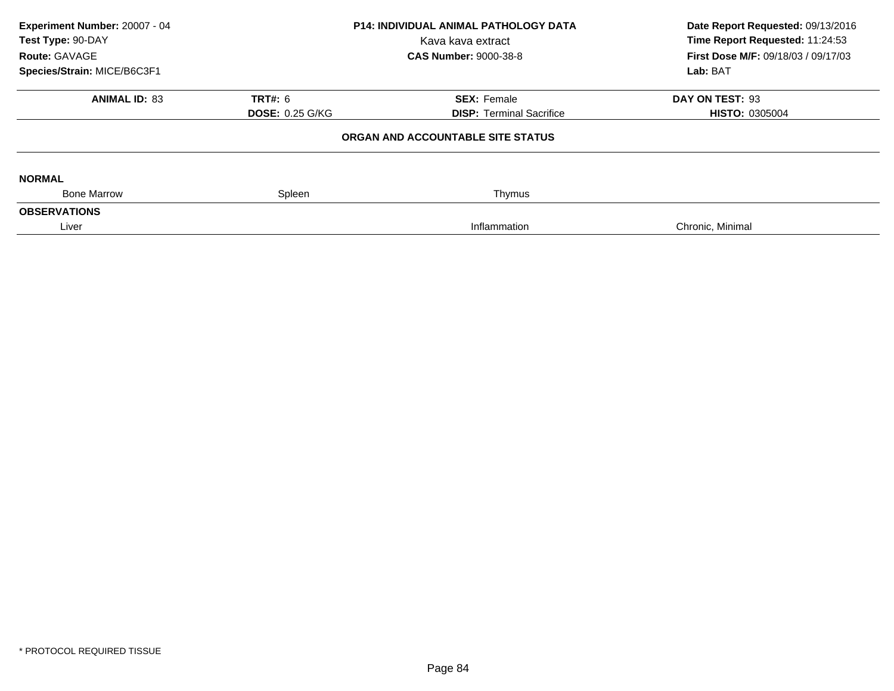**Experiment Number:** 20007 - 04
**Test Type:** 90-DAY
**Route:** GAVAGE
**Species/Strain:** MICE/B6C3F1

**P14: INDIVIDUAL ANIMAL PATHOLOGY DATA**
Kava kava extract
**CAS Number:** 9000-38-8

**Date Report Requested:** 09/13/2016
**Time Report Requested:** 11:24:53
**First Dose M/F:** 09/18/03 / 09/17/03
**Lab:** BAT

| **ANIMAL ID:** 83 | **TRT#:** 6 | **SEX:** Female | **DAY ON TEST:** 93 |
|---|---|---|---|
| | **DOSE:** 0.25 G/KG | **DISP:** Terminal Sacrifice | **HISTO:** 0305004 |

**ORGAN AND ACCOUNTABLE SITE STATUS**

**NORMAL**

| Bone Marrow | Spleen | Thymus | |
|---|---|---|---|

**OBSERVATIONS**

| Liver | | Inflammation | Chronic, Minimal |
|---|---|---|---|

* PROTOCOL REQUIRED TISSUE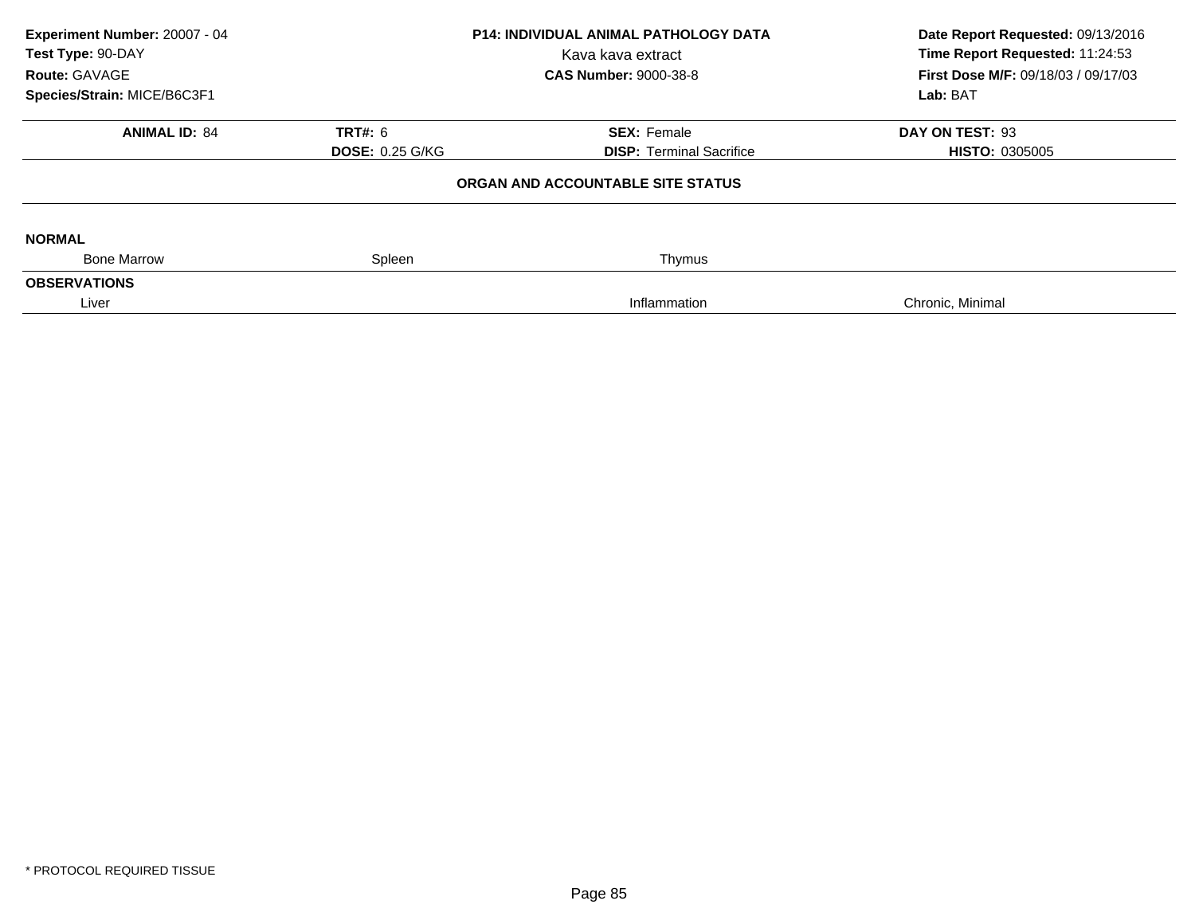**Experiment Number:** 20007 - 04
**Test Type:** 90-DAY
**Route:** GAVAGE
**Species/Strain:** MICE/B6C3F1

**P14: INDIVIDUAL ANIMAL PATHOLOGY DATA**
Kava kava extract
**CAS Number:** 9000-38-8

**Date Report Requested:** 09/13/2016
**Time Report Requested:** 11:24:53
**First Dose M/F:** 09/18/03 / 09/17/03
**Lab:** BAT

| **ANIMAL ID:** 84 | **TRT#:** 6 | **SEX:** Female | **DAY ON TEST:** 93 |
|---|---|---|---|
| | **DOSE:** 0.25 G/KG | **DISP:** Terminal Sacrifice | **HISTO:** 0305005 |

**ORGAN AND ACCOUNTABLE SITE STATUS**

**NORMAL**

| Bone Marrow | Spleen | Thymus | |
|---|---|---|---|

**OBSERVATIONS**

| Liver | | Inflammation | Chronic, Minimal |
|---|---|---|---|

* PROTOCOL REQUIRED TISSUE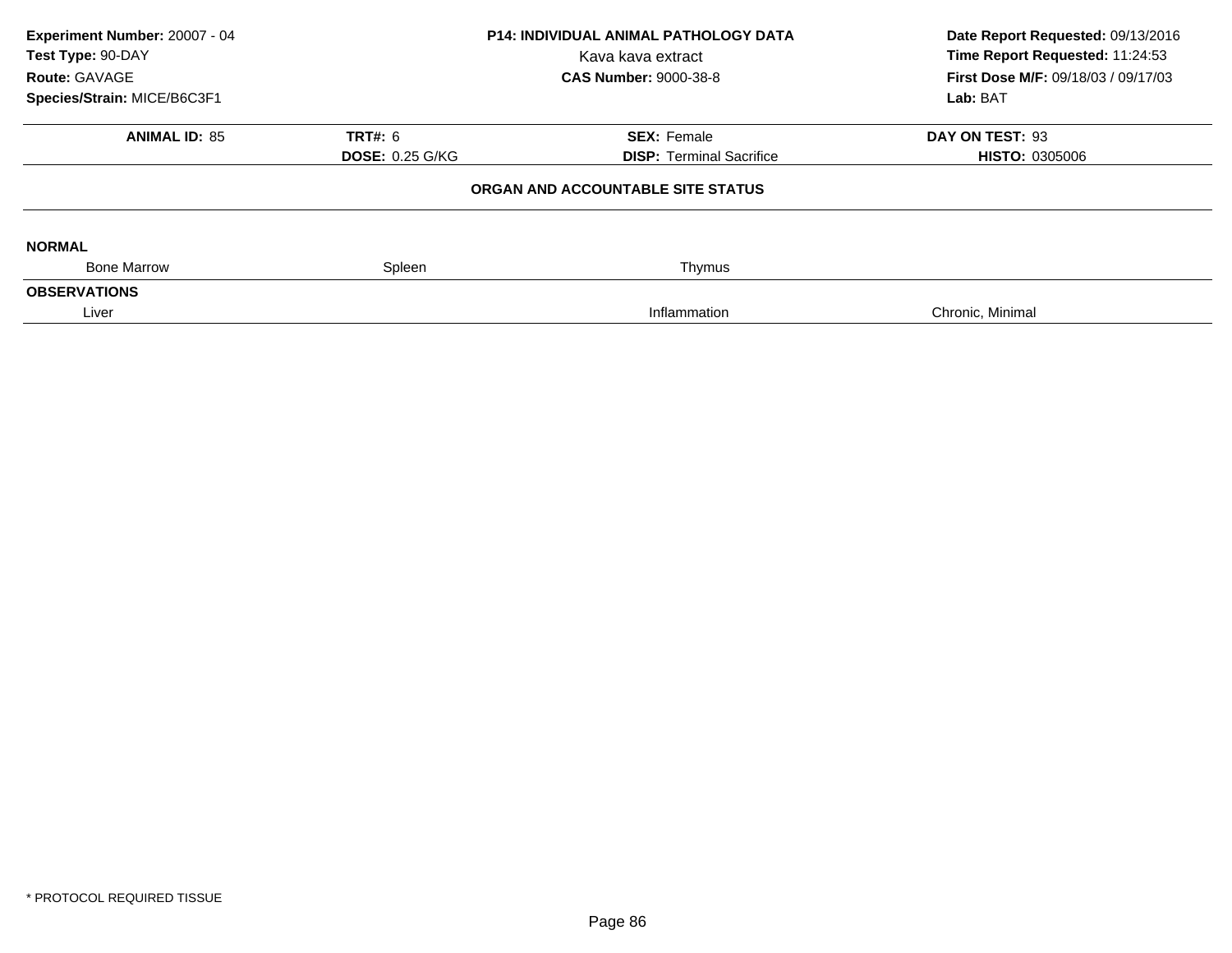**Experiment Number:** 20007 - 04
**Test Type:** 90-DAY
**Route:** GAVAGE
**Species/Strain:** MICE/B6C3F1

**P14: INDIVIDUAL ANIMAL PATHOLOGY DATA**
Kava kava extract
**CAS Number:** 9000-38-8

**Date Report Requested:** 09/13/2016
**Time Report Requested:** 11:24:53
**First Dose M/F:** 09/18/03 / 09/17/03
**Lab:** BAT

| **ANIMAL ID:** 85 | **TRT#:** 6 | **SEX:** Female | **DAY ON TEST:** 93 |
|---|---|---|---|
| | **DOSE:** 0.25 G/KG | **DISP:** Terminal Sacrifice | **HISTO:** 0305006 |

### ORGAN AND ACCOUNTABLE SITE STATUS

**NORMAL**

| Bone Marrow | Spleen | Thymus | |
|---|---|---|---|

**OBSERVATIONS**

| Liver | | Inflammation | Chronic, Minimal |
|---|---|---|---|

* PROTOCOL REQUIRED TISSUE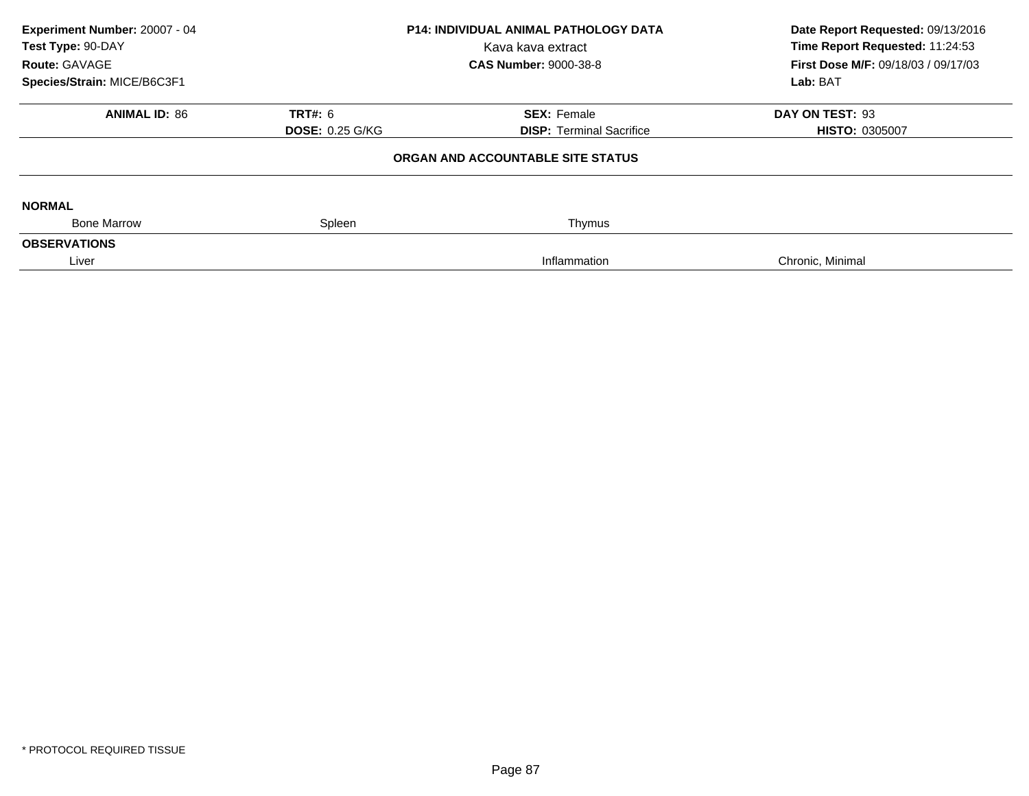**Experiment Number:** 20007 - 04
**Test Type:** 90-DAY
**Route:** GAVAGE
**Species/Strain:** MICE/B6C3F1

**P14: INDIVIDUAL ANIMAL PATHOLOGY DATA**
Kava kava extract
**CAS Number:** 9000-38-8

**Date Report Requested:** 09/13/2016
**Time Report Requested:** 11:24:53
**First Dose M/F:** 09/18/03 / 09/17/03
**Lab:** BAT

| **ANIMAL ID:** 86 | **TRT#:** 6 | **SEX:** Female | **DAY ON TEST:** 93 |
|---|---|---|---|
| | **DOSE:** 0.25 G/KG | **DISP:** Terminal Sacrifice | **HISTO:** 0305007 |

**ORGAN AND ACCOUNTABLE SITE STATUS**

**NORMAL**

| Bone Marrow | Spleen | Thymus | |
|---|---|---|---|

**OBSERVATIONS**

| Liver | | Inflammation | Chronic, Minimal |
|---|---|---|---|

\* PROTOCOL REQUIRED TISSUE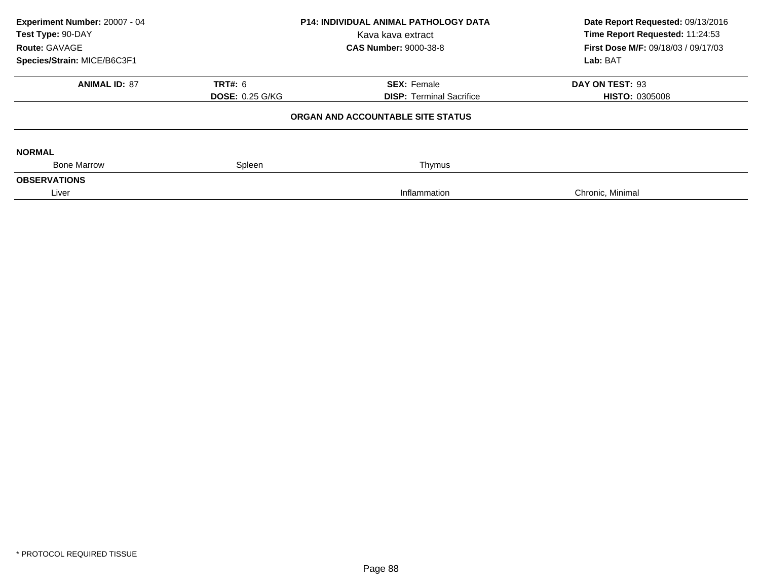**Experiment Number:** 20007 - 04
**Test Type:** 90-DAY
**Route:** GAVAGE
**Species/Strain:** MICE/B6C3F1

**P14: INDIVIDUAL ANIMAL PATHOLOGY DATA**
Kava kava extract
**CAS Number:** 9000-38-8

**Date Report Requested:** 09/13/2016
**Time Report Requested:** 11:24:53
**First Dose M/F:** 09/18/03 / 09/17/03
**Lab:** BAT

| **ANIMAL ID:** 87 | **TRT#:** 6 | **SEX:** Female | **DAY ON TEST:** 93 |
|---|---|---|---|
| | **DOSE:** 0.25 G/KG | **DISP:** Terminal Sacrifice | **HISTO:** 0305008 |

**ORGAN AND ACCOUNTABLE SITE STATUS**

**NORMAL**

| Bone Marrow | Spleen | Thymus |
|---|---|---|

**OBSERVATIONS**

| Liver | Inflammation | Chronic, Minimal |
|---|---|---|

* PROTOCOL REQUIRED TISSUE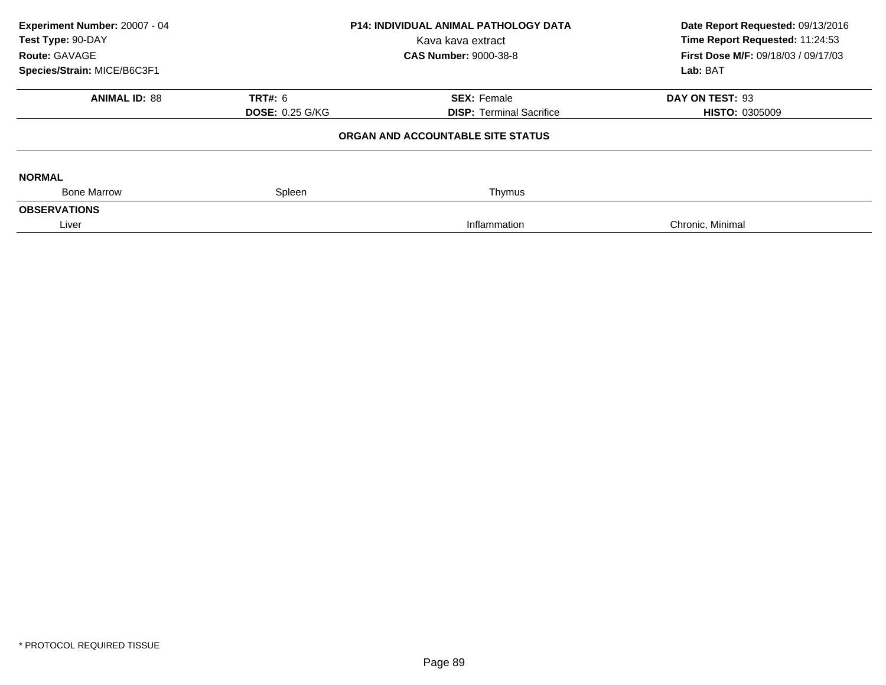**Experiment Number:** 20007 - 04
**Test Type:** 90-DAY
**Route:** GAVAGE
**Species/Strain:** MICE/B6C3F1

**P14: INDIVIDUAL ANIMAL PATHOLOGY DATA**
Kava kava extract
**CAS Number:** 9000-38-8

**Date Report Requested:** 09/13/2016
**Time Report Requested:** 11:24:53
**First Dose M/F:** 09/18/03 / 09/17/03
**Lab:** BAT

| **ANIMAL ID:** 88 | **TRT#:** 6 | **SEX:** Female | **DAY ON TEST:** 93 |
|---|---|---|---|
| | **DOSE:** 0.25 G/KG | **DISP:** Terminal Sacrifice | **HISTO:** 0305009 |

**ORGAN AND ACCOUNTABLE SITE STATUS**

**NORMAL**

| Bone Marrow | Spleen | Thymus | |
|---|---|---|---|

**OBSERVATIONS**

| Liver | | Inflammation | Chronic, Minimal |
|---|---|---|---|

* PROTOCOL REQUIRED TISSUE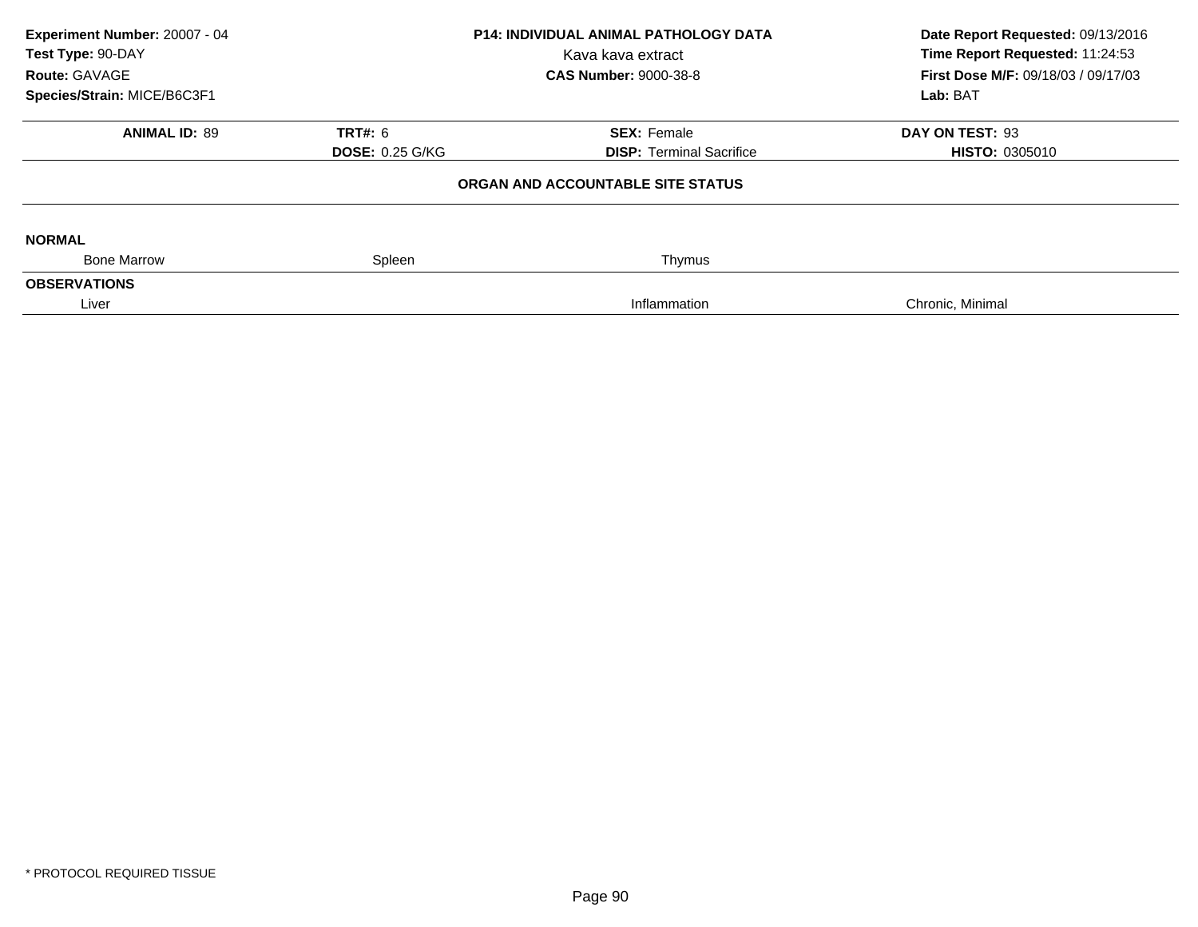**Experiment Number:** 20007 - 04
**Test Type:** 90-DAY
**Route:** GAVAGE
**Species/Strain:** MICE/B6C3F1

**P14: INDIVIDUAL ANIMAL PATHOLOGY DATA**
Kava kava extract
**CAS Number:** 9000-38-8

**Date Report Requested:** 09/13/2016
**Time Report Requested:** 11:24:53
**First Dose M/F:** 09/18/03 / 09/17/03
**Lab:** BAT

| **ANIMAL ID:** 89 | **TRT#:** 6 | **SEX:** Female | **DAY ON TEST:** 93 |
|---|---|---|---|
| | **DOSE:** 0.25 G/KG | **DISP:** Terminal Sacrifice | **HISTO:** 0305010 |

**ORGAN AND ACCOUNTABLE SITE STATUS**

**NORMAL**

| Bone Marrow | Spleen | Thymus | |
|---|---|---|---|

**OBSERVATIONS**

| Liver | | Inflammation | Chronic, Minimal |
|---|---|---|---|

* PROTOCOL REQUIRED TISSUE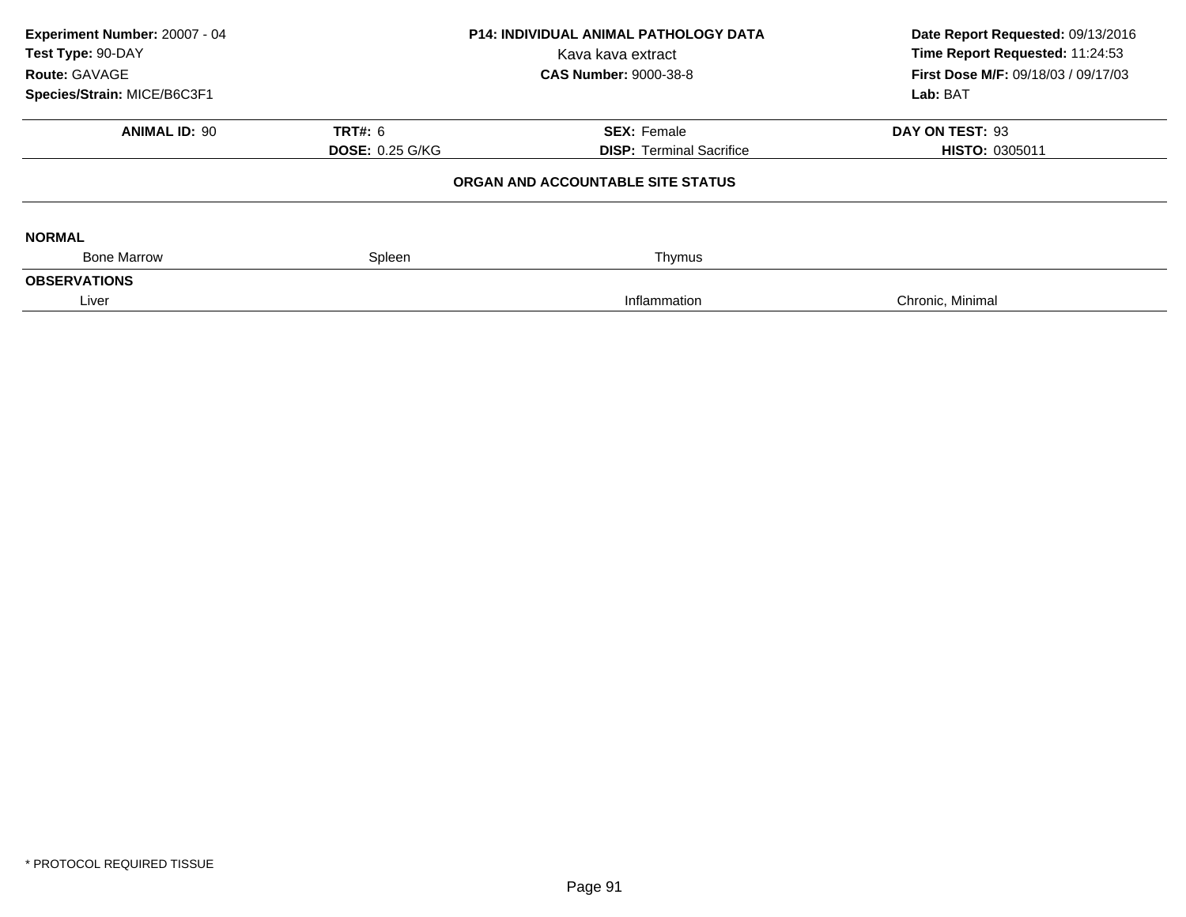**Experiment Number:** 20007 - 04
**Test Type:** 90-DAY
**Route:** GAVAGE
**Species/Strain:** MICE/B6C3F1

**P14: INDIVIDUAL ANIMAL PATHOLOGY DATA**
Kava kava extract
**CAS Number:** 9000-38-8

**Date Report Requested:** 09/13/2016
**Time Report Requested:** 11:24:53
**First Dose M/F:** 09/18/03 / 09/17/03
**Lab:** BAT

| **ANIMAL ID:** 90 | **TRT#:** 6 | **SEX:** Female | **DAY ON TEST:** 93 |
|---|---|---|---|
| | **DOSE:** 0.25 G/KG | **DISP:** Terminal Sacrifice | **HISTO:** 0305011 |

**ORGAN AND ACCOUNTABLE SITE STATUS**

**NORMAL**

| Bone Marrow | Spleen | Thymus | |
|---|---|---|---|

**OBSERVATIONS**

| Liver | | Inflammation | Chronic, Minimal |
|---|---|---|---|

* PROTOCOL REQUIRED TISSUE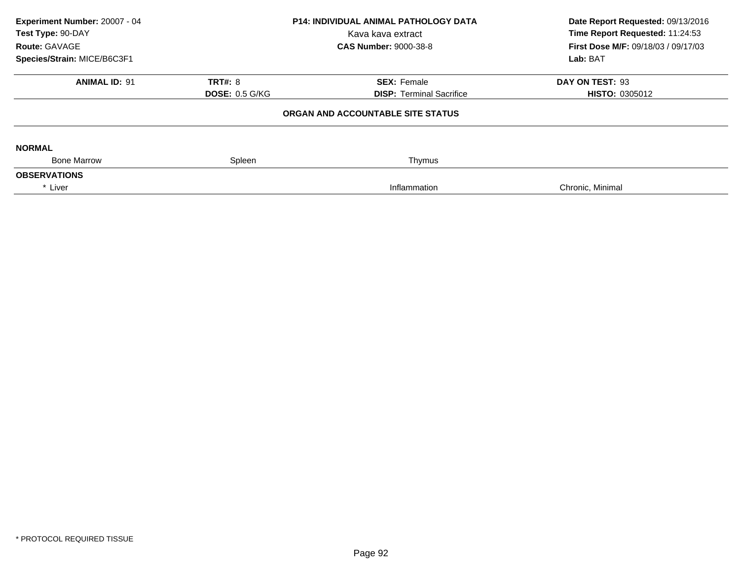**Experiment Number:** 20007 - 04
**Test Type:** 90-DAY
**Route:** GAVAGE
**Species/Strain:** MICE/B6C3F1

**P14: INDIVIDUAL ANIMAL PATHOLOGY DATA**
Kava kava extract
**CAS Number:** 9000-38-8

**Date Report Requested:** 09/13/2016
**Time Report Requested:** 11:24:53
**First Dose M/F:** 09/18/03 / 09/17/03
**Lab:** BAT

| **ANIMAL ID:** 91 | **TRT#:** 8 | **SEX:** Female | **DAY ON TEST:** 93 |
|---|---|---|---|
| | **DOSE:** 0.5 G/KG | **DISP:** Terminal Sacrifice | **HISTO:** 0305012 |

**ORGAN AND ACCOUNTABLE SITE STATUS**

**NORMAL**

| Bone Marrow | Spleen | Thymus | |
|---|---|---|---|

**OBSERVATIONS**

| * Liver | | Inflammation | Chronic, Minimal |
|---|---|---|---|

* PROTOCOL REQUIRED TISSUE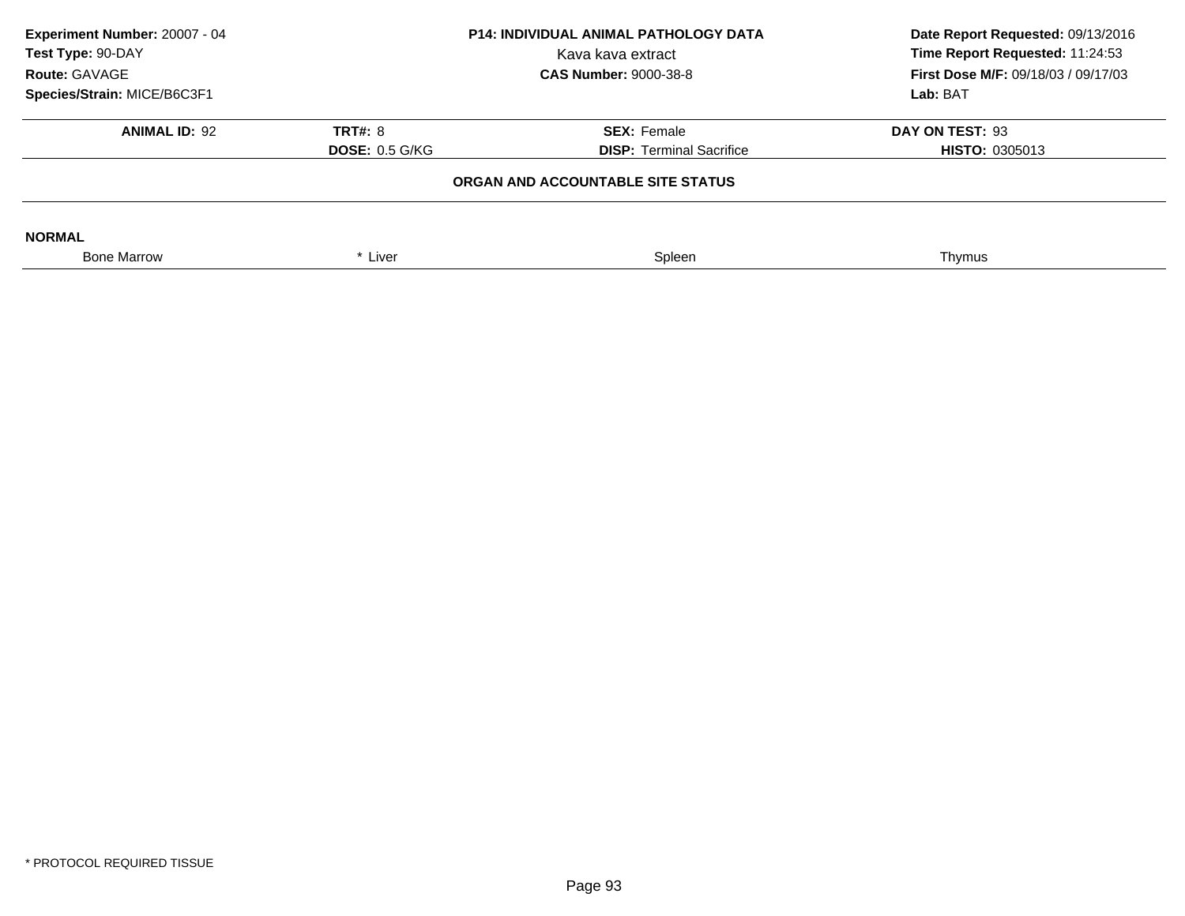**Experiment Number:** 20007 - 04
**Test Type:** 90-DAY
**Route:** GAVAGE
**Species/Strain:** MICE/B6C3F1

**P14: INDIVIDUAL ANIMAL PATHOLOGY DATA**
Kava kava extract
**CAS Number:** 9000-38-8

**Date Report Requested:** 09/13/2016
**Time Report Requested:** 11:24:53
**First Dose M/F:** 09/18/03 / 09/17/03
**Lab:** BAT

| **ANIMAL ID:** 92 | **TRT#:** 8 | **SEX:** Female | **DAY ON TEST:** 93 |
|---|---|---|---|
| | **DOSE:** 0.5 G/KG | **DISP:** Terminal Sacrifice | **HISTO:** 0305013 |

**ORGAN AND ACCOUNTABLE SITE STATUS**

**NORMAL**

| Bone Marrow | * Liver | Spleen | Thymus |
|---|---|---|---|

* PROTOCOL REQUIRED TISSUE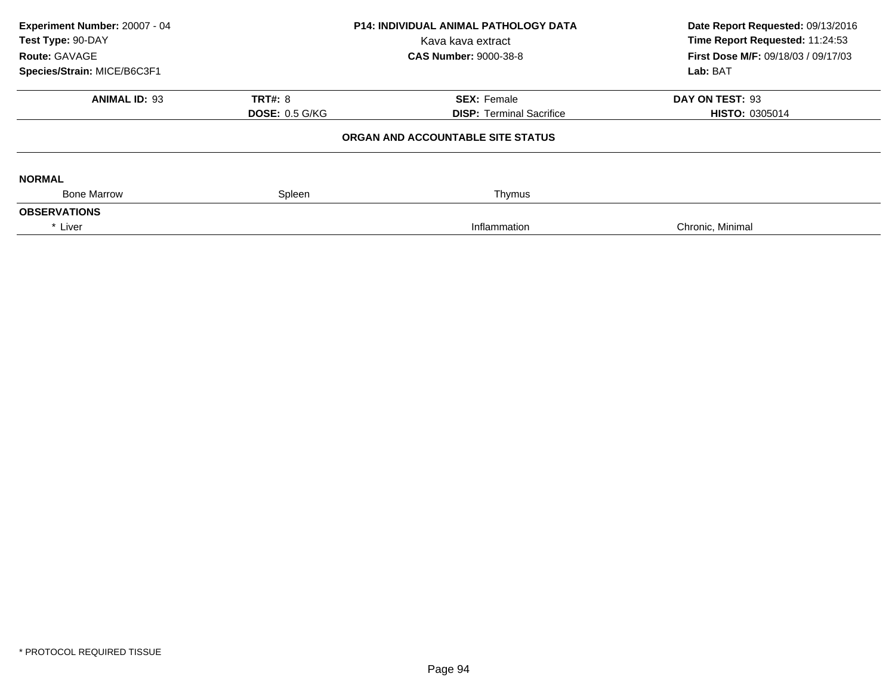**Experiment Number:** 20007 - 04
**Test Type:** 90-DAY
**Route:** GAVAGE
**Species/Strain:** MICE/B6C3F1

**P14: INDIVIDUAL ANIMAL PATHOLOGY DATA**
Kava kava extract
**CAS Number:** 9000-38-8

**Date Report Requested:** 09/13/2016
**Time Report Requested:** 11:24:53
**First Dose M/F:** 09/18/03 / 09/17/03
**Lab:** BAT

| **ANIMAL ID:** 93 | **TRT#:** 8 | **SEX:** Female | **DAY ON TEST:** 93 |
|---|---|---|---|
| | **DOSE:** 0.5 G/KG | **DISP:** Terminal Sacrifice | **HISTO:** 0305014 |

**ORGAN AND ACCOUNTABLE SITE STATUS**

| | | | |
|---|---|---|---|
| **NORMAL** | | | |
| Bone Marrow | Spleen | Thymus | |
| **OBSERVATIONS** | | | |
| * Liver | | Inflammation | Chronic, Minimal |

\* PROTOCOL REQUIRED TISSUE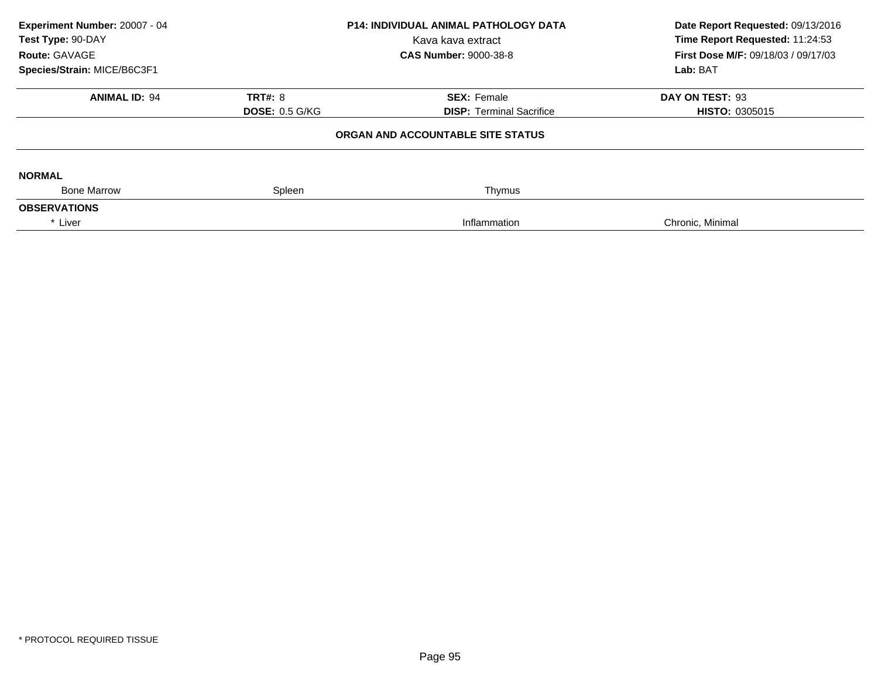**Experiment Number:** 20007 - 04
**Test Type:** 90-DAY
**Route:** GAVAGE
**Species/Strain:** MICE/B6C3F1

**P14: INDIVIDUAL ANIMAL PATHOLOGY DATA**
Kava kava extract
**CAS Number:** 9000-38-8

**Date Report Requested:** 09/13/2016
**Time Report Requested:** 11:24:53
**First Dose M/F:** 09/18/03 / 09/17/03
**Lab:** BAT

| **ANIMAL ID:** 94 | **TRT#:** 8 | **SEX:** Female | **DAY ON TEST:** 93 |
|---|---|---|---|
| | **DOSE:** 0.5 G/KG | **DISP:** Terminal Sacrifice | **HISTO:** 0305015 |

**ORGAN AND ACCOUNTABLE SITE STATUS**

**NORMAL**

| Bone Marrow | Spleen | Thymus | |
|---|---|---|---|

**OBSERVATIONS**

| * Liver | | Inflammation | Chronic, Minimal |
|---|---|---|---|

\* PROTOCOL REQUIRED TISSUE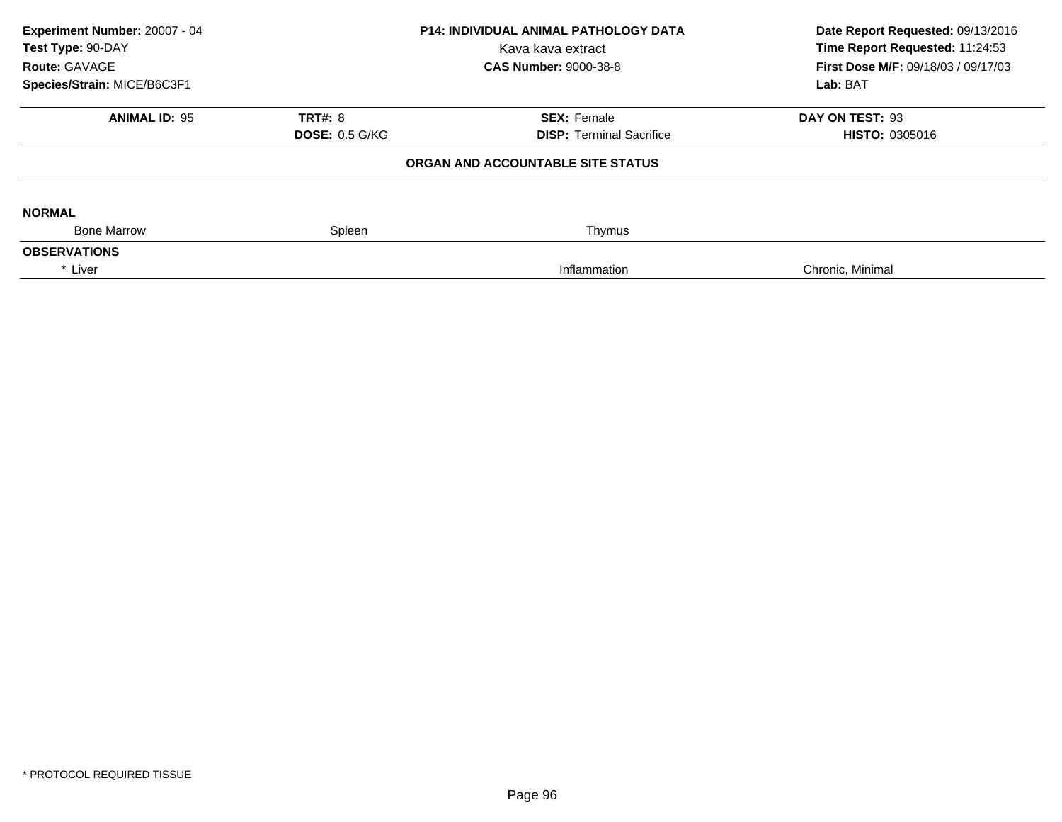**Experiment Number:** 20007 - 04
**Test Type:** 90-DAY
**Route:** GAVAGE
**Species/Strain:** MICE/B6C3F1

**P14: INDIVIDUAL ANIMAL PATHOLOGY DATA**
Kava kava extract
**CAS Number:** 9000-38-8

**Date Report Requested:** 09/13/2016
**Time Report Requested:** 11:24:53
**First Dose M/F:** 09/18/03 / 09/17/03
**Lab:** BAT

| **ANIMAL ID:** 95 | **TRT#:** 8 | **SEX:** Female | **DAY ON TEST:** 93 |
|---|---|---|---|
| | **DOSE:** 0.5 G/KG | **DISP:** Terminal Sacrifice | **HISTO:** 0305016 |

**ORGAN AND ACCOUNTABLE SITE STATUS**

**NORMAL**

| Bone Marrow | Spleen | Thymus | |
|---|---|---|---|

**OBSERVATIONS**

| * Liver | | Inflammation | Chronic, Minimal |
|---|---|---|---|

\* PROTOCOL REQUIRED TISSUE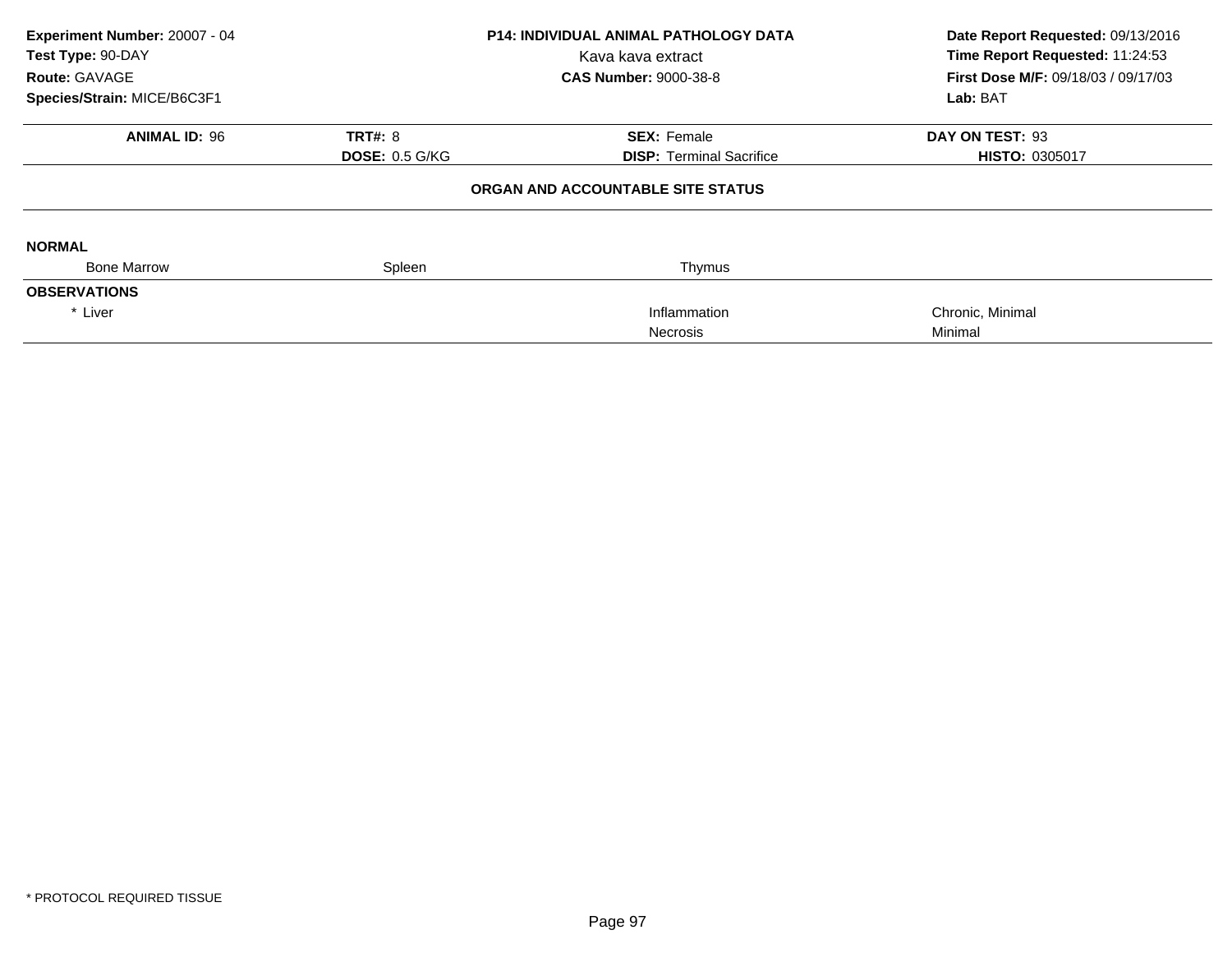**Experiment Number:** 20007 - 04
**Test Type:** 90-DAY
**Route:** GAVAGE
**Species/Strain:** MICE/B6C3F1

**P14: INDIVIDUAL ANIMAL PATHOLOGY DATA**
Kava kava extract
**CAS Number:** 9000-38-8

**Date Report Requested:** 09/13/2016
**Time Report Requested:** 11:24:53
**First Dose M/F:** 09/18/03 / 09/17/03
**Lab:** BAT

| **ANIMAL ID:** 96 | **TRT#:** 8 | **SEX:** Female | **DAY ON TEST:** 93 |
|---|---|---|---|
| | **DOSE:** 0.5 G/KG | **DISP:** Terminal Sacrifice | **HISTO:** 0305017 |

**ORGAN AND ACCOUNTABLE SITE STATUS**

**NORMAL**

| Bone Marrow | Spleen | Thymus | |
|---|---|---|---|

**OBSERVATIONS**

| | | | |
|---|---|---|---|
| * Liver | | Inflammation | Chronic, Minimal |
| | | Necrosis | Minimal |

* PROTOCOL REQUIRED TISSUE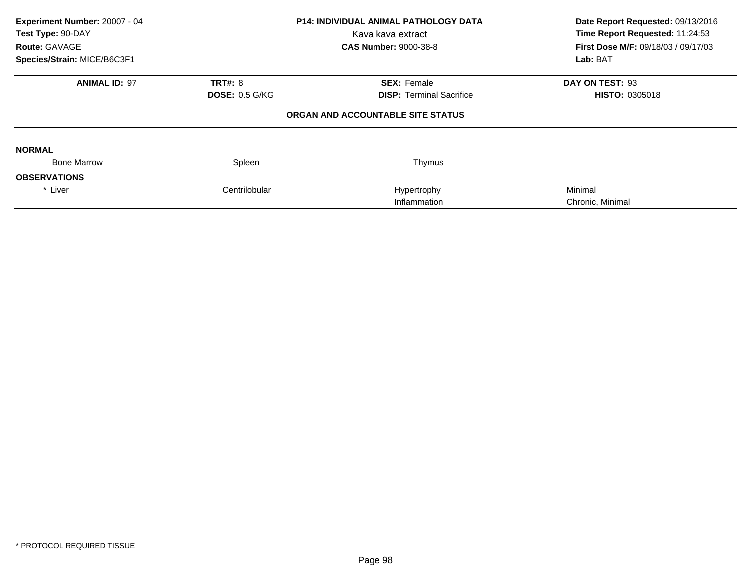**Experiment Number:** 20007 - 04
**Test Type:** 90-DAY
**Route:** GAVAGE
**Species/Strain:** MICE/B6C3F1

**P14: INDIVIDUAL ANIMAL PATHOLOGY DATA**
Kava kava extract
**CAS Number:** 9000-38-8

**Date Report Requested:** 09/13/2016
**Time Report Requested:** 11:24:53
**First Dose M/F:** 09/18/03 / 09/17/03
**Lab:** BAT

| **ANIMAL ID:** 97 | **TRT#:** 8 | **SEX:** Female | **DAY ON TEST:** 93 |
|---|---|---|---|
| | **DOSE:** 0.5 G/KG | **DISP:** Terminal Sacrifice | **HISTO:** 0305018 |

**ORGAN AND ACCOUNTABLE SITE STATUS**

**NORMAL**

| Bone Marrow | Spleen | Thymus | |
|---|---|---|---|

**OBSERVATIONS**

| | | | |
|---|---|---|---|
| * Liver | Centrilobular | Hypertrophy | Minimal |
| | | Inflammation | Chronic, Minimal |

* PROTOCOL REQUIRED TISSUE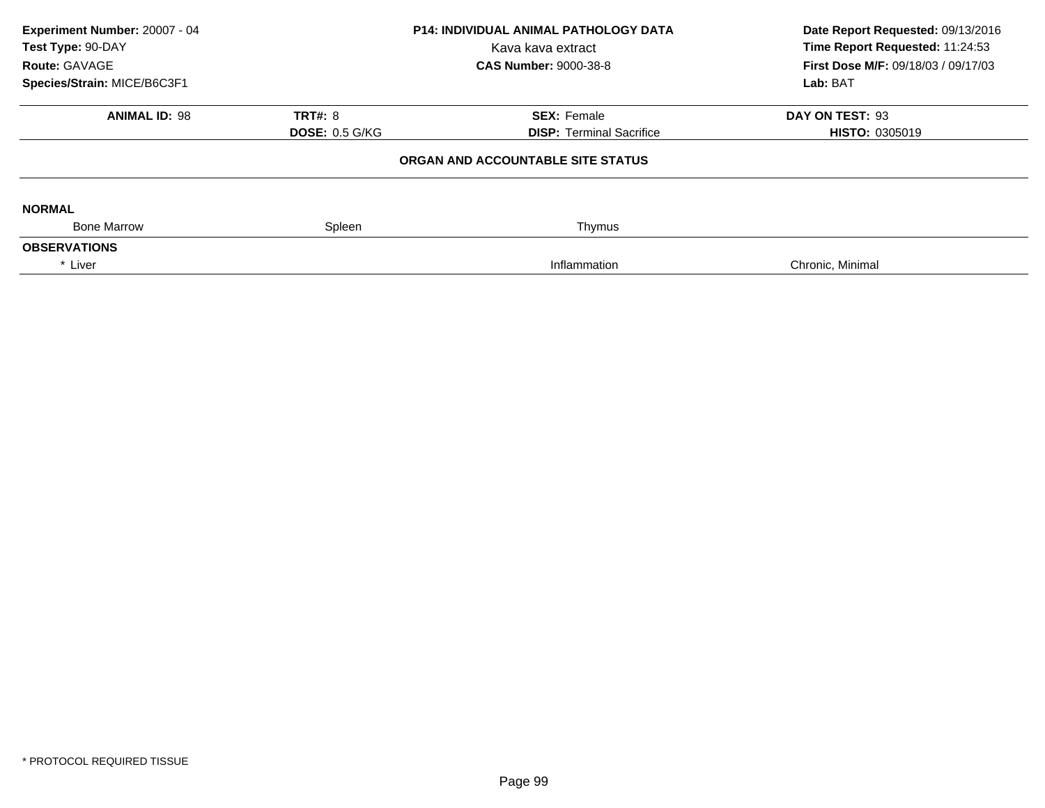**Experiment Number:** 20007 - 04
**Test Type:** 90-DAY
**Route:** GAVAGE
**Species/Strain:** MICE/B6C3F1

**P14: INDIVIDUAL ANIMAL PATHOLOGY DATA**
Kava kava extract
**CAS Number:** 9000-38-8

**Date Report Requested:** 09/13/2016
**Time Report Requested:** 11:24:53
**First Dose M/F:** 09/18/03 / 09/17/03
**Lab:** BAT

| **ANIMAL ID:** 98 | **TRT#:** 8 | **SEX:** Female | **DAY ON TEST:** 93 |
|---|---|---|---|
| | **DOSE:** 0.5 G/KG | **DISP:** Terminal Sacrifice | **HISTO:** 0305019 |

**ORGAN AND ACCOUNTABLE SITE STATUS**

**NORMAL**

| Bone Marrow | Spleen | Thymus | |
|---|---|---|---|

**OBSERVATIONS**

| * Liver | | Inflammation | Chronic, Minimal |
|---|---|---|---|

* PROTOCOL REQUIRED TISSUE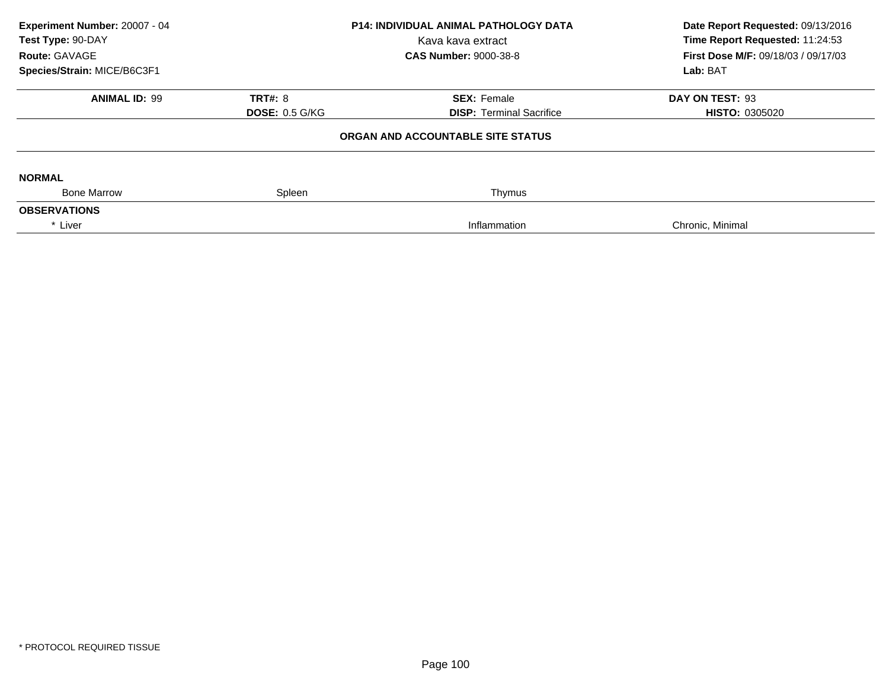**Experiment Number:** 20007 - 04
**Test Type:** 90-DAY
**Route:** GAVAGE
**Species/Strain:** MICE/B6C3F1

**P14: INDIVIDUAL ANIMAL PATHOLOGY DATA**
Kava kava extract
**CAS Number:** 9000-38-8

**Date Report Requested:** 09/13/2016
**Time Report Requested:** 11:24:53
**First Dose M/F:** 09/18/03 / 09/17/03
**Lab:** BAT

| **ANIMAL ID:** 99 | **TRT#:** 8 | **SEX:** Female | **DAY ON TEST:** 93 |
|---|---|---|---|
| | **DOSE:** 0.5 G/KG | **DISP:** Terminal Sacrifice | **HISTO:** 0305020 |

**ORGAN AND ACCOUNTABLE SITE STATUS**

**NORMAL**

| Bone Marrow | Spleen | Thymus | |
|---|---|---|---|

**OBSERVATIONS**

| * Liver | | Inflammation | Chronic, Minimal |
|---|---|---|---|

\* PROTOCOL REQUIRED TISSUE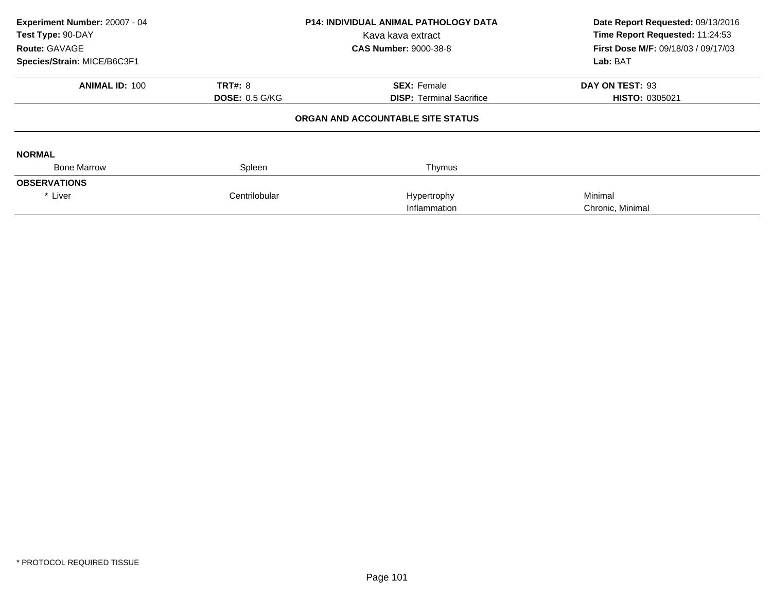**Experiment Number:** 20007 - 04
**Test Type:** 90-DAY
**Route:** GAVAGE
**Species/Strain:** MICE/B6C3F1

**P14: INDIVIDUAL ANIMAL PATHOLOGY DATA**
Kava kava extract
**CAS Number:** 9000-38-8

**Date Report Requested:** 09/13/2016
**Time Report Requested:** 11:24:53
**First Dose M/F:** 09/18/03 / 09/17/03
**Lab:** BAT

| **ANIMAL ID:** 100 | **TRT#:** 8 | **SEX:** Female | **DAY ON TEST:** 93 |
|---|---|---|---|
| | **DOSE:** 0.5 G/KG | **DISP:** Terminal Sacrifice | **HISTO:** 0305021 |

**ORGAN AND ACCOUNTABLE SITE STATUS**

**NORMAL**

| Bone Marrow | Spleen | Thymus | |
|---|---|---|---|

**OBSERVATIONS**

| | | | |
|---|---|---|---|
| * Liver | Centrilobular | Hypertrophy | Minimal |
| | | Inflammation | Chronic, Minimal |

* PROTOCOL REQUIRED TISSUE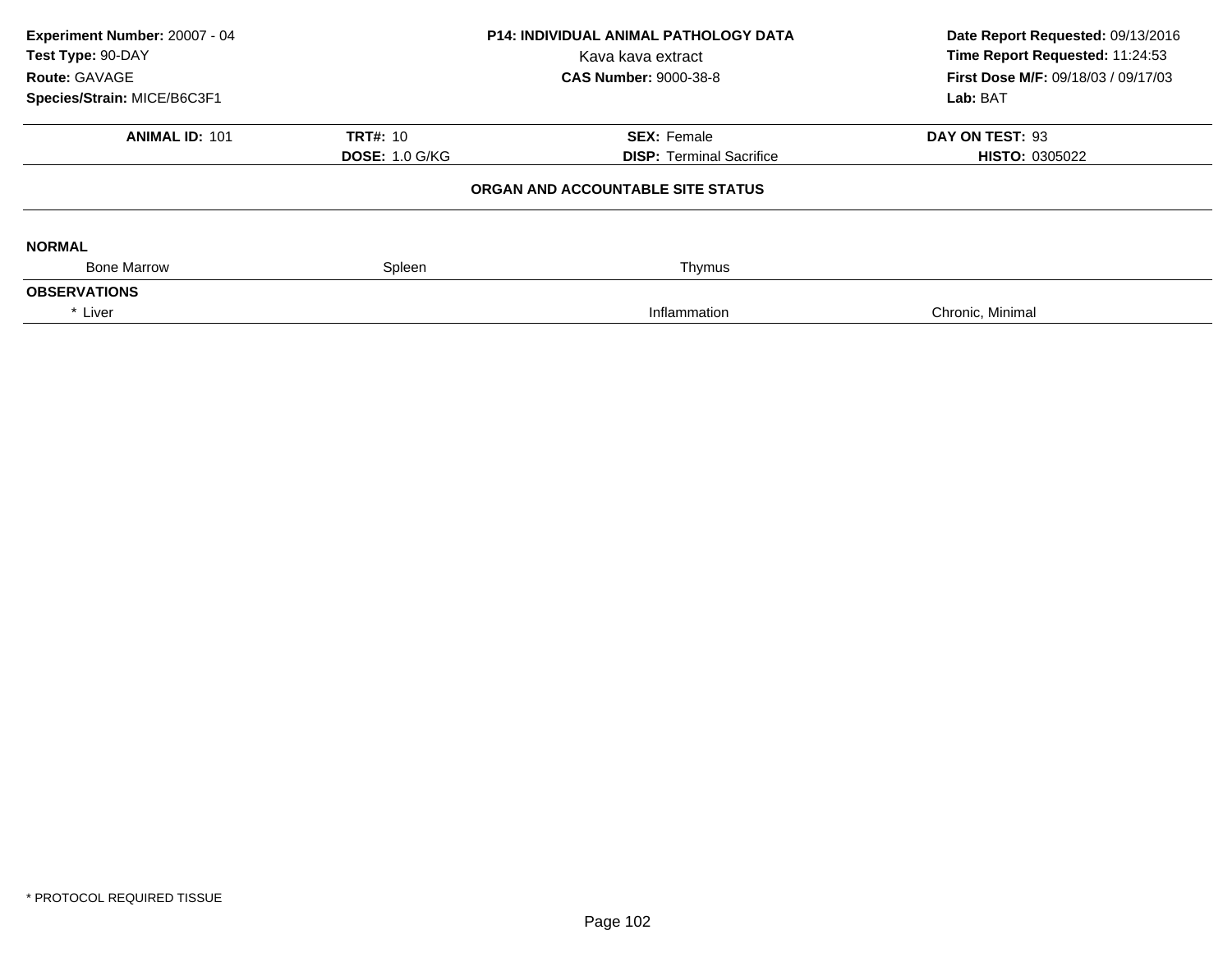**Experiment Number:** 20007 - 04
**Test Type:** 90-DAY
**Route:** GAVAGE
**Species/Strain:** MICE/B6C3F1

**P14: INDIVIDUAL ANIMAL PATHOLOGY DATA**
Kava kava extract
**CAS Number:** 9000-38-8

**Date Report Requested:** 09/13/2016
**Time Report Requested:** 11:24:53
**First Dose M/F:** 09/18/03 / 09/17/03
**Lab:** BAT

| **ANIMAL ID:** 101 | **TRT#:** 10 | **SEX:** Female | **DAY ON TEST:** 93 |
|---|---|---|---|
| | **DOSE:** 1.0 G/KG | **DISP:** Terminal Sacrifice | **HISTO:** 0305022 |

**ORGAN AND ACCOUNTABLE SITE STATUS**

**NORMAL**

| Bone Marrow | Spleen | Thymus | |
|---|---|---|---|

**OBSERVATIONS**

| * Liver | | Inflammation | Chronic, Minimal |
|---|---|---|---|

* PROTOCOL REQUIRED TISSUE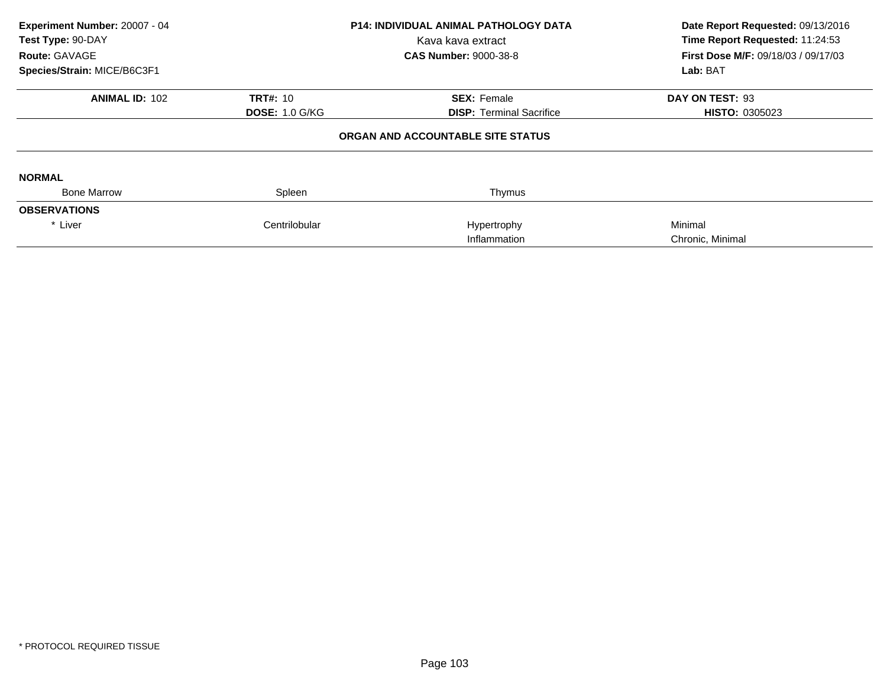**Experiment Number:** 20007 - 04
**Test Type:** 90-DAY
**Route:** GAVAGE
**Species/Strain:** MICE/B6C3F1

**P14: INDIVIDUAL ANIMAL PATHOLOGY DATA**
Kava kava extract
**CAS Number:** 9000-38-8

**Date Report Requested:** 09/13/2016
**Time Report Requested:** 11:24:53
**First Dose M/F:** 09/18/03 / 09/17/03
**Lab:** BAT

| **ANIMAL ID:** 102 | **TRT#:** 10 | **SEX:** Female | **DAY ON TEST:** 93 |
|---|---|---|---|
| | **DOSE:** 1.0 G/KG | **DISP:** Terminal Sacrifice | **HISTO:** 0305023 |

**ORGAN AND ACCOUNTABLE SITE STATUS**

**NORMAL**

| Bone Marrow | Spleen | Thymus | |
|---|---|---|---|

**OBSERVATIONS**

| * Liver | Centrilobular | Hypertrophy | Minimal |
|---|---|---|---|
| | | Inflammation | Chronic, Minimal |

* PROTOCOL REQUIRED TISSUE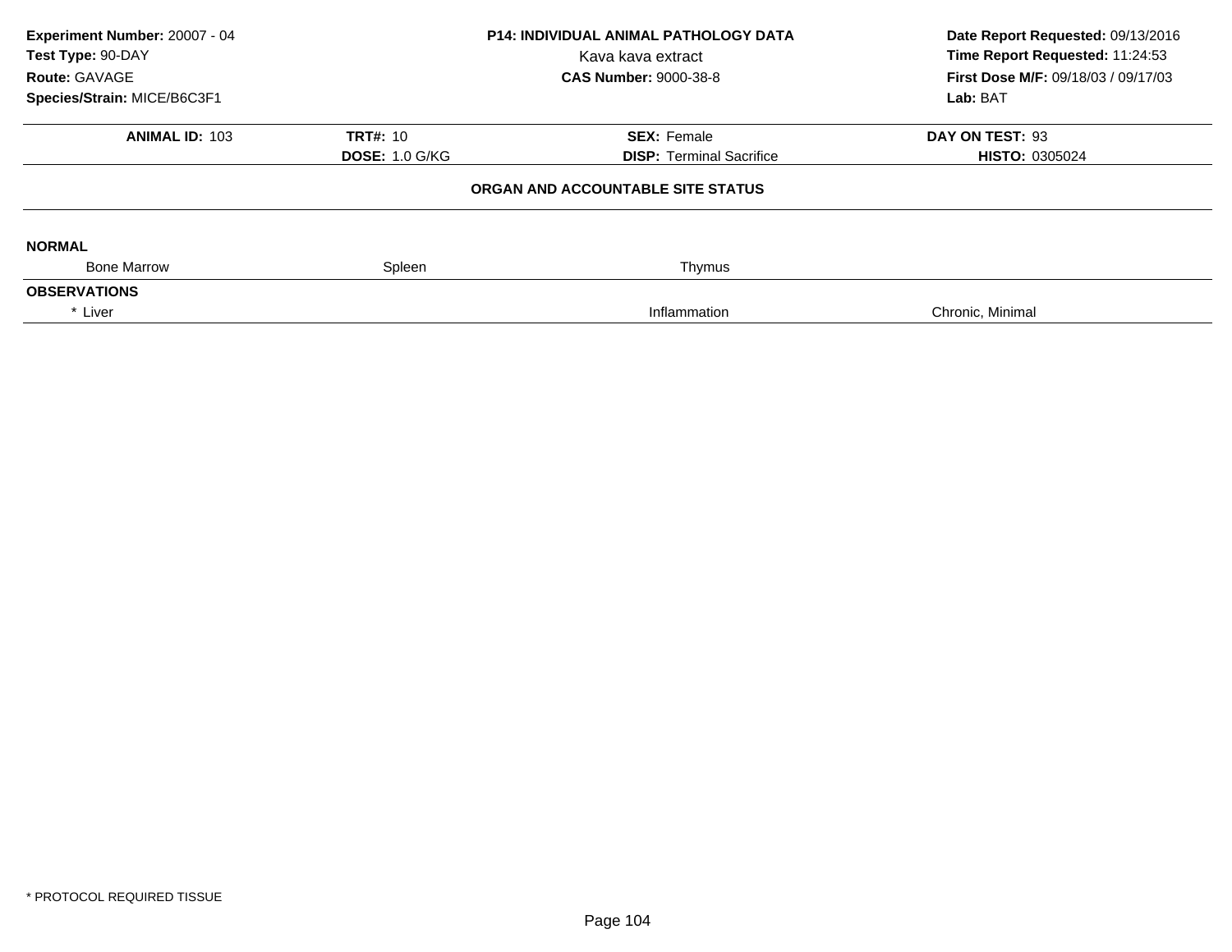**Experiment Number:** 20007 - 04
**Test Type:** 90-DAY
**Route:** GAVAGE
**Species/Strain:** MICE/B6C3F1

**P14: INDIVIDUAL ANIMAL PATHOLOGY DATA**
Kava kava extract
**CAS Number:** 9000-38-8

**Date Report Requested:** 09/13/2016
**Time Report Requested:** 11:24:53
**First Dose M/F:** 09/18/03 / 09/17/03
**Lab:** BAT

| **ANIMAL ID:** 103 | **TRT#:** 10 | **SEX:** Female | **DAY ON TEST:** 93 |
|---|---|---|---|
| | **DOSE:** 1.0 G/KG | **DISP:** Terminal Sacrifice | **HISTO:** 0305024 |

**ORGAN AND ACCOUNTABLE SITE STATUS**

**NORMAL**

| Bone Marrow | Spleen | Thymus | |
|---|---|---|---|

**OBSERVATIONS**

| * Liver | | Inflammation | Chronic, Minimal |
|---|---|---|---|

* PROTOCOL REQUIRED TISSUE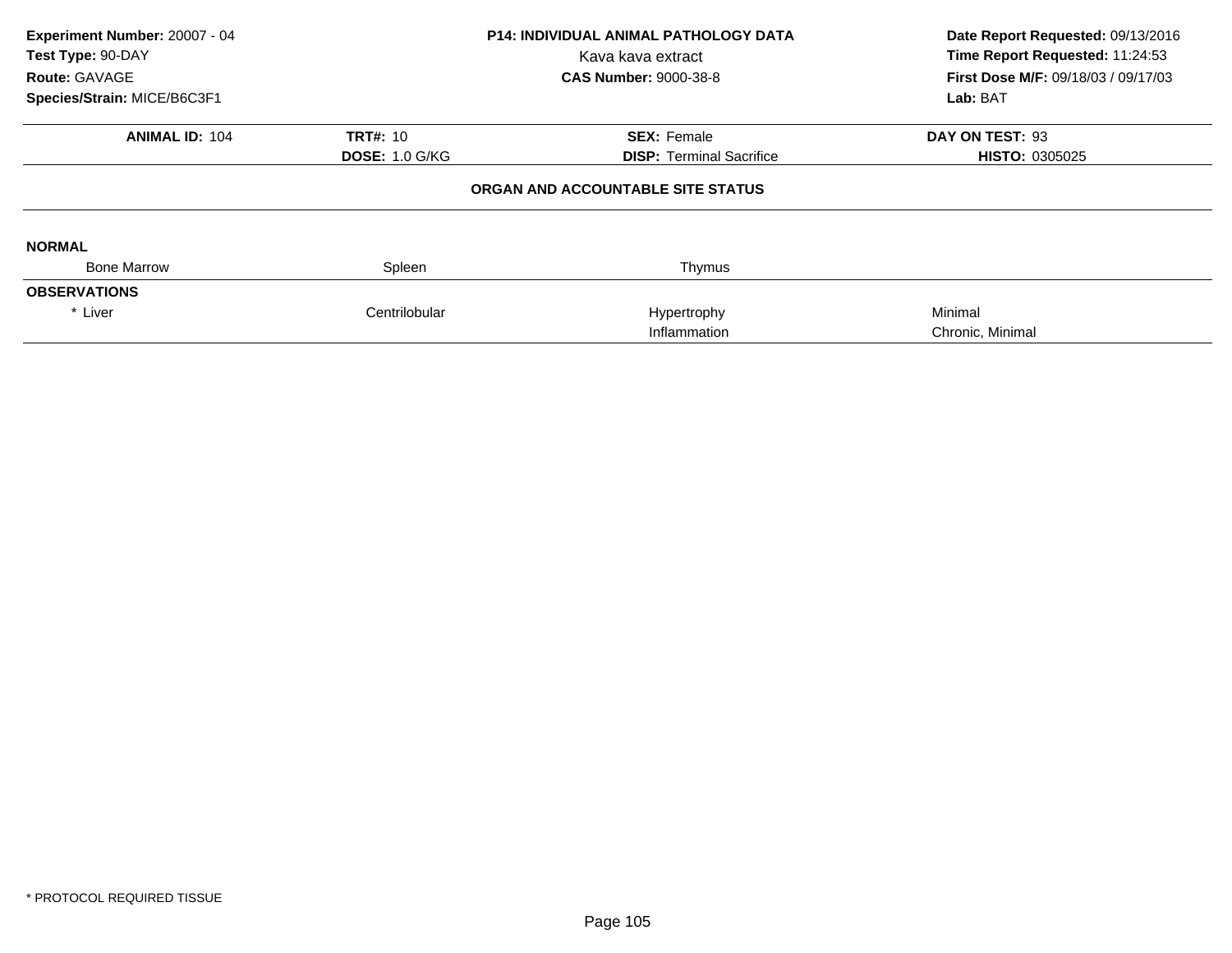**Experiment Number:** 20007 - 04
**Test Type:** 90-DAY
**Route:** GAVAGE
**Species/Strain:** MICE/B6C3F1

**P14: INDIVIDUAL ANIMAL PATHOLOGY DATA**
Kava kava extract
**CAS Number:** 9000-38-8

**Date Report Requested:** 09/13/2016
**Time Report Requested:** 11:24:53
**First Dose M/F:** 09/18/03 / 09/17/03
**Lab:** BAT

| **ANIMAL ID:** 104 | **TRT#:** 10 | **SEX:** Female | **DAY ON TEST:** 93 |
|---|---|---|---|
| | **DOSE:** 1.0 G/KG | **DISP:** Terminal Sacrifice | **HISTO:** 0305025 |

**ORGAN AND ACCOUNTABLE SITE STATUS**

**NORMAL**

| Bone Marrow | Spleen | Thymus | |
|---|---|---|---|

**OBSERVATIONS**

| | | | |
|---|---|---|---|
| * Liver | Centrilobular | Hypertrophy | Minimal |
| | | Inflammation | Chronic, Minimal |

* PROTOCOL REQUIRED TISSUE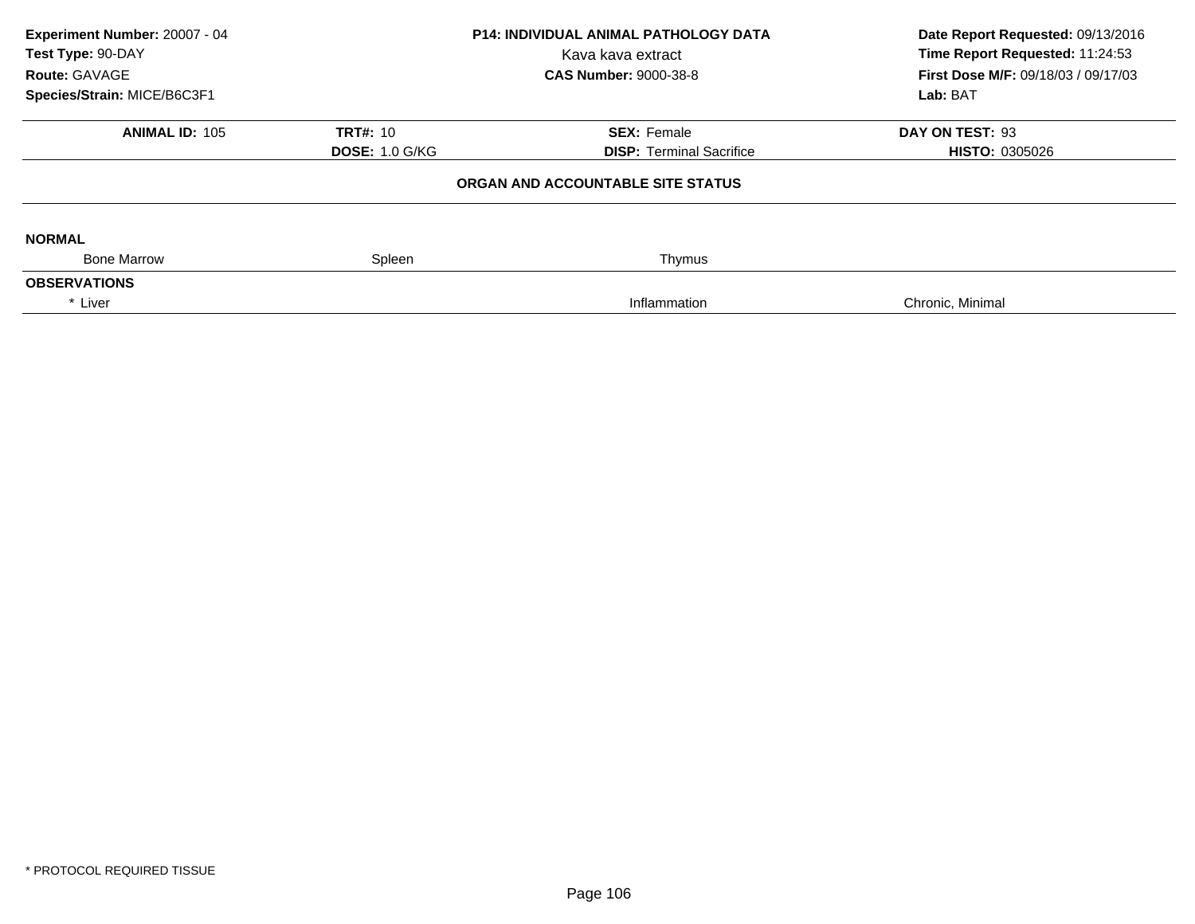**Experiment Number:** 20007 - 04
**Test Type:** 90-DAY
**Route:** GAVAGE
**Species/Strain:** MICE/B6C3F1

**P14: INDIVIDUAL ANIMAL PATHOLOGY DATA**
Kava kava extract
**CAS Number:** 9000-38-8

**Date Report Requested:** 09/13/2016
**Time Report Requested:** 11:24:53
**First Dose M/F:** 09/18/03 / 09/17/03
**Lab:** BAT

| **ANIMAL ID:** 105 | **TRT#:** 10 | **SEX:** Female | **DAY ON TEST:** 93 |
|---|---|---|---|
| | **DOSE:** 1.0 G/KG | **DISP:** Terminal Sacrifice | **HISTO:** 0305026 |

**ORGAN AND ACCOUNTABLE SITE STATUS**

**NORMAL**

| Bone Marrow | Spleen | Thymus | |
|---|---|---|---|

**OBSERVATIONS**

| * Liver | | Inflammation | Chronic, Minimal |
|---|---|---|---|

\* PROTOCOL REQUIRED TISSUE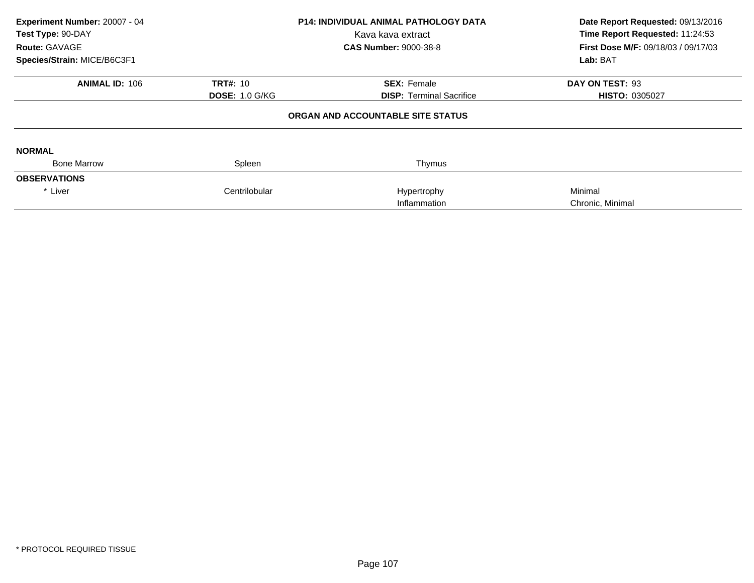**Experiment Number:** 20007 - 04
**Test Type:** 90-DAY
**Route:** GAVAGE
**Species/Strain:** MICE/B6C3F1

**P14: INDIVIDUAL ANIMAL PATHOLOGY DATA**
Kava kava extract
**CAS Number:** 9000-38-8

**Date Report Requested:** 09/13/2016
**Time Report Requested:** 11:24:53
**First Dose M/F:** 09/18/03 / 09/17/03
**Lab:** BAT

| **ANIMAL ID:** 106 | **TRT#:** 10 | **SEX:** Female | **DAY ON TEST:** 93 |
|---|---|---|---|
| | **DOSE:** 1.0 G/KG | **DISP:** Terminal Sacrifice | **HISTO:** 0305027 |

**ORGAN AND ACCOUNTABLE SITE STATUS**

**NORMAL**

| Bone Marrow | Spleen | Thymus | |
|---|---|---|---|

**OBSERVATIONS**

| | | | |
|---|---|---|---|
| * Liver | Centrilobular | Hypertrophy | Minimal |
| | | Inflammation | Chronic, Minimal |

* PROTOCOL REQUIRED TISSUE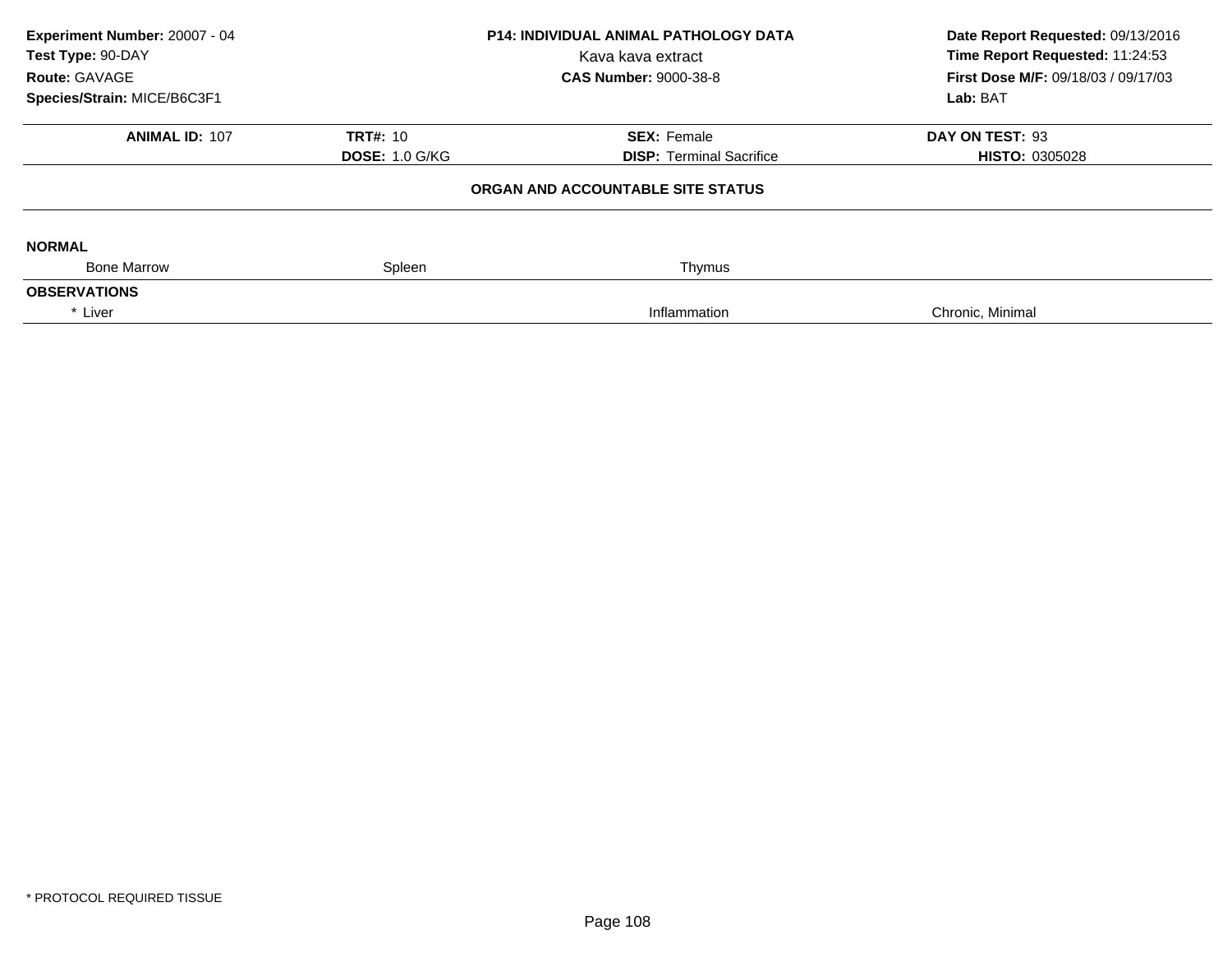**Experiment Number:** 20007 - 04
**Test Type:** 90-DAY
**Route:** GAVAGE
**Species/Strain:** MICE/B6C3F1

**P14: INDIVIDUAL ANIMAL PATHOLOGY DATA**
Kava kava extract
**CAS Number:** 9000-38-8

**Date Report Requested:** 09/13/2016
**Time Report Requested:** 11:24:53
**First Dose M/F:** 09/18/03 / 09/17/03
**Lab:** BAT

| **ANIMAL ID:** 107 | **TRT#:** 10 | **SEX:** Female | **DAY ON TEST:** 93 |
|---|---|---|---|
| | **DOSE:** 1.0 G/KG | **DISP:** Terminal Sacrifice | **HISTO:** 0305028 |

**ORGAN AND ACCOUNTABLE SITE STATUS**

**NORMAL**

| Bone Marrow | Spleen | Thymus |
|---|---|---|

**OBSERVATIONS**

| * Liver | Inflammation | Chronic, Minimal |
|---|---|---|

\* PROTOCOL REQUIRED TISSUE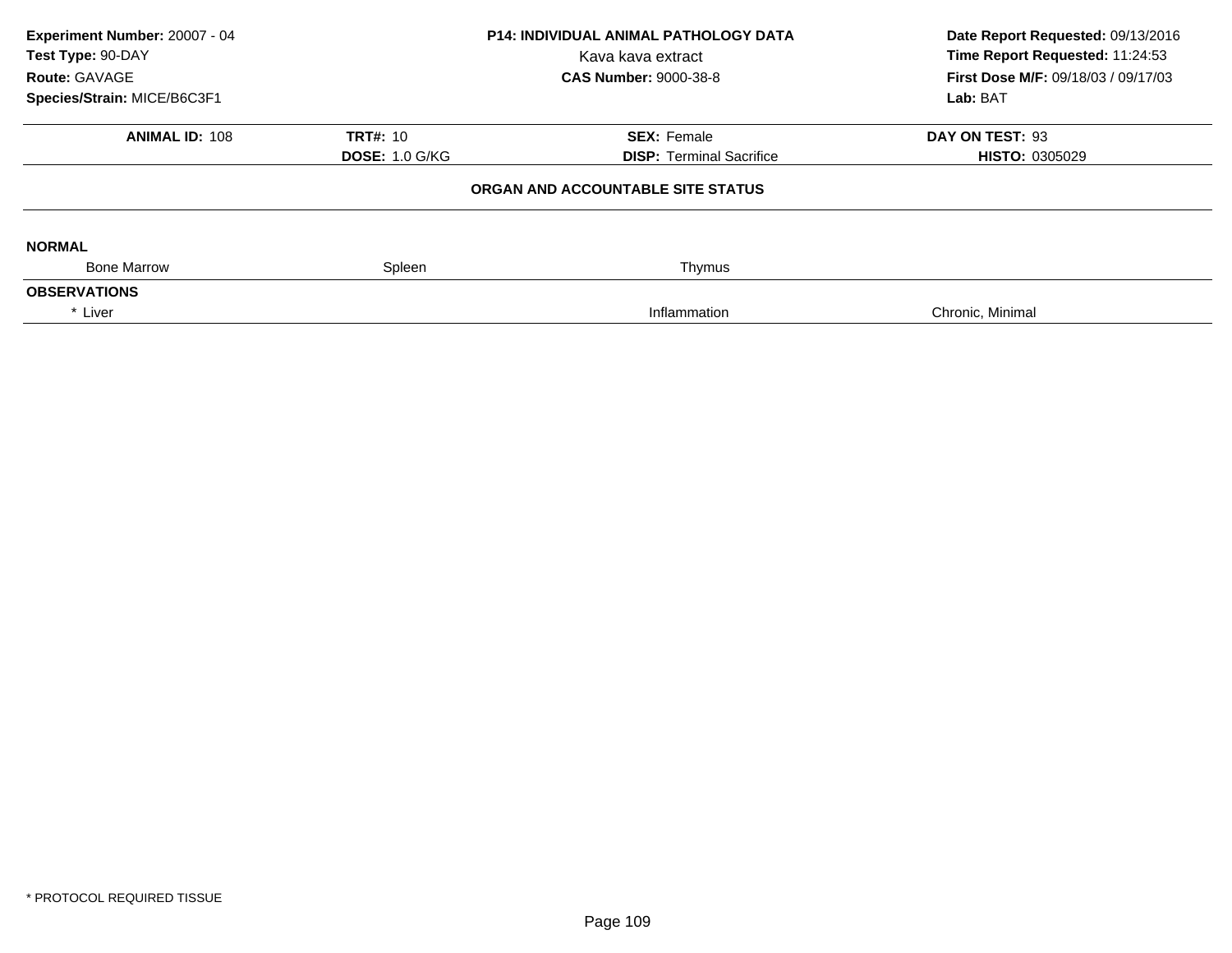**Experiment Number:** 20007 - 04
**Test Type:** 90-DAY
**Route:** GAVAGE
**Species/Strain:** MICE/B6C3F1

**P14: INDIVIDUAL ANIMAL PATHOLOGY DATA**
Kava kava extract
**CAS Number:** 9000-38-8

**Date Report Requested:** 09/13/2016
**Time Report Requested:** 11:24:53
**First Dose M/F:** 09/18/03 / 09/17/03
**Lab:** BAT

| **ANIMAL ID:** 108 | **TRT#:** 10 | **SEX:** Female | **DAY ON TEST:** 93 |
|---|---|---|---|
| | **DOSE:** 1.0 G/KG | **DISP:** Terminal Sacrifice | **HISTO:** 0305029 |

**ORGAN AND ACCOUNTABLE SITE STATUS**

**NORMAL**

| Bone Marrow | Spleen | Thymus | |
|---|---|---|---|

**OBSERVATIONS**

| * Liver | | Inflammation | Chronic, Minimal |
|---|---|---|---|

\* PROTOCOL REQUIRED TISSUE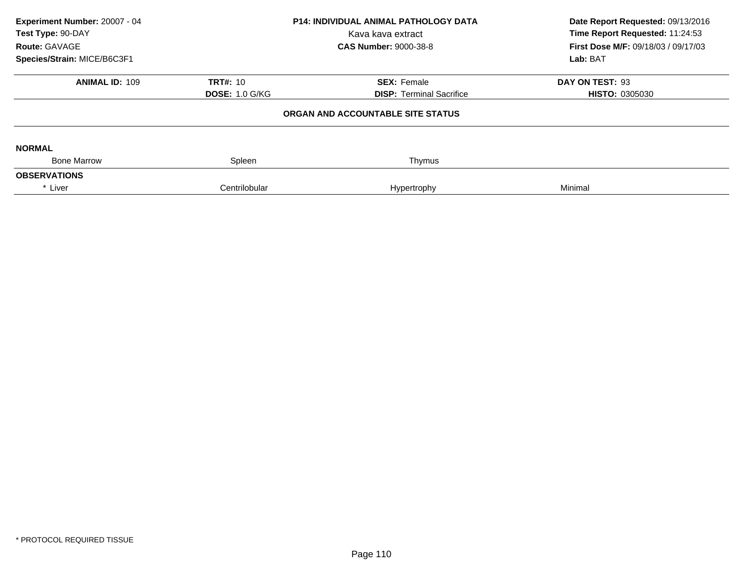**Experiment Number:** 20007 - 04
**Test Type:** 90-DAY
**Route:** GAVAGE
**Species/Strain:** MICE/B6C3F1

**P14: INDIVIDUAL ANIMAL PATHOLOGY DATA**
Kava kava extract
**CAS Number:** 9000-38-8

**Date Report Requested:** 09/13/2016
**Time Report Requested:** 11:24:53
**First Dose M/F:** 09/18/03 / 09/17/03
**Lab:** BAT

| **ANIMAL ID:** 109 | **TRT#:** 10 | **SEX:** Female | **DAY ON TEST:** 93 |
|---|---|---|---|
| | **DOSE:** 1.0 G/KG | **DISP:** Terminal Sacrifice | **HISTO:** 0305030 |

## ORGAN AND ACCOUNTABLE SITE STATUS

**NORMAL**

| Bone Marrow | Spleen | Thymus | |
|---|---|---|---|

**OBSERVATIONS**

| * Liver | Centrilobular | Hypertrophy | Minimal |
|---|---|---|---|

* PROTOCOL REQUIRED TISSUE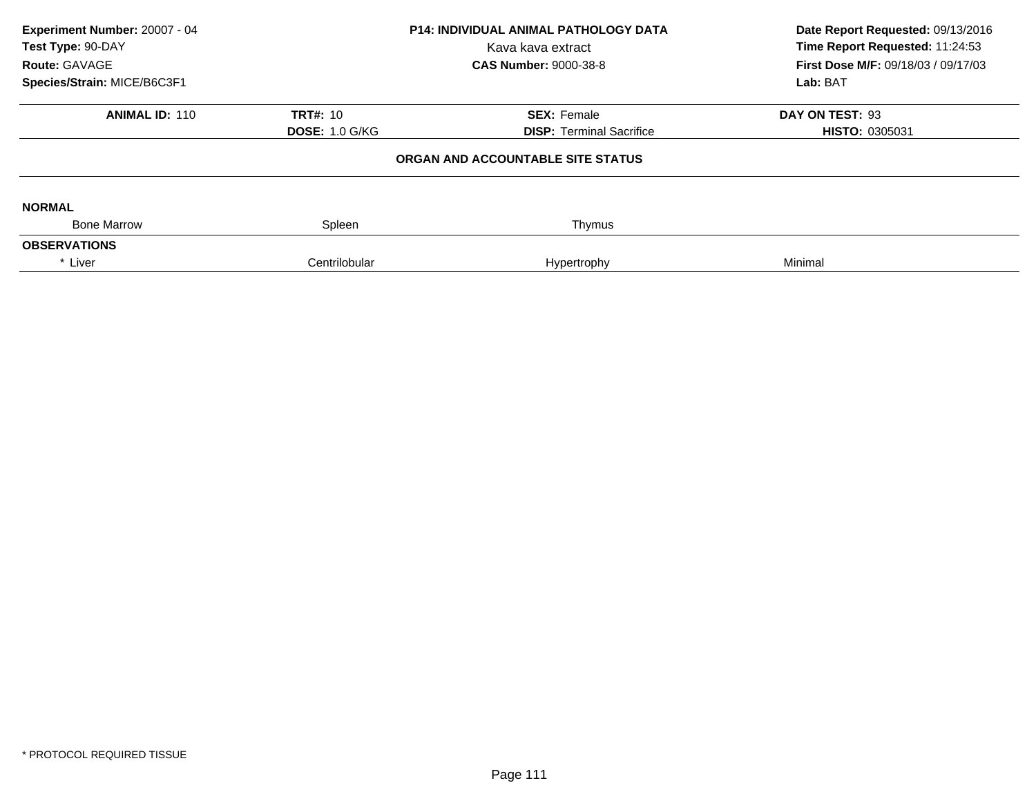**Experiment Number:** 20007 - 04
**Test Type:** 90-DAY
**Route:** GAVAGE
**Species/Strain:** MICE/B6C3F1

**P14: INDIVIDUAL ANIMAL PATHOLOGY DATA**
Kava kava extract
**CAS Number:** 9000-38-8

**Date Report Requested:** 09/13/2016
**Time Report Requested:** 11:24:53
**First Dose M/F:** 09/18/03 / 09/17/03
**Lab:** BAT

| **ANIMAL ID:** 110 | **TRT#:** 10 | **SEX:** Female | **DAY ON TEST:** 93 |
|---|---|---|---|
| | **DOSE:** 1.0 G/KG | **DISP:** Terminal Sacrifice | **HISTO:** 0305031 |

**ORGAN AND ACCOUNTABLE SITE STATUS**

**NORMAL**

| Bone Marrow | Spleen | Thymus | |
|---|---|---|---|

**OBSERVATIONS**

| * Liver | Centrilobular | Hypertrophy | Minimal |
|---|---|---|---|

* PROTOCOL REQUIRED TISSUE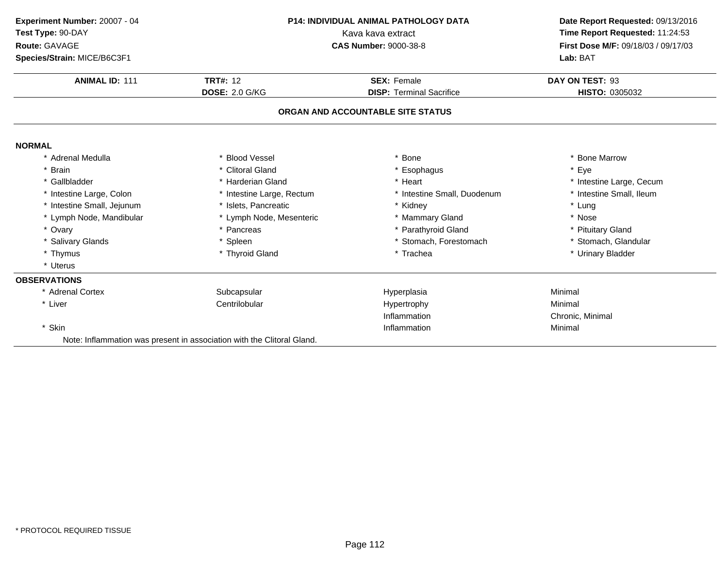**Experiment Number:** 20007 - 04
**Test Type:** 90-DAY
**Route:** GAVAGE
**Species/Strain:** MICE/B6C3F1

**P14: INDIVIDUAL ANIMAL PATHOLOGY DATA**
Kava kava extract
**CAS Number:** 9000-38-8

**Date Report Requested:** 09/13/2016
**Time Report Requested:** 11:24:53
**First Dose M/F:** 09/18/03 / 09/17/03
**Lab:** BAT

| **ANIMAL ID:** 111 | **TRT#:** 12 | **SEX:** Female | **DAY ON TEST:** 93 |
|---|---|---|---|
| | **DOSE:** 2.0 G/KG | **DISP:** Terminal Sacrifice | **HISTO:** 0305032 |

## ORGAN AND ACCOUNTABLE SITE STATUS

**NORMAL**

| | | | |
|---|---|---|---|
| * Adrenal Medulla | * Blood Vessel | * Bone | * Bone Marrow |
| * Brain | * Clitoral Gland | * Esophagus | * Eye |
| * Gallbladder | * Harderian Gland | * Heart | * Intestine Large, Cecum |
| * Intestine Large, Colon | * Intestine Large, Rectum | * Intestine Small, Duodenum | * Intestine Small, Ileum |
| * Intestine Small, Jejunum | * Islets, Pancreatic | * Kidney | * Lung |
| * Lymph Node, Mandibular | * Lymph Node, Mesenteric | * Mammary Gland | * Nose |
| * Ovary | * Pancreas | * Parathyroid Gland | * Pituitary Gland |
| * Salivary Glands | * Spleen | * Stomach, Forestomach | * Stomach, Glandular |
| * Thymus | * Thyroid Gland | * Trachea | * Urinary Bladder |
| * Uterus | | | |

**OBSERVATIONS**

| | | | |
|---|---|---|---|
| * Adrenal Cortex | Subcapsular | Hyperplasia | Minimal |
| * Liver | Centrilobular | Hypertrophy | Minimal |
| | | Inflammation | Chronic, Minimal |
| * Skin | | Inflammation | Minimal |

Note: Inflammation was present in association with the Clitoral Gland.

\* PROTOCOL REQUIRED TISSUE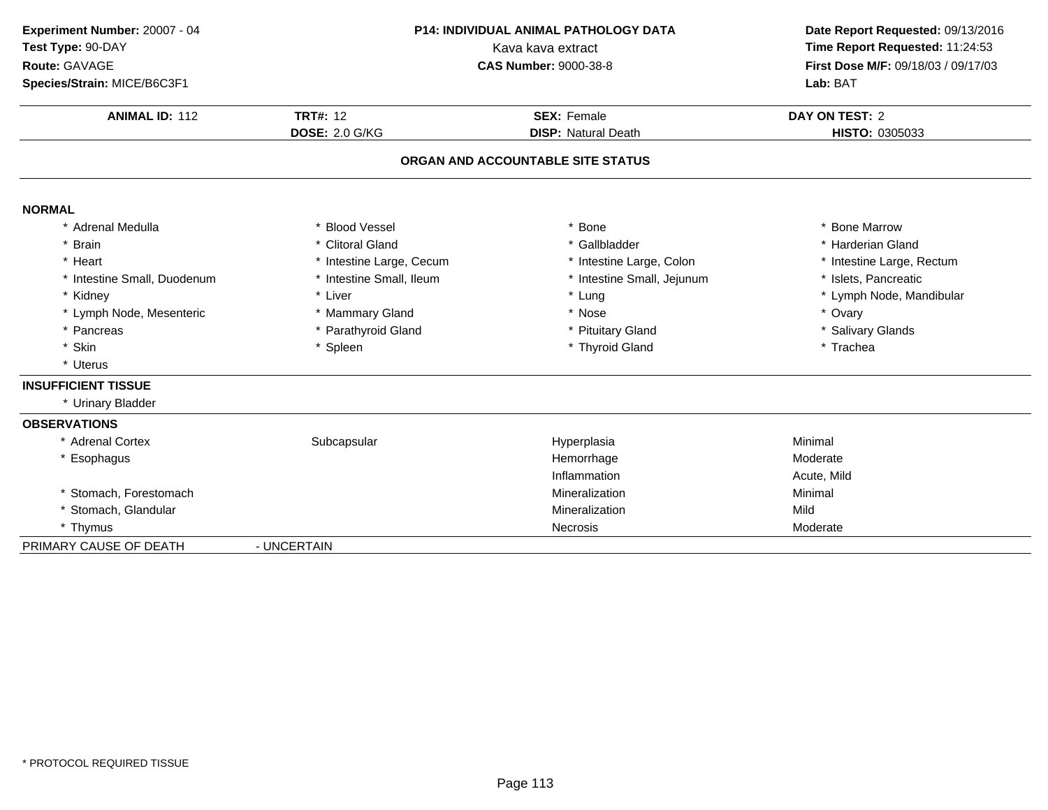**Experiment Number:** 20007 - 04
**Test Type:** 90-DAY
**Route:** GAVAGE
**Species/Strain:** MICE/B6C3F1

**P14: INDIVIDUAL ANIMAL PATHOLOGY DATA**
Kava kava extract
**CAS Number:** 9000-38-8

**Date Report Requested:** 09/13/2016
**Time Report Requested:** 11:24:53
**First Dose M/F:** 09/18/03 / 09/17/03
**Lab:** BAT

| **ANIMAL ID:** 112 | **TRT#:** 12 | **SEX:** Female | **DAY ON TEST:** 2 |
|---|---|---|---|
| | **DOSE:** 2.0 G/KG | **DISP:** Natural Death | **HISTO:** 0305033 |

## ORGAN AND ACCOUNTABLE SITE STATUS

**NORMAL**

| | | | |
|---|---|---|---|
| * Adrenal Medulla | * Blood Vessel | * Bone | * Bone Marrow |
| * Brain | * Clitoral Gland | * Gallbladder | * Harderian Gland |
| * Heart | * Intestine Large, Cecum | * Intestine Large, Colon | * Intestine Large, Rectum |
| * Intestine Small, Duodenum | * Intestine Small, Ileum | * Intestine Small, Jejunum | * Islets, Pancreatic |
| * Kidney | * Liver | * Lung | * Lymph Node, Mandibular |
| * Lymph Node, Mesenteric | * Mammary Gland | * Nose | * Ovary |
| * Pancreas | * Parathyroid Gland | * Pituitary Gland | * Salivary Glands |
| * Skin | * Spleen | * Thyroid Gland | * Trachea |
| * Uterus | | | |

**INSUFFICIENT TISSUE**

* Urinary Bladder

**OBSERVATIONS**

| | | | |
|---|---|---|---|
| * Adrenal Cortex | Subcapsular | Hyperplasia | Minimal |
| * Esophagus | | Hemorrhage | Moderate |
| | | Inflammation | Acute, Mild |
| * Stomach, Forestomach | | Mineralization | Minimal |
| * Stomach, Glandular | | Mineralization | Mild |
| * Thymus | | Necrosis | Moderate |

PRIMARY CAUSE OF DEATH - UNCERTAIN

* PROTOCOL REQUIRED TISSUE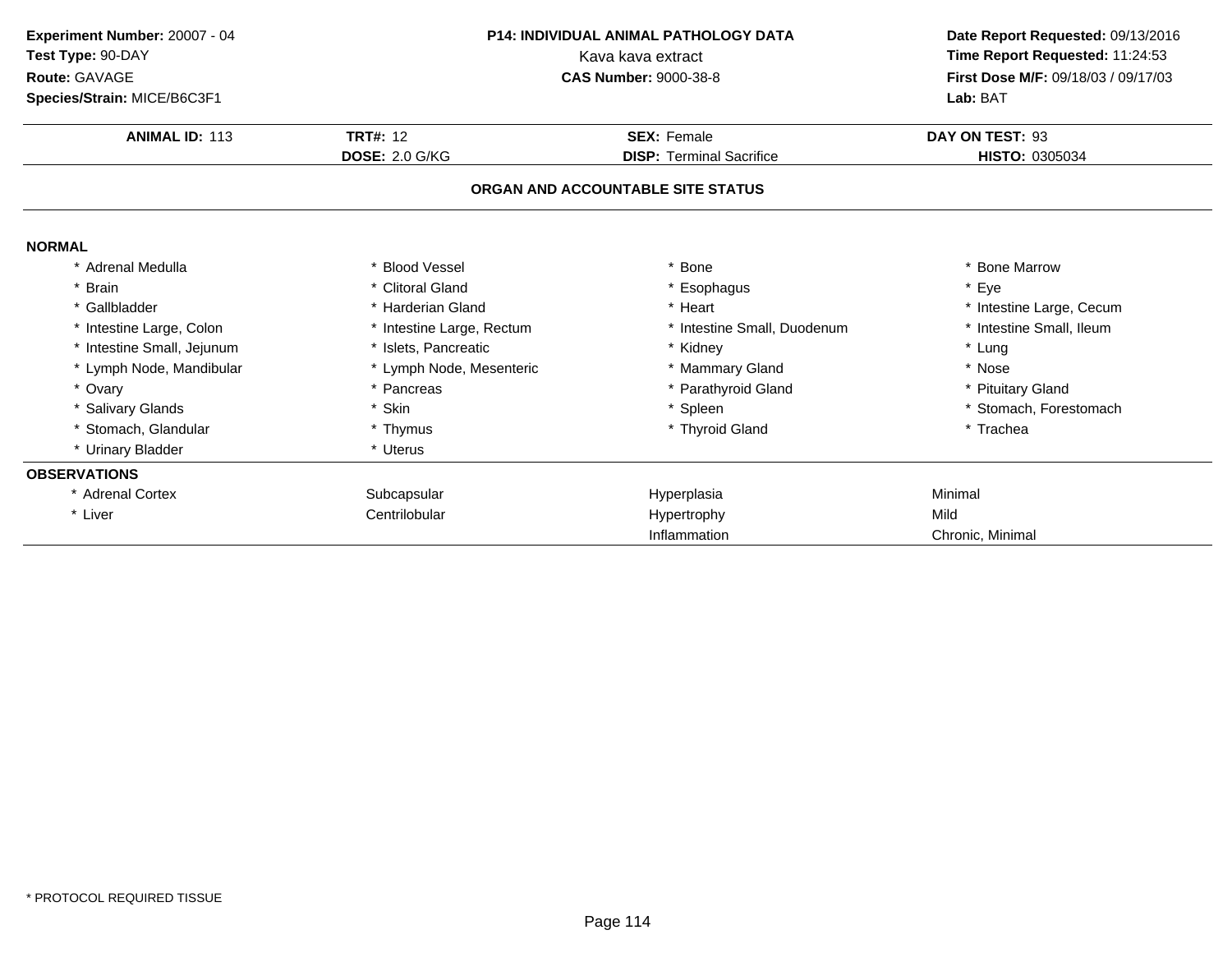**Experiment Number:** 20007 - 04
**Test Type:** 90-DAY
**Route:** GAVAGE
**Species/Strain:** MICE/B6C3F1

**P14: INDIVIDUAL ANIMAL PATHOLOGY DATA**
Kava kava extract
**CAS Number:** 9000-38-8

**Date Report Requested:** 09/13/2016
**Time Report Requested:** 11:24:53
**First Dose M/F:** 09/18/03 / 09/17/03
**Lab:** BAT

| **ANIMAL ID:** 113 | **TRT#:** 12 | **SEX:** Female | **DAY ON TEST:** 93 |
|---|---|---|---|
| | **DOSE:** 2.0 G/KG | **DISP:** Terminal Sacrifice | **HISTO:** 0305034 |

## ORGAN AND ACCOUNTABLE SITE STATUS

**NORMAL**

| | | | |
|---|---|---|---|
| * Adrenal Medulla | * Blood Vessel | * Bone | * Bone Marrow |
| * Brain | * Clitoral Gland | * Esophagus | * Eye |
| * Gallbladder | * Harderian Gland | * Heart | * Intestine Large, Cecum |
| * Intestine Large, Colon | * Intestine Large, Rectum | * Intestine Small, Duodenum | * Intestine Small, Ileum |
| * Intestine Small, Jejunum | * Islets, Pancreatic | * Kidney | * Lung |
| * Lymph Node, Mandibular | * Lymph Node, Mesenteric | * Mammary Gland | * Nose |
| * Ovary | * Pancreas | * Parathyroid Gland | * Pituitary Gland |
| * Salivary Glands | * Skin | * Spleen | * Stomach, Forestomach |
| * Stomach, Glandular | * Thymus | * Thyroid Gland | * Trachea |
| * Urinary Bladder | * Uterus | | |

**OBSERVATIONS**

| | | | |
|---|---|---|---|
| * Adrenal Cortex | Subcapsular | Hyperplasia | Minimal |
| * Liver | Centrilobular | Hypertrophy | Mild |
| | | Inflammation | Chronic, Minimal |

* PROTOCOL REQUIRED TISSUE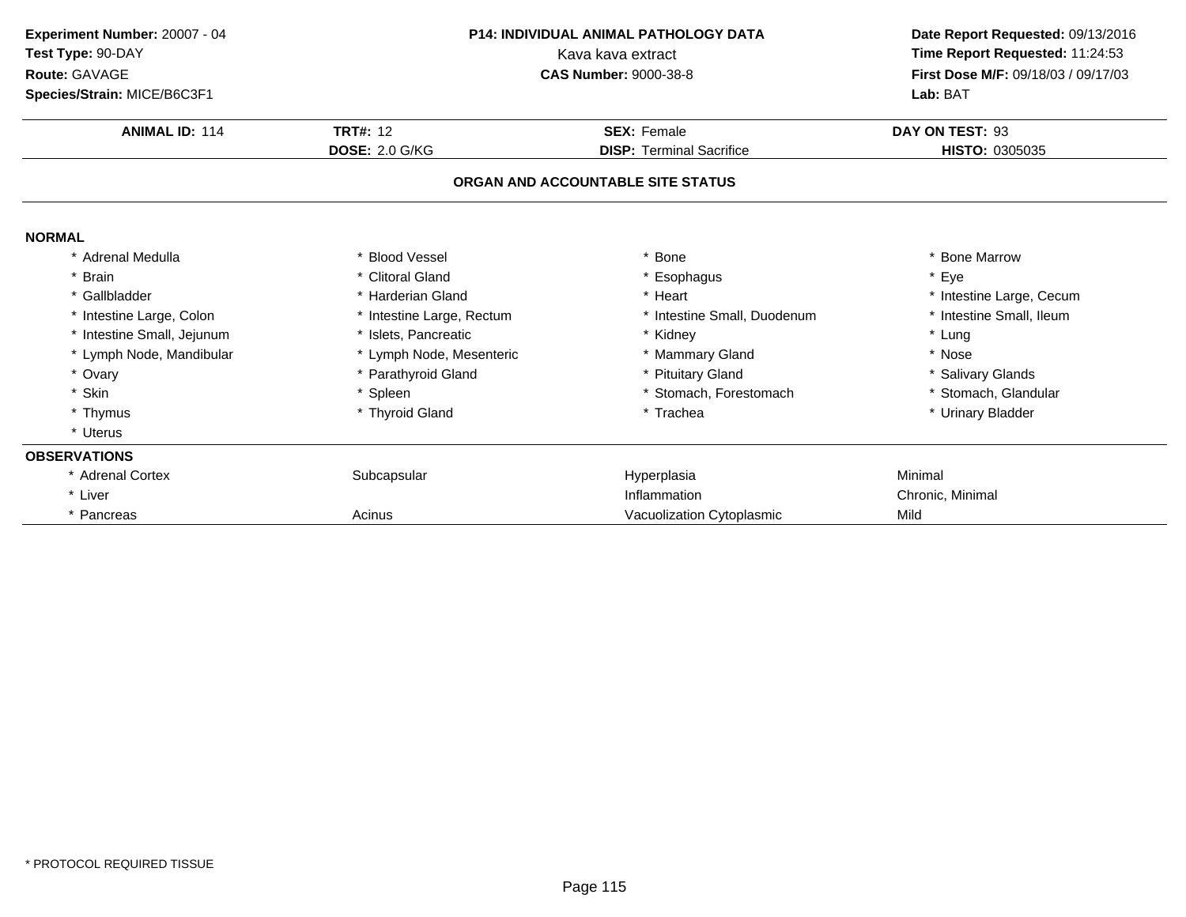**Experiment Number:** 20007 - 04
**Test Type:** 90-DAY
**Route:** GAVAGE
**Species/Strain:** MICE/B6C3F1

**P14: INDIVIDUAL ANIMAL PATHOLOGY DATA**
Kava kava extract
**CAS Number:** 9000-38-8

**Date Report Requested:** 09/13/2016
**Time Report Requested:** 11:24:53
**First Dose M/F:** 09/18/03 / 09/17/03
**Lab:** BAT

| **ANIMAL ID:** 114 | **TRT#:** 12 | **SEX:** Female | **DAY ON TEST:** 93 |
|---|---|---|---|
| | **DOSE:** 2.0 G/KG | **DISP:** Terminal Sacrifice | **HISTO:** 0305035 |

## ORGAN AND ACCOUNTABLE SITE STATUS

**NORMAL**

| | | | |
|---|---|---|---|
| * Adrenal Medulla | * Blood Vessel | * Bone | * Bone Marrow |
| * Brain | * Clitoral Gland | * Esophagus | * Eye |
| * Gallbladder | * Harderian Gland | * Heart | * Intestine Large, Cecum |
| * Intestine Large, Colon | * Intestine Large, Rectum | * Intestine Small, Duodenum | * Intestine Small, Ileum |
| * Intestine Small, Jejunum | * Islets, Pancreatic | * Kidney | * Lung |
| * Lymph Node, Mandibular | * Lymph Node, Mesenteric | * Mammary Gland | * Nose |
| * Ovary | * Parathyroid Gland | * Pituitary Gland | * Salivary Glands |
| * Skin | * Spleen | * Stomach, Forestomach | * Stomach, Glandular |
| * Thymus | * Thyroid Gland | * Trachea | * Urinary Bladder |
| * Uterus | | | |

**OBSERVATIONS**

| | | | |
|---|---|---|---|
| * Adrenal Cortex | Subcapsular | Hyperplasia | Minimal |
| * Liver | | Inflammation | Chronic, Minimal |
| * Pancreas | Acinus | Vacuolization Cytoplasmic | Mild |

* PROTOCOL REQUIRED TISSUE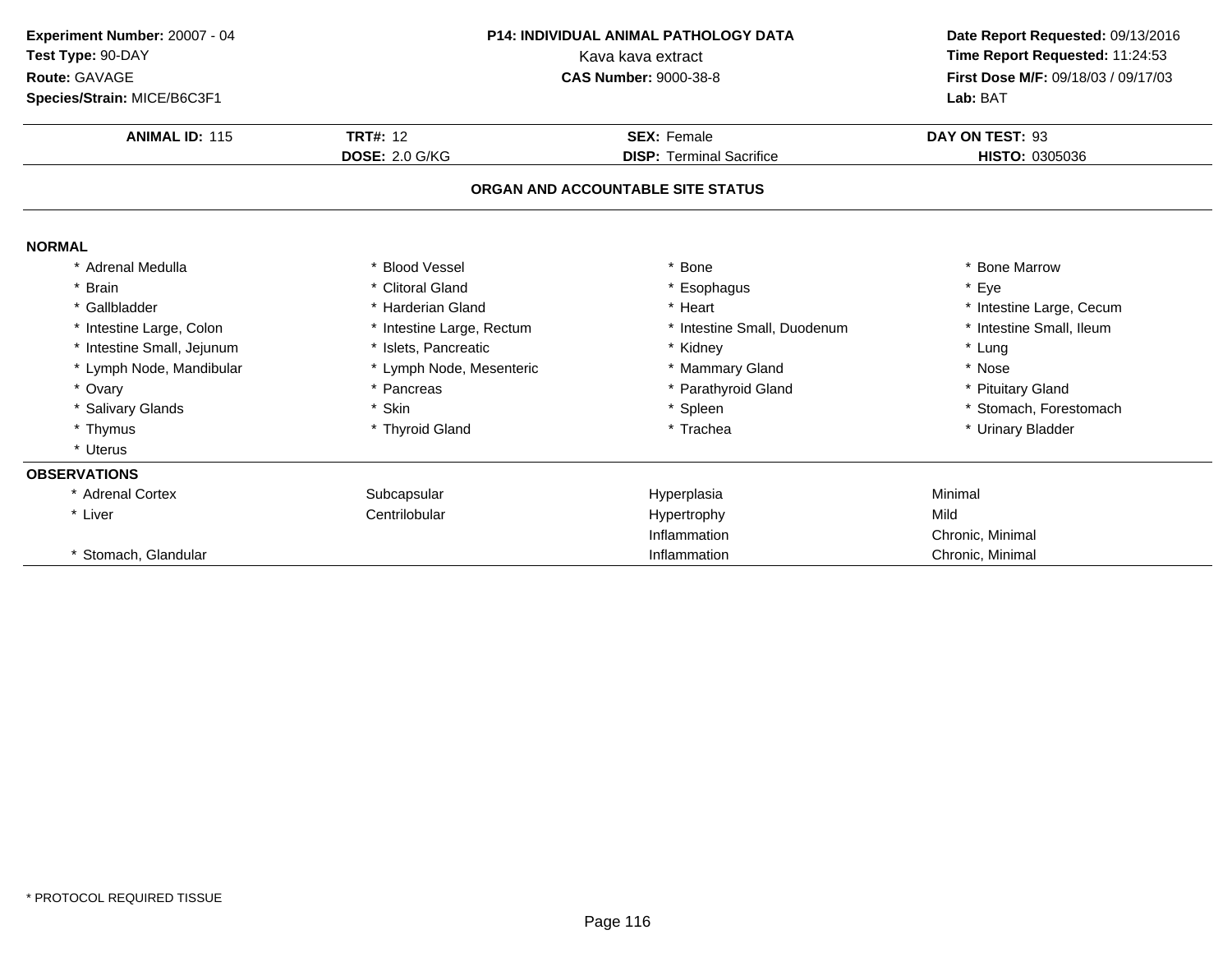**Experiment Number:** 20007 - 04
**Test Type:** 90-DAY
**Route:** GAVAGE
**Species/Strain:** MICE/B6C3F1

**P14: INDIVIDUAL ANIMAL PATHOLOGY DATA**
Kava kava extract
**CAS Number:** 9000-38-8

**Date Report Requested:** 09/13/2016
**Time Report Requested:** 11:24:53
**First Dose M/F:** 09/18/03 / 09/17/03
**Lab:** BAT

| **ANIMAL ID:** 115 | **TRT#:** 12 | **SEX:** Female | **DAY ON TEST:** 93 |
|---|---|---|---|
| | **DOSE:** 2.0 G/KG | **DISP:** Terminal Sacrifice | **HISTO:** 0305036 |

## ORGAN AND ACCOUNTABLE SITE STATUS

**NORMAL**

| | | | |
|---|---|---|---|
| * Adrenal Medulla | * Blood Vessel | * Bone | * Bone Marrow |
| * Brain | * Clitoral Gland | * Esophagus | * Eye |
| * Gallbladder | * Harderian Gland | * Heart | * Intestine Large, Cecum |
| * Intestine Large, Colon | * Intestine Large, Rectum | * Intestine Small, Duodenum | * Intestine Small, Ileum |
| * Intestine Small, Jejunum | * Islets, Pancreatic | * Kidney | * Lung |
| * Lymph Node, Mandibular | * Lymph Node, Mesenteric | * Mammary Gland | * Nose |
| * Ovary | * Pancreas | * Parathyroid Gland | * Pituitary Gland |
| * Salivary Glands | * Skin | * Spleen | * Stomach, Forestomach |
| * Thymus | * Thyroid Gland | * Trachea | * Urinary Bladder |
| * Uterus | | | |

**OBSERVATIONS**

| | | | |
|---|---|---|---|
| * Adrenal Cortex | Subcapsular | Hyperplasia | Minimal |
| * Liver | Centrilobular | Hypertrophy | Mild |
| | | Inflammation | Chronic, Minimal |
| * Stomach, Glandular | | Inflammation | Chronic, Minimal |

* PROTOCOL REQUIRED TISSUE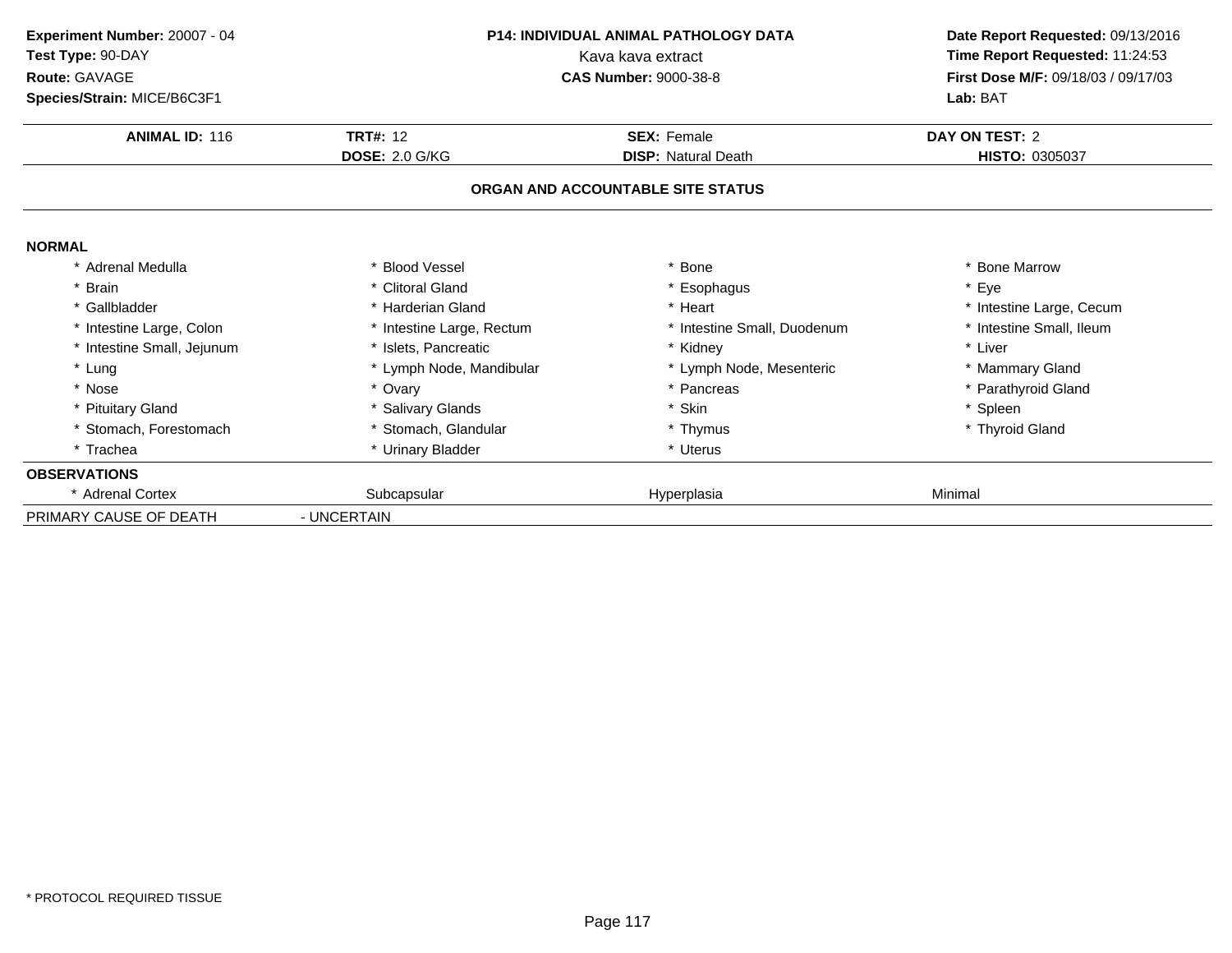**Experiment Number:** 20007 - 04
**Test Type:** 90-DAY
**Route:** GAVAGE
**Species/Strain:** MICE/B6C3F1

**P14: INDIVIDUAL ANIMAL PATHOLOGY DATA**
Kava kava extract
**CAS Number:** 9000-38-8

**Date Report Requested:** 09/13/2016
**Time Report Requested:** 11:24:53
**First Dose M/F:** 09/18/03 / 09/17/03
**Lab:** BAT

| **ANIMAL ID:** 116 | **TRT#:** 12 | **SEX:** Female | **DAY ON TEST:** 2 |
|---|---|---|---|
| | **DOSE:** 2.0 G/KG | **DISP:** Natural Death | **HISTO:** 0305037 |

**ORGAN AND ACCOUNTABLE SITE STATUS**

**NORMAL**

| | | | |
|---|---|---|---|
| * Adrenal Medulla | * Blood Vessel | * Bone | * Bone Marrow |
| * Brain | * Clitoral Gland | * Esophagus | * Eye |
| * Gallbladder | * Harderian Gland | * Heart | * Intestine Large, Cecum |
| * Intestine Large, Colon | * Intestine Large, Rectum | * Intestine Small, Duodenum | * Intestine Small, Ileum |
| * Intestine Small, Jejunum | * Islets, Pancreatic | * Kidney | * Liver |
| * Lung | * Lymph Node, Mandibular | * Lymph Node, Mesenteric | * Mammary Gland |
| * Nose | * Ovary | * Pancreas | * Parathyroid Gland |
| * Pituitary Gland | * Salivary Glands | * Skin | * Spleen |
| * Stomach, Forestomach | * Stomach, Glandular | * Thymus | * Thyroid Gland |
| * Trachea | * Urinary Bladder | * Uterus | |

**OBSERVATIONS**

| | | | |
|---|---|---|---|
| * Adrenal Cortex | Subcapsular | Hyperplasia | Minimal |

PRIMARY CAUSE OF DEATH - UNCERTAIN

* PROTOCOL REQUIRED TISSUE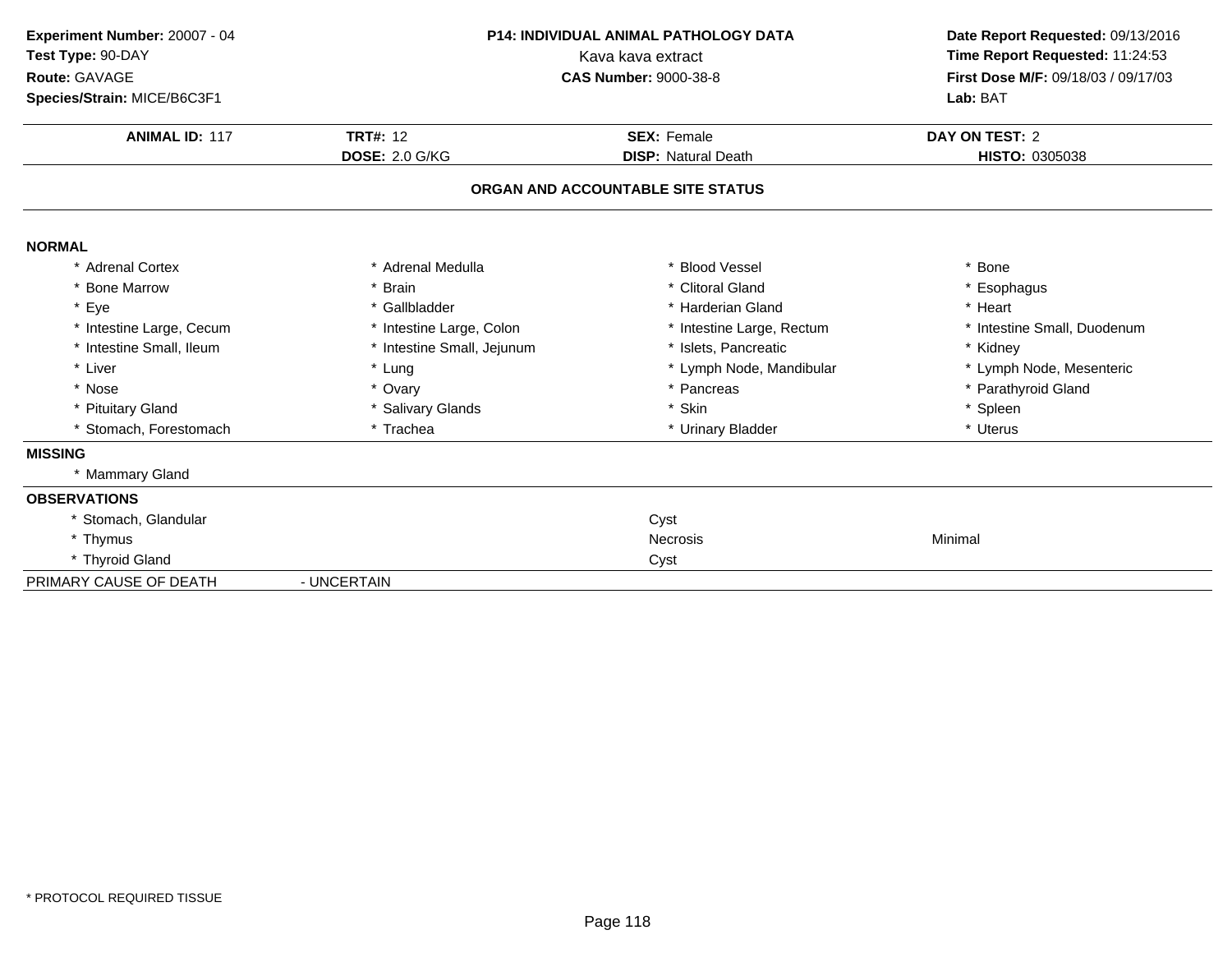**Experiment Number:** 20007 - 04
**Test Type:** 90-DAY
**Route:** GAVAGE
**Species/Strain:** MICE/B6C3F1

**P14: INDIVIDUAL ANIMAL PATHOLOGY DATA**
Kava kava extract
**CAS Number:** 9000-38-8

**Date Report Requested:** 09/13/2016
**Time Report Requested:** 11:24:53
**First Dose M/F:** 09/18/03 / 09/17/03
**Lab:** BAT

| **ANIMAL ID:** 117 | **TRT#:** 12 | **SEX:** Female | **DAY ON TEST:** 2 |
|---|---|---|---|
| | **DOSE:** 2.0 G/KG | **DISP:** Natural Death | **HISTO:** 0305038 |

## ORGAN AND ACCOUNTABLE SITE STATUS

**NORMAL**

| | | | |
|---|---|---|---|
| * Adrenal Cortex | * Adrenal Medulla | * Blood Vessel | * Bone |
| * Bone Marrow | * Brain | * Clitoral Gland | * Esophagus |
| * Eye | * Gallbladder | * Harderian Gland | * Heart |
| * Intestine Large, Cecum | * Intestine Large, Colon | * Intestine Large, Rectum | * Intestine Small, Duodenum |
| * Intestine Small, Ileum | * Intestine Small, Jejunum | * Islets, Pancreatic | * Kidney |
| * Liver | * Lung | * Lymph Node, Mandibular | * Lymph Node, Mesenteric |
| * Nose | * Ovary | * Pancreas | * Parathyroid Gland |
| * Pituitary Gland | * Salivary Glands | * Skin | * Spleen |
| * Stomach, Forestomach | * Trachea | * Urinary Bladder | * Uterus |

**MISSING**

* Mammary Gland

**OBSERVATIONS**

| | | |
|---|---|---|
| * Stomach, Glandular | Cyst | |
| * Thymus | Necrosis | Minimal |
| * Thyroid Gland | Cyst | |

PRIMARY CAUSE OF DEATH - UNCERTAIN

* PROTOCOL REQUIRED TISSUE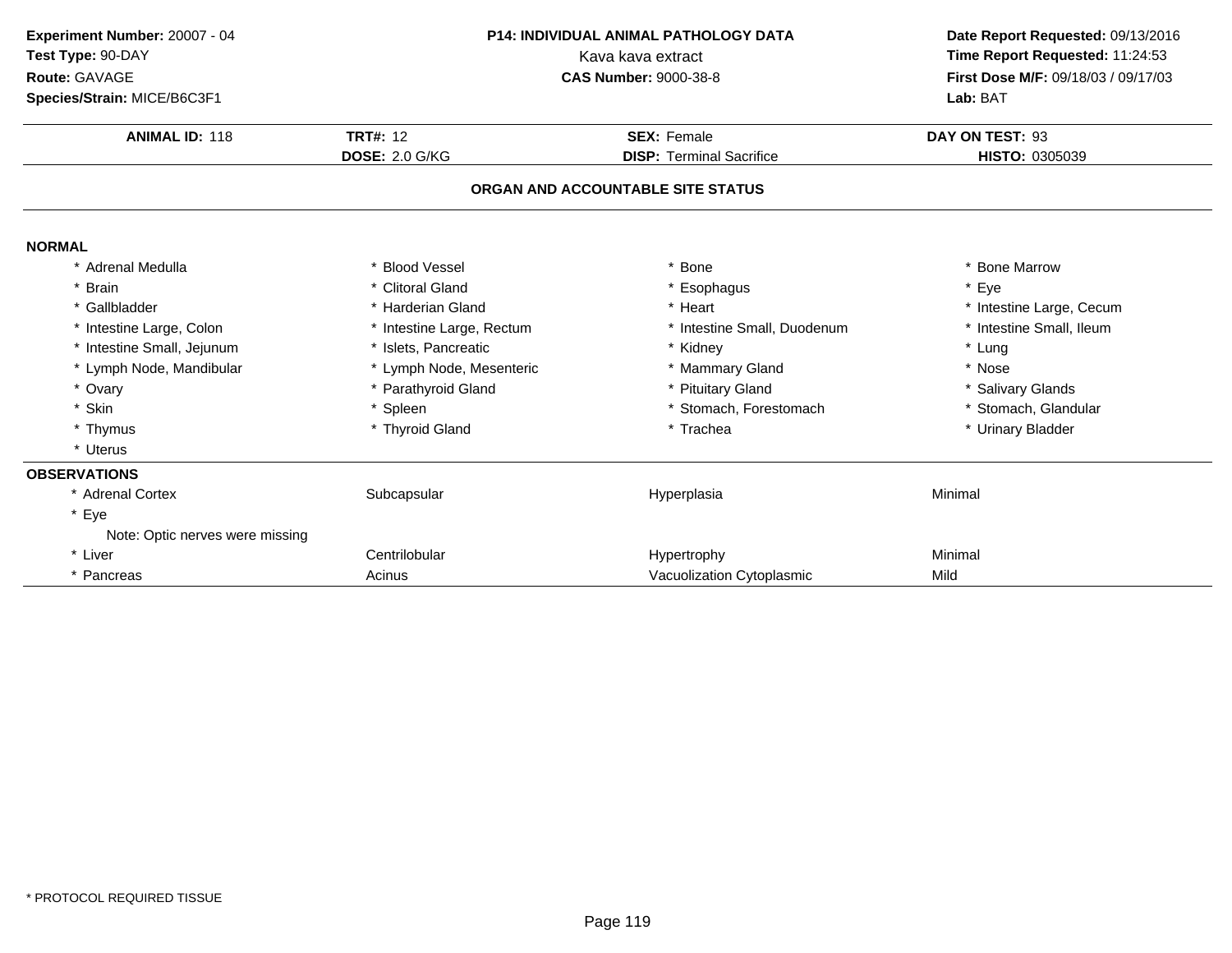**Experiment Number:** 20007 - 04
**Test Type:** 90-DAY
**Route:** GAVAGE
**Species/Strain:** MICE/B6C3F1

**P14: INDIVIDUAL ANIMAL PATHOLOGY DATA**
Kava kava extract
**CAS Number:** 9000-38-8

**Date Report Requested:** 09/13/2016
**Time Report Requested:** 11:24:53
**First Dose M/F:** 09/18/03 / 09/17/03
**Lab:** BAT

| **ANIMAL ID:** 118 | **TRT#:** 12 | **SEX:** Female | **DAY ON TEST:** 93 |
|---|---|---|---|
| | **DOSE:** 2.0 G/KG | **DISP:** Terminal Sacrifice | **HISTO:** 0305039 |

## ORGAN AND ACCOUNTABLE SITE STATUS

**NORMAL**

| | | | |
|---|---|---|---|
| * Adrenal Medulla | * Blood Vessel | * Bone | * Bone Marrow |
| * Brain | * Clitoral Gland | * Esophagus | * Eye |
| * Gallbladder | * Harderian Gland | * Heart | * Intestine Large, Cecum |
| * Intestine Large, Colon | * Intestine Large, Rectum | * Intestine Small, Duodenum | * Intestine Small, Ileum |
| * Intestine Small, Jejunum | * Islets, Pancreatic | * Kidney | * Lung |
| * Lymph Node, Mandibular | * Lymph Node, Mesenteric | * Mammary Gland | * Nose |
| * Ovary | * Parathyroid Gland | * Pituitary Gland | * Salivary Glands |
| * Skin | * Spleen | * Stomach, Forestomach | * Stomach, Glandular |
| * Thymus | * Thyroid Gland | * Trachea | * Urinary Bladder |
| * Uterus | | | |

**OBSERVATIONS**

| | | | |
|---|---|---|---|
| * Adrenal Cortex | Subcapsular | Hyperplasia | Minimal |
| * Eye | | | |
| Note: Optic nerves were missing | | | |
| * Liver | Centrilobular | Hypertrophy | Minimal |
| * Pancreas | Acinus | Vacuolization Cytoplasmic | Mild |

\* PROTOCOL REQUIRED TISSUE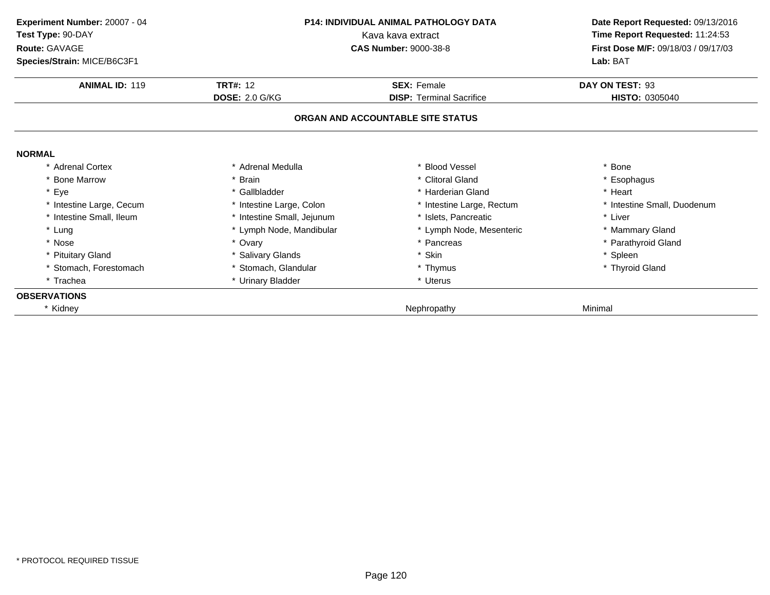**Experiment Number:** 20007 - 04
**Test Type:** 90-DAY
**Route:** GAVAGE
**Species/Strain:** MICE/B6C3F1

**P14: INDIVIDUAL ANIMAL PATHOLOGY DATA**
Kava kava extract
**CAS Number:** 9000-38-8

**Date Report Requested:** 09/13/2016
**Time Report Requested:** 11:24:53
**First Dose M/F:** 09/18/03 / 09/17/03
**Lab:** BAT

| **ANIMAL ID:** 119 | **TRT#:** 12 | **SEX:** Female | **DAY ON TEST:** 93 |
|---|---|---|---|
| | **DOSE:** 2.0 G/KG | **DISP:** Terminal Sacrifice | **HISTO:** 0305040 |

## ORGAN AND ACCOUNTABLE SITE STATUS

**NORMAL**

| | | | |
|---|---|---|---|
| * Adrenal Cortex | * Adrenal Medulla | * Blood Vessel | * Bone |
| * Bone Marrow | * Brain | * Clitoral Gland | * Esophagus |
| * Eye | * Gallbladder | * Harderian Gland | * Heart |
| * Intestine Large, Cecum | * Intestine Large, Colon | * Intestine Large, Rectum | * Intestine Small, Duodenum |
| * Intestine Small, Ileum | * Intestine Small, Jejunum | * Islets, Pancreatic | * Liver |
| * Lung | * Lymph Node, Mandibular | * Lymph Node, Mesenteric | * Mammary Gland |
| * Nose | * Ovary | * Pancreas | * Parathyroid Gland |
| * Pituitary Gland | * Salivary Glands | * Skin | * Spleen |
| * Stomach, Forestomach | * Stomach, Glandular | * Thymus | * Thyroid Gland |
| * Trachea | * Urinary Bladder | * Uterus | |

**OBSERVATIONS**

| | | |
|---|---|---|
| * Kidney | Nephropathy | Minimal |

* PROTOCOL REQUIRED TISSUE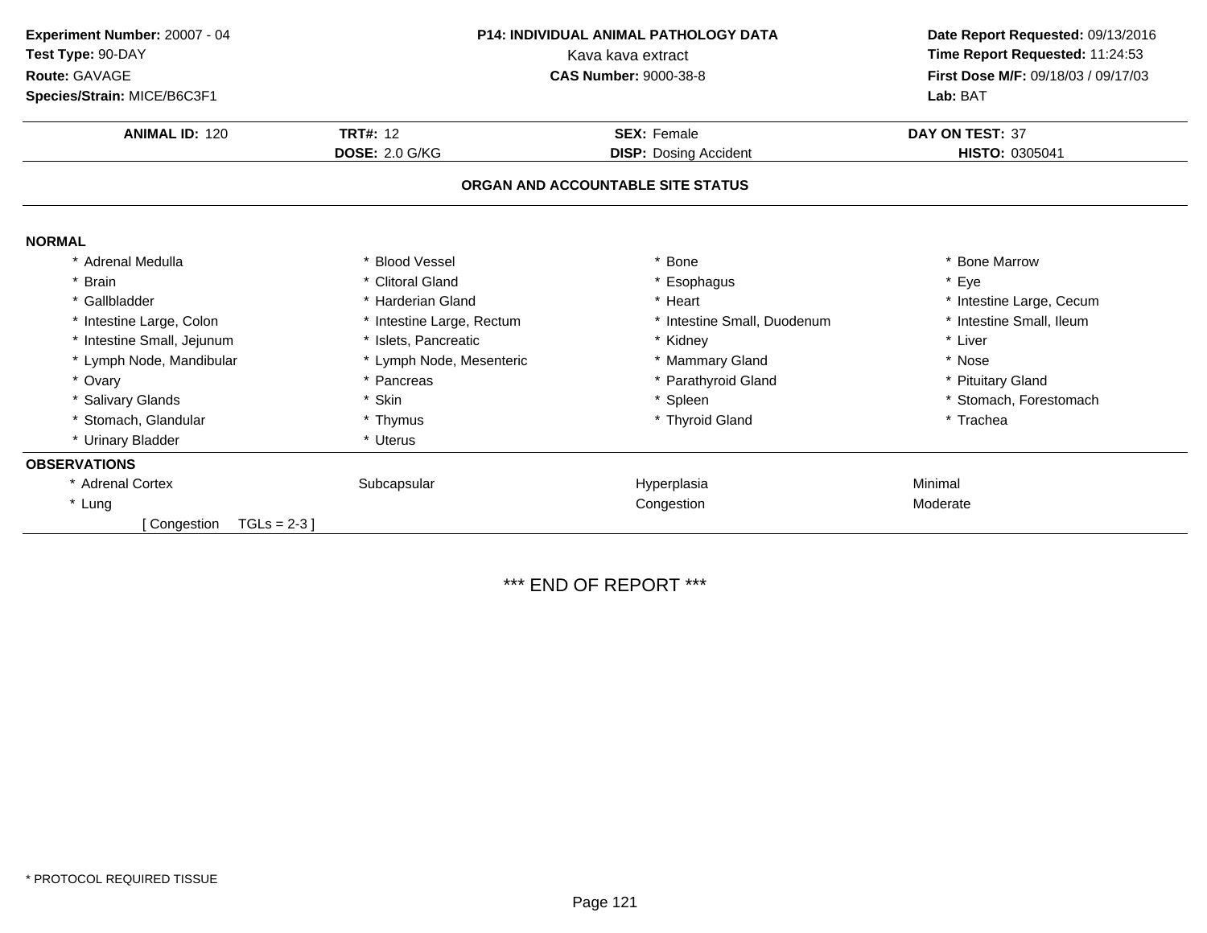**Experiment Number:** 20007 - 04
**Test Type:** 90-DAY
**Route:** GAVAGE
**Species/Strain:** MICE/B6C3F1

**P14: INDIVIDUAL ANIMAL PATHOLOGY DATA**
Kava kava extract
**CAS Number:** 9000-38-8

**Date Report Requested:** 09/13/2016
**Time Report Requested:** 11:24:53
**First Dose M/F:** 09/18/03 / 09/17/03
**Lab:** BAT

| | | | |
|---|---|---|---|
| **ANIMAL ID:** 120 | **TRT#:** 12 | **SEX:** Female | **DAY ON TEST:** 37 |
| | **DOSE:** 2.0 G/KG | **DISP:** Dosing Accident | **HISTO:** 0305041 |

## ORGAN AND ACCOUNTABLE SITE STATUS

**NORMAL**

| | | | |
|---|---|---|---|
| * Adrenal Medulla | * Blood Vessel | * Bone | * Bone Marrow |
| * Brain | * Clitoral Gland | * Esophagus | * Eye |
| * Gallbladder | * Harderian Gland | * Heart | * Intestine Large, Cecum |
| * Intestine Large, Colon | * Intestine Large, Rectum | * Intestine Small, Duodenum | * Intestine Small, Ileum |
| * Intestine Small, Jejunum | * Islets, Pancreatic | * Kidney | * Liver |
| * Lymph Node, Mandibular | * Lymph Node, Mesenteric | * Mammary Gland | * Nose |
| * Ovary | * Pancreas | * Parathyroid Gland | * Pituitary Gland |
| * Salivary Glands | * Skin | * Spleen | * Stomach, Forestomach |
| * Stomach, Glandular | * Thymus | * Thyroid Gland | * Trachea |
| * Urinary Bladder | * Uterus | | |

**OBSERVATIONS**

| | | | |
|---|---|---|---|
| * Adrenal Cortex | Subcapsular | Hyperplasia | Minimal |
| * Lung | | Congestion | Moderate |
| [ Congestion TGLs = 2-3 ] | | | |

*** END OF REPORT ***

* PROTOCOL REQUIRED TISSUE